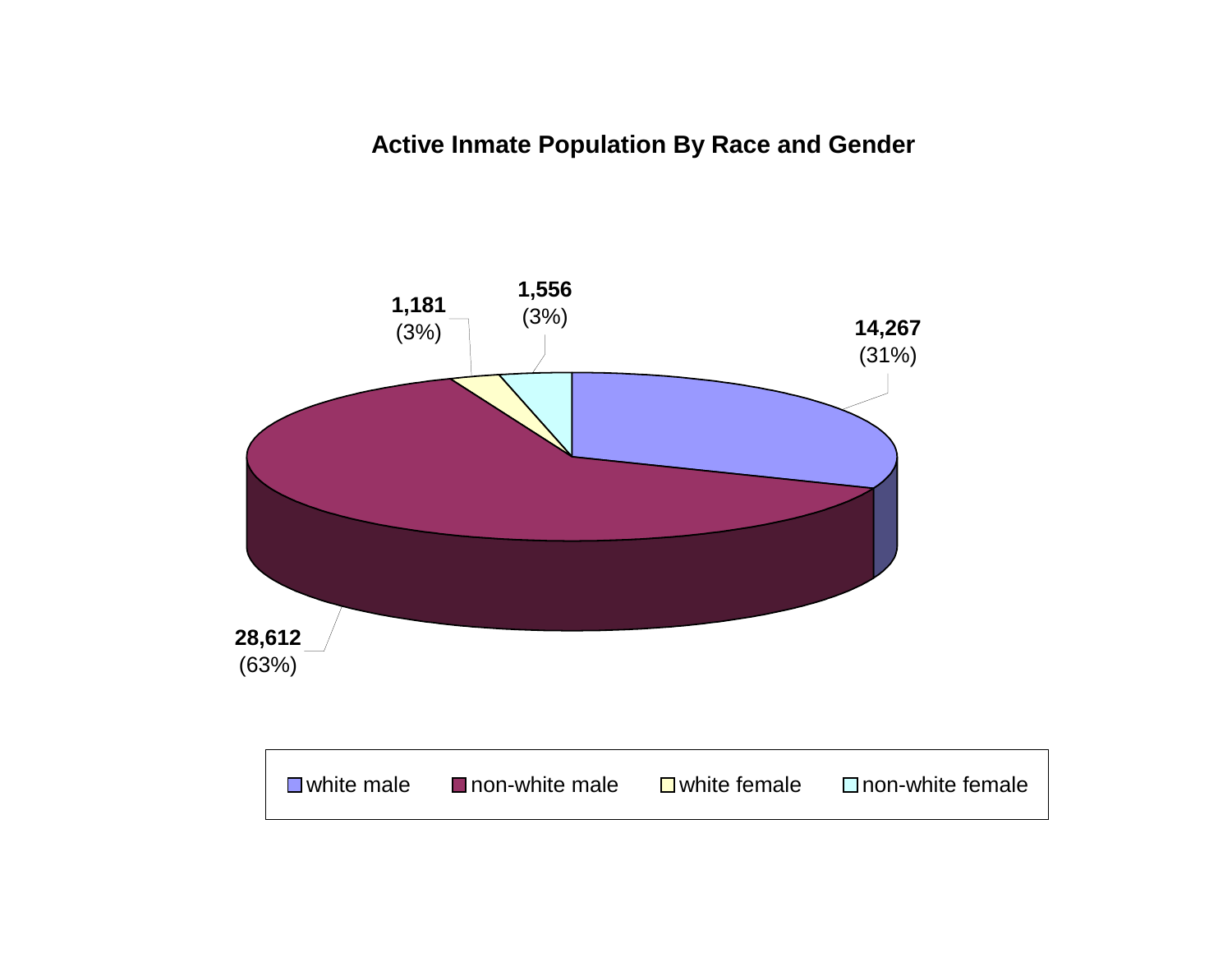## Active Inmate Population By Race and Gender

| Category | Count | Percent |
| --- | --- | --- |
| white male | 14,267 | (31%) |
| non-white male | 28,612 | (63%) |
| white female | 1,181 | (3%) |
| non-white female | 1,556 | (3%) |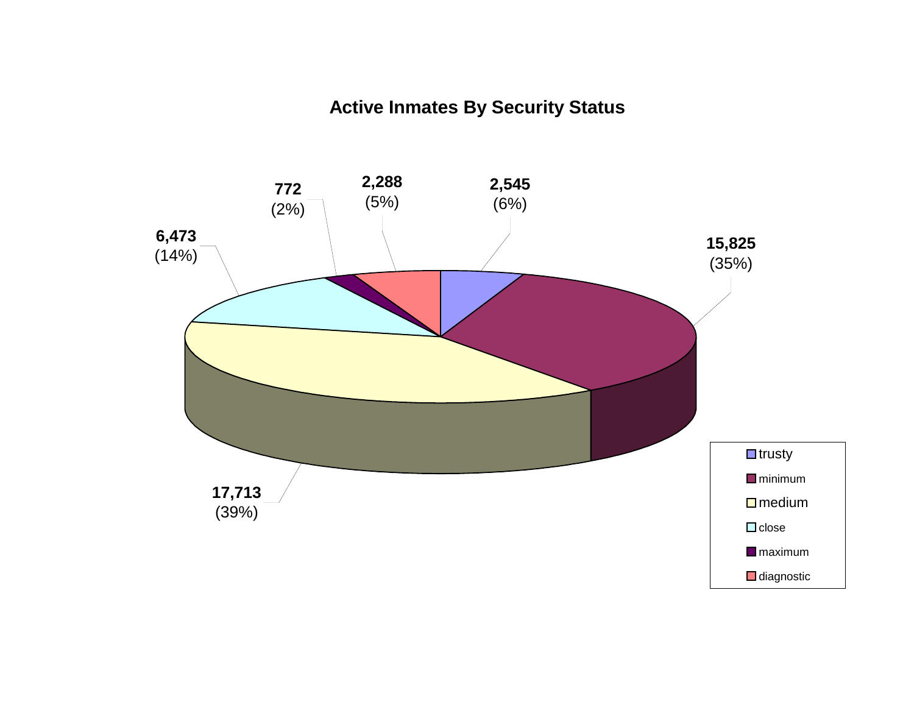## Active Inmates By Security Status

| Security Status | Count | Percent |
|---|---|---|
| trusty | 2,545 | (6%) |
| minimum | 15,825 | (35%) |
| medium | 17,713 | (39%) |
| close | 6,473 | (14%) |
| maximum | 772 | (2%) |
| diagnostic | 2,288 | (5%) |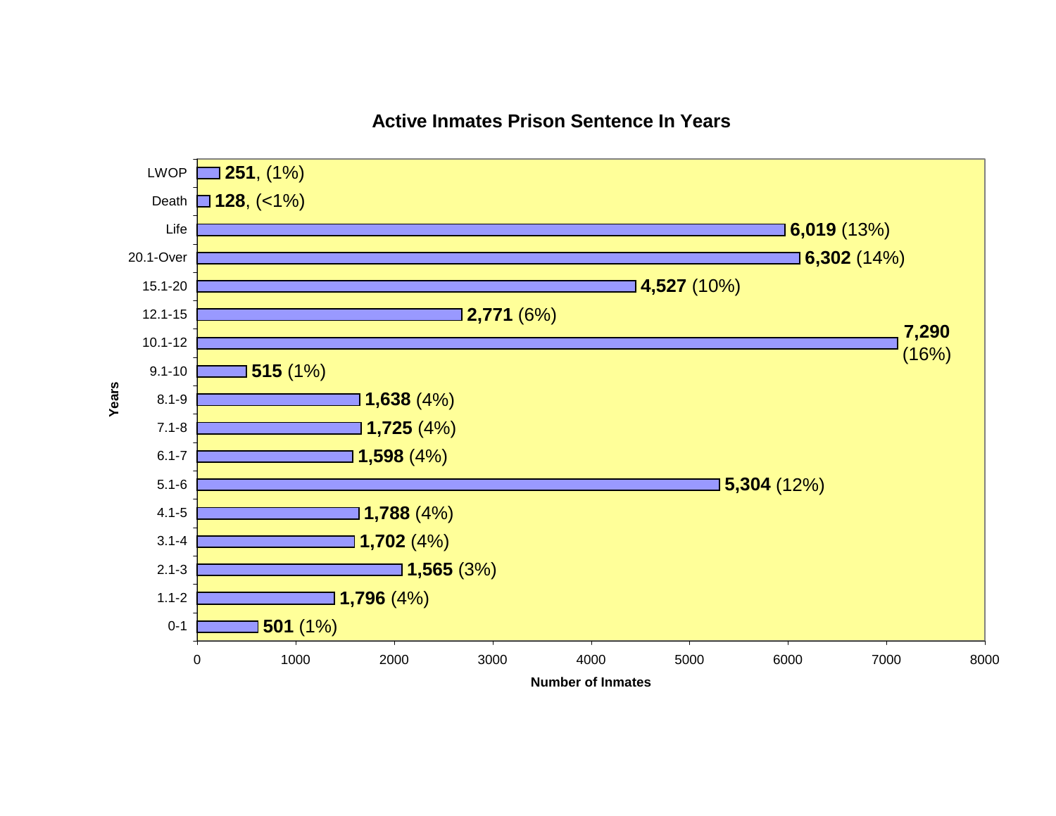# Active Inmates Prison Sentence In Years

| Years | Number of Inmates | Percent |
|---|---|---|
| LWOP | 251 | (1%) |
| Death | 128 | (<1%) |
| Life | 6,019 | (13%) |
| 20.1-Over | 6,302 | (14%) |
| 15.1-20 | 4,527 | (10%) |
| 12.1-15 | 2,771 | (6%) |
| 10.1-12 | 7,290 | (16%) |
| 9.1-10 | 515 | (1%) |
| 8.1-9 | 1,638 | (4%) |
| 7.1-8 | 1,725 | (4%) |
| 6.1-7 | 1,598 | (4%) |
| 5.1-6 | 5,304 | (12%) |
| 4.1-5 | 1,788 | (4%) |
| 3.1-4 | 1,702 | (4%) |
| 2.1-3 | 1,565 | (3%) |
| 1.1-2 | 1,796 | (4%) |
| 0-1 | 501 | (1%) |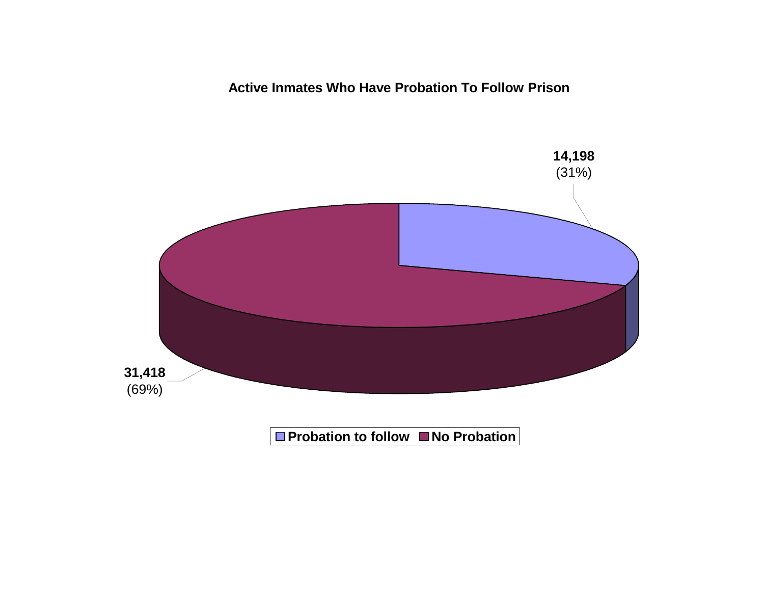**Active Inmates Who Have Probation To Follow Prison**

| Category | Count | Percent |
|---|---|---|
| Probation to follow | 14,198 | (31%) |
| No Probation | 31,418 | (69%) |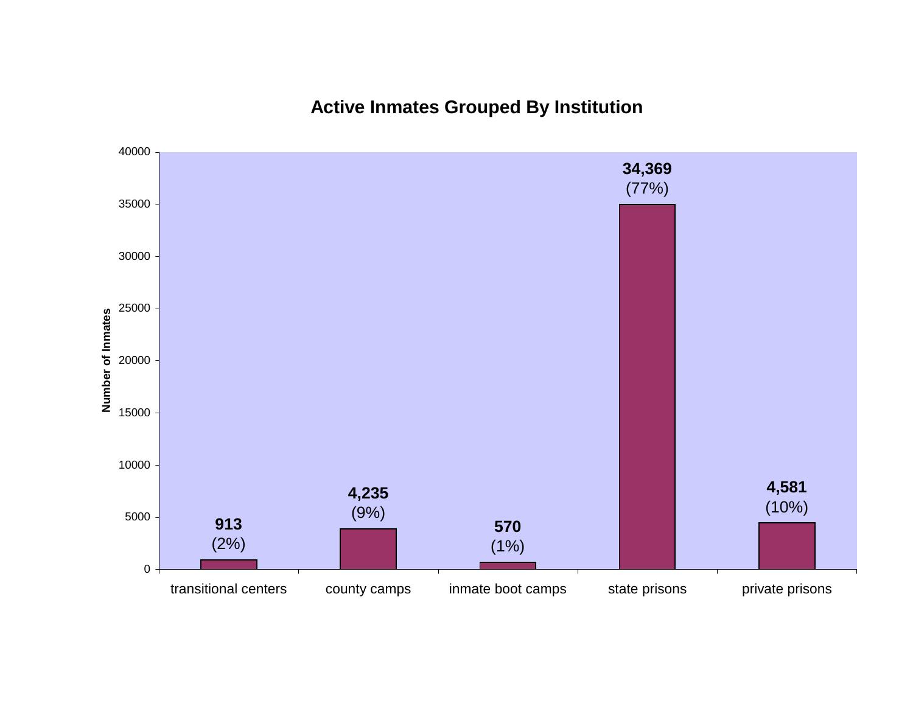## Active Inmates Grouped By Institution

| Institution | Number of Inmates | Percent |
|---|---|---|
| transitional centers | 913 | (2%) |
| county camps | 4,235 | (9%) |
| inmate boot camps | 570 | (1%) |
| state prisons | 34,369 | (77%) |
| private prisons | 4,581 | (10%) |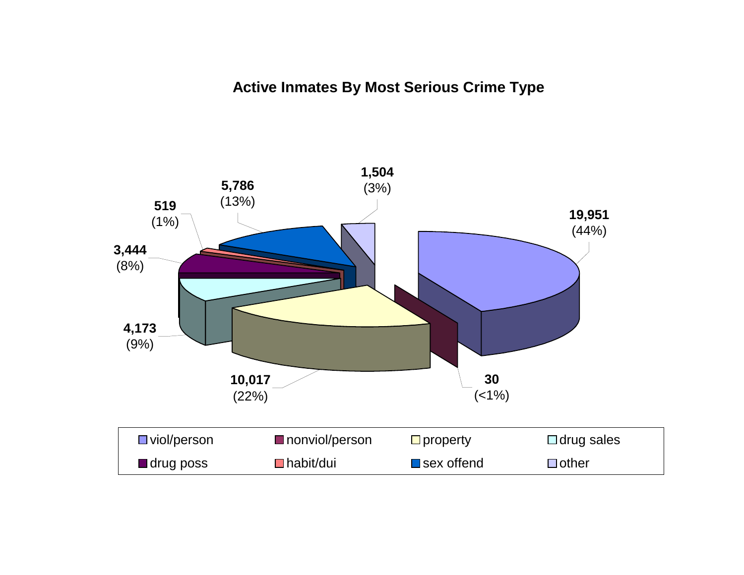## Active Inmates By Most Serious Crime Type

| Crime Type | Count | Percent |
|---|---|---|
| viol/person | 19,951 | (44%) |
| nonviol/person | 30 | (<1%) |
| property | 10,017 | (22%) |
| drug sales | 4,173 | (9%) |
| drug poss | 3,444 | (8%) |
| habit/dui | 519 | (1%) |
| sex offend | 5,786 | (13%) |
| other | 1,504 | (3%) |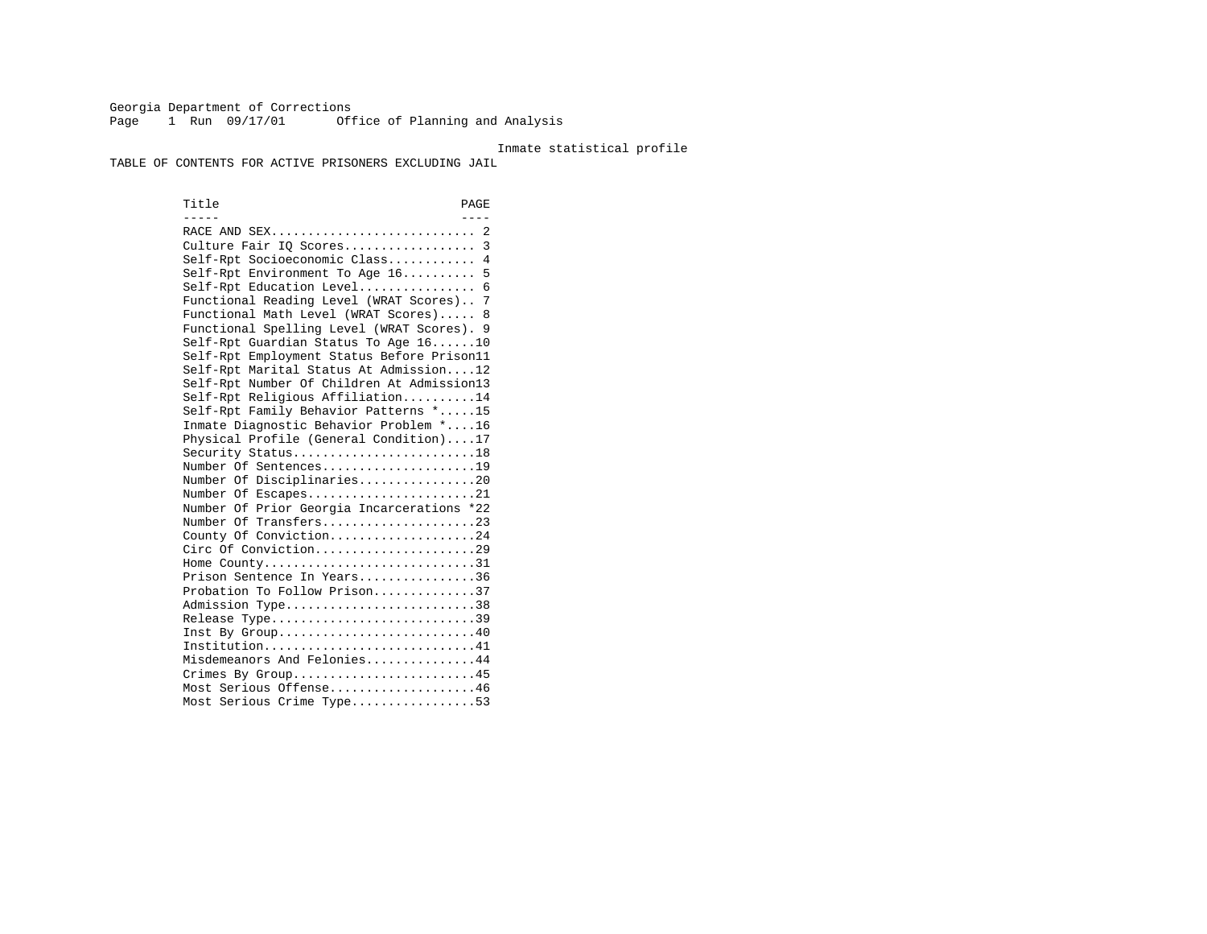Georgia Department of Corrections
Page 1 Run 09/17/01 Office of Planning and Analysis

Inmate statistical profile

TABLE OF CONTENTS FOR ACTIVE PRISONERS EXCLUDING JAIL

| Title | PAGE |
| --- | --- |
| RACE AND SEX | 2 |
| Culture Fair IQ Scores | 3 |
| Self-Rpt Socioeconomic Class | 4 |
| Self-Rpt Environment To Age 16 | 5 |
| Self-Rpt Education Level | 6 |
| Functional Reading Level (WRAT Scores) | 7 |
| Functional Math Level (WRAT Scores) | 8 |
| Functional Spelling Level (WRAT Scores) | 9 |
| Self-Rpt Guardian Status To Age 16 | 10 |
| Self-Rpt Employment Status Before Prison | 11 |
| Self-Rpt Marital Status At Admission | 12 |
| Self-Rpt Number Of Children At Admission | 13 |
| Self-Rpt Religious Affiliation | 14 |
| Self-Rpt Family Behavior Patterns * | 15 |
| Inmate Diagnostic Behavior Problem * | 16 |
| Physical Profile (General Condition) | 17 |
| Security Status | 18 |
| Number Of Sentences | 19 |
| Number Of Disciplinaries | 20 |
| Number Of Escapes | 21 |
| Number Of Prior Georgia Incarcerations * | 22 |
| Number Of Transfers | 23 |
| County Of Conviction | 24 |
| Circ Of Conviction | 29 |
| Home County | 31 |
| Prison Sentence In Years | 36 |
| Probation To Follow Prison | 37 |
| Admission Type | 38 |
| Release Type | 39 |
| Inst By Group | 40 |
| Institution | 41 |
| Misdemeanors And Felonies | 44 |
| Crimes By Group | 45 |
| Most Serious Offense | 46 |
| Most Serious Crime Type | 53 |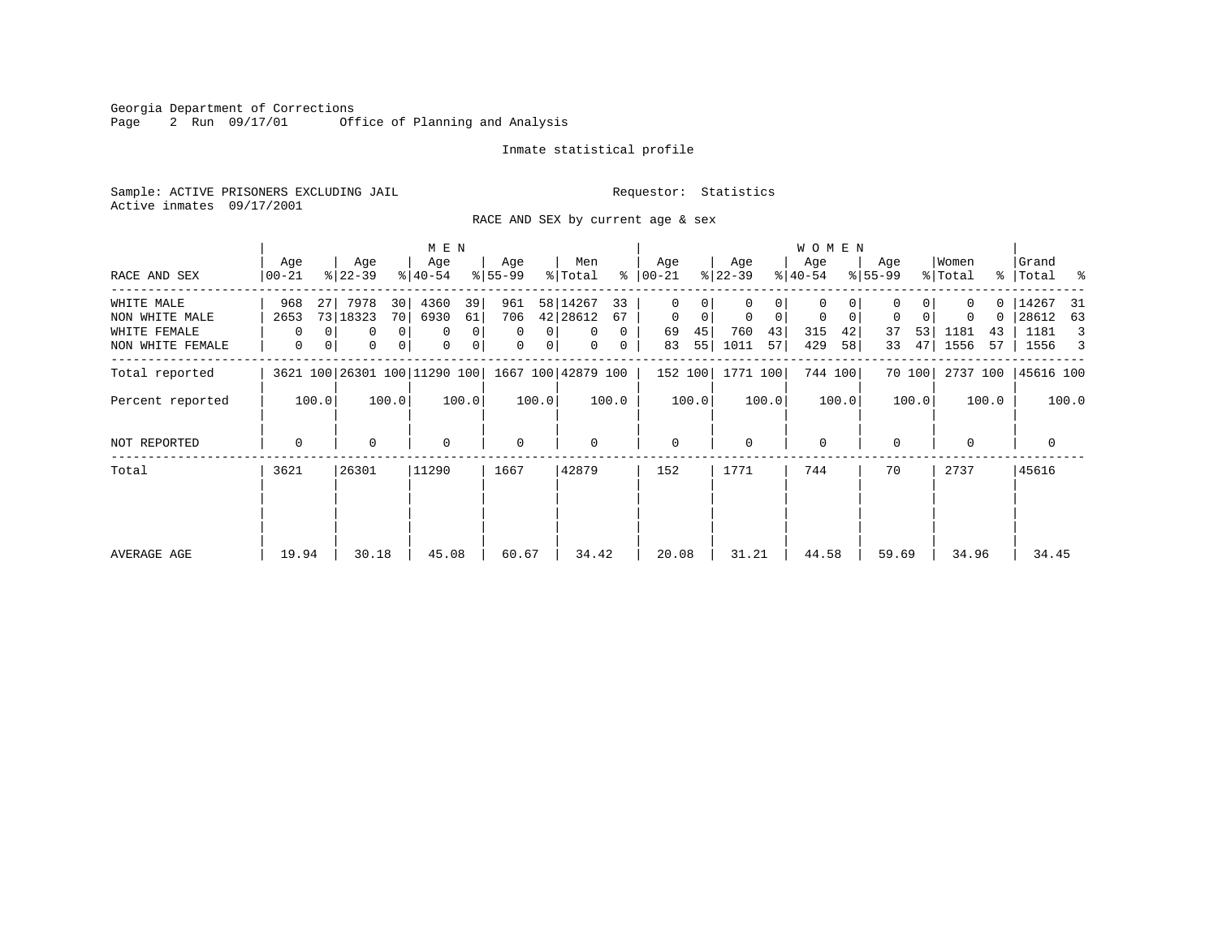Georgia Department of Corrections
Office of Planning and Analysis

Inmate statistical profile

Sample: ACTIVE PRISONERS EXCLUDING JAIL
Requestor: Statistics
Active inmates 09/17/2001

RACE AND SEX by current age & sex

| | MEN | | | | | | | | | | WOMEN | | | | | | | | | | | |
|---|---|---|---|---|---|---|---|---|---|---|---|---|---|---|---|---|---|---|---|---|---|---|
| RACE AND SEX | Age 00-21 | % | Age 22-39 | % | Age 40-54 | % | Age 55-99 | % | Men Total | % | Age 00-21 | % | Age 22-39 | % | Age 40-54 | % | Age 55-99 | % | Women Total | % | Grand Total | % |
| WHITE MALE | 968 | 27 | 7978 | 30 | 4360 | 39 | 961 | 58 | 14267 | 33 | 0 | 0 | 0 | 0 | 0 | 0 | 0 | 0 | 0 | 0 | 14267 | 31 |
| NON WHITE MALE | 2653 | 73 | 18323 | 70 | 6930 | 61 | 706 | 42 | 28612 | 67 | 0 | 0 | 0 | 0 | 0 | 0 | 0 | 0 | 0 | 0 | 28612 | 63 |
| WHITE FEMALE | 0 | 0 | 0 | 0 | 0 | 0 | 0 | 0 | 0 | 0 | 69 | 45 | 760 | 43 | 315 | 42 | 37 | 53 | 1181 | 43 | 1181 | 3 |
| NON WHITE FEMALE | 0 | 0 | 0 | 0 | 0 | 0 | 0 | 0 | 0 | 0 | 83 | 55 | 1011 | 57 | 429 | 58 | 33 | 47 | 1556 | 57 | 1556 | 3 |
| Total reported | 3621 | 100 | 26301 | 100 | 11290 | 100 | 1667 | 100 | 42879 | 100 | 152 | 100 | 1771 | 100 | 744 | 100 | 70 | 100 | 2737 | 100 | 45616 | 100 |
| Percent reported | | 100.0 | | 100.0 | | 100.0 | | 100.0 | | 100.0 | | 100.0 | | 100.0 | | 100.0 | | 100.0 | | 100.0 | | 100.0 |
| NOT REPORTED | 0 | | 0 | | 0 | | 0 | | 0 | | 0 | | 0 | | 0 | | 0 | | 0 | | 0 | |
| Total | 3621 | | 26301 | | 11290 | | 1667 | | 42879 | | 152 | | 1771 | | 744 | | 70 | | 2737 | | 45616 | |
| AVERAGE AGE | 19.94 | | 30.18 | | 45.08 | | 60.67 | | 34.42 | | 20.08 | | 31.21 | | 44.58 | | 59.69 | | 34.96 | | 34.45 | |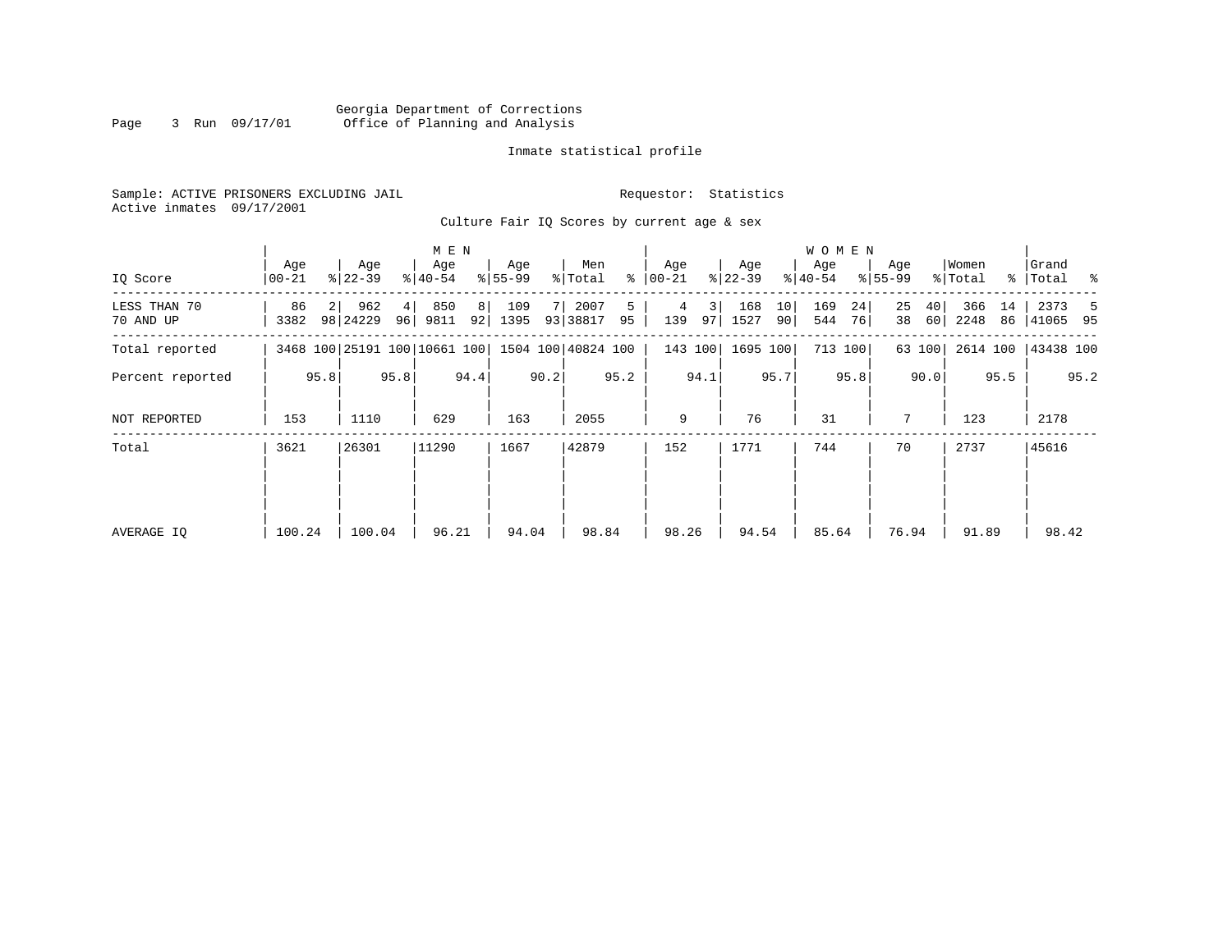Georgia Department of Corrections
Office of Planning and Analysis

Inmate statistical profile

Sample: ACTIVE PRISONERS EXCLUDING JAIL

Requestor: Statistics

Active inmates 09/17/2001

Culture Fair IQ Scores by current age & sex

| IQ Score | MEN Age 00-21 | % | Age 22-39 | % | Age 40-54 | % | Age 55-99 | % | Men Total | % | WOMEN Age 00-21 | % | Age 22-39 | % | Age 40-54 | % | Age 55-99 | % | Women Total | % | Grand Total | % |
|---|---|---|---|---|---|---|---|---|---|---|---|---|---|---|---|---|---|---|---|---|---|---|
| LESS THAN 70 | 86 | 2 | 962 | 4 | 850 | 8 | 109 | 7 | 2007 | 5 | 4 | 3 | 168 | 10 | 169 | 24 | 25 | 40 | 366 | 14 | 2373 | 5 |
| 70 AND UP | 3382 | 98 | 24229 | 96 | 9811 | 92 | 1395 | 93 | 38817 | 95 | 139 | 97 | 1527 | 90 | 544 | 76 | 38 | 60 | 2248 | 86 | 41065 | 95 |
| Total reported | 3468 | 100 | 25191 | 100 | 10661 | 100 | 1504 | 100 | 40824 | 100 | 143 | 100 | 1695 | 100 | 713 | 100 | 63 | 100 | 2614 | 100 | 43438 | 100 |
| Percent reported | | 95.8 | | 95.8 | | 94.4 | | 90.2 | | 95.2 | | 94.1 | | 95.7 | | 95.8 | | 90.0 | | 95.5 | | 95.2 |
| NOT REPORTED | 153 | | 1110 | | 629 | | 163 | | 2055 | | 9 | | 76 | | 31 | | 7 | | 123 | | 2178 | |
| Total | 3621 | | 26301 | | 11290 | | 1667 | | 42879 | | 152 | | 1771 | | 744 | | 70 | | 2737 | | 45616 | |
| AVERAGE IQ | 100.24 | | 100.04 | | 96.21 | | 94.04 | | 98.84 | | 98.26 | | 94.54 | | 85.64 | | 76.94 | | 91.89 | | 98.42 | |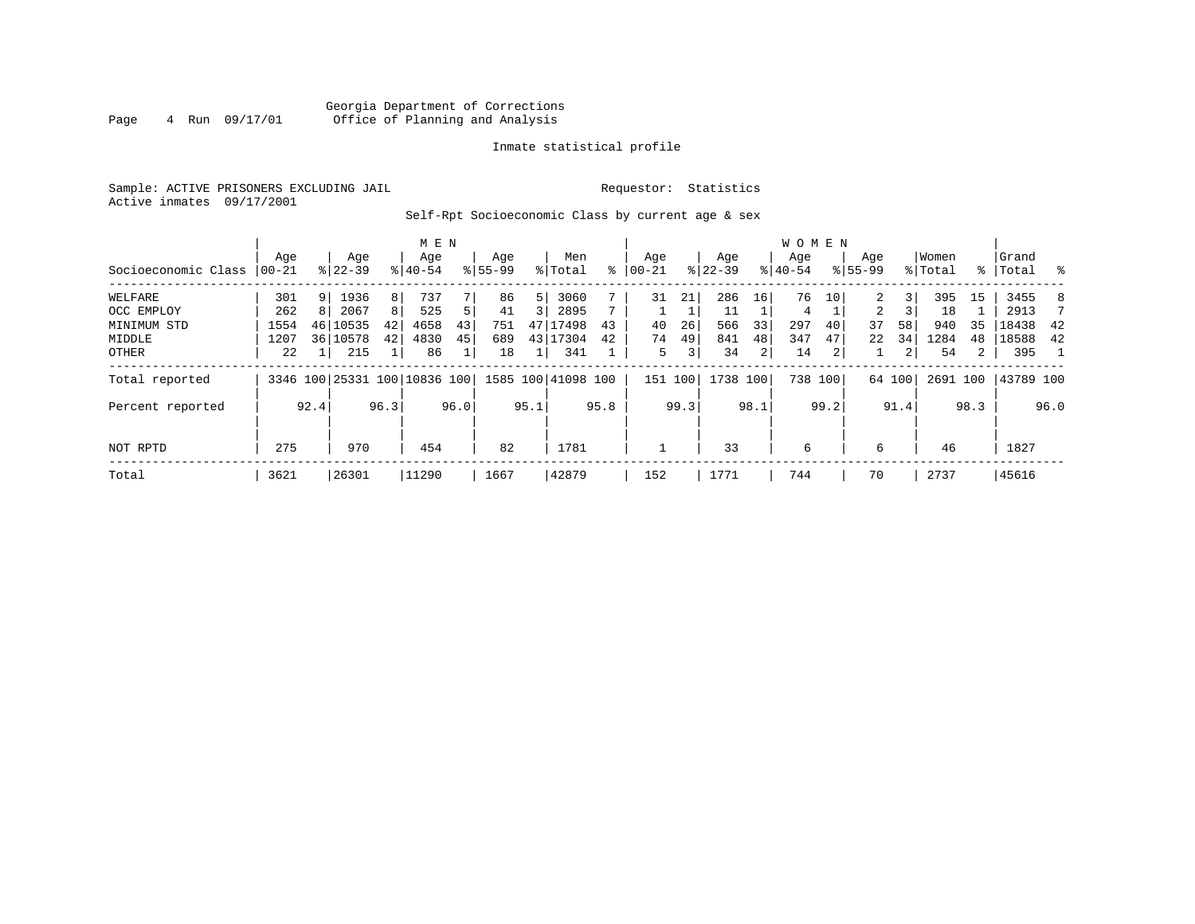Georgia Department of Corrections
Office of Planning and Analysis

Inmate statistical profile

Sample: ACTIVE PRISONERS EXCLUDING JAIL

Requestor: Statistics

Active inmates 09/17/2001

Self-Rpt Socioeconomic Class by current age & sex

| Socioeconomic Class | MEN Age 00-21 | % | Age 22-39 | % | Age 40-54 | % | Age 55-99 | % | Men Total | % | WOMEN Age 00-21 | % | Age 22-39 | % | Age 40-54 | % | Age 55-99 | % | Women Total | % | Grand Total | % |
|---|---|---|---|---|---|---|---|---|---|---|---|---|---|---|---|---|---|---|---|---|---|---|
| WELFARE | 301 | 9 | 1936 | 8 | 737 | 7 | 86 | 5 | 3060 | 7 | 31 | 21 | 286 | 16 | 76 | 10 | 2 | 3 | 395 | 15 | 3455 | 8 |
| OCC EMPLOY | 262 | 8 | 2067 | 8 | 525 | 5 | 41 | 3 | 2895 | 7 | 1 | 1 | 11 | 1 | 4 | 1 | 2 | 3 | 18 | 1 | 2913 | 7 |
| MINIMUM STD | 1554 | 46 | 10535 | 42 | 4658 | 43 | 751 | 47 | 17498 | 43 | 40 | 26 | 566 | 33 | 297 | 40 | 37 | 58 | 940 | 35 | 18438 | 42 |
| MIDDLE | 1207 | 36 | 10578 | 42 | 4830 | 45 | 689 | 43 | 17304 | 42 | 74 | 49 | 841 | 48 | 347 | 47 | 22 | 34 | 1284 | 48 | 18588 | 42 |
| OTHER | 22 | 1 | 215 | 1 | 86 | 1 | 18 | 1 | 341 | 1 | 5 | 3 | 34 | 2 | 14 | 2 | 1 | 2 | 54 | 2 | 395 | 1 |
| Total reported | 3346 | 100 | 25331 | 100 | 10836 | 100 | 1585 | 100 | 41098 | 100 | 151 | 100 | 1738 | 100 | 738 | 100 | 64 | 100 | 2691 | 100 | 43789 | 100 |
| Percent reported | | 92.4 | | 96.3 | | 96.0 | | 95.1 | | 95.8 | | 99.3 | | 98.1 | | 99.2 | | 91.4 | | 98.3 | | 96.0 |
| NOT RPTD | 275 | | 970 | | 454 | | 82 | | 1781 | | 1 | | 33 | | 6 | | 6 | | 46 | | 1827 | |
| Total | 3621 | | 26301 | | 11290 | | 1667 | | 42879 | | 152 | | 1771 | | 744 | | 70 | | 2737 | | 45616 | |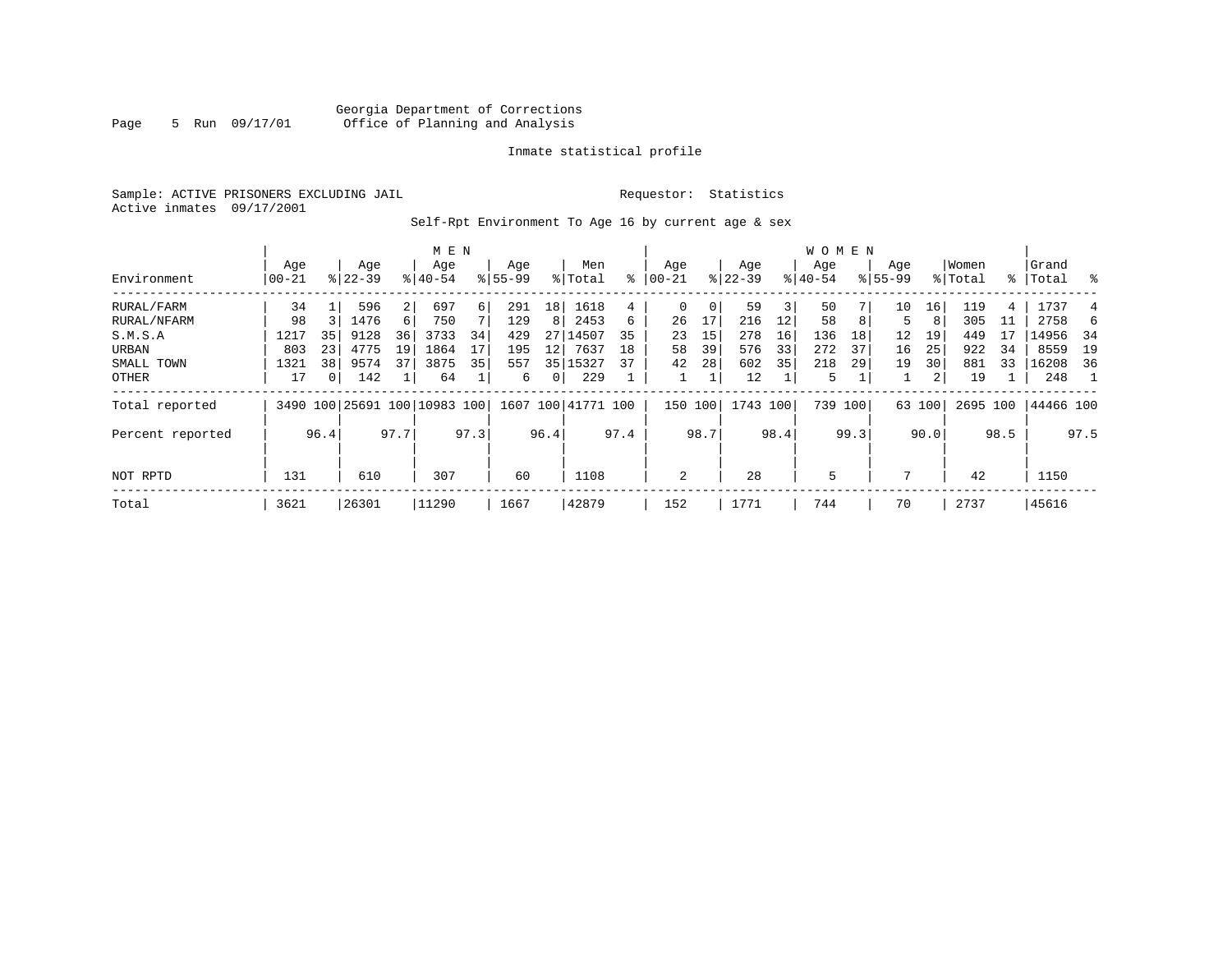Georgia Department of Corrections
Office of Planning and Analysis

Inmate statistical profile

Sample: ACTIVE PRISONERS EXCLUDING JAIL          Requestor: Statistics
Active inmates 09/17/2001

Self-Rpt Environment To Age 16 by current age & sex

| Environment | MEN Age 00-21 | % | Age 22-39 | % | Age 40-54 | % | Age 55-99 | % | Men Total | % | WOMEN Age 00-21 | % | Age 22-39 | % | Age 40-54 | % | Age 55-99 | % | Women Total | % | Grand Total | % |
|---|---|---|---|---|---|---|---|---|---|---|---|---|---|---|---|---|---|---|---|---|---|---|
| RURAL/FARM | 34 | 1 | 596 | 2 | 697 | 6 | 291 | 18 | 1618 | 4 | 0 | 0 | 59 | 3 | 50 | 7 | 10 | 16 | 119 | 4 | 1737 | 4 |
| RURAL/NFARM | 98 | 3 | 1476 | 6 | 750 | 7 | 129 | 8 | 2453 | 6 | 26 | 17 | 216 | 12 | 58 | 8 | 5 | 8 | 305 | 11 | 2758 | 6 |
| S.M.S.A | 1217 | 35 | 9128 | 36 | 3733 | 34 | 429 | 27 | 14507 | 35 | 23 | 15 | 278 | 16 | 136 | 18 | 12 | 19 | 449 | 17 | 14956 | 34 |
| URBAN | 803 | 23 | 4775 | 19 | 1864 | 17 | 195 | 12 | 7637 | 18 | 58 | 39 | 576 | 33 | 272 | 37 | 16 | 25 | 922 | 34 | 8559 | 19 |
| SMALL TOWN | 1321 | 38 | 9574 | 37 | 3875 | 35 | 557 | 35 | 15327 | 37 | 42 | 28 | 602 | 35 | 218 | 29 | 19 | 30 | 881 | 33 | 16208 | 36 |
| OTHER | 17 | 0 | 142 | 1 | 64 | 1 | 6 | 0 | 229 | 1 | 1 | 1 | 12 | 1 | 5 | 1 | 1 | 2 | 19 | 1 | 248 | 1 |
| Total reported | 3490 | 100 | 25691 | 100 | 10983 | 100 | 1607 | 100 | 41771 | 100 | 150 | 100 | 1743 | 100 | 739 | 100 | 63 | 100 | 2695 | 100 | 44466 | 100 |
| Percent reported | | 96.4 | | 97.7 | | 97.3 | | 96.4 | | 97.4 | | 98.7 | | 98.4 | | 99.3 | | 90.0 | | 98.5 | | 97.5 |
| NOT RPTD | 131 | | 610 | | 307 | | 60 | | 1108 | | 2 | | 28 | | 5 | | 7 | | 42 | | 1150 | |
| Total | 3621 | | 26301 | | 11290 | | 1667 | | 42879 | | 152 | | 1771 | | 744 | | 70 | | 2737 | | 45616 | |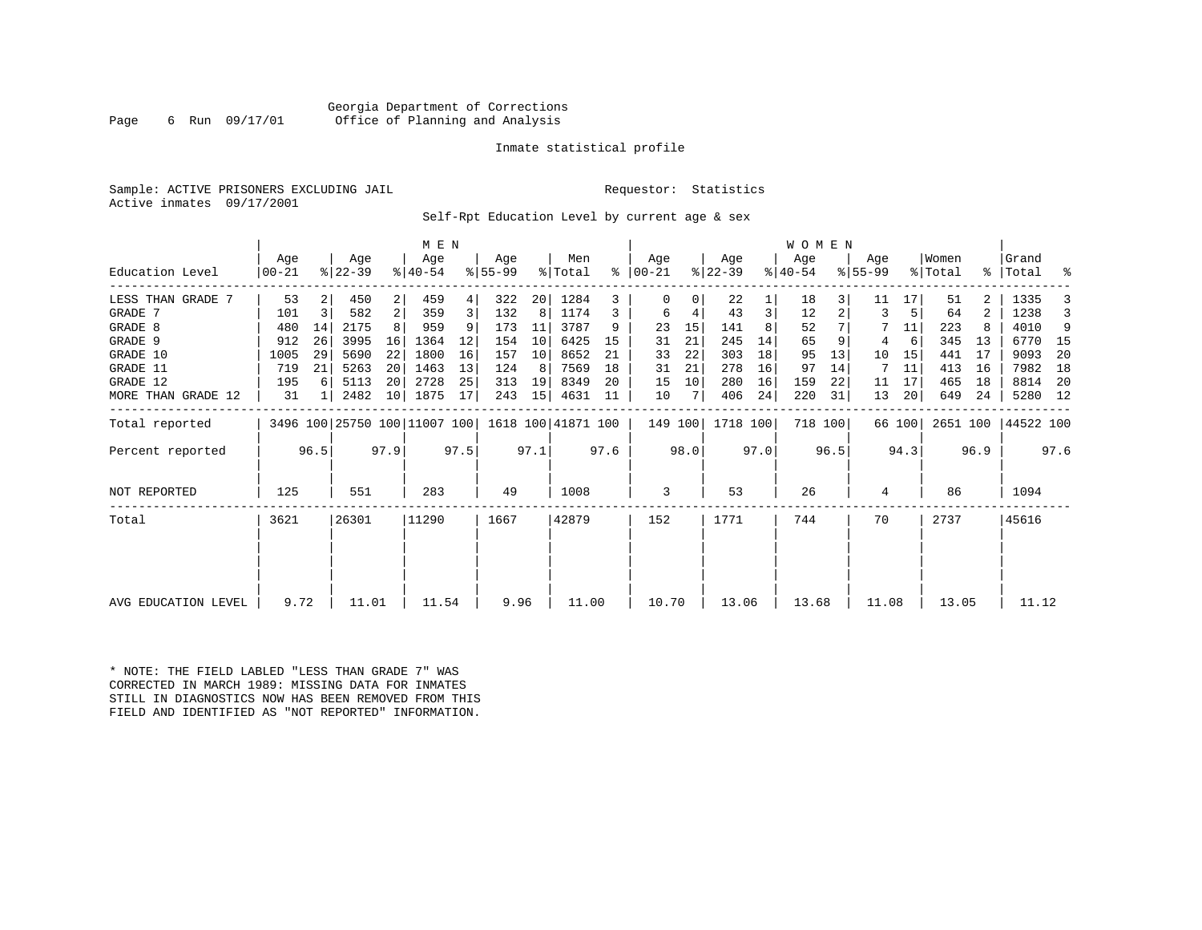Georgia Department of Corrections
Office of Planning and Analysis

Inmate statistical profile

Sample: ACTIVE PRISONERS EXCLUDING JAIL

Requestor: Statistics

Active inmates 09/17/2001

Self-Rpt Education Level by current age & sex

| Education Level | MEN Age 00-21 | % | Age 22-39 | % | Age 40-54 | % | Age 55-99 | % | Men Total | % | WOMEN Age 00-21 | % | Age 22-39 | % | Age 40-54 | % | Age 55-99 | % | Women Total | % | Grand Total | % |
|---|---|---|---|---|---|---|---|---|---|---|---|---|---|---|---|---|---|---|---|---|---|---|
| LESS THAN GRADE 7 | 53 | 2 | 450 | 2 | 459 | 4 | 322 | 20 | 1284 | 3 | 0 | 0 | 22 | 1 | 18 | 3 | 11 | 17 | 51 | 2 | 1335 | 3 |
| GRADE 7 | 101 | 3 | 582 | 2 | 359 | 3 | 132 | 8 | 1174 | 3 | 6 | 4 | 43 | 3 | 12 | 2 | 3 | 5 | 64 | 2 | 1238 | 3 |
| GRADE 8 | 480 | 14 | 2175 | 8 | 959 | 9 | 173 | 11 | 3787 | 9 | 23 | 15 | 141 | 8 | 52 | 7 | 7 | 11 | 223 | 8 | 4010 | 9 |
| GRADE 9 | 912 | 26 | 3995 | 16 | 1364 | 12 | 154 | 10 | 6425 | 15 | 31 | 21 | 245 | 14 | 65 | 9 | 4 | 6 | 345 | 13 | 6770 | 15 |
| GRADE 10 | 1005 | 29 | 5690 | 22 | 1800 | 16 | 157 | 10 | 8652 | 21 | 33 | 22 | 303 | 18 | 95 | 13 | 10 | 15 | 441 | 17 | 9093 | 20 |
| GRADE 11 | 719 | 21 | 5263 | 20 | 1463 | 13 | 124 | 8 | 7569 | 18 | 31 | 21 | 278 | 16 | 97 | 14 | 7 | 11 | 413 | 16 | 7982 | 18 |
| GRADE 12 | 195 | 6 | 5113 | 20 | 2728 | 25 | 313 | 19 | 8349 | 20 | 15 | 10 | 280 | 16 | 159 | 22 | 11 | 17 | 465 | 18 | 8814 | 20 |
| MORE THAN GRADE 12 | 31 | 1 | 2482 | 10 | 1875 | 17 | 243 | 15 | 4631 | 11 | 10 | 7 | 406 | 24 | 220 | 31 | 13 | 20 | 649 | 24 | 5280 | 12 |
| Total reported | 3496 | 100 | 25750 | 100 | 11007 | 100 | 1618 | 100 | 41871 | 100 | 149 | 100 | 1718 | 100 | 718 | 100 | 66 | 100 | 2651 | 100 | 44522 | 100 |
| Percent reported | | 96.5 | | 97.9 | | 97.5 | | 97.1 | | 97.6 | | 98.0 | | 97.0 | | 96.5 | | 94.3 | | 96.9 | | 97.6 |
| NOT REPORTED | 125 | | 551 | | 283 | | 49 | | 1008 | | 3 | | 53 | | 26 | | 4 | | 86 | | 1094 | |
| Total | 3621 | | 26301 | | 11290 | | 1667 | | 42879 | | 152 | | 1771 | | 744 | | 70 | | 2737 | | 45616 | |
| AVG EDUCATION LEVEL | 9.72 | | 11.01 | | 11.54 | | 9.96 | | 11.00 | | 10.70 | | 13.06 | | 13.68 | | 11.08 | | 13.05 | | 11.12 | |

* NOTE: THE FIELD LABLED "LESS THAN GRADE 7" WAS CORRECTED IN MARCH 1989: MISSING DATA FOR INMATES STILL IN DIAGNOSTICS NOW HAS BEEN REMOVED FROM THIS FIELD AND IDENTIFIED AS "NOT REPORTED" INFORMATION.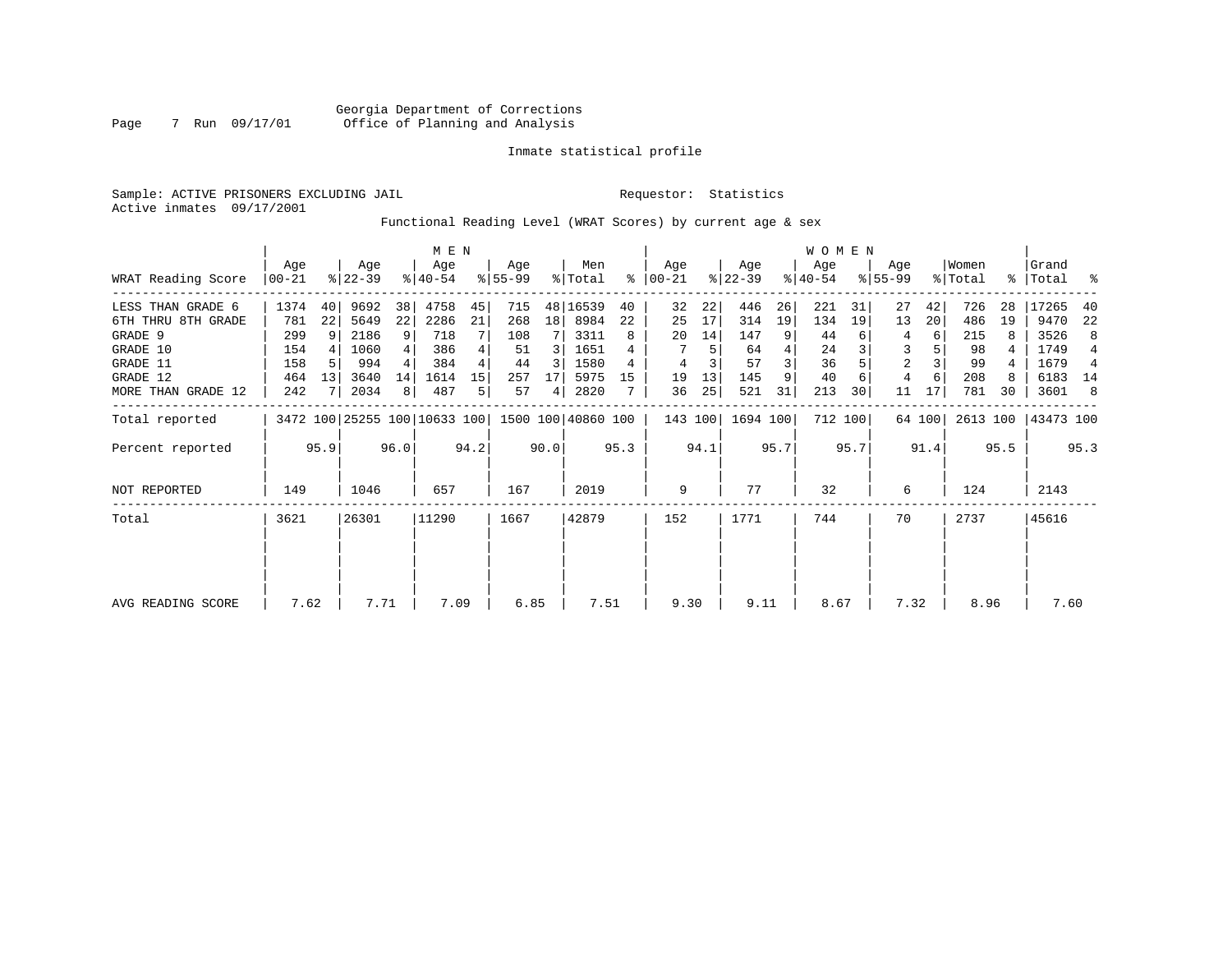Georgia Department of Corrections
Office of Planning and Analysis

Inmate statistical profile

Sample: ACTIVE PRISONERS EXCLUDING JAIL

Requestor: Statistics

Active inmates 09/17/2001

Functional Reading Level (WRAT Scores) by current age & sex

| | MEN | | | | | | | | | | WOMEN | | | | | | | | | | | |
|---|---|---|---|---|---|---|---|---|---|---|---|---|---|---|---|---|---|---|---|---|---|---|
| WRAT Reading Score | Age 00-21 | % | Age 22-39 | % | Age 40-54 | % | Age 55-99 | % | Men Total | % | Age 00-21 | % | Age 22-39 | % | Age 40-54 | % | Age 55-99 | % | Women Total | % | Grand Total | % |
| LESS THAN GRADE 6 | 1374 | 40 | 9692 | 38 | 4758 | 45 | 715 | 48 | 16539 | 40 | 32 | 22 | 446 | 26 | 221 | 31 | 27 | 42 | 726 | 28 | 17265 | 40 |
| 6TH THRU 8TH GRADE | 781 | 22 | 5649 | 22 | 2286 | 21 | 268 | 18 | 8984 | 22 | 25 | 17 | 314 | 19 | 134 | 19 | 13 | 20 | 486 | 19 | 9470 | 22 |
| GRADE 9 | 299 | 9 | 2186 | 9 | 718 | 7 | 108 | 7 | 3311 | 8 | 20 | 14 | 147 | 9 | 44 | 6 | 4 | 6 | 215 | 8 | 3526 | 8 |
| GRADE 10 | 154 | 4 | 1060 | 4 | 386 | 4 | 51 | 3 | 1651 | 4 | 7 | 5 | 64 | 4 | 24 | 3 | 3 | 5 | 98 | 4 | 1749 | 4 |
| GRADE 11 | 158 | 5 | 994 | 4 | 384 | 4 | 44 | 3 | 1580 | 4 | 4 | 3 | 57 | 3 | 36 | 5 | 2 | 3 | 99 | 4 | 1679 | 4 |
| GRADE 12 | 464 | 13 | 3640 | 14 | 1614 | 15 | 257 | 17 | 5975 | 15 | 19 | 13 | 145 | 9 | 40 | 6 | 4 | 6 | 208 | 8 | 6183 | 14 |
| MORE THAN GRADE 12 | 242 | 7 | 2034 | 8 | 487 | 5 | 57 | 4 | 2820 | 7 | 36 | 25 | 521 | 31 | 213 | 30 | 11 | 17 | 781 | 30 | 3601 | 8 |
| Total reported | 3472 | 100 | 25255 | 100 | 10633 | 100 | 1500 | 100 | 40860 | 100 | 143 | 100 | 1694 | 100 | 712 | 100 | 64 | 100 | 2613 | 100 | 43473 | 100 |
| Percent reported | | 95.9 | | 96.0 | | 94.2 | | 90.0 | | 95.3 | | 94.1 | | 95.7 | | 95.7 | | 91.4 | | 95.5 | | 95.3 |
| NOT REPORTED | 149 | | 1046 | | 657 | | 167 | | 2019 | | 9 | | 77 | | 32 | | 6 | | 124 | | 2143 | |
| Total | 3621 | | 26301 | | 11290 | | 1667 | | 42879 | | 152 | | 1771 | | 744 | | 70 | | 2737 | | 45616 | |
| AVG READING SCORE | 7.62 | | 7.71 | | 7.09 | | 6.85 | | 7.51 | | 9.30 | | 9.11 | | 8.67 | | 7.32 | | 8.96 | | 7.60 | |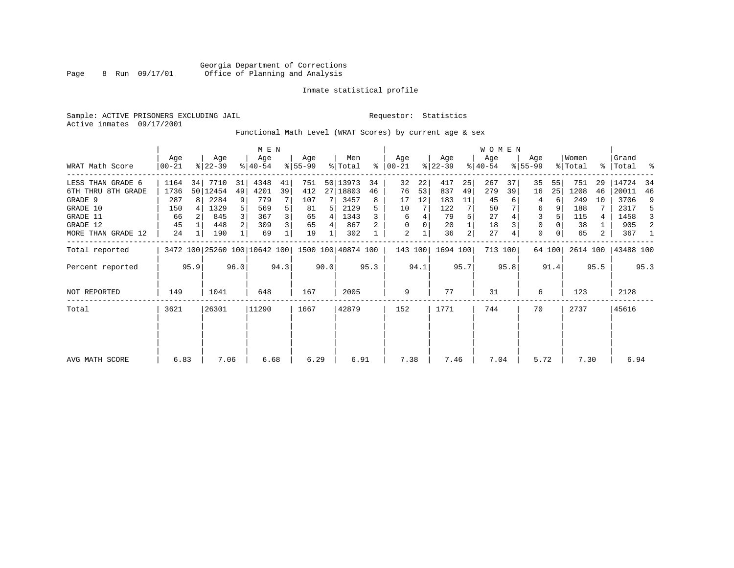Georgia Department of Corrections
Office of Planning and Analysis

Inmate statistical profile

Sample: ACTIVE PRISONERS EXCLUDING JAIL
Active inmates 09/17/2001

Requestor: Statistics

Functional Math Level (WRAT Scores) by current age & sex

| WRAT Math Score | MEN Age 00-21 | % | Age 22-39 | % | Age 40-54 | % | Age 55-99 | % | Men Total | % | WOMEN Age 00-21 | % | Age 22-39 | % | Age 40-54 | % | Age 55-99 | % | Women Total | % | Grand Total | % |
|---|---|---|---|---|---|---|---|---|---|---|---|---|---|---|---|---|---|---|---|---|---|---|
| LESS THAN GRADE 6 | 1164 | 34 | 7710 | 31 | 4348 | 41 | 751 | 50 | 13973 | 34 | 32 | 22 | 417 | 25 | 267 | 37 | 35 | 55 | 751 | 29 | 14724 | 34 |
| 6TH THRU 8TH GRADE | 1736 | 50 | 12454 | 49 | 4201 | 39 | 412 | 27 | 18803 | 46 | 76 | 53 | 837 | 49 | 279 | 39 | 16 | 25 | 1208 | 46 | 20011 | 46 |
| GRADE 9 | 287 | 8 | 2284 | 9 | 779 | 7 | 107 | 7 | 3457 | 8 | 17 | 12 | 183 | 11 | 45 | 6 | 4 | 6 | 249 | 10 | 3706 | 9 |
| GRADE 10 | 150 | 4 | 1329 | 5 | 569 | 5 | 81 | 5 | 2129 | 5 | 10 | 7 | 122 | 7 | 50 | 7 | 6 | 9 | 188 | 7 | 2317 | 5 |
| GRADE 11 | 66 | 2 | 845 | 3 | 367 | 3 | 65 | 4 | 1343 | 3 | 6 | 4 | 79 | 5 | 27 | 4 | 3 | 5 | 115 | 4 | 1458 | 3 |
| GRADE 12 | 45 | 1 | 448 | 2 | 309 | 3 | 65 | 4 | 867 | 2 | 0 | 0 | 20 | 1 | 18 | 3 | 0 | 0 | 38 | 1 | 905 | 2 |
| MORE THAN GRADE 12 | 24 | 1 | 190 | 1 | 69 | 1 | 19 | 1 | 302 | 1 | 2 | 1 | 36 | 2 | 27 | 4 | 0 | 0 | 65 | 2 | 367 | 1 |
| Total reported | 3472 | 100 | 25260 | 100 | 10642 | 100 | 1500 | 100 | 40874 | 100 | 143 | 100 | 1694 | 100 | 713 | 100 | 64 | 100 | 2614 | 100 | 43488 | 100 |
| Percent reported | | 95.9 | | 96.0 | | 94.3 | | 90.0 | | 95.3 | | 94.1 | | 95.7 | | 95.8 | | 91.4 | | 95.5 | | 95.3 |
| NOT REPORTED | 149 | | 1041 | | 648 | | 167 | | 2005 | | 9 | | 77 | | 31 | | 6 | | 123 | | 2128 | |
| Total | 3621 | | 26301 | | 11290 | | 1667 | | 42879 | | 152 | | 1771 | | 744 | | 70 | | 2737 | | 45616 | |
| AVG MATH SCORE | 6.83 | | 7.06 | | 6.68 | | 6.29 | | 6.91 | | 7.38 | | 7.46 | | 7.04 | | 5.72 | | 7.30 | | 6.94 | |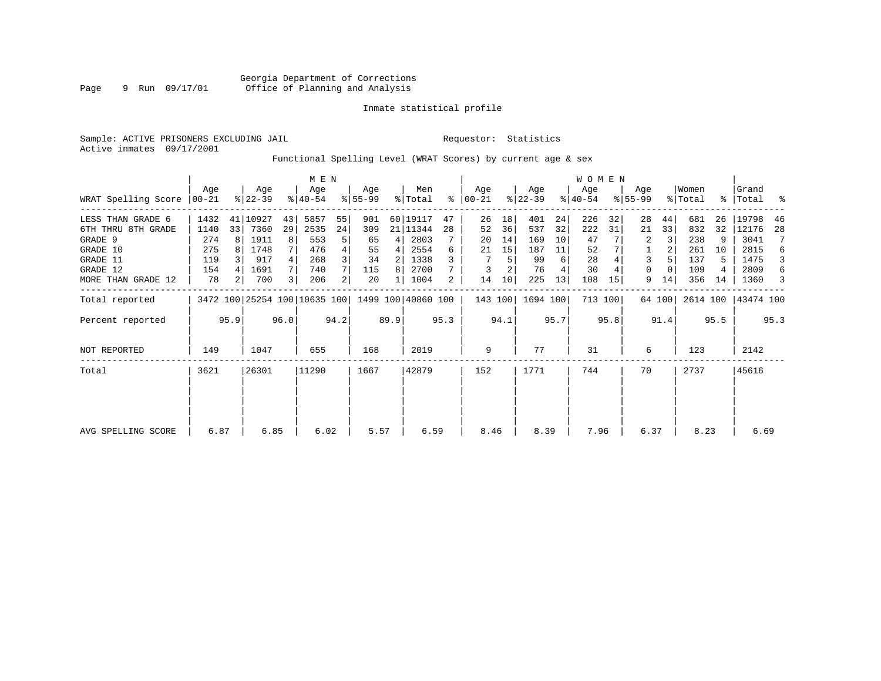Georgia Department of Corrections
Office of Planning and Analysis

Inmate statistical profile

Sample: ACTIVE PRISONERS EXCLUDING JAIL    Requestor: Statistics
Active inmates 09/17/2001

Functional Spelling Level (WRAT Scores) by current age & sex

| WRAT Spelling Score | MEN Age 00-21 | % | Age 22-39 | % | Age 40-54 | % | Age 55-99 | % | Men Total | % | WOMEN Age 00-21 | % | Age 22-39 | % | Age 40-54 | % | Age 55-99 | % | Women Total | % | Grand Total | % |
|---|---|---|---|---|---|---|---|---|---|---|---|---|---|---|---|---|---|---|---|---|---|---|
| LESS THAN GRADE 6 | 1432 | 41 | 10927 | 43 | 5857 | 55 | 901 | 60 | 19117 | 47 | 26 | 18 | 401 | 24 | 226 | 32 | 28 | 44 | 681 | 26 | 19798 | 46 |
| 6TH THRU 8TH GRADE | 1140 | 33 | 7360 | 29 | 2535 | 24 | 309 | 21 | 11344 | 28 | 52 | 36 | 537 | 32 | 222 | 31 | 21 | 33 | 832 | 32 | 12176 | 28 |
| GRADE 9 | 274 | 8 | 1911 | 8 | 553 | 5 | 65 | 4 | 2803 | 7 | 20 | 14 | 169 | 10 | 47 | 7 | 2 | 3 | 238 | 9 | 3041 | 7 |
| GRADE 10 | 275 | 8 | 1748 | 7 | 476 | 4 | 55 | 4 | 2554 | 6 | 21 | 15 | 187 | 11 | 52 | 7 | 1 | 2 | 261 | 10 | 2815 | 6 |
| GRADE 11 | 119 | 3 | 917 | 4 | 268 | 3 | 34 | 2 | 1338 | 3 | 7 | 5 | 99 | 6 | 28 | 4 | 3 | 5 | 137 | 5 | 1475 | 3 |
| GRADE 12 | 154 | 4 | 1691 | 7 | 740 | 7 | 115 | 8 | 2700 | 7 | 3 | 2 | 76 | 4 | 30 | 4 | 0 | 0 | 109 | 4 | 2809 | 6 |
| MORE THAN GRADE 12 | 78 | 2 | 700 | 3 | 206 | 2 | 20 | 1 | 1004 | 2 | 14 | 10 | 225 | 13 | 108 | 15 | 9 | 14 | 356 | 14 | 1360 | 3 |
| Total reported | 3472 | 100 | 25254 | 100 | 10635 | 100 | 1499 | 100 | 40860 | 100 | 143 | 100 | 1694 | 100 | 713 | 100 | 64 | 100 | 2614 | 100 | 43474 | 100 |
| Percent reported | | 95.9 | | 96.0 | | 94.2 | | 89.9 | | 95.3 | | 94.1 | | 95.7 | | 95.8 | | 91.4 | | 95.5 | | 95.3 |
| NOT REPORTED | 149 | | 1047 | | 655 | | 168 | | 2019 | | 9 | | 77 | | 31 | | 6 | | 123 | | 2142 | |
| Total | 3621 | | 26301 | | 11290 | | 1667 | | 42879 | | 152 | | 1771 | | 744 | | 70 | | 2737 | | 45616 | |
| AVG SPELLING SCORE | 6.87 | | 6.85 | | 6.02 | | 5.57 | | 6.59 | | 8.46 | | 8.39 | | 7.96 | | 6.37 | | 8.23 | | 6.69 | |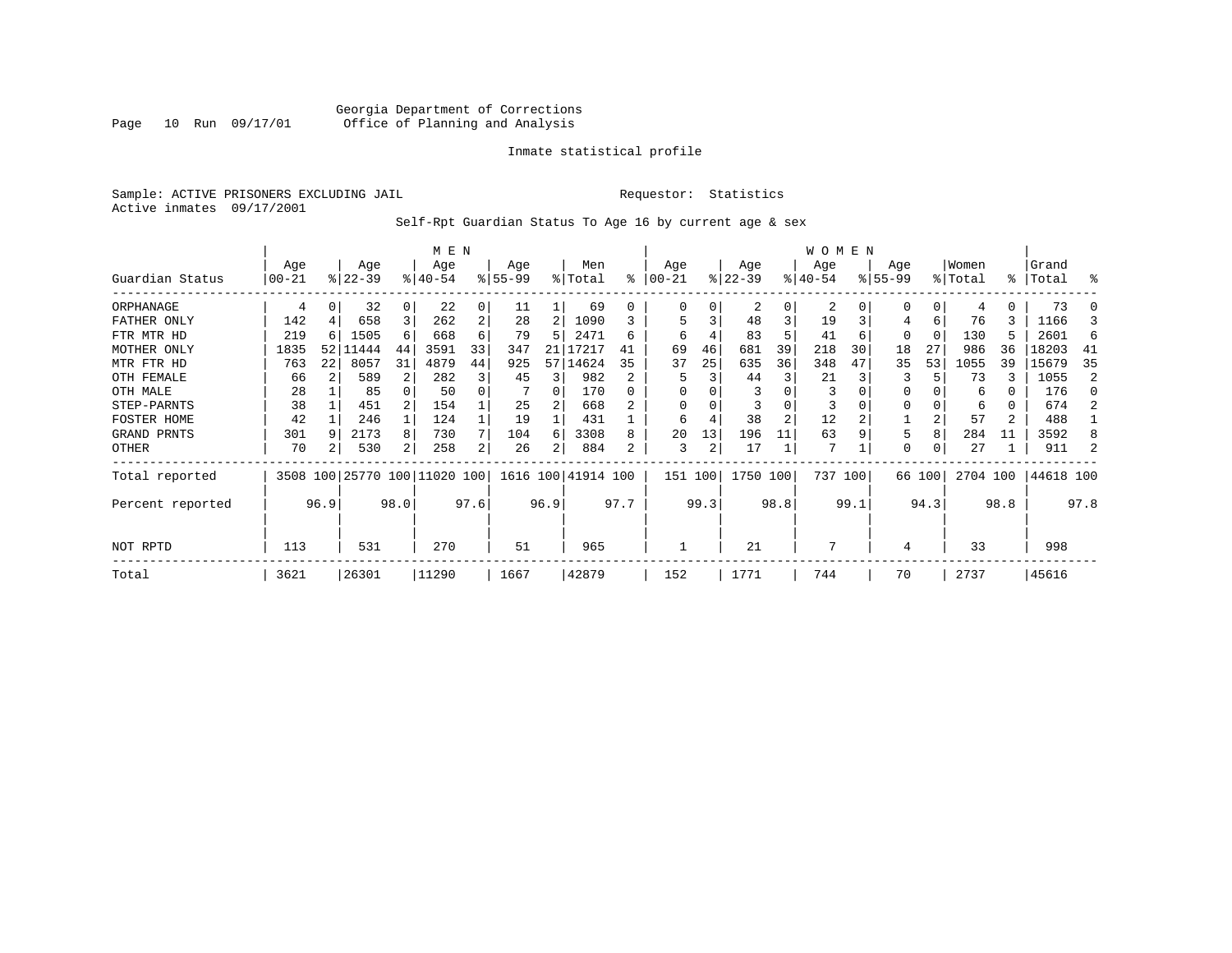Georgia Department of Corrections
Office of Planning and Analysis

Inmate statistical profile

Sample: ACTIVE PRISONERS EXCLUDING JAIL

Requestor: Statistics

Active inmates 09/17/2001

Self-Rpt Guardian Status To Age 16 by current age & sex

| Guardian Status | MEN Age 00-21 | % | Age 22-39 | % | Age 40-54 | % | Age 55-99 | % | Men Total | % | WOMEN Age 00-21 | % | Age 22-39 | % | Age 40-54 | % | Age 55-99 | % | Women Total | % | Grand Total | % |
|---|---|---|---|---|---|---|---|---|---|---|---|---|---|---|---|---|---|---|---|---|---|---|
| ORPHANAGE | 4 | 0 | 32 | 0 | 22 | 0 | 11 | 1 | 69 | 0 | 0 | 0 | 2 | 0 | 2 | 0 | 0 | 0 | 4 | 0 | 73 | 0 |
| FATHER ONLY | 142 | 4 | 658 | 3 | 262 | 2 | 28 | 2 | 1090 | 3 | 5 | 3 | 48 | 3 | 19 | 3 | 4 | 6 | 76 | 3 | 1166 | 3 |
| FTR MTR HD | 219 | 6 | 1505 | 6 | 668 | 6 | 79 | 5 | 2471 | 6 | 6 | 4 | 83 | 5 | 41 | 6 | 0 | 0 | 130 | 5 | 2601 | 6 |
| MOTHER ONLY | 1835 | 52 | 11444 | 44 | 3591 | 33 | 347 | 21 | 17217 | 41 | 69 | 46 | 681 | 39 | 218 | 30 | 18 | 27 | 986 | 36 | 18203 | 41 |
| MTR FTR HD | 763 | 22 | 8057 | 31 | 4879 | 44 | 925 | 57 | 14624 | 35 | 37 | 25 | 635 | 36 | 348 | 47 | 35 | 53 | 1055 | 39 | 15679 | 35 |
| OTH FEMALE | 66 | 2 | 589 | 2 | 282 | 3 | 45 | 3 | 982 | 2 | 5 | 3 | 44 | 3 | 21 | 3 | 3 | 5 | 73 | 3 | 1055 | 2 |
| OTH MALE | 28 | 1 | 85 | 0 | 50 | 0 | 7 | 0 | 170 | 0 | 0 | 0 | 3 | 0 | 3 | 0 | 0 | 0 | 6 | 0 | 176 | 0 |
| STEP-PARNTS | 38 | 1 | 451 | 2 | 154 | 1 | 25 | 2 | 668 | 2 | 0 | 0 | 3 | 0 | 3 | 0 | 0 | 0 | 6 | 0 | 674 | 2 |
| FOSTER HOME | 42 | 1 | 246 | 1 | 124 | 1 | 19 | 1 | 431 | 1 | 6 | 4 | 38 | 2 | 12 | 2 | 1 | 2 | 57 | 2 | 488 | 1 |
| GRAND PRNTS | 301 | 9 | 2173 | 8 | 730 | 7 | 104 | 6 | 3308 | 8 | 20 | 13 | 196 | 11 | 63 | 9 | 5 | 8 | 284 | 11 | 3592 | 8 |
| OTHER | 70 | 2 | 530 | 2 | 258 | 2 | 26 | 2 | 884 | 2 | 3 | 2 | 17 | 1 | 7 | 1 | 0 | 0 | 27 | 1 | 911 | 2 |
| Total reported | 3508 | 100 | 25770 | 100 | 11020 | 100 | 1616 | 100 | 41914 | 100 | 151 | 100 | 1750 | 100 | 737 | 100 | 66 | 100 | 2704 | 100 | 44618 | 100 |
| Percent reported | | 96.9 | | 98.0 | | 97.6 | | 96.9 | | 97.7 | | 99.3 | | 98.8 | | 99.1 | | 94.3 | | 98.8 | | 97.8 |
| NOT RPTD | 113 | | 531 | | 270 | | 51 | | 965 | | 1 | | 21 | | 7 | | 4 | | 33 | | 998 | |
| Total | 3621 | | 26301 | | 11290 | | 1667 | | 42879 | | 152 | | 1771 | | 744 | | 70 | | 2737 | | 45616 | |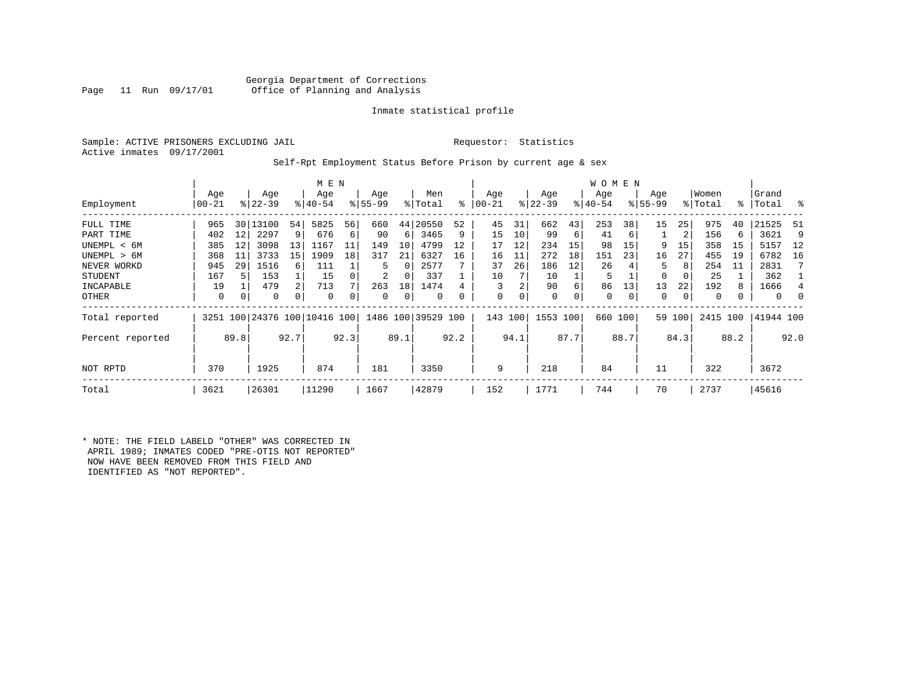Georgia Department of Corrections
Office of Planning and Analysis

Inmate statistical profile

Sample: ACTIVE PRISONERS EXCLUDING JAIL　　Requestor: Statistics
Active inmates 09/17/2001

Self-Rpt Employment Status Before Prison by current age & sex

| Employment | MEN Age 00-21 | % | Age 22-39 | % | Age 40-54 | % | Age 55-99 | % | Men Total | % | WOMEN Age 00-21 | % | Age 22-39 | % | Age 40-54 | % | Age 55-99 | % | Women Total | % | Grand Total | % |
|---|---|---|---|---|---|---|---|---|---|---|---|---|---|---|---|---|---|---|---|---|---|---|
| FULL TIME | 965 | 30 | 13100 | 54 | 5825 | 56 | 660 | 44 | 20550 | 52 | 45 | 31 | 662 | 43 | 253 | 38 | 15 | 25 | 975 | 40 | 21525 | 51 |
| PART TIME | 402 | 12 | 2297 | 9 | 676 | 6 | 90 | 6 | 3465 | 9 | 15 | 10 | 99 | 6 | 41 | 6 | 1 | 2 | 156 | 6 | 3621 | 9 |
| UNEMPL < 6M | 385 | 12 | 3098 | 13 | 1167 | 11 | 149 | 10 | 4799 | 12 | 17 | 12 | 234 | 15 | 98 | 15 | 9 | 15 | 358 | 15 | 5157 | 12 |
| UNEMPL > 6M | 368 | 11 | 3733 | 15 | 1909 | 18 | 317 | 21 | 6327 | 16 | 16 | 11 | 272 | 18 | 151 | 23 | 16 | 27 | 455 | 19 | 6782 | 16 |
| NEVER WORKD | 945 | 29 | 1516 | 6 | 111 | 1 | 5 | 0 | 2577 | 7 | 37 | 26 | 186 | 12 | 26 | 4 | 5 | 8 | 254 | 11 | 2831 | 7 |
| STUDENT | 167 | 5 | 153 | 1 | 15 | 0 | 2 | 0 | 337 | 1 | 10 | 7 | 10 | 1 | 5 | 1 | 0 | 0 | 25 | 1 | 362 | 1 |
| INCAPABLE | 19 | 1 | 479 | 2 | 713 | 7 | 263 | 18 | 1474 | 4 | 3 | 2 | 90 | 6 | 86 | 13 | 13 | 22 | 192 | 8 | 1666 | 4 |
| OTHER | 0 | 0 | 0 | 0 | 0 | 0 | 0 | 0 | 0 | 0 | 0 | 0 | 0 | 0 | 0 | 0 | 0 | 0 | 0 | 0 | 0 | 0 |
| Total reported | 3251 | 100 | 24376 | 100 | 10416 | 100 | 1486 | 100 | 39529 | 100 | 143 | 100 | 1553 | 100 | 660 | 100 | 59 | 100 | 2415 | 100 | 41944 | 100 |
| Percent reported | | 89.8 | | 92.7 | | 92.3 | | 89.1 | | 92.2 | | 94.1 | | 87.7 | | 88.7 | | 84.3 | | 88.2 | | 92.0 |
| NOT RPTD | 370 | | 1925 | | 874 | | 181 | | 3350 | | 9 | | 218 | | 84 | | 11 | | 322 | | 3672 | |
| Total | 3621 | | 26301 | | 11290 | | 1667 | | 42879 | | 152 | | 1771 | | 744 | | 70 | | 2737 | | 45616 | |

* NOTE: THE FIELD LABELD "OTHER" WAS CORRECTED IN APRIL 1989; INMATES CODED "PRE-OTIS NOT REPORTED" NOW HAVE BEEN REMOVED FROM THIS FIELD AND IDENTIFIED AS "NOT REPORTED".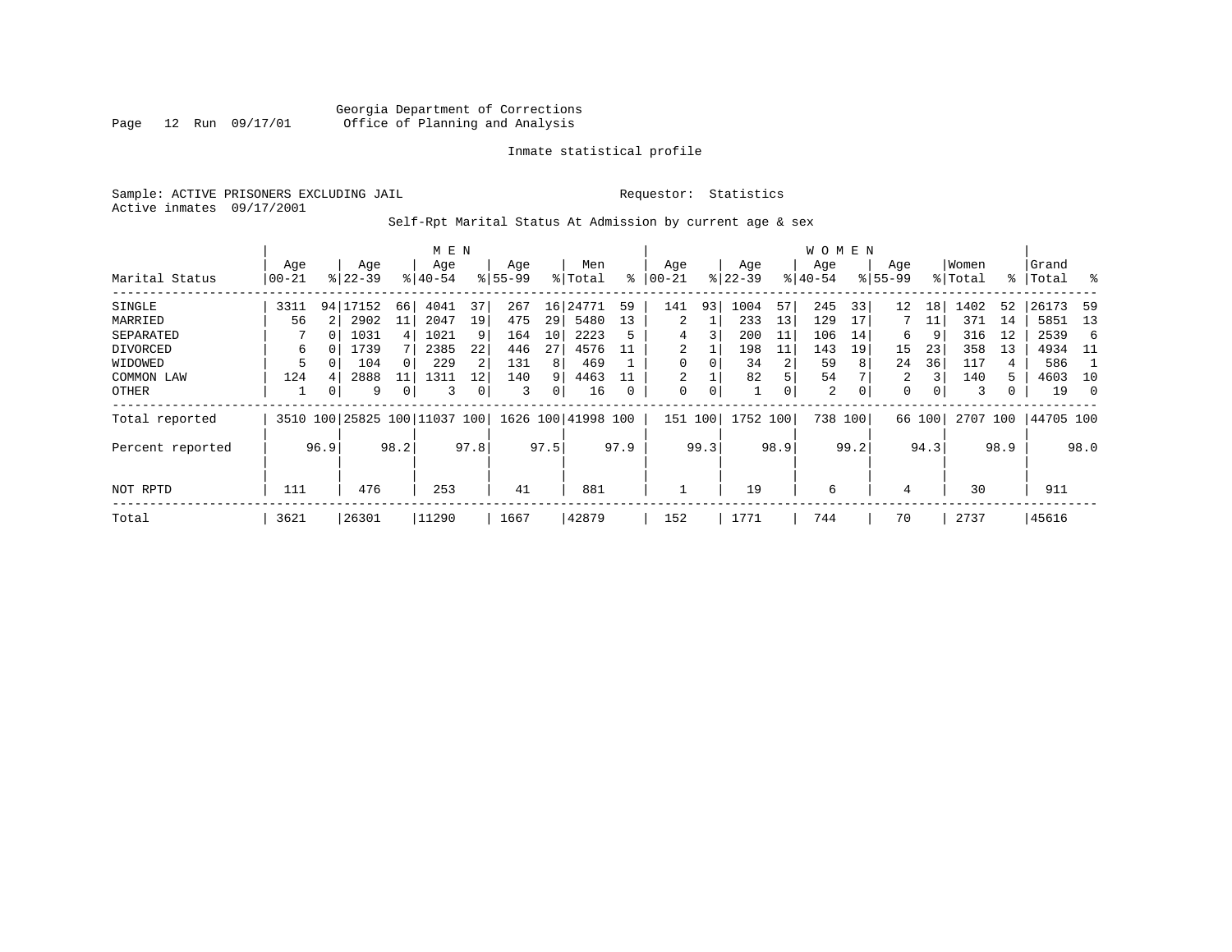Georgia Department of Corrections
Office of Planning and Analysis

Inmate statistical profile

Sample: ACTIVE PRISONERS EXCLUDING JAIL

Active inmates 09/17/2001

Requestor: Statistics

Self-Rpt Marital Status At Admission by current age & sex

| Marital Status | MEN Age 00-21 | % | Age 22-39 | % | Age 40-54 | % | Age 55-99 | % | Men Total | % | WOMEN Age 00-21 | % | Age 22-39 | % | Age 40-54 | % | Age 55-99 | % | Women Total | % | Grand Total | % |
|---|---|---|---|---|---|---|---|---|---|---|---|---|---|---|---|---|---|---|---|---|---|---|
| SINGLE | 3311 | 94 | 17152 | 66 | 4041 | 37 | 267 | 16 | 24771 | 59 | 141 | 93 | 1004 | 57 | 245 | 33 | 12 | 18 | 1402 | 52 | 26173 | 59 |
| MARRIED | 56 | 2 | 2902 | 11 | 2047 | 19 | 475 | 29 | 5480 | 13 | 2 | 1 | 233 | 13 | 129 | 17 | 7 | 11 | 371 | 14 | 5851 | 13 |
| SEPARATED | 7 | 0 | 1031 | 4 | 1021 | 9 | 164 | 10 | 2223 | 5 | 4 | 3 | 200 | 11 | 106 | 14 | 6 | 9 | 316 | 12 | 2539 | 6 |
| DIVORCED | 6 | 0 | 1739 | 7 | 2385 | 22 | 446 | 27 | 4576 | 11 | 2 | 1 | 198 | 11 | 143 | 19 | 15 | 23 | 358 | 13 | 4934 | 11 |
| WIDOWED | 5 | 0 | 104 | 0 | 229 | 2 | 131 | 8 | 469 | 1 | 0 | 0 | 34 | 2 | 59 | 8 | 24 | 36 | 117 | 4 | 586 | 1 |
| COMMON LAW | 124 | 4 | 2888 | 11 | 1311 | 12 | 140 | 9 | 4463 | 11 | 2 | 1 | 82 | 5 | 54 | 7 | 2 | 3 | 140 | 5 | 4603 | 10 |
| OTHER | 1 | 0 | 9 | 0 | 3 | 0 | 3 | 0 | 16 | 0 | 0 | 0 | 1 | 0 | 2 | 0 | 0 | 0 | 3 | 0 | 19 | 0 |
| Total reported | 3510 | 100 | 25825 | 100 | 11037 | 100 | 1626 | 100 | 41998 | 100 | 151 | 100 | 1752 | 100 | 738 | 100 | 66 | 100 | 2707 | 100 | 44705 | 100 |
| Percent reported | | 96.9 | | 98.2 | | 97.8 | | 97.5 | | 97.9 | | 99.3 | | 98.9 | | 99.2 | | 94.3 | | 98.9 | | 98.0 |
| NOT RPTD | 111 | | 476 | | 253 | | 41 | | 881 | | 1 | | 19 | | 6 | | 4 | | 30 | | 911 | |
| Total | 3621 | | 26301 | | 11290 | | 1667 | | 42879 | | 152 | | 1771 | | 744 | | 70 | | 2737 | | 45616 | |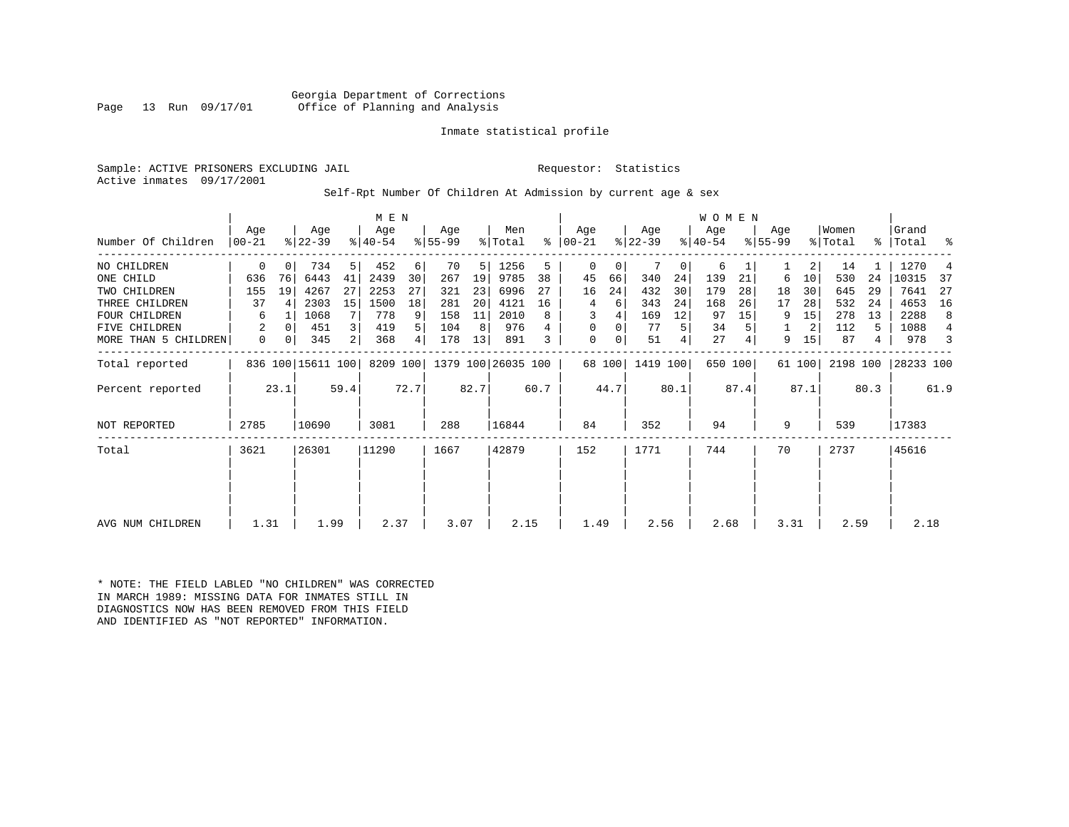Georgia Department of Corrections
Office of Planning and Analysis

Inmate statistical profile

Sample: ACTIVE PRISONERS EXCLUDING JAIL

Requestor: Statistics

Active inmates 09/17/2001

Self-Rpt Number Of Children At Admission by current age & sex

| Number Of Children | MEN Age 00-21 | % | Age 22-39 | % | Age 40-54 | % | Age 55-99 | % | Men Total | % | WOMEN Age 00-21 | % | Age 22-39 | % | Age 40-54 | % | Age 55-99 | % | Women Total | % | Grand Total | % |
|---|---|---|---|---|---|---|---|---|---|---|---|---|---|---|---|---|---|---|---|---|---|---|
| NO CHILDREN | 0 | 0 | 734 | 5 | 452 | 6 | 70 | 5 | 1256 | 5 | 0 | 0 | 7 | 0 | 6 | 1 | 1 | 2 | 14 | 1 | 1270 | 4 |
| ONE CHILD | 636 | 76 | 6443 | 41 | 2439 | 30 | 267 | 19 | 9785 | 38 | 45 | 66 | 340 | 24 | 139 | 21 | 6 | 10 | 530 | 24 | 10315 | 37 |
| TWO CHILDREN | 155 | 19 | 4267 | 27 | 2253 | 27 | 321 | 23 | 6996 | 27 | 16 | 24 | 432 | 30 | 179 | 28 | 18 | 30 | 645 | 29 | 7641 | 27 |
| THREE CHILDREN | 37 | 4 | 2303 | 15 | 1500 | 18 | 281 | 20 | 4121 | 16 | 4 | 6 | 343 | 24 | 168 | 26 | 17 | 28 | 532 | 24 | 4653 | 16 |
| FOUR CHILDREN | 6 | 1 | 1068 | 7 | 778 | 9 | 158 | 11 | 2010 | 8 | 3 | 4 | 169 | 12 | 97 | 15 | 9 | 15 | 278 | 13 | 2288 | 8 |
| FIVE CHILDREN | 2 | 0 | 451 | 3 | 419 | 5 | 104 | 8 | 976 | 4 | 0 | 0 | 77 | 5 | 34 | 5 | 1 | 2 | 112 | 5 | 1088 | 4 |
| MORE THAN 5 CHILDREN | 0 | 0 | 345 | 2 | 368 | 4 | 178 | 13 | 891 | 3 | 0 | 0 | 51 | 4 | 27 | 4 | 9 | 15 | 87 | 4 | 978 | 3 |
| Total reported | 836 | 100 | 15611 | 100 | 8209 | 100 | 1379 | 100 | 26035 | 100 | 68 | 100 | 1419 | 100 | 650 | 100 | 61 | 100 | 2198 | 100 | 28233 | 100 |
| Percent reported | | 23.1 | | 59.4 | | 72.7 | | 82.7 | | 60.7 | | 44.7 | | 80.1 | | 87.4 | | 87.1 | | 80.3 | | 61.9 |
| NOT REPORTED | 2785 | | 10690 | | 3081 | | 288 | | 16844 | | 84 | | 352 | | 94 | | 9 | | 539 | | 17383 | |
| Total | 3621 | | 26301 | | 11290 | | 1667 | | 42879 | | 152 | | 1771 | | 744 | | 70 | | 2737 | | 45616 | |
| AVG NUM CHILDREN | 1.31 | | 1.99 | | 2.37 | | 3.07 | | 2.15 | | 1.49 | | 2.56 | | 2.68 | | 3.31 | | 2.59 | | 2.18 | |

* NOTE: THE FIELD LABLED "NO CHILDREN" WAS CORRECTED IN MARCH 1989: MISSING DATA FOR INMATES STILL IN DIAGNOSTICS NOW HAS BEEN REMOVED FROM THIS FIELD AND IDENTIFIED AS "NOT REPORTED" INFORMATION.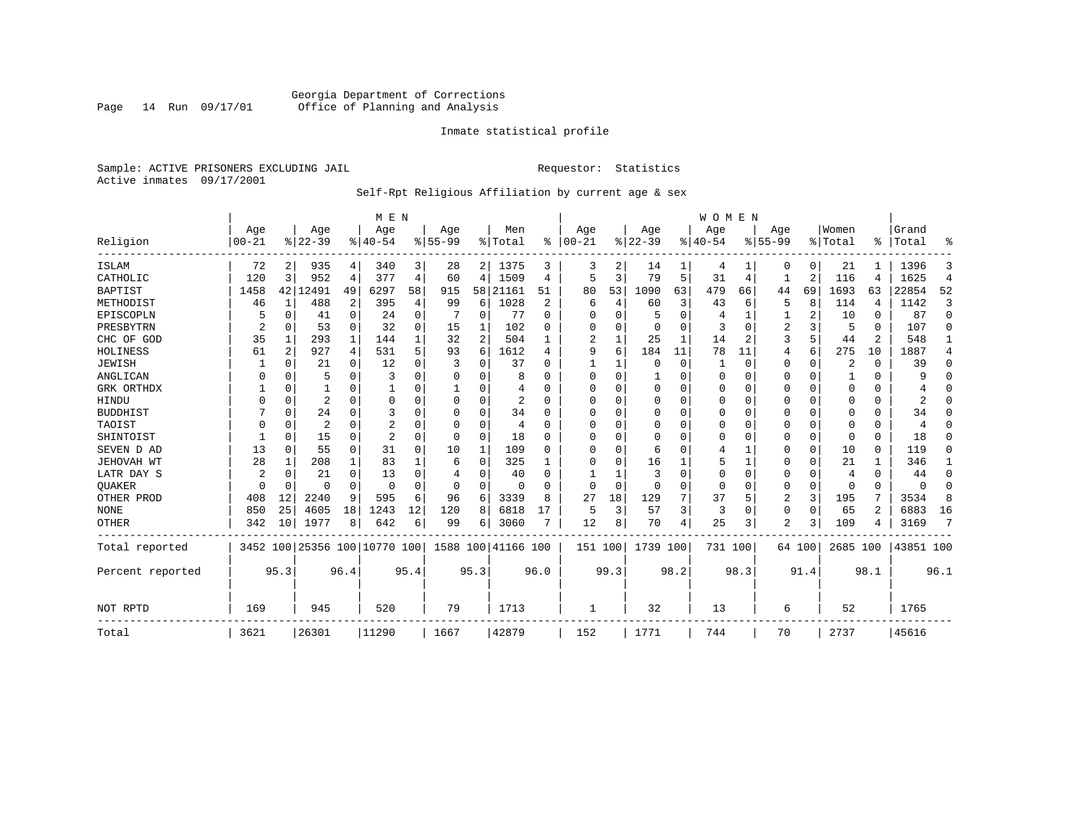Georgia Department of Corrections
Office of Planning and Analysis

Inmate statistical profile

Sample: ACTIVE PRISONERS EXCLUDING JAIL

Requestor: Statistics

Active inmates 09/17/2001

Self-Rpt Religious Affiliation by current age & sex

| Religion | MEN Age 00-21 | % | Age 22-39 | % | Age 40-54 | % | Age 55-99 | % | Men Total | % | WOMEN Age 00-21 | % | Age 22-39 | % | Age 40-54 | % | Age 55-99 | % | Women Total | % | Grand Total | % |
|---|---|---|---|---|---|---|---|---|---|---|---|---|---|---|---|---|---|---|---|---|---|---|
| ISLAM | 72 | 2 | 935 | 4 | 340 | 3 | 28 | 2 | 1375 | 3 | 3 | 2 | 14 | 1 | 4 | 1 | 0 | 0 | 21 | 1 | 1396 | 3 |
| CATHOLIC | 120 | 3 | 952 | 4 | 377 | 4 | 60 | 4 | 1509 | 4 | 5 | 3 | 79 | 5 | 31 | 4 | 1 | 2 | 116 | 4 | 1625 | 4 |
| BAPTIST | 1458 | 42 | 12491 | 49 | 6297 | 58 | 915 | 58 | 21161 | 51 | 80 | 53 | 1090 | 63 | 479 | 66 | 44 | 69 | 1693 | 63 | 22854 | 52 |
| METHODIST | 46 | 1 | 488 | 2 | 395 | 4 | 99 | 6 | 1028 | 2 | 6 | 4 | 60 | 3 | 43 | 6 | 5 | 8 | 114 | 4 | 1142 | 3 |
| EPISCOPLN | 5 | 0 | 41 | 0 | 24 | 0 | 7 | 0 | 77 | 0 | 0 | 0 | 5 | 0 | 4 | 1 | 1 | 2 | 10 | 0 | 87 | 0 |
| PRESBYTRN | 2 | 0 | 53 | 0 | 32 | 0 | 15 | 1 | 102 | 0 | 0 | 0 | 0 | 0 | 3 | 0 | 2 | 3 | 5 | 0 | 107 | 0 |
| CHC OF GOD | 35 | 1 | 293 | 1 | 144 | 1 | 32 | 2 | 504 | 1 | 2 | 1 | 25 | 1 | 14 | 2 | 3 | 5 | 44 | 2 | 548 | 1 |
| HOLINESS | 61 | 2 | 927 | 4 | 531 | 5 | 93 | 6 | 1612 | 4 | 9 | 6 | 184 | 11 | 78 | 11 | 4 | 6 | 275 | 10 | 1887 | 4 |
| JEWISH | 1 | 0 | 21 | 0 | 12 | 0 | 3 | 0 | 37 | 0 | 1 | 1 | 0 | 0 | 1 | 0 | 0 | 0 | 2 | 0 | 39 | 0 |
| ANGLICAN | 0 | 0 | 5 | 0 | 3 | 0 | 0 | 0 | 8 | 0 | 0 | 0 | 1 | 0 | 0 | 0 | 0 | 0 | 1 | 0 | 9 | 0 |
| GRK ORTHDX | 1 | 0 | 1 | 0 | 1 | 0 | 1 | 0 | 4 | 0 | 0 | 0 | 0 | 0 | 0 | 0 | 0 | 0 | 0 | 0 | 4 | 0 |
| HINDU | 0 | 0 | 2 | 0 | 0 | 0 | 0 | 0 | 2 | 0 | 0 | 0 | 0 | 0 | 0 | 0 | 0 | 0 | 0 | 0 | 2 | 0 |
| BUDDHIST | 7 | 0 | 24 | 0 | 3 | 0 | 0 | 0 | 34 | 0 | 0 | 0 | 0 | 0 | 0 | 0 | 0 | 0 | 0 | 0 | 34 | 0 |
| TAOIST | 0 | 0 | 2 | 0 | 2 | 0 | 0 | 0 | 4 | 0 | 0 | 0 | 0 | 0 | 0 | 0 | 0 | 0 | 0 | 0 | 4 | 0 |
| SHINTOIST | 1 | 0 | 15 | 0 | 2 | 0 | 0 | 0 | 18 | 0 | 0 | 0 | 0 | 0 | 0 | 0 | 0 | 0 | 0 | 0 | 18 | 0 |
| SEVEN D AD | 13 | 0 | 55 | 0 | 31 | 0 | 10 | 1 | 109 | 0 | 0 | 0 | 6 | 0 | 4 | 1 | 0 | 0 | 10 | 0 | 119 | 0 |
| JEHOVAH WT | 28 | 1 | 208 | 1 | 83 | 1 | 6 | 0 | 325 | 1 | 0 | 0 | 16 | 1 | 5 | 1 | 0 | 0 | 21 | 1 | 346 | 1 |
| LATR DAY S | 2 | 0 | 21 | 0 | 13 | 0 | 4 | 0 | 40 | 0 | 1 | 1 | 3 | 0 | 0 | 0 | 0 | 0 | 4 | 0 | 44 | 0 |
| QUAKER | 0 | 0 | 0 | 0 | 0 | 0 | 0 | 0 | 0 | 0 | 0 | 0 | 0 | 0 | 0 | 0 | 0 | 0 | 0 | 0 | 0 | 0 |
| OTHER PROD | 408 | 12 | 2240 | 9 | 595 | 6 | 96 | 6 | 3339 | 8 | 27 | 18 | 129 | 7 | 37 | 5 | 2 | 3 | 195 | 7 | 3534 | 8 |
| NONE | 850 | 25 | 4605 | 18 | 1243 | 12 | 120 | 8 | 6818 | 17 | 5 | 3 | 57 | 3 | 3 | 0 | 0 | 0 | 65 | 2 | 6883 | 16 |
| OTHER | 342 | 10 | 1977 | 8 | 642 | 6 | 99 | 6 | 3060 | 7 | 12 | 8 | 70 | 4 | 25 | 3 | 2 | 3 | 109 | 4 | 3169 | 7 |
| Total reported | 3452 | 100 | 25356 | 100 | 10770 | 100 | 1588 | 100 | 41166 | 100 | 151 | 100 | 1739 | 100 | 731 | 100 | 64 | 100 | 2685 | 100 | 43851 | 100 |
| Percent reported | | 95.3 | | 96.4 | | 95.4 | | 95.3 | | 96.0 | | 99.3 | | 98.2 | | 98.3 | | 91.4 | | 98.1 | | 96.1 |
| NOT RPTD | 169 | | 945 | | 520 | | 79 | | 1713 | | 1 | | 32 | | 13 | | 6 | | 52 | | 1765 | |
| Total | 3621 | | 26301 | | 11290 | | 1667 | | 42879 | | 152 | | 1771 | | 744 | | 70 | | 2737 | | 45616 | |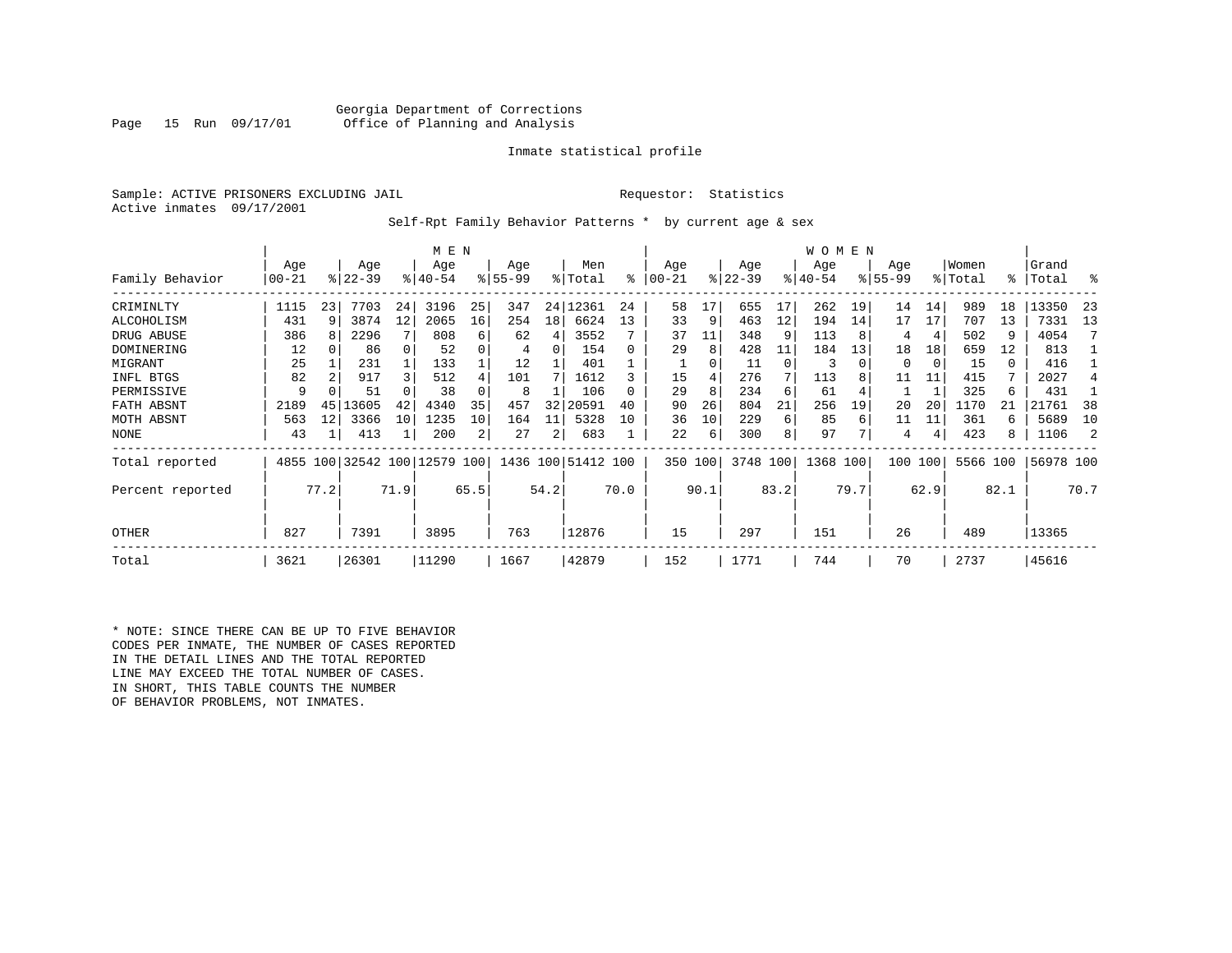Georgia Department of Corrections
Office of Planning and Analysis

Page 15 Run 09/17/01

Inmate statistical profile

Sample: ACTIVE PRISONERS EXCLUDING JAIL          Requestor: Statistics
Active inmates 09/17/2001

Self-Rpt Family Behavior Patterns * by current age & sex

| Family Behavior | MEN Age 00-21 | % | Age 22-39 | % | Age 40-54 | % | Age 55-99 | % | Men Total | % | WOMEN Age 00-21 | % | Age 22-39 | % | Age 40-54 | % | Age 55-99 | % | Women Total | % | Grand Total | % |
|---|---|---|---|---|---|---|---|---|---|---|---|---|---|---|---|---|---|---|---|---|---|---|
| CRIMINLTY | 1115 | 23 | 7703 | 24 | 3196 | 25 | 347 | 24 | 12361 | 24 | 58 | 17 | 655 | 17 | 262 | 19 | 14 | 14 | 989 | 18 | 13350 | 23 |
| ALCOHOLISM | 431 | 9 | 3874 | 12 | 2065 | 16 | 254 | 18 | 6624 | 13 | 33 | 9 | 463 | 12 | 194 | 14 | 17 | 17 | 707 | 13 | 7331 | 13 |
| DRUG ABUSE | 386 | 8 | 2296 | 7 | 808 | 6 | 62 | 4 | 3552 | 7 | 37 | 11 | 348 | 9 | 113 | 8 | 4 | 4 | 502 | 9 | 4054 | 7 |
| DOMINERING | 12 | 0 | 86 | 0 | 52 | 0 | 4 | 0 | 154 | 0 | 29 | 8 | 428 | 11 | 184 | 13 | 18 | 18 | 659 | 12 | 813 | 1 |
| MIGRANT | 25 | 1 | 231 | 1 | 133 | 1 | 12 | 1 | 401 | 1 | 1 | 0 | 11 | 0 | 3 | 0 | 0 | 0 | 15 | 0 | 416 | 1 |
| INFL BTGS | 82 | 2 | 917 | 3 | 512 | 4 | 101 | 7 | 1612 | 3 | 15 | 4 | 276 | 7 | 113 | 8 | 11 | 11 | 415 | 7 | 2027 | 4 |
| PERMISSIVE | 9 | 0 | 51 | 0 | 38 | 0 | 8 | 1 | 106 | 0 | 29 | 8 | 234 | 6 | 61 | 4 | 1 | 1 | 325 | 6 | 431 | 1 |
| FATH ABSNT | 2189 | 45 | 13605 | 42 | 4340 | 35 | 457 | 32 | 20591 | 40 | 90 | 26 | 804 | 21 | 256 | 19 | 20 | 20 | 1170 | 21 | 21761 | 38 |
| MOTH ABSNT | 563 | 12 | 3366 | 10 | 1235 | 10 | 164 | 11 | 5328 | 10 | 36 | 10 | 229 | 6 | 85 | 6 | 11 | 11 | 361 | 6 | 5689 | 10 |
| NONE | 43 | 1 | 413 | 1 | 200 | 2 | 27 | 2 | 683 | 1 | 22 | 6 | 300 | 8 | 97 | 7 | 4 | 4 | 423 | 8 | 1106 | 2 |
| Total reported | 4855 | 100 | 32542 | 100 | 12579 | 100 | 1436 | 100 | 51412 | 100 | 350 | 100 | 3748 | 100 | 1368 | 100 | 100 | 100 | 5566 | 100 | 56978 | 100 |
| Percent reported | | 77.2 | | 71.9 | | 65.5 | | 54.2 | | 70.0 | | 90.1 | | 83.2 | | 79.7 | | 62.9 | | 82.1 | | 70.7 |
| OTHER | 827 | | 7391 | | 3895 | | 763 | | 12876 | | 15 | | 297 | | 151 | | 26 | | 489 | | 13365 | |
| Total | 3621 | | 26301 | | 11290 | | 1667 | | 42879 | | 152 | | 1771 | | 744 | | 70 | | 2737 | | 45616 | |

* NOTE: SINCE THERE CAN BE UP TO FIVE BEHAVIOR CODES PER INMATE, THE NUMBER OF CASES REPORTED IN THE DETAIL LINES AND THE TOTAL REPORTED LINE MAY EXCEED THE TOTAL NUMBER OF CASES. IN SHORT, THIS TABLE COUNTS THE NUMBER OF BEHAVIOR PROBLEMS, NOT INMATES.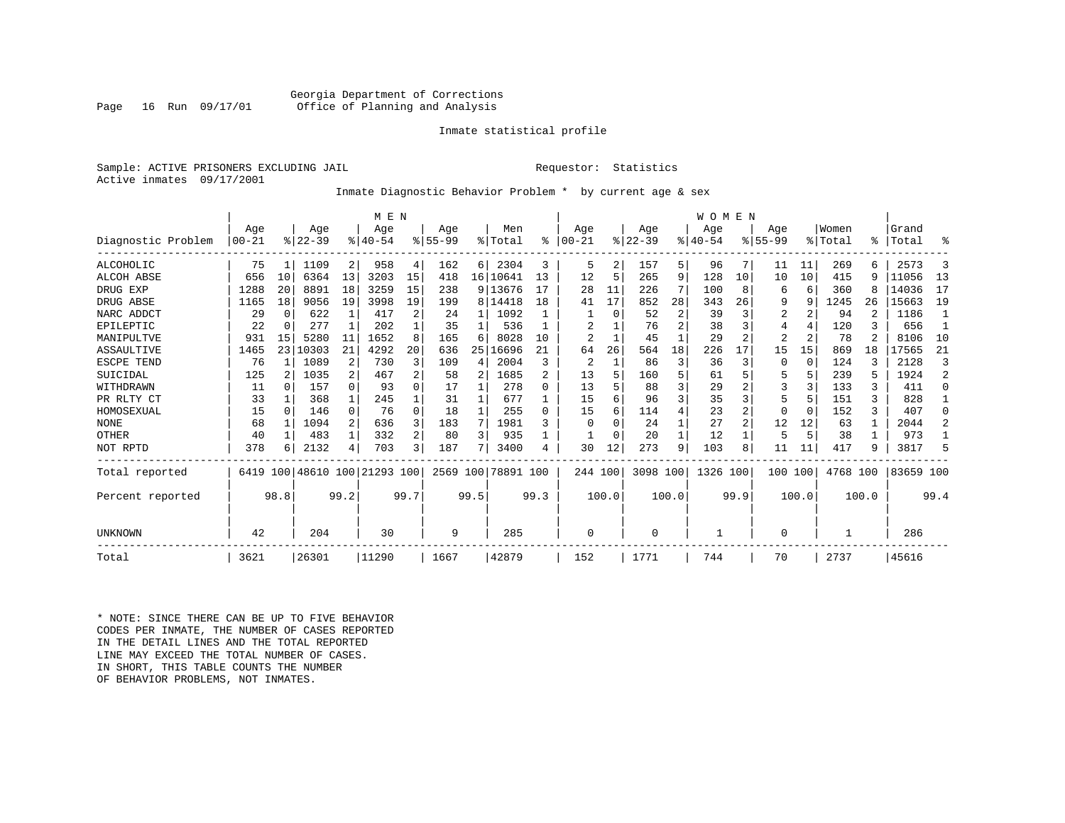Georgia Department of Corrections
Office of Planning and Analysis

Inmate statistical profile

Sample: ACTIVE PRISONERS EXCLUDING JAIL

Requestor: Statistics

Active inmates 09/17/2001

Inmate Diagnostic Behavior Problem * by current age & sex

| Diagnostic Problem | MEN Age 00-21 | % | Age 22-39 | % | Age 40-54 | % | Age 55-99 | % | Men Total | % | WOMEN Age 00-21 | % | Age 22-39 | % | Age 40-54 | % | Age 55-99 | % | Women Total | % | Grand Total | % |
|---|---|---|---|---|---|---|---|---|---|---|---|---|---|---|---|---|---|---|---|---|---|---|
| ALCOHOLIC | 75 | 1 | 1109 | 2 | 958 | 4 | 162 | 6 | 2304 | 3 | 5 | 2 | 157 | 5 | 96 | 7 | 11 | 11 | 269 | 6 | 2573 | 3 |
| ALCOH ABSE | 656 | 10 | 6364 | 13 | 3203 | 15 | 418 | 16 | 10641 | 13 | 12 | 5 | 265 | 9 | 128 | 10 | 10 | 10 | 415 | 9 | 11056 | 13 |
| DRUG EXP | 1288 | 20 | 8891 | 18 | 3259 | 15 | 238 | 9 | 13676 | 17 | 28 | 11 | 226 | 7 | 100 | 8 | 6 | 6 | 360 | 8 | 14036 | 17 |
| DRUG ABSE | 1165 | 18 | 9056 | 19 | 3998 | 19 | 199 | 8 | 14418 | 18 | 41 | 17 | 852 | 28 | 343 | 26 | 9 | 9 | 1245 | 26 | 15663 | 19 |
| NARC ADDCT | 29 | 0 | 622 | 1 | 417 | 2 | 24 | 1 | 1092 | 1 | 1 | 0 | 52 | 2 | 39 | 3 | 2 | 2 | 94 | 2 | 1186 | 1 |
| EPILEPTIC | 22 | 0 | 277 | 1 | 202 | 1 | 35 | 1 | 536 | 1 | 2 | 1 | 76 | 2 | 38 | 3 | 4 | 4 | 120 | 3 | 656 | 1 |
| MANIPULTVE | 931 | 15 | 5280 | 11 | 1652 | 8 | 165 | 6 | 8028 | 10 | 2 | 1 | 45 | 1 | 29 | 2 | 2 | 2 | 78 | 2 | 8106 | 10 |
| ASSAULTIVE | 1465 | 23 | 10303 | 21 | 4292 | 20 | 636 | 25 | 16696 | 21 | 64 | 26 | 564 | 18 | 226 | 17 | 15 | 15 | 869 | 18 | 17565 | 21 |
| ESCPE TEND | 76 | 1 | 1089 | 2 | 730 | 3 | 109 | 4 | 2004 | 3 | 2 | 1 | 86 | 3 | 36 | 3 | 0 | 0 | 124 | 3 | 2128 | 3 |
| SUICIDAL | 125 | 2 | 1035 | 2 | 467 | 2 | 58 | 2 | 1685 | 2 | 13 | 5 | 160 | 5 | 61 | 5 | 5 | 5 | 239 | 5 | 1924 | 2 |
| WITHDRAWN | 11 | 0 | 157 | 0 | 93 | 0 | 17 | 1 | 278 | 0 | 13 | 5 | 88 | 3 | 29 | 2 | 3 | 3 | 133 | 3 | 411 | 0 |
| PR RLTY CT | 33 | 1 | 368 | 1 | 245 | 1 | 31 | 1 | 677 | 1 | 15 | 6 | 96 | 3 | 35 | 3 | 5 | 5 | 151 | 3 | 828 | 1 |
| HOMOSEXUAL | 15 | 0 | 146 | 0 | 76 | 0 | 18 | 1 | 255 | 0 | 15 | 6 | 114 | 4 | 23 | 2 | 0 | 0 | 152 | 3 | 407 | 0 |
| NONE | 68 | 1 | 1094 | 2 | 636 | 3 | 183 | 7 | 1981 | 3 | 0 | 0 | 24 | 1 | 27 | 2 | 12 | 12 | 63 | 1 | 2044 | 2 |
| OTHER | 40 | 1 | 483 | 1 | 332 | 2 | 80 | 3 | 935 | 1 | 1 | 0 | 20 | 1 | 12 | 1 | 5 | 5 | 38 | 1 | 973 | 1 |
| NOT RPTD | 378 | 6 | 2132 | 4 | 703 | 3 | 187 | 7 | 3400 | 4 | 30 | 12 | 273 | 9 | 103 | 8 | 11 | 11 | 417 | 9 | 3817 | 5 |
| Total reported | 6419 | 100 | 48610 | 100 | 21293 | 100 | 2569 | 100 | 78891 | 100 | 244 | 100 | 3098 | 100 | 1326 | 100 | 100 | 100 | 4768 | 100 | 83659 | 100 |
| Percent reported | | 98.8 | | 99.2 | | 99.7 | | 99.5 | | 99.3 | | 100.0 | | 100.0 | | 99.9 | | 100.0 | | 100.0 | | 99.4 |
| UNKNOWN | 42 | | 204 | | 30 | | 9 | | 285 | | 0 | | 0 | | 1 | | 0 | | 1 | | 286 | |
| Total | 3621 | | 26301 | | 11290 | | 1667 | | 42879 | | 152 | | 1771 | | 744 | | 70 | | 2737 | | 45616 | |

* NOTE: SINCE THERE CAN BE UP TO FIVE BEHAVIOR CODES PER INMATE, THE NUMBER OF CASES REPORTED IN THE DETAIL LINES AND THE TOTAL REPORTED LINE MAY EXCEED THE TOTAL NUMBER OF CASES. IN SHORT, THIS TABLE COUNTS THE NUMBER OF BEHAVIOR PROBLEMS, NOT INMATES.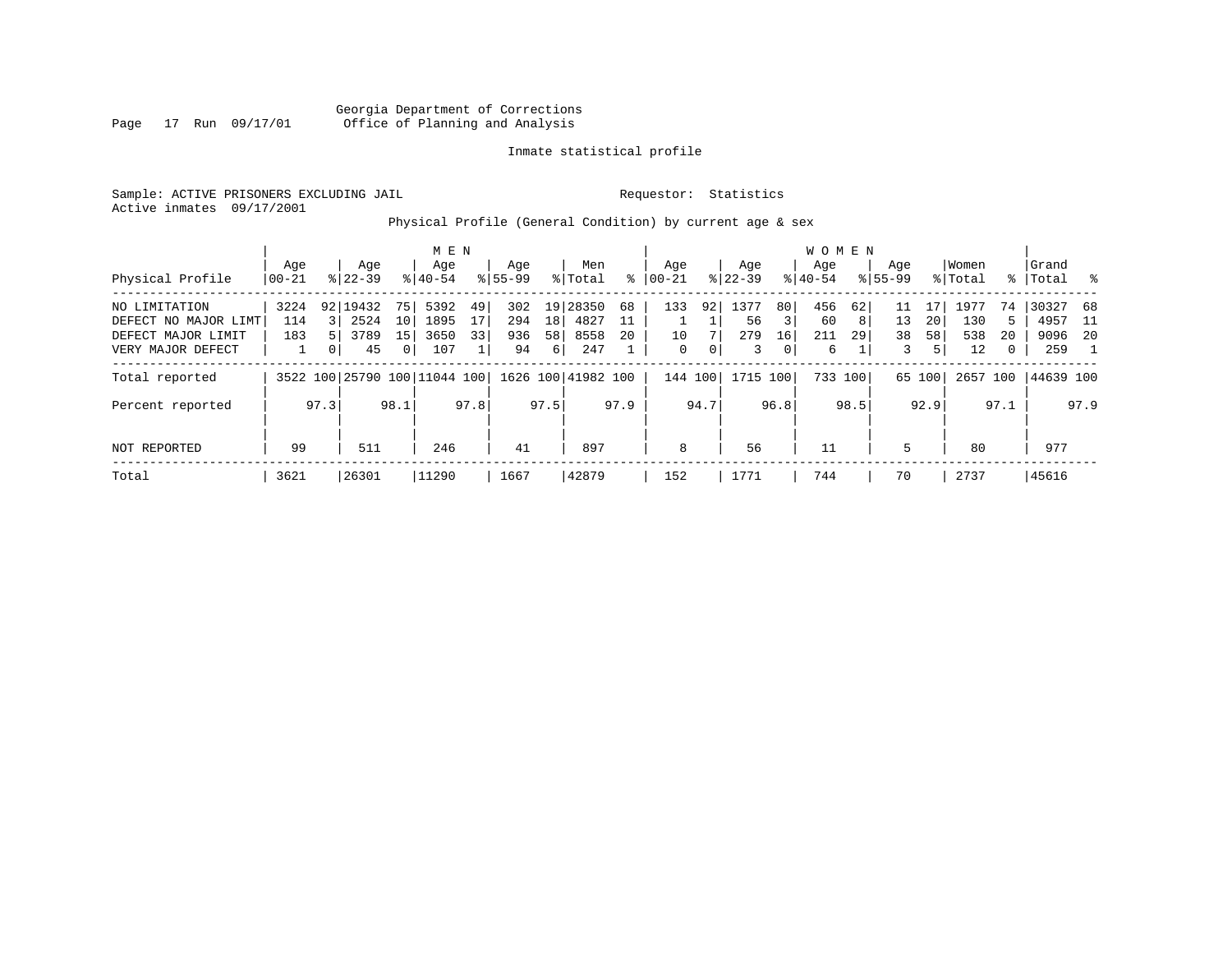Georgia Department of Corrections
Office of Planning and Analysis

Inmate statistical profile

Sample: ACTIVE PRISONERS EXCLUDING JAIL

Requestor: Statistics

Active inmates 09/17/2001

Physical Profile (General Condition) by current age & sex

| Physical Profile | MEN Age 00-21 | % | Age 22-39 | % | Age 40-54 | % | Age 55-99 | % | Men Total | % | WOMEN Age 00-21 | % | Age 22-39 | % | Age 40-54 | % | Age 55-99 | % | Women Total | % | Grand Total | % |
|---|---|---|---|---|---|---|---|---|---|---|---|---|---|---|---|---|---|---|---|---|---|---|
| NO LIMITATION | 3224 | 92 | 19432 | 75 | 5392 | 49 | 302 | 19 | 28350 | 68 | 133 | 92 | 1377 | 80 | 456 | 62 | 11 | 17 | 1977 | 74 | 30327 | 68 |
| DEFECT NO MAJOR LIMT | 114 | 3 | 2524 | 10 | 1895 | 17 | 294 | 18 | 4827 | 11 | 1 | 1 | 56 | 3 | 60 | 8 | 13 | 20 | 130 | 5 | 4957 | 11 |
| DEFECT MAJOR LIMIT | 183 | 5 | 3789 | 15 | 3650 | 33 | 936 | 58 | 8558 | 20 | 10 | 7 | 279 | 16 | 211 | 29 | 38 | 58 | 538 | 20 | 9096 | 20 |
| VERY MAJOR DEFECT | 1 | 0 | 45 | 0 | 107 | 1 | 94 | 6 | 247 | 1 | 0 | 0 | 3 | 0 | 6 | 1 | 3 | 5 | 12 | 0 | 259 | 1 |
| Total reported | 3522 | 100 | 25790 | 100 | 11044 | 100 | 1626 | 100 | 41982 | 100 | 144 | 100 | 1715 | 100 | 733 | 100 | 65 | 100 | 2657 | 100 | 44639 | 100 |
| Percent reported | | 97.3 | | 98.1 | | 97.8 | | 97.5 | | 97.9 | | 94.7 | | 96.8 | | 98.5 | | 92.9 | | 97.1 | | 97.9 |
| NOT REPORTED | 99 | | 511 | | 246 | | 41 | | 897 | | 8 | | 56 | | 11 | | 5 | | 80 | | 977 | |
| Total | 3621 | | 26301 | | 11290 | | 1667 | | 42879 | | 152 | | 1771 | | 744 | | 70 | | 2737 | | 45616 | |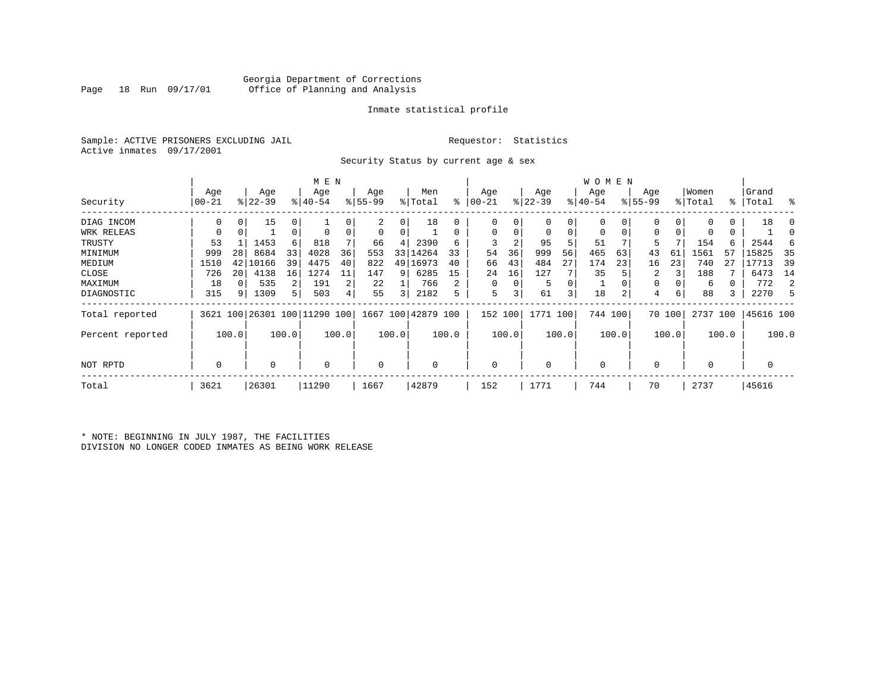Georgia Department of Corrections
Office of Planning and Analysis

Inmate statistical profile

Sample: ACTIVE PRISONERS EXCLUDING JAIL
Requestor: Statistics
Active inmates 09/17/2001

Security Status by current age & sex

| Security | MEN Age 00-21 | % | Age 22-39 | % | Age 40-54 | % | Age 55-99 | % | Men Total | % | WOMEN Age 00-21 | % | Age 22-39 | % | Age 40-54 | % | Age 55-99 | % | Women Total | % | Grand Total | % |
|---|---|---|---|---|---|---|---|---|---|---|---|---|---|---|---|---|---|---|---|---|---|---|
| DIAG INCOM | 0 | 0 | 15 | 0 | 1 | 0 | 2 | 0 | 18 | 0 | 0 | 0 | 0 | 0 | 0 | 0 | 0 | 0 | 0 | 0 | 18 | 0 |
| WRK RELEAS | 0 | 0 | 1 | 0 | 0 | 0 | 0 | 0 | 1 | 0 | 0 | 0 | 0 | 0 | 0 | 0 | 0 | 0 | 0 | 0 | 1 | 0 |
| TRUSTY | 53 | 1 | 1453 | 6 | 818 | 7 | 66 | 4 | 2390 | 6 | 3 | 2 | 95 | 5 | 51 | 7 | 5 | 7 | 154 | 6 | 2544 | 6 |
| MINIMUM | 999 | 28 | 8684 | 33 | 4028 | 36 | 553 | 33 | 14264 | 33 | 54 | 36 | 999 | 56 | 465 | 63 | 43 | 61 | 1561 | 57 | 15825 | 35 |
| MEDIUM | 1510 | 42 | 10166 | 39 | 4475 | 40 | 822 | 49 | 16973 | 40 | 66 | 43 | 484 | 27 | 174 | 23 | 16 | 23 | 740 | 27 | 17713 | 39 |
| CLOSE | 726 | 20 | 4138 | 16 | 1274 | 11 | 147 | 9 | 6285 | 15 | 24 | 16 | 127 | 7 | 35 | 5 | 2 | 3 | 188 | 7 | 6473 | 14 |
| MAXIMUM | 18 | 0 | 535 | 2 | 191 | 2 | 22 | 1 | 766 | 2 | 0 | 0 | 5 | 0 | 1 | 0 | 0 | 0 | 6 | 0 | 772 | 2 |
| DIAGNOSTIC | 315 | 9 | 1309 | 5 | 503 | 4 | 55 | 3 | 2182 | 5 | 5 | 3 | 61 | 3 | 18 | 2 | 4 | 6 | 88 | 3 | 2270 | 5 |
| Total reported | 3621 | 100 | 26301 | 100 | 11290 | 100 | 1667 | 100 | 42879 | 100 | 152 | 100 | 1771 | 100 | 744 | 100 | 70 | 100 | 2737 | 100 | 45616 | 100 |
| Percent reported | | 100.0 | | 100.0 | | 100.0 | | 100.0 | | 100.0 | | 100.0 | | 100.0 | | 100.0 | | 100.0 | | 100.0 | | 100.0 |
| NOT RPTD | 0 | | 0 | | 0 | | 0 | | 0 | | 0 | | 0 | | 0 | | 0 | | 0 | | 0 | |
| Total | 3621 | | 26301 | | 11290 | | 1667 | | 42879 | | 152 | | 1771 | | 744 | | 70 | | 2737 | | 45616 | |

* NOTE: BEGINNING IN JULY 1987, THE FACILITIES DIVISION NO LONGER CODED INMATES AS BEING WORK RELEASE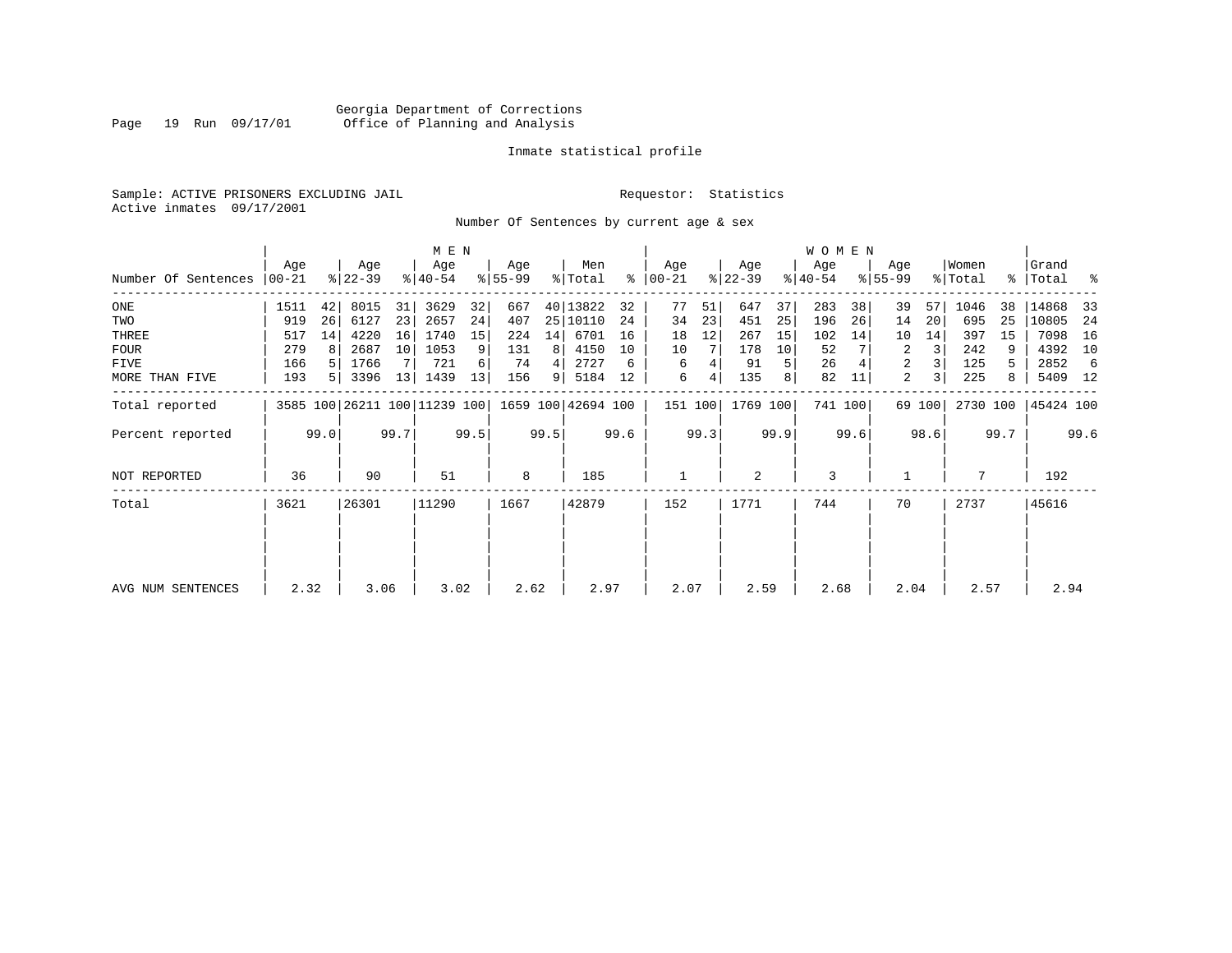Georgia Department of Corrections
Office of Planning and Analysis

Inmate statistical profile

Sample: ACTIVE PRISONERS EXCLUDING JAIL    Requestor: Statistics
Active inmates 09/17/2001

Number Of Sentences by current age & sex

| | MEN | | | | | | | | | | WOMEN | | | | | | | | | | Grand | |
|---|---|---|---|---|---|---|---|---|---|---|---|---|---|---|---|---|---|---|---|---|---|---|
| Number Of Sentences | Age 00-21 | % | Age 22-39 | % | Age 40-54 | % | Age 55-99 | % | Men Total | % | Age 00-21 | % | Age 22-39 | % | Age 40-54 | % | Age 55-99 | % | Women Total | % | Total | % |
| ONE | 1511 | 42 | 8015 | 31 | 3629 | 32 | 667 | 40 | 13822 | 32 | 77 | 51 | 647 | 37 | 283 | 38 | 39 | 57 | 1046 | 38 | 14868 | 33 |
| TWO | 919 | 26 | 6127 | 23 | 2657 | 24 | 407 | 25 | 10110 | 24 | 34 | 23 | 451 | 25 | 196 | 26 | 14 | 20 | 695 | 25 | 10805 | 24 |
| THREE | 517 | 14 | 4220 | 16 | 1740 | 15 | 224 | 14 | 6701 | 16 | 18 | 12 | 267 | 15 | 102 | 14 | 10 | 14 | 397 | 15 | 7098 | 16 |
| FOUR | 279 | 8 | 2687 | 10 | 1053 | 9 | 131 | 8 | 4150 | 10 | 10 | 7 | 178 | 10 | 52 | 7 | 2 | 3 | 242 | 9 | 4392 | 10 |
| FIVE | 166 | 5 | 1766 | 7 | 721 | 6 | 74 | 4 | 2727 | 6 | 6 | 4 | 91 | 5 | 26 | 4 | 2 | 3 | 125 | 5 | 2852 | 6 |
| MORE THAN FIVE | 193 | 5 | 3396 | 13 | 1439 | 13 | 156 | 9 | 5184 | 12 | 6 | 4 | 135 | 8 | 82 | 11 | 2 | 3 | 225 | 8 | 5409 | 12 |
| Total reported | 3585 | 100 | 26211 | 100 | 11239 | 100 | 1659 | 100 | 42694 | 100 | 151 | 100 | 1769 | 100 | 741 | 100 | 69 | 100 | 2730 | 100 | 45424 | 100 |
| Percent reported | | 99.0 | | 99.7 | | 99.5 | | 99.5 | | 99.6 | | 99.3 | | 99.9 | | 99.6 | | 98.6 | | 99.7 | | 99.6 |
| NOT REPORTED | 36 | | 90 | | 51 | | 8 | | 185 | | 1 | | 2 | | 3 | | 1 | | 7 | | 192 | |
| Total | 3621 | | 26301 | | 11290 | | 1667 | | 42879 | | 152 | | 1771 | | 744 | | 70 | | 2737 | | 45616 | |
| AVG NUM SENTENCES | 2.32 | | 3.06 | | 3.02 | | 2.62 | | 2.97 | | 2.07 | | 2.59 | | 2.68 | | 2.04 | | 2.57 | | 2.94 | |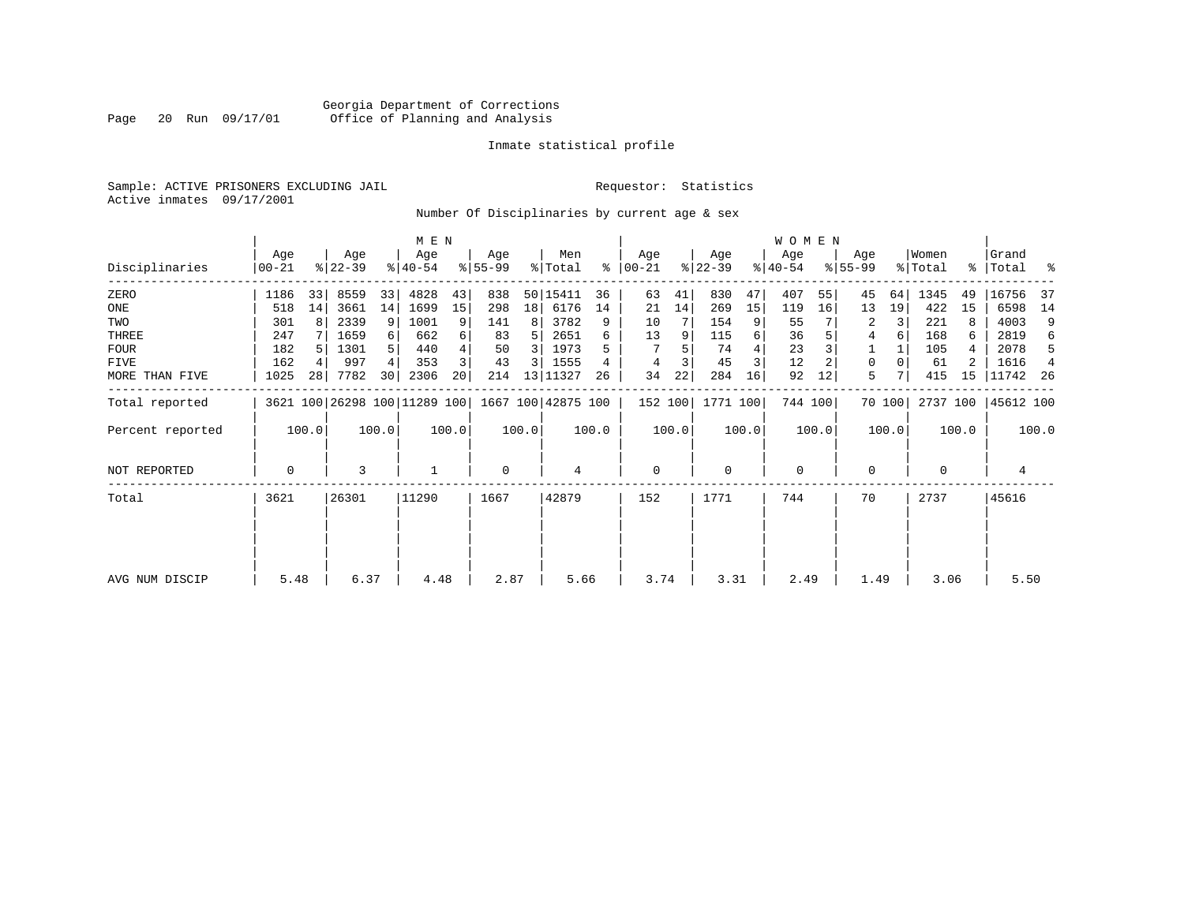Georgia Department of Corrections
Office of Planning and Analysis

Inmate statistical profile

Sample: ACTIVE PRISONERS EXCLUDING JAIL                    Requestor: Statistics
Active inmates 09/17/2001

Number Of Disciplinaries by current age & sex

| Disciplinaries | MEN Age 00-21 | % | Age 22-39 | % | Age 40-54 | % | Age 55-99 | % | Men Total | % | WOMEN Age 00-21 | % | Age 22-39 | % | Age 40-54 | % | Age 55-99 | % | Women Total | % | Grand Total | % |
|---|---|---|---|---|---|---|---|---|---|---|---|---|---|---|---|---|---|---|---|---|---|---|
| ZERO | 1186 | 33 | 8559 | 33 | 4828 | 43 | 838 | 50 | 15411 | 36 | 63 | 41 | 830 | 47 | 407 | 55 | 45 | 64 | 1345 | 49 | 16756 | 37 |
| ONE | 518 | 14 | 3661 | 14 | 1699 | 15 | 298 | 18 | 6176 | 14 | 21 | 14 | 269 | 15 | 119 | 16 | 13 | 19 | 422 | 15 | 6598 | 14 |
| TWO | 301 | 8 | 2339 | 9 | 1001 | 9 | 141 | 8 | 3782 | 9 | 10 | 7 | 154 | 9 | 55 | 7 | 2 | 3 | 221 | 8 | 4003 | 9 |
| THREE | 247 | 7 | 1659 | 6 | 662 | 6 | 83 | 5 | 2651 | 6 | 13 | 9 | 115 | 6 | 36 | 5 | 4 | 6 | 168 | 6 | 2819 | 6 |
| FOUR | 182 | 5 | 1301 | 5 | 440 | 4 | 50 | 3 | 1973 | 5 | 7 | 5 | 74 | 4 | 23 | 3 | 1 | 1 | 105 | 4 | 2078 | 5 |
| FIVE | 162 | 4 | 997 | 4 | 353 | 3 | 43 | 3 | 1555 | 4 | 4 | 3 | 45 | 3 | 12 | 2 | 0 | 0 | 61 | 2 | 1616 | 4 |
| MORE THAN FIVE | 1025 | 28 | 7782 | 30 | 2306 | 20 | 214 | 13 | 11327 | 26 | 34 | 22 | 284 | 16 | 92 | 12 | 5 | 7 | 415 | 15 | 11742 | 26 |
| Total reported | 3621 | 100 | 26298 | 100 | 11289 | 100 | 1667 | 100 | 42875 | 100 | 152 | 100 | 1771 | 100 | 744 | 100 | 70 | 100 | 2737 | 100 | 45612 | 100 |
| Percent reported | | 100.0 | | 100.0 | | 100.0 | | 100.0 | | 100.0 | | 100.0 | | 100.0 | | 100.0 | | 100.0 | | 100.0 | | 100.0 |
| NOT REPORTED | 0 | | 3 | | 1 | | 0 | | 4 | | 0 | | 0 | | 0 | | 0 | | 0 | | 4 | |
| Total | 3621 | | 26301 | | 11290 | | 1667 | | 42879 | | 152 | | 1771 | | 744 | | 70 | | 2737 | | 45616 | |
| AVG NUM DISCIP | 5.48 | | 6.37 | | 4.48 | | 2.87 | | 5.66 | | 3.74 | | 3.31 | | 2.49 | | 1.49 | | 3.06 | | 5.50 | |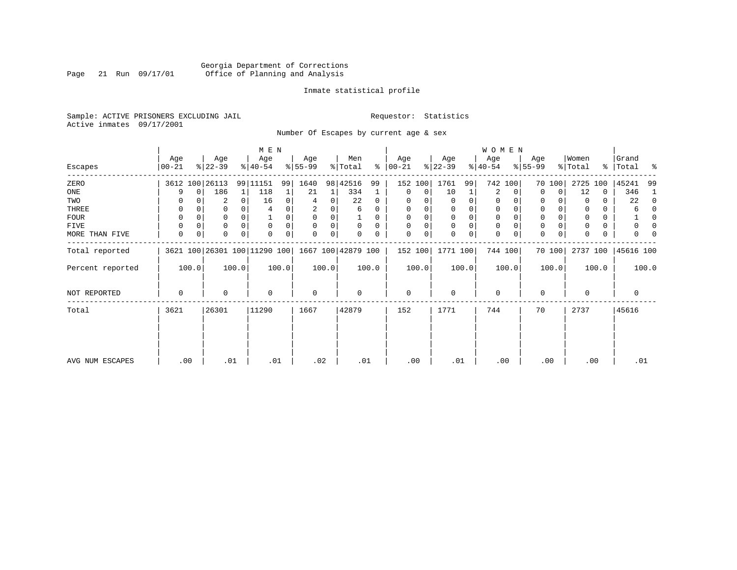Georgia Department of Corrections
Office of Planning and Analysis

Inmate statistical profile

Sample: ACTIVE PRISONERS EXCLUDING JAIL
Active inmates 09/17/2001

Requestor: Statistics

Number Of Escapes by current age & sex

| Escapes | MEN Age 00-21 | % | Age 22-39 | % | Age 40-54 | % | Age 55-99 | % | Men Total | % | WOMEN Age 00-21 | % | Age 22-39 | % | Age 40-54 | % | Age 55-99 | % | Women Total | % | Grand Total | % |
|---|---|---|---|---|---|---|---|---|---|---|---|---|---|---|---|---|---|---|---|---|---|---|
| ZERO | 3612 | 100 | 26113 | 99 | 11151 | 99 | 1640 | 98 | 42516 | 99 | 152 | 100 | 1761 | 99 | 742 | 100 | 70 | 100 | 2725 | 100 | 45241 | 99 |
| ONE | 9 | 0 | 186 | 1 | 118 | 1 | 21 | 1 | 334 | 1 | 0 | 0 | 10 | 1 | 2 | 0 | 0 | 0 | 12 | 0 | 346 | 1 |
| TWO | 0 | 0 | 2 | 0 | 16 | 0 | 4 | 0 | 22 | 0 | 0 | 0 | 0 | 0 | 0 | 0 | 0 | 0 | 0 | 0 | 22 | 0 |
| THREE | 0 | 0 | 0 | 0 | 4 | 0 | 2 | 0 | 6 | 0 | 0 | 0 | 0 | 0 | 0 | 0 | 0 | 0 | 0 | 0 | 6 | 0 |
| FOUR | 0 | 0 | 0 | 0 | 1 | 0 | 0 | 0 | 1 | 0 | 0 | 0 | 0 | 0 | 0 | 0 | 0 | 0 | 0 | 0 | 1 | 0 |
| FIVE | 0 | 0 | 0 | 0 | 0 | 0 | 0 | 0 | 0 | 0 | 0 | 0 | 0 | 0 | 0 | 0 | 0 | 0 | 0 | 0 | 0 | 0 |
| MORE THAN FIVE | 0 | 0 | 0 | 0 | 0 | 0 | 0 | 0 | 0 | 0 | 0 | 0 | 0 | 0 | 0 | 0 | 0 | 0 | 0 | 0 | 0 | 0 |
| Total reported | 3621 | 100 | 26301 | 100 | 11290 | 100 | 1667 | 100 | 42879 | 100 | 152 | 100 | 1771 | 100 | 744 | 100 | 70 | 100 | 2737 | 100 | 45616 | 100 |
| Percent reported | 100.0 | | 100.0 | | 100.0 | | 100.0 | | 100.0 | | 100.0 | | 100.0 | | 100.0 | | 100.0 | | 100.0 | | 100.0 | |
| NOT REPORTED | 0 | | 0 | | 0 | | 0 | | 0 | | 0 | | 0 | | 0 | | 0 | | 0 | | 0 | |
| Total | 3621 | | 26301 | | 11290 | | 1667 | | 42879 | | 152 | | 1771 | | 744 | | 70 | | 2737 | | 45616 | |
| AVG NUM ESCAPES | .00 | | .01 | | .01 | | .02 | | .01 | | .00 | | .01 | | .00 | | .00 | | .00 | | .01 | |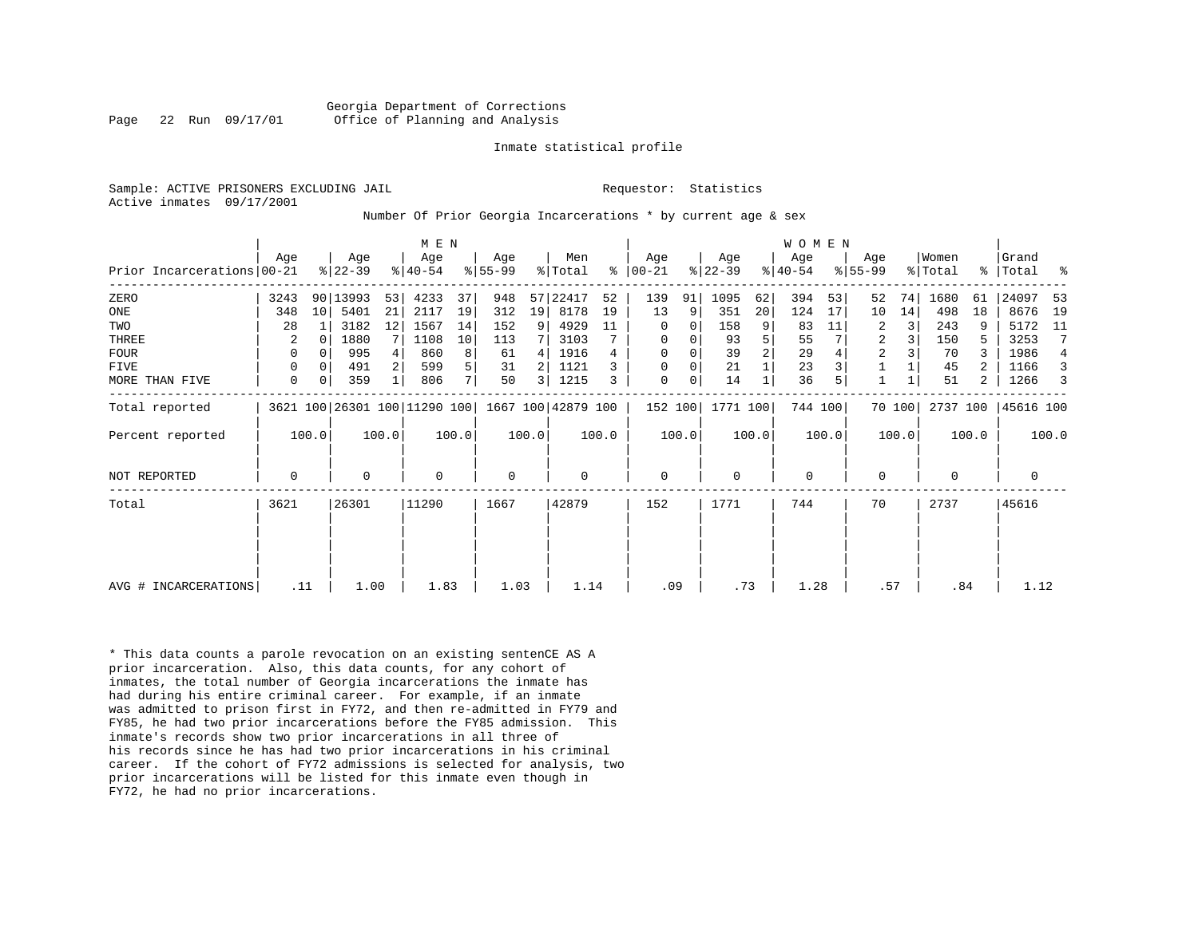Georgia Department of Corrections
Office of Planning and Analysis

Inmate statistical profile

Sample: ACTIVE PRISONERS EXCLUDING JAIL

Requestor: Statistics

Active inmates 09/17/2001

Number Of Prior Georgia Incarcerations * by current age & sex

| Prior Incarcerations | MEN Age 00-21 | % | Age 22-39 | % | Age 40-54 | % | Age 55-99 | % | Men Total | % | WOMEN Age 00-21 | % | Age 22-39 | % | Age 40-54 | % | Age 55-99 | % | Women Total | % | Grand Total | % |
|---|---|---|---|---|---|---|---|---|---|---|---|---|---|---|---|---|---|---|---|---|---|---|
| ZERO | 3243 | 90 | 13993 | 53 | 4233 | 37 | 948 | 57 | 22417 | 52 | 139 | 91 | 1095 | 62 | 394 | 53 | 52 | 74 | 1680 | 61 | 24097 | 53 |
| ONE | 348 | 10 | 5401 | 21 | 2117 | 19 | 312 | 19 | 8178 | 19 | 13 | 9 | 351 | 20 | 124 | 17 | 10 | 14 | 498 | 18 | 8676 | 19 |
| TWO | 28 | 1 | 3182 | 12 | 1567 | 14 | 152 | 9 | 4929 | 11 | 0 | 0 | 158 | 9 | 83 | 11 | 2 | 3 | 243 | 9 | 5172 | 11 |
| THREE | 2 | 0 | 1880 | 7 | 1108 | 10 | 113 | 7 | 3103 | 7 | 0 | 0 | 93 | 5 | 55 | 7 | 2 | 3 | 150 | 5 | 3253 | 7 |
| FOUR | 0 | 0 | 995 | 4 | 860 | 8 | 61 | 4 | 1916 | 4 | 0 | 0 | 39 | 2 | 29 | 4 | 2 | 3 | 70 | 3 | 1986 | 4 |
| FIVE | 0 | 0 | 491 | 2 | 599 | 5 | 31 | 2 | 1121 | 3 | 0 | 0 | 21 | 1 | 23 | 3 | 1 | 1 | 45 | 2 | 1166 | 3 |
| MORE THAN FIVE | 0 | 0 | 359 | 1 | 806 | 7 | 50 | 3 | 1215 | 3 | 0 | 0 | 14 | 1 | 36 | 5 | 1 | 1 | 51 | 2 | 1266 | 3 |
| Total reported | 3621 | 100 | 26301 | 100 | 11290 | 100 | 1667 | 100 | 42879 | 100 | 152 | 100 | 1771 | 100 | 744 | 100 | 70 | 100 | 2737 | 100 | 45616 | 100 |
| Percent reported | 100.0 | | 100.0 | | 100.0 | | 100.0 | | 100.0 | | 100.0 | | 100.0 | | 100.0 | | 100.0 | | 100.0 | | 100.0 | |
| NOT REPORTED | 0 | | 0 | | 0 | | 0 | | 0 | | 0 | | 0 | | 0 | | 0 | | 0 | | 0 | |
| Total | 3621 | | 26301 | | 11290 | | 1667 | | 42879 | | 152 | | 1771 | | 744 | | 70 | | 2737 | | 45616 | |
| AVG # INCARCERATIONS | .11 | | 1.00 | | 1.83 | | 1.03 | | 1.14 | | .09 | | .73 | | 1.28 | | .57 | | .84 | | 1.12 | |

* This data counts a parole revocation on an existing sentenCE AS A prior incarceration. Also, this data counts, for any cohort of inmates, the total number of Georgia incarcerations the inmate has had during his entire criminal career. For example, if an inmate was admitted to prison first in FY72, and then re-admitted in FY79 and FY85, he had two prior incarcerations before the FY85 admission. This inmate's records show two prior incarcerations in all three of his records since he has had two prior incarcerations in his criminal career. If the cohort of FY72 admissions is selected for analysis, two prior incarcerations will be listed for this inmate even though in FY72, he had no prior incarcerations.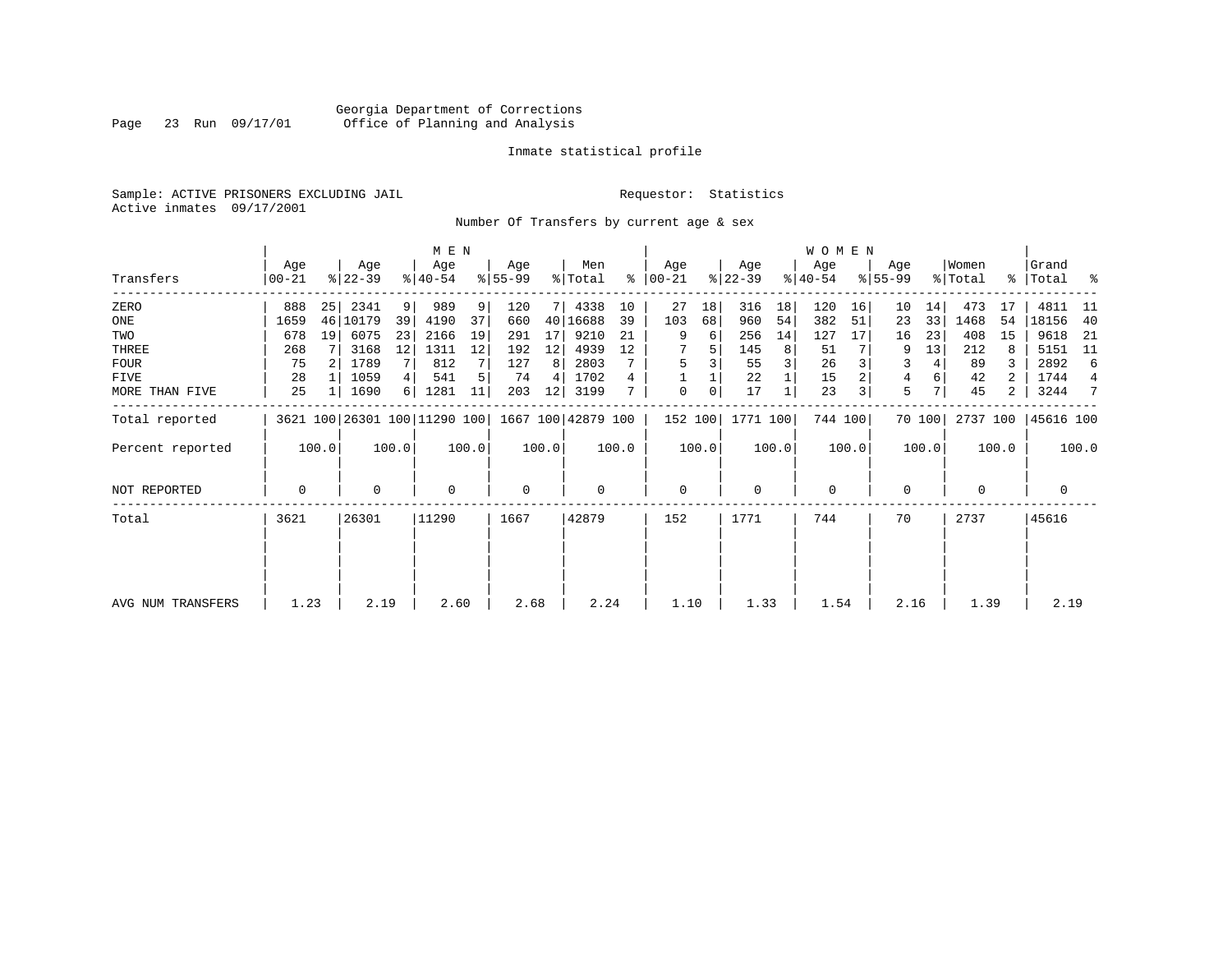Georgia Department of Corrections
Office of Planning and Analysis

Inmate statistical profile

Sample: ACTIVE PRISONERS EXCLUDING JAIL    Requestor: Statistics
Active inmates 09/17/2001

Number Of Transfers by current age & sex

| Transfers | MEN Age 00-21 | % | Age 22-39 | % | Age 40-54 | % | Age 55-99 | % | Men Total | % | WOMEN Age 00-21 | % | Age 22-39 | % | Age 40-54 | % | Age 55-99 | % | Women Total | % | Grand Total | % |
|---|---|---|---|---|---|---|---|---|---|---|---|---|---|---|---|---|---|---|---|---|---|---|
| ZERO | 888 | 25 | 2341 | 9 | 989 | 9 | 120 | 7 | 4338 | 10 | 27 | 18 | 316 | 18 | 120 | 16 | 10 | 14 | 473 | 17 | 4811 | 11 |
| ONE | 1659 | 46 | 10179 | 39 | 4190 | 37 | 660 | 40 | 16688 | 39 | 103 | 68 | 960 | 54 | 382 | 51 | 23 | 33 | 1468 | 54 | 18156 | 40 |
| TWO | 678 | 19 | 6075 | 23 | 2166 | 19 | 291 | 17 | 9210 | 21 | 9 | 6 | 256 | 14 | 127 | 17 | 16 | 23 | 408 | 15 | 9618 | 21 |
| THREE | 268 | 7 | 3168 | 12 | 1311 | 12 | 192 | 12 | 4939 | 12 | 7 | 5 | 145 | 8 | 51 | 7 | 9 | 13 | 212 | 8 | 5151 | 11 |
| FOUR | 75 | 2 | 1789 | 7 | 812 | 7 | 127 | 8 | 2803 | 7 | 5 | 3 | 55 | 3 | 26 | 3 | 3 | 4 | 89 | 3 | 2892 | 6 |
| FIVE | 28 | 1 | 1059 | 4 | 541 | 5 | 74 | 4 | 1702 | 4 | 1 | 1 | 22 | 1 | 15 | 2 | 4 | 6 | 42 | 2 | 1744 | 4 |
| MORE THAN FIVE | 25 | 1 | 1690 | 6 | 1281 | 11 | 203 | 12 | 3199 | 7 | 0 | 0 | 17 | 1 | 23 | 3 | 5 | 7 | 45 | 2 | 3244 | 7 |
| Total reported | 3621 | 100 | 26301 | 100 | 11290 | 100 | 1667 | 100 | 42879 | 100 | 152 | 100 | 1771 | 100 | 744 | 100 | 70 | 100 | 2737 | 100 | 45616 | 100 |
| Percent reported | | 100.0 | | 100.0 | | 100.0 | | 100.0 | | 100.0 | | 100.0 | | 100.0 | | 100.0 | | 100.0 | | 100.0 | | 100.0 |
| NOT REPORTED | 0 | | 0 | | 0 | | 0 | | 0 | | 0 | | 0 | | 0 | | 0 | | 0 | | 0 | |
| Total | 3621 | | 26301 | | 11290 | | 1667 | | 42879 | | 152 | | 1771 | | 744 | | 70 | | 2737 | | 45616 | |
| AVG NUM TRANSFERS | 1.23 | | 2.19 | | 2.60 | | 2.68 | | 2.24 | | 1.10 | | 1.33 | | 1.54 | | 2.16 | | 1.39 | | 2.19 | |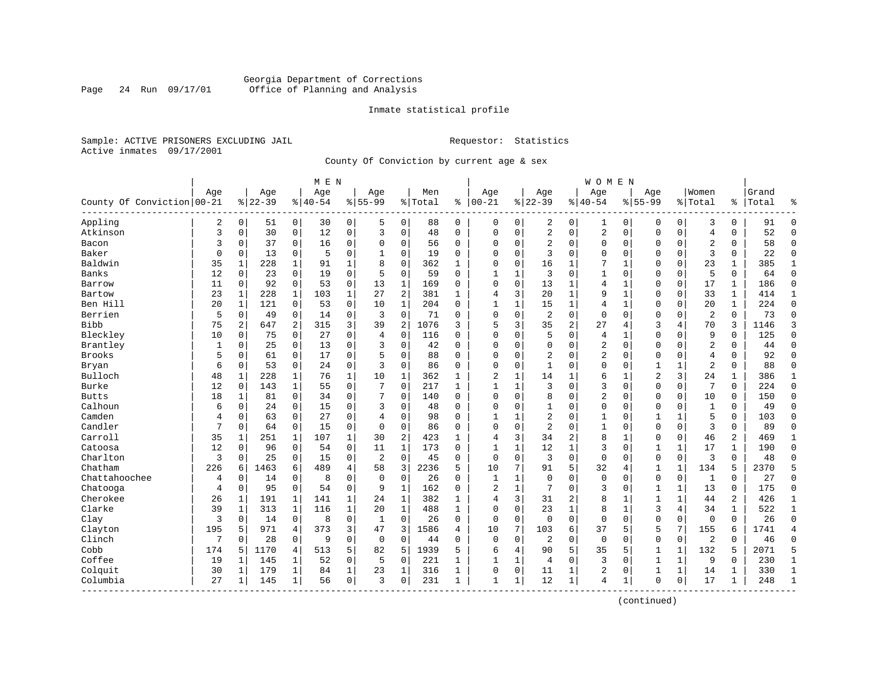Georgia Department of Corrections
Office of Planning and Analysis

Inmate statistical profile

Sample: ACTIVE PRISONERS EXCLUDING JAIL

Requestor: Statistics

Active inmates 09/17/2001

County Of Conviction by current age & sex

| County Of Conviction | MEN Age 00-21 | % | Age 22-39 | % | Age 40-54 | % | Age 55-99 | % | Men Total | % | WOMEN Age 00-21 | % | Age 22-39 | % | Age 40-54 | % | Age 55-99 | % | Women Total | % | Grand Total | % |
|---|---|---|---|---|---|---|---|---|---|---|---|---|---|---|---|---|---|---|---|---|---|---|
| Appling | 2 | 0 | 51 | 0 | 30 | 0 | 5 | 0 | 88 | 0 | 0 | 0 | 2 | 0 | 1 | 0 | 0 | 0 | 3 | 0 | 91 | 0 |
| Atkinson | 3 | 0 | 30 | 0 | 12 | 0 | 3 | 0 | 48 | 0 | 0 | 0 | 2 | 0 | 2 | 0 | 0 | 0 | 4 | 0 | 52 | 0 |
| Bacon | 3 | 0 | 37 | 0 | 16 | 0 | 0 | 0 | 56 | 0 | 0 | 0 | 2 | 0 | 0 | 0 | 0 | 0 | 2 | 0 | 58 | 0 |
| Baker | 0 | 0 | 13 | 0 | 5 | 0 | 1 | 0 | 19 | 0 | 0 | 0 | 3 | 0 | 0 | 0 | 0 | 0 | 3 | 0 | 22 | 0 |
| Baldwin | 35 | 1 | 228 | 1 | 91 | 1 | 8 | 0 | 362 | 1 | 0 | 0 | 16 | 1 | 7 | 1 | 0 | 0 | 23 | 1 | 385 | 1 |
| Banks | 12 | 0 | 23 | 0 | 19 | 0 | 5 | 0 | 59 | 0 | 1 | 1 | 3 | 0 | 1 | 0 | 0 | 0 | 5 | 0 | 64 | 0 |
| Barrow | 11 | 0 | 92 | 0 | 53 | 0 | 13 | 1 | 169 | 0 | 0 | 0 | 13 | 1 | 4 | 1 | 0 | 0 | 17 | 1 | 186 | 0 |
| Bartow | 23 | 1 | 228 | 1 | 103 | 1 | 27 | 2 | 381 | 1 | 4 | 3 | 20 | 1 | 9 | 1 | 0 | 0 | 33 | 1 | 414 | 1 |
| Ben Hill | 20 | 1 | 121 | 0 | 53 | 0 | 10 | 1 | 204 | 0 | 1 | 1 | 15 | 1 | 4 | 1 | 0 | 0 | 20 | 1 | 224 | 0 |
| Berrien | 5 | 0 | 49 | 0 | 14 | 0 | 3 | 0 | 71 | 0 | 0 | 0 | 2 | 0 | 0 | 0 | 0 | 0 | 2 | 0 | 73 | 0 |
| Bibb | 75 | 2 | 647 | 2 | 315 | 3 | 39 | 2 | 1076 | 3 | 5 | 3 | 35 | 2 | 27 | 4 | 3 | 4 | 70 | 3 | 1146 | 3 |
| Bleckley | 10 | 0 | 75 | 0 | 27 | 0 | 4 | 0 | 116 | 0 | 0 | 0 | 5 | 0 | 4 | 1 | 0 | 0 | 9 | 0 | 125 | 0 |
| Brantley | 1 | 0 | 25 | 0 | 13 | 0 | 3 | 0 | 42 | 0 | 0 | 0 | 0 | 0 | 2 | 0 | 0 | 0 | 2 | 0 | 44 | 0 |
| Brooks | 5 | 0 | 61 | 0 | 17 | 0 | 5 | 0 | 88 | 0 | 0 | 0 | 2 | 0 | 2 | 0 | 0 | 0 | 4 | 0 | 92 | 0 |
| Bryan | 6 | 0 | 53 | 0 | 24 | 0 | 3 | 0 | 86 | 0 | 0 | 0 | 1 | 0 | 0 | 0 | 1 | 1 | 2 | 0 | 88 | 0 |
| Bulloch | 48 | 1 | 228 | 1 | 76 | 1 | 10 | 1 | 362 | 1 | 2 | 1 | 14 | 1 | 6 | 1 | 2 | 3 | 24 | 1 | 386 | 1 |
| Burke | 12 | 0 | 143 | 1 | 55 | 0 | 7 | 0 | 217 | 1 | 1 | 1 | 3 | 0 | 3 | 0 | 0 | 0 | 7 | 0 | 224 | 0 |
| Butts | 18 | 1 | 81 | 0 | 34 | 0 | 7 | 0 | 140 | 0 | 0 | 0 | 8 | 0 | 2 | 0 | 0 | 0 | 10 | 0 | 150 | 0 |
| Calhoun | 6 | 0 | 24 | 0 | 15 | 0 | 3 | 0 | 48 | 0 | 0 | 0 | 1 | 0 | 0 | 0 | 0 | 0 | 1 | 0 | 49 | 0 |
| Camden | 4 | 0 | 63 | 0 | 27 | 0 | 4 | 0 | 98 | 0 | 1 | 1 | 2 | 0 | 1 | 0 | 1 | 1 | 5 | 0 | 103 | 0 |
| Candler | 7 | 0 | 64 | 0 | 15 | 0 | 0 | 0 | 86 | 0 | 0 | 0 | 2 | 0 | 1 | 0 | 0 | 0 | 3 | 0 | 89 | 0 |
| Carroll | 35 | 1 | 251 | 1 | 107 | 1 | 30 | 2 | 423 | 1 | 4 | 3 | 34 | 2 | 8 | 1 | 0 | 0 | 46 | 2 | 469 | 1 |
| Catoosa | 12 | 0 | 96 | 0 | 54 | 0 | 11 | 1 | 173 | 0 | 1 | 1 | 12 | 1 | 3 | 0 | 1 | 1 | 17 | 1 | 190 | 0 |
| Charlton | 3 | 0 | 25 | 0 | 15 | 0 | 2 | 0 | 45 | 0 | 0 | 0 | 3 | 0 | 0 | 0 | 0 | 0 | 3 | 0 | 48 | 0 |
| Chatham | 226 | 6 | 1463 | 6 | 489 | 4 | 58 | 3 | 2236 | 5 | 10 | 7 | 91 | 5 | 32 | 4 | 1 | 1 | 134 | 5 | 2370 | 5 |
| Chattahoochee | 4 | 0 | 14 | 0 | 8 | 0 | 0 | 0 | 26 | 0 | 1 | 1 | 0 | 0 | 0 | 0 | 0 | 0 | 1 | 0 | 27 | 0 |
| Chatooga | 4 | 0 | 95 | 0 | 54 | 0 | 9 | 1 | 162 | 0 | 2 | 1 | 7 | 0 | 3 | 0 | 1 | 1 | 13 | 0 | 175 | 0 |
| Cherokee | 26 | 1 | 191 | 1 | 141 | 1 | 24 | 1 | 382 | 1 | 4 | 3 | 31 | 2 | 8 | 1 | 1 | 1 | 44 | 2 | 426 | 1 |
| Clarke | 39 | 1 | 313 | 1 | 116 | 1 | 20 | 1 | 488 | 1 | 0 | 0 | 23 | 1 | 8 | 1 | 3 | 4 | 34 | 1 | 522 | 1 |
| Clay | 3 | 0 | 14 | 0 | 8 | 0 | 1 | 0 | 26 | 0 | 0 | 0 | 0 | 0 | 0 | 0 | 0 | 0 | 0 | 0 | 26 | 0 |
| Clayton | 195 | 5 | 971 | 4 | 373 | 3 | 47 | 3 | 1586 | 4 | 10 | 7 | 103 | 6 | 37 | 5 | 5 | 7 | 155 | 6 | 1741 | 4 |
| Clinch | 7 | 0 | 28 | 0 | 9 | 0 | 0 | 0 | 44 | 0 | 0 | 0 | 2 | 0 | 0 | 0 | 0 | 0 | 2 | 0 | 46 | 0 |
| Cobb | 174 | 5 | 1170 | 4 | 513 | 5 | 82 | 5 | 1939 | 5 | 6 | 4 | 90 | 5 | 35 | 5 | 1 | 1 | 132 | 5 | 2071 | 5 |
| Coffee | 19 | 1 | 145 | 1 | 52 | 0 | 5 | 0 | 221 | 1 | 1 | 1 | 4 | 0 | 3 | 0 | 1 | 1 | 9 | 0 | 230 | 1 |
| Colquit | 30 | 1 | 179 | 1 | 84 | 1 | 23 | 1 | 316 | 1 | 0 | 0 | 11 | 1 | 2 | 0 | 1 | 1 | 14 | 1 | 330 | 1 |
| Columbia | 27 | 1 | 145 | 1 | 56 | 0 | 3 | 0 | 231 | 1 | 1 | 1 | 12 | 1 | 4 | 1 | 0 | 0 | 17 | 1 | 248 | 1 |

(continued)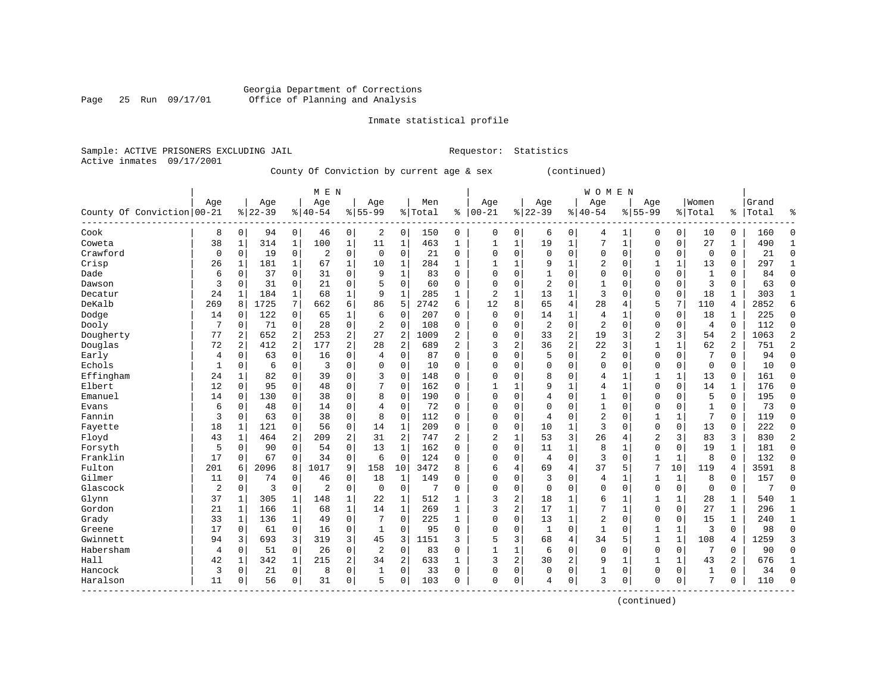Georgia Department of Corrections
Office of Planning and Analysis

Inmate statistical profile

Sample: ACTIVE PRISONERS EXCLUDING JAIL    Requestor: Statistics
Active inmates 09/17/2001

County Of Conviction by current age & sex (continued)

| County Of Conviction | MEN Age 00-21 | % | Age 22-39 | % | Age 40-54 | % | Age 55-99 | % | Men Total | % | WOMEN Age 00-21 | % | Age 22-39 | % | Age 40-54 | % | Age 55-99 | % | Women Total | % | Grand Total | % |
|---|---|---|---|---|---|---|---|---|---|---|---|---|---|---|---|---|---|---|---|---|---|---|
| Cook | 8 | 0 | 94 | 0 | 46 | 0 | 2 | 0 | 150 | 0 | 0 | 0 | 6 | 0 | 4 | 1 | 0 | 0 | 10 | 0 | 160 | 0 |
| Coweta | 38 | 1 | 314 | 1 | 100 | 1 | 11 | 1 | 463 | 1 | 1 | 1 | 19 | 1 | 7 | 1 | 0 | 0 | 27 | 1 | 490 | 1 |
| Crawford | 0 | 0 | 19 | 0 | 2 | 0 | 0 | 0 | 21 | 0 | 0 | 0 | 0 | 0 | 0 | 0 | 0 | 0 | 0 | 0 | 21 | 0 |
| Crisp | 26 | 1 | 181 | 1 | 67 | 1 | 10 | 1 | 284 | 1 | 1 | 1 | 9 | 1 | 2 | 0 | 1 | 1 | 13 | 0 | 297 | 1 |
| Dade | 6 | 0 | 37 | 0 | 31 | 0 | 9 | 1 | 83 | 0 | 0 | 0 | 1 | 0 | 0 | 0 | 0 | 0 | 1 | 0 | 84 | 0 |
| Dawson | 3 | 0 | 31 | 0 | 21 | 0 | 5 | 0 | 60 | 0 | 0 | 0 | 2 | 0 | 1 | 0 | 0 | 0 | 3 | 0 | 63 | 0 |
| Decatur | 24 | 1 | 184 | 1 | 68 | 1 | 9 | 1 | 285 | 1 | 2 | 1 | 13 | 1 | 3 | 0 | 0 | 0 | 18 | 1 | 303 | 1 |
| DeKalb | 269 | 8 | 1725 | 7 | 662 | 6 | 86 | 5 | 2742 | 6 | 12 | 8 | 65 | 4 | 28 | 4 | 5 | 7 | 110 | 4 | 2852 | 6 |
| Dodge | 14 | 0 | 122 | 0 | 65 | 1 | 6 | 0 | 207 | 0 | 0 | 0 | 14 | 1 | 4 | 1 | 0 | 0 | 18 | 1 | 225 | 0 |
| Dooly | 7 | 0 | 71 | 0 | 28 | 0 | 2 | 0 | 108 | 0 | 0 | 0 | 2 | 0 | 2 | 0 | 0 | 0 | 4 | 0 | 112 | 0 |
| Dougherty | 77 | 2 | 652 | 2 | 253 | 2 | 27 | 2 | 1009 | 2 | 0 | 0 | 33 | 2 | 19 | 3 | 2 | 3 | 54 | 2 | 1063 | 2 |
| Douglas | 72 | 2 | 412 | 2 | 177 | 2 | 28 | 2 | 689 | 2 | 3 | 2 | 36 | 2 | 22 | 3 | 1 | 1 | 62 | 2 | 751 | 2 |
| Early | 4 | 0 | 63 | 0 | 16 | 0 | 4 | 0 | 87 | 0 | 0 | 0 | 5 | 0 | 2 | 0 | 0 | 0 | 7 | 0 | 94 | 0 |
| Echols | 1 | 0 | 6 | 0 | 3 | 0 | 0 | 0 | 10 | 0 | 0 | 0 | 0 | 0 | 0 | 0 | 0 | 0 | 0 | 0 | 10 | 0 |
| Effingham | 24 | 1 | 82 | 0 | 39 | 0 | 3 | 0 | 148 | 0 | 0 | 0 | 8 | 0 | 4 | 1 | 1 | 1 | 13 | 0 | 161 | 0 |
| Elbert | 12 | 0 | 95 | 0 | 48 | 0 | 7 | 0 | 162 | 0 | 1 | 1 | 9 | 1 | 4 | 1 | 0 | 0 | 14 | 1 | 176 | 0 |
| Emanuel | 14 | 0 | 130 | 0 | 38 | 0 | 8 | 0 | 190 | 0 | 0 | 0 | 4 | 0 | 1 | 0 | 0 | 0 | 5 | 0 | 195 | 0 |
| Evans | 6 | 0 | 48 | 0 | 14 | 0 | 4 | 0 | 72 | 0 | 0 | 0 | 0 | 0 | 1 | 0 | 0 | 0 | 1 | 0 | 73 | 0 |
| Fannin | 3 | 0 | 63 | 0 | 38 | 0 | 8 | 0 | 112 | 0 | 0 | 0 | 4 | 0 | 2 | 0 | 1 | 1 | 7 | 0 | 119 | 0 |
| Fayette | 18 | 1 | 121 | 0 | 56 | 0 | 14 | 1 | 209 | 0 | 0 | 0 | 10 | 1 | 3 | 0 | 0 | 0 | 13 | 0 | 222 | 0 |
| Floyd | 43 | 1 | 464 | 2 | 209 | 2 | 31 | 2 | 747 | 2 | 2 | 1 | 53 | 3 | 26 | 4 | 2 | 3 | 83 | 3 | 830 | 2 |
| Forsyth | 5 | 0 | 90 | 0 | 54 | 0 | 13 | 1 | 162 | 0 | 0 | 0 | 11 | 1 | 8 | 1 | 0 | 0 | 19 | 1 | 181 | 0 |
| Franklin | 17 | 0 | 67 | 0 | 34 | 0 | 6 | 0 | 124 | 0 | 0 | 0 | 4 | 0 | 3 | 0 | 1 | 1 | 8 | 0 | 132 | 0 |
| Fulton | 201 | 6 | 2096 | 8 | 1017 | 9 | 158 | 10 | 3472 | 8 | 6 | 4 | 69 | 4 | 37 | 5 | 7 | 10 | 119 | 4 | 3591 | 8 |
| Gilmer | 11 | 0 | 74 | 0 | 46 | 0 | 18 | 1 | 149 | 0 | 0 | 0 | 3 | 0 | 4 | 1 | 1 | 1 | 8 | 0 | 157 | 0 |
| Glascock | 2 | 0 | 3 | 0 | 2 | 0 | 0 | 0 | 7 | 0 | 0 | 0 | 0 | 0 | 0 | 0 | 0 | 0 | 0 | 0 | 7 | 0 |
| Glynn | 37 | 1 | 305 | 1 | 148 | 1 | 22 | 1 | 512 | 1 | 3 | 2 | 18 | 1 | 6 | 1 | 1 | 1 | 28 | 1 | 540 | 1 |
| Gordon | 21 | 1 | 166 | 1 | 68 | 1 | 14 | 1 | 269 | 1 | 3 | 2 | 17 | 1 | 7 | 1 | 0 | 0 | 27 | 1 | 296 | 1 |
| Grady | 33 | 1 | 136 | 1 | 49 | 0 | 7 | 0 | 225 | 1 | 0 | 0 | 13 | 1 | 2 | 0 | 0 | 0 | 15 | 1 | 240 | 1 |
| Greene | 17 | 0 | 61 | 0 | 16 | 0 | 1 | 0 | 95 | 0 | 0 | 0 | 1 | 0 | 1 | 0 | 1 | 1 | 3 | 0 | 98 | 0 |
| Gwinnett | 94 | 3 | 693 | 3 | 319 | 3 | 45 | 3 | 1151 | 3 | 5 | 3 | 68 | 4 | 34 | 5 | 1 | 1 | 108 | 4 | 1259 | 3 |
| Habersham | 4 | 0 | 51 | 0 | 26 | 0 | 2 | 0 | 83 | 0 | 1 | 1 | 6 | 0 | 0 | 0 | 0 | 0 | 7 | 0 | 90 | 0 |
| Hall | 42 | 1 | 342 | 1 | 215 | 2 | 34 | 2 | 633 | 1 | 3 | 2 | 30 | 2 | 9 | 1 | 1 | 1 | 43 | 2 | 676 | 1 |
| Hancock | 3 | 0 | 21 | 0 | 8 | 0 | 1 | 0 | 33 | 0 | 0 | 0 | 0 | 0 | 1 | 0 | 0 | 0 | 1 | 0 | 34 | 0 |
| Haralson | 11 | 0 | 56 | 0 | 31 | 0 | 5 | 0 | 103 | 0 | 0 | 0 | 4 | 0 | 3 | 0 | 0 | 0 | 7 | 0 | 110 | 0 |

(continued)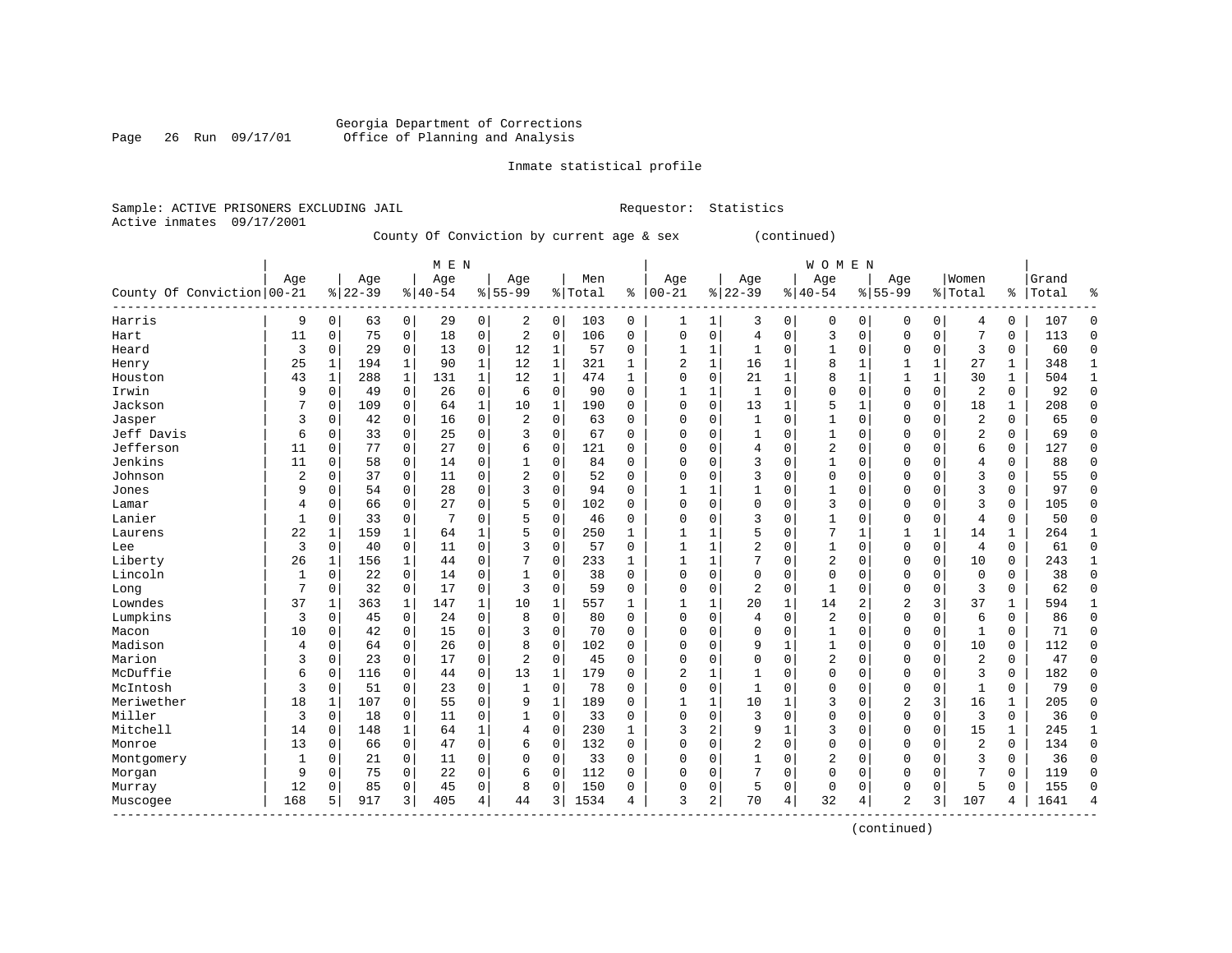Georgia Department of Corrections
Office of Planning and Analysis

Inmate statistical profile

Sample: ACTIVE PRISONERS EXCLUDING JAIL    Requestor: Statistics
Active inmates 09/17/2001

County Of Conviction by current age & sex (continued)

| County Of Conviction | MEN Age 00-21 | % | Age 22-39 | % | Age 40-54 | % | Age 55-99 | % | Men Total | % | WOMEN Age 00-21 | % | Age 22-39 | % | Age 40-54 | % | Age 55-99 | % | Women Total | % | Grand Total | % |
|---|---|---|---|---|---|---|---|---|---|---|---|---|---|---|---|---|---|---|---|---|---|---|
| Harris | 9 | 0 | 63 | 0 | 29 | 0 | 2 | 0 | 103 | 0 | 1 | 1 | 3 | 0 | 0 | 0 | 0 | 0 | 4 | 0 | 107 | 0 |
| Hart | 11 | 0 | 75 | 0 | 18 | 0 | 2 | 0 | 106 | 0 | 0 | 0 | 4 | 0 | 3 | 0 | 0 | 0 | 7 | 0 | 113 | 0 |
| Heard | 3 | 0 | 29 | 0 | 13 | 0 | 12 | 1 | 57 | 0 | 1 | 1 | 1 | 0 | 1 | 0 | 0 | 0 | 3 | 0 | 60 | 0 |
| Henry | 25 | 1 | 194 | 1 | 90 | 1 | 12 | 1 | 321 | 1 | 2 | 1 | 16 | 1 | 8 | 1 | 1 | 1 | 27 | 1 | 348 | 1 |
| Houston | 43 | 1 | 288 | 1 | 131 | 1 | 12 | 1 | 474 | 1 | 0 | 0 | 21 | 1 | 8 | 1 | 1 | 1 | 30 | 1 | 504 | 1 |
| Irwin | 9 | 0 | 49 | 0 | 26 | 0 | 6 | 0 | 90 | 0 | 1 | 1 | 1 | 0 | 0 | 0 | 0 | 0 | 2 | 0 | 92 | 0 |
| Jackson | 7 | 0 | 109 | 0 | 64 | 1 | 10 | 1 | 190 | 0 | 0 | 0 | 13 | 1 | 5 | 1 | 0 | 0 | 18 | 1 | 208 | 0 |
| Jasper | 3 | 0 | 42 | 0 | 16 | 0 | 2 | 0 | 63 | 0 | 0 | 0 | 1 | 0 | 1 | 0 | 0 | 0 | 2 | 0 | 65 | 0 |
| Jeff Davis | 6 | 0 | 33 | 0 | 25 | 0 | 3 | 0 | 67 | 0 | 0 | 0 | 1 | 0 | 1 | 0 | 0 | 0 | 2 | 0 | 69 | 0 |
| Jefferson | 11 | 0 | 77 | 0 | 27 | 0 | 6 | 0 | 121 | 0 | 0 | 0 | 4 | 0 | 2 | 0 | 0 | 0 | 6 | 0 | 127 | 0 |
| Jenkins | 11 | 0 | 58 | 0 | 14 | 0 | 1 | 0 | 84 | 0 | 0 | 0 | 3 | 0 | 1 | 0 | 0 | 0 | 4 | 0 | 88 | 0 |
| Johnson | 2 | 0 | 37 | 0 | 11 | 0 | 2 | 0 | 52 | 0 | 0 | 0 | 3 | 0 | 0 | 0 | 0 | 0 | 3 | 0 | 55 | 0 |
| Jones | 9 | 0 | 54 | 0 | 28 | 0 | 3 | 0 | 94 | 0 | 1 | 1 | 1 | 0 | 1 | 0 | 0 | 0 | 3 | 0 | 97 | 0 |
| Lamar | 4 | 0 | 66 | 0 | 27 | 0 | 5 | 0 | 102 | 0 | 0 | 0 | 0 | 0 | 3 | 0 | 0 | 0 | 3 | 0 | 105 | 0 |
| Lanier | 1 | 0 | 33 | 0 | 7 | 0 | 5 | 0 | 46 | 0 | 0 | 0 | 3 | 0 | 1 | 0 | 0 | 0 | 4 | 0 | 50 | 0 |
| Laurens | 22 | 1 | 159 | 1 | 64 | 1 | 5 | 0 | 250 | 1 | 1 | 1 | 5 | 0 | 7 | 1 | 1 | 1 | 14 | 1 | 264 | 1 |
| Lee | 3 | 0 | 40 | 0 | 11 | 0 | 3 | 0 | 57 | 0 | 1 | 1 | 2 | 0 | 1 | 0 | 0 | 0 | 4 | 0 | 61 | 0 |
| Liberty | 26 | 1 | 156 | 1 | 44 | 0 | 7 | 0 | 233 | 1 | 1 | 1 | 7 | 0 | 2 | 0 | 0 | 0 | 10 | 0 | 243 | 1 |
| Lincoln | 1 | 0 | 22 | 0 | 14 | 0 | 1 | 0 | 38 | 0 | 0 | 0 | 0 | 0 | 0 | 0 | 0 | 0 | 0 | 0 | 38 | 0 |
| Long | 7 | 0 | 32 | 0 | 17 | 0 | 3 | 0 | 59 | 0 | 0 | 0 | 2 | 0 | 1 | 0 | 0 | 0 | 3 | 0 | 62 | 0 |
| Lowndes | 37 | 1 | 363 | 1 | 147 | 1 | 10 | 1 | 557 | 1 | 1 | 1 | 20 | 1 | 14 | 2 | 2 | 3 | 37 | 1 | 594 | 1 |
| Lumpkins | 3 | 0 | 45 | 0 | 24 | 0 | 8 | 0 | 80 | 0 | 0 | 0 | 4 | 0 | 2 | 0 | 0 | 0 | 6 | 0 | 86 | 0 |
| Macon | 10 | 0 | 42 | 0 | 15 | 0 | 3 | 0 | 70 | 0 | 0 | 0 | 0 | 0 | 1 | 0 | 0 | 0 | 1 | 0 | 71 | 0 |
| Madison | 4 | 0 | 64 | 0 | 26 | 0 | 8 | 0 | 102 | 0 | 0 | 0 | 9 | 1 | 1 | 0 | 0 | 0 | 10 | 0 | 112 | 0 |
| Marion | 3 | 0 | 23 | 0 | 17 | 0 | 2 | 0 | 45 | 0 | 0 | 0 | 0 | 0 | 2 | 0 | 0 | 0 | 2 | 0 | 47 | 0 |
| McDuffie | 6 | 0 | 116 | 0 | 44 | 0 | 13 | 1 | 179 | 0 | 2 | 1 | 1 | 0 | 0 | 0 | 0 | 0 | 3 | 0 | 182 | 0 |
| McIntosh | 3 | 0 | 51 | 0 | 23 | 0 | 1 | 0 | 78 | 0 | 0 | 0 | 1 | 0 | 0 | 0 | 0 | 0 | 1 | 0 | 79 | 0 |
| Meriwether | 18 | 1 | 107 | 0 | 55 | 0 | 9 | 1 | 189 | 0 | 1 | 1 | 10 | 1 | 3 | 0 | 2 | 3 | 16 | 1 | 205 | 0 |
| Miller | 3 | 0 | 18 | 0 | 11 | 0 | 1 | 0 | 33 | 0 | 0 | 0 | 3 | 0 | 0 | 0 | 0 | 0 | 3 | 0 | 36 | 0 |
| Mitchell | 14 | 0 | 148 | 1 | 64 | 1 | 4 | 0 | 230 | 1 | 3 | 2 | 9 | 1 | 3 | 0 | 0 | 0 | 15 | 1 | 245 | 1 |
| Monroe | 13 | 0 | 66 | 0 | 47 | 0 | 6 | 0 | 132 | 0 | 0 | 0 | 2 | 0 | 0 | 0 | 0 | 0 | 2 | 0 | 134 | 0 |
| Montgomery | 1 | 0 | 21 | 0 | 11 | 0 | 0 | 0 | 33 | 0 | 0 | 0 | 1 | 0 | 2 | 0 | 0 | 0 | 3 | 0 | 36 | 0 |
| Morgan | 9 | 0 | 75 | 0 | 22 | 0 | 6 | 0 | 112 | 0 | 0 | 0 | 7 | 0 | 0 | 0 | 0 | 0 | 7 | 0 | 119 | 0 |
| Murray | 12 | 0 | 85 | 0 | 45 | 0 | 8 | 0 | 150 | 0 | 0 | 0 | 5 | 0 | 0 | 0 | 0 | 0 | 5 | 0 | 155 | 0 |
| Muscogee | 168 | 5 | 917 | 3 | 405 | 4 | 44 | 3 | 1534 | 4 | 3 | 2 | 70 | 4 | 32 | 4 | 2 | 3 | 107 | 4 | 1641 | 4 |

(continued)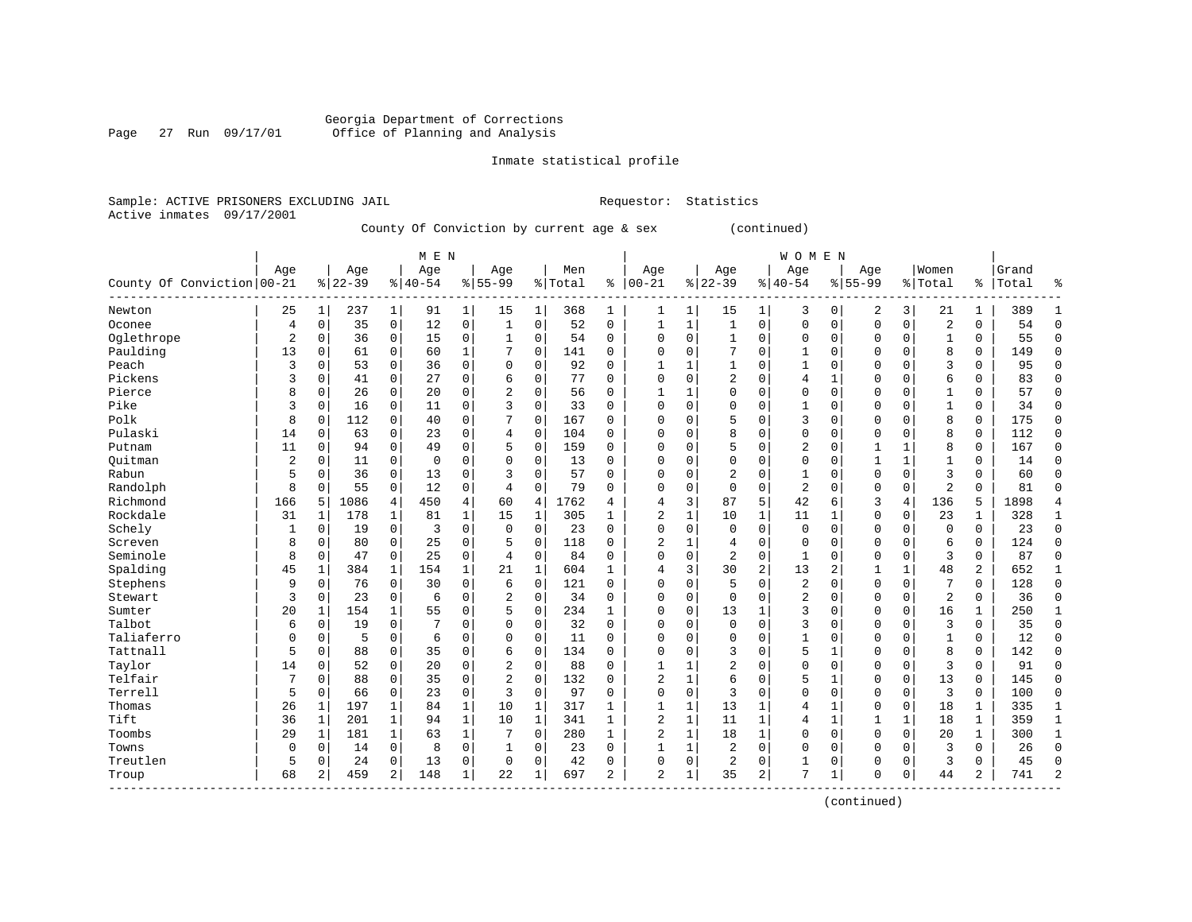Georgia Department of Corrections
Office of Planning and Analysis

Inmate statistical profile

Sample: ACTIVE PRISONERS EXCLUDING JAIL                Requestor: Statistics
Active inmates 09/17/2001

County Of Conviction by current age & sex (continued)

| County Of Conviction | MEN Age 00-21 | % | Age 22-39 | % | Age 40-54 | % | Age 55-99 | % | Men Total | % | WOMEN Age 00-21 | % | Age 22-39 | % | Age 40-54 | % | Age 55-99 | % | Women Total | % | Grand Total | % |
|---|---|---|---|---|---|---|---|---|---|---|---|---|---|---|---|---|---|---|---|---|---|---|
| Newton | 25 | 1 | 237 | 1 | 91 | 1 | 15 | 1 | 368 | 1 | 1 | 1 | 15 | 1 | 3 | 0 | 2 | 3 | 21 | 1 | 389 | 1 |
| Oconee | 4 | 0 | 35 | 0 | 12 | 0 | 1 | 0 | 52 | 0 | 1 | 1 | 1 | 0 | 0 | 0 | 0 | 0 | 2 | 0 | 54 | 0 |
| Oglethrope | 2 | 0 | 36 | 0 | 15 | 0 | 1 | 0 | 54 | 0 | 0 | 0 | 1 | 0 | 0 | 0 | 0 | 0 | 1 | 0 | 55 | 0 |
| Paulding | 13 | 0 | 61 | 0 | 60 | 1 | 7 | 0 | 141 | 0 | 0 | 0 | 7 | 0 | 1 | 0 | 0 | 0 | 8 | 0 | 149 | 0 |
| Peach | 3 | 0 | 53 | 0 | 36 | 0 | 0 | 0 | 92 | 0 | 1 | 1 | 1 | 0 | 1 | 0 | 0 | 0 | 3 | 0 | 95 | 0 |
| Pickens | 3 | 0 | 41 | 0 | 27 | 0 | 6 | 0 | 77 | 0 | 0 | 0 | 2 | 0 | 4 | 1 | 0 | 0 | 6 | 0 | 83 | 0 |
| Pierce | 8 | 0 | 26 | 0 | 20 | 0 | 2 | 0 | 56 | 0 | 1 | 1 | 0 | 0 | 0 | 0 | 0 | 0 | 1 | 0 | 57 | 0 |
| Pike | 3 | 0 | 16 | 0 | 11 | 0 | 3 | 0 | 33 | 0 | 0 | 0 | 0 | 0 | 1 | 0 | 0 | 0 | 1 | 0 | 34 | 0 |
| Polk | 8 | 0 | 112 | 0 | 40 | 0 | 7 | 0 | 167 | 0 | 0 | 0 | 5 | 0 | 3 | 0 | 0 | 0 | 8 | 0 | 175 | 0 |
| Pulaski | 14 | 0 | 63 | 0 | 23 | 0 | 4 | 0 | 104 | 0 | 0 | 0 | 8 | 0 | 0 | 0 | 0 | 0 | 8 | 0 | 112 | 0 |
| Putnam | 11 | 0 | 94 | 0 | 49 | 0 | 5 | 0 | 159 | 0 | 0 | 0 | 5 | 0 | 2 | 0 | 1 | 1 | 8 | 0 | 167 | 0 |
| Quitman | 2 | 0 | 11 | 0 | 0 | 0 | 0 | 0 | 13 | 0 | 0 | 0 | 0 | 0 | 0 | 0 | 1 | 1 | 1 | 0 | 14 | 0 |
| Rabun | 5 | 0 | 36 | 0 | 13 | 0 | 3 | 0 | 57 | 0 | 0 | 0 | 2 | 0 | 1 | 0 | 0 | 0 | 3 | 0 | 60 | 0 |
| Randolph | 8 | 0 | 55 | 0 | 12 | 0 | 4 | 0 | 79 | 0 | 0 | 0 | 0 | 0 | 2 | 0 | 0 | 0 | 2 | 0 | 81 | 0 |
| Richmond | 166 | 5 | 1086 | 4 | 450 | 4 | 60 | 4 | 1762 | 4 | 4 | 3 | 87 | 5 | 42 | 6 | 3 | 4 | 136 | 5 | 1898 | 4 |
| Rockdale | 31 | 1 | 178 | 1 | 81 | 1 | 15 | 1 | 305 | 1 | 2 | 1 | 10 | 1 | 11 | 1 | 0 | 0 | 23 | 1 | 328 | 1 |
| Schely | 1 | 0 | 19 | 0 | 3 | 0 | 0 | 0 | 23 | 0 | 0 | 0 | 0 | 0 | 0 | 0 | 0 | 0 | 0 | 0 | 23 | 0 |
| Screven | 8 | 0 | 80 | 0 | 25 | 0 | 5 | 0 | 118 | 0 | 2 | 1 | 4 | 0 | 0 | 0 | 0 | 0 | 6 | 0 | 124 | 0 |
| Seminole | 8 | 0 | 47 | 0 | 25 | 0 | 4 | 0 | 84 | 0 | 0 | 0 | 2 | 0 | 1 | 0 | 0 | 0 | 3 | 0 | 87 | 0 |
| Spalding | 45 | 1 | 384 | 1 | 154 | 1 | 21 | 1 | 604 | 1 | 4 | 3 | 30 | 2 | 13 | 2 | 1 | 1 | 48 | 2 | 652 | 1 |
| Stephens | 9 | 0 | 76 | 0 | 30 | 0 | 6 | 0 | 121 | 0 | 0 | 0 | 5 | 0 | 2 | 0 | 0 | 0 | 7 | 0 | 128 | 0 |
| Stewart | 3 | 0 | 23 | 0 | 6 | 0 | 2 | 0 | 34 | 0 | 0 | 0 | 0 | 0 | 2 | 0 | 0 | 0 | 2 | 0 | 36 | 0 |
| Sumter | 20 | 1 | 154 | 1 | 55 | 0 | 5 | 0 | 234 | 1 | 0 | 0 | 13 | 1 | 3 | 0 | 0 | 0 | 16 | 1 | 250 | 1 |
| Talbot | 6 | 0 | 19 | 0 | 7 | 0 | 0 | 0 | 32 | 0 | 0 | 0 | 0 | 0 | 3 | 0 | 0 | 0 | 3 | 0 | 35 | 0 |
| Taliaferro | 0 | 0 | 5 | 0 | 6 | 0 | 0 | 0 | 11 | 0 | 0 | 0 | 0 | 0 | 1 | 0 | 0 | 0 | 1 | 0 | 12 | 0 |
| Tattnall | 5 | 0 | 88 | 0 | 35 | 0 | 6 | 0 | 134 | 0 | 0 | 0 | 3 | 0 | 5 | 1 | 0 | 0 | 8 | 0 | 142 | 0 |
| Taylor | 14 | 0 | 52 | 0 | 20 | 0 | 2 | 0 | 88 | 0 | 1 | 1 | 2 | 0 | 0 | 0 | 0 | 0 | 3 | 0 | 91 | 0 |
| Telfair | 7 | 0 | 88 | 0 | 35 | 0 | 2 | 0 | 132 | 0 | 2 | 1 | 6 | 0 | 5 | 1 | 0 | 0 | 13 | 0 | 145 | 0 |
| Terrell | 5 | 0 | 66 | 0 | 23 | 0 | 3 | 0 | 97 | 0 | 0 | 0 | 3 | 0 | 0 | 0 | 0 | 0 | 3 | 0 | 100 | 0 |
| Thomas | 26 | 1 | 197 | 1 | 84 | 1 | 10 | 1 | 317 | 1 | 1 | 1 | 13 | 1 | 4 | 1 | 0 | 0 | 18 | 1 | 335 | 1 |
| Tift | 36 | 1 | 201 | 1 | 94 | 1 | 10 | 1 | 341 | 1 | 2 | 1 | 11 | 1 | 4 | 1 | 1 | 1 | 18 | 1 | 359 | 1 |
| Toombs | 29 | 1 | 181 | 1 | 63 | 1 | 7 | 0 | 280 | 1 | 2 | 1 | 18 | 1 | 0 | 0 | 0 | 0 | 20 | 1 | 300 | 1 |
| Towns | 0 | 0 | 14 | 0 | 8 | 0 | 1 | 0 | 23 | 0 | 1 | 1 | 2 | 0 | 0 | 0 | 0 | 0 | 3 | 0 | 26 | 0 |
| Treutlen | 5 | 0 | 24 | 0 | 13 | 0 | 0 | 0 | 42 | 0 | 0 | 0 | 2 | 0 | 1 | 0 | 0 | 0 | 3 | 0 | 45 | 0 |
| Troup | 68 | 2 | 459 | 2 | 148 | 1 | 22 | 1 | 697 | 2 | 2 | 1 | 35 | 2 | 7 | 1 | 0 | 0 | 44 | 2 | 741 | 2 |

(continued)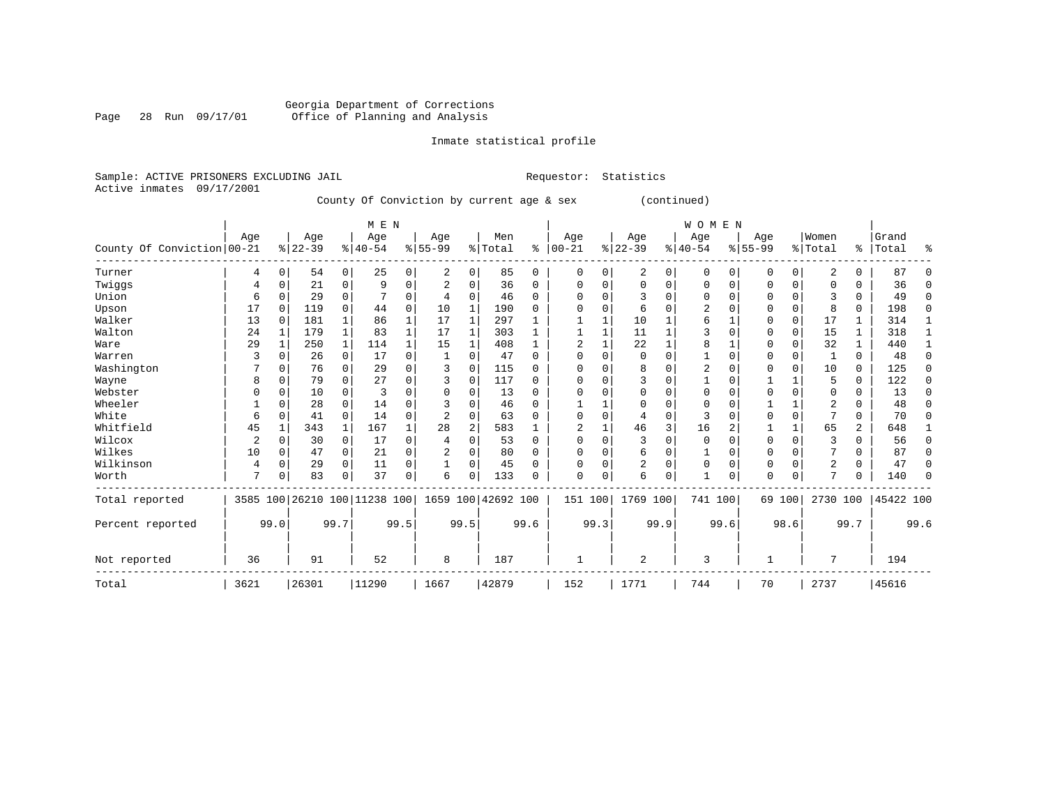Georgia Department of Corrections
Office of Planning and Analysis

Inmate statistical profile

Sample: ACTIVE PRISONERS EXCLUDING JAIL          Requestor: Statistics
Active inmates 09/17/2001

County Of Conviction by current age & sex (continued)

| County Of Conviction | MEN Age 00-21 | % | Age 22-39 | % | Age 40-54 | % | Age 55-99 | % | Men Total | % | WOMEN Age 00-21 | % | Age 22-39 | % | Age 40-54 | % | Age 55-99 | % | Women Total | % | Grand Total | % |
|---|---|---|---|---|---|---|---|---|---|---|---|---|---|---|---|---|---|---|---|---|---|---|
| Turner | 4 | 0 | 54 | 0 | 25 | 0 | 2 | 0 | 85 | 0 | 0 | 0 | 2 | 0 | 0 | 0 | 0 | 0 | 2 | 0 | 87 | 0 |
| Twiggs | 4 | 0 | 21 | 0 | 9 | 0 | 2 | 0 | 36 | 0 | 0 | 0 | 0 | 0 | 0 | 0 | 0 | 0 | 0 | 0 | 36 | 0 |
| Union | 6 | 0 | 29 | 0 | 7 | 0 | 4 | 0 | 46 | 0 | 0 | 0 | 3 | 0 | 0 | 0 | 0 | 0 | 3 | 0 | 49 | 0 |
| Upson | 17 | 0 | 119 | 0 | 44 | 0 | 10 | 1 | 190 | 0 | 0 | 0 | 6 | 0 | 2 | 0 | 0 | 0 | 8 | 0 | 198 | 0 |
| Walker | 13 | 0 | 181 | 1 | 86 | 1 | 17 | 1 | 297 | 1 | 1 | 1 | 10 | 1 | 6 | 1 | 0 | 0 | 17 | 1 | 314 | 1 |
| Walton | 24 | 1 | 179 | 1 | 83 | 1 | 17 | 1 | 303 | 1 | 1 | 1 | 11 | 1 | 3 | 0 | 0 | 0 | 15 | 1 | 318 | 1 |
| Ware | 29 | 1 | 250 | 1 | 114 | 1 | 15 | 1 | 408 | 1 | 2 | 1 | 22 | 1 | 8 | 1 | 0 | 0 | 32 | 1 | 440 | 1 |
| Warren | 3 | 0 | 26 | 0 | 17 | 0 | 1 | 0 | 47 | 0 | 0 | 0 | 0 | 0 | 1 | 0 | 0 | 0 | 1 | 0 | 48 | 0 |
| Washington | 7 | 0 | 76 | 0 | 29 | 0 | 3 | 0 | 115 | 0 | 0 | 0 | 8 | 0 | 2 | 0 | 0 | 0 | 10 | 0 | 125 | 0 |
| Wayne | 8 | 0 | 79 | 0 | 27 | 0 | 3 | 0 | 117 | 0 | 0 | 0 | 3 | 0 | 1 | 0 | 1 | 1 | 5 | 0 | 122 | 0 |
| Webster | 0 | 0 | 10 | 0 | 3 | 0 | 0 | 0 | 13 | 0 | 0 | 0 | 0 | 0 | 0 | 0 | 0 | 0 | 0 | 0 | 13 | 0 |
| Wheeler | 1 | 0 | 28 | 0 | 14 | 0 | 3 | 0 | 46 | 0 | 1 | 1 | 0 | 0 | 0 | 0 | 1 | 1 | 2 | 0 | 48 | 0 |
| White | 6 | 0 | 41 | 0 | 14 | 0 | 2 | 0 | 63 | 0 | 0 | 0 | 4 | 0 | 3 | 0 | 0 | 0 | 7 | 0 | 70 | 0 |
| Whitfield | 45 | 1 | 343 | 1 | 167 | 1 | 28 | 2 | 583 | 1 | 2 | 1 | 46 | 3 | 16 | 2 | 1 | 1 | 65 | 2 | 648 | 1 |
| Wilcox | 2 | 0 | 30 | 0 | 17 | 0 | 4 | 0 | 53 | 0 | 0 | 0 | 3 | 0 | 0 | 0 | 0 | 0 | 3 | 0 | 56 | 0 |
| Wilkes | 10 | 0 | 47 | 0 | 21 | 0 | 2 | 0 | 80 | 0 | 0 | 0 | 6 | 0 | 1 | 0 | 0 | 0 | 7 | 0 | 87 | 0 |
| Wilkinson | 4 | 0 | 29 | 0 | 11 | 0 | 1 | 0 | 45 | 0 | 0 | 0 | 2 | 0 | 0 | 0 | 0 | 0 | 2 | 0 | 47 | 0 |
| Worth | 7 | 0 | 83 | 0 | 37 | 0 | 6 | 0 | 133 | 0 | 0 | 0 | 6 | 0 | 1 | 0 | 0 | 0 | 7 | 0 | 140 | 0 |
| Total reported | 3585 | 100 | 26210 | 100 | 11238 | 100 | 1659 | 100 | 42692 | 100 | 151 | 100 | 1769 | 100 | 741 | 100 | 69 | 100 | 2730 | 100 | 45422 | 100 |
| Percent reported | | 99.0 | | 99.7 | | 99.5 | | 99.5 | | 99.6 | | 99.3 | | 99.9 | | 99.6 | | 98.6 | | 99.7 | | 99.6 |
| Not reported | 36 | | 91 | | 52 | | 8 | | 187 | | 1 | | 2 | | 3 | | 1 | | 7 | | 194 | |
| Total | 3621 | | 26301 | | 11290 | | 1667 | | 42879 | | 152 | | 1771 | | 744 | | 70 | | 2737 | | 45616 | |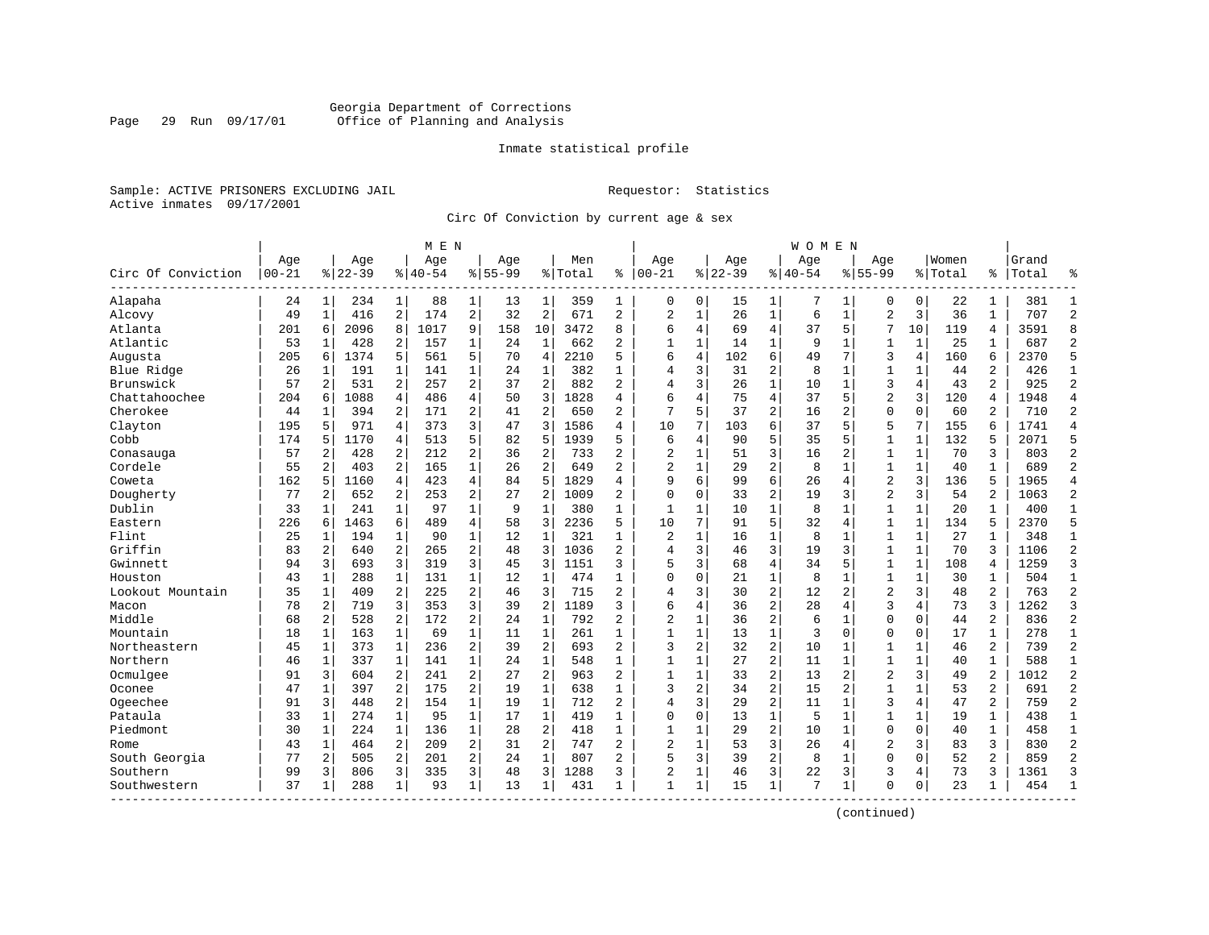Georgia Department of Corrections
Office of Planning and Analysis

Inmate statistical profile

Sample: ACTIVE PRISONERS EXCLUDING JAIL    Requestor: Statistics
Active inmates 09/17/2001

Circ Of Conviction by current age & sex

| Circ Of Conviction | MEN Age 00-21 | % | Age 22-39 | % | Age 40-54 | % | Age 55-99 | % | Men Total | % | WOMEN Age 00-21 | % | Age 22-39 | % | Age 40-54 | % | Age 55-99 | % | Women Total | % | Grand Total | % |
|---|---|---|---|---|---|---|---|---|---|---|---|---|---|---|---|---|---|---|---|---|---|---|
| Alapaha | 24 | 1 | 234 | 1 | 88 | 1 | 13 | 1 | 359 | 1 | 0 | 0 | 15 | 1 | 7 | 1 | 0 | 0 | 22 | 1 | 381 | 1 |
| Alcovy | 49 | 1 | 416 | 2 | 174 | 2 | 32 | 2 | 671 | 2 | 2 | 1 | 26 | 1 | 6 | 1 | 2 | 3 | 36 | 1 | 707 | 2 |
| Atlanta | 201 | 6 | 2096 | 8 | 1017 | 9 | 158 | 10 | 3472 | 8 | 6 | 4 | 69 | 4 | 37 | 5 | 7 | 10 | 119 | 4 | 3591 | 8 |
| Atlantic | 53 | 1 | 428 | 2 | 157 | 1 | 24 | 1 | 662 | 2 | 1 | 1 | 14 | 1 | 9 | 1 | 1 | 1 | 25 | 1 | 687 | 2 |
| Augusta | 205 | 6 | 1374 | 5 | 561 | 5 | 70 | 4 | 2210 | 5 | 6 | 4 | 102 | 6 | 49 | 7 | 3 | 4 | 160 | 6 | 2370 | 5 |
| Blue Ridge | 26 | 1 | 191 | 1 | 141 | 1 | 24 | 1 | 382 | 1 | 4 | 3 | 31 | 2 | 8 | 1 | 1 | 1 | 44 | 2 | 426 | 1 |
| Brunswick | 57 | 2 | 531 | 2 | 257 | 2 | 37 | 2 | 882 | 2 | 4 | 3 | 26 | 1 | 10 | 1 | 3 | 4 | 43 | 2 | 925 | 2 |
| Chattahoochee | 204 | 6 | 1088 | 4 | 486 | 4 | 50 | 3 | 1828 | 4 | 6 | 4 | 75 | 4 | 37 | 5 | 2 | 3 | 120 | 4 | 1948 | 4 |
| Cherokee | 44 | 1 | 394 | 2 | 171 | 2 | 41 | 2 | 650 | 2 | 7 | 5 | 37 | 2 | 16 | 2 | 0 | 0 | 60 | 2 | 710 | 2 |
| Clayton | 195 | 5 | 971 | 4 | 373 | 3 | 47 | 3 | 1586 | 4 | 10 | 7 | 103 | 6 | 37 | 5 | 5 | 7 | 155 | 6 | 1741 | 4 |
| Cobb | 174 | 5 | 1170 | 4 | 513 | 5 | 82 | 5 | 1939 | 5 | 6 | 4 | 90 | 5 | 35 | 5 | 1 | 1 | 132 | 5 | 2071 | 5 |
| Conasauga | 57 | 2 | 428 | 2 | 212 | 2 | 36 | 2 | 733 | 2 | 2 | 1 | 51 | 3 | 16 | 2 | 1 | 1 | 70 | 3 | 803 | 2 |
| Cordele | 55 | 2 | 403 | 2 | 165 | 1 | 26 | 2 | 649 | 2 | 2 | 1 | 29 | 2 | 8 | 1 | 1 | 1 | 40 | 1 | 689 | 2 |
| Coweta | 162 | 5 | 1160 | 4 | 423 | 4 | 84 | 5 | 1829 | 4 | 9 | 6 | 99 | 6 | 26 | 4 | 2 | 3 | 136 | 5 | 1965 | 4 |
| Dougherty | 77 | 2 | 652 | 2 | 253 | 2 | 27 | 2 | 1009 | 2 | 0 | 0 | 33 | 2 | 19 | 3 | 2 | 3 | 54 | 2 | 1063 | 2 |
| Dublin | 33 | 1 | 241 | 1 | 97 | 1 | 9 | 1 | 380 | 1 | 1 | 1 | 10 | 1 | 8 | 1 | 1 | 1 | 20 | 1 | 400 | 1 |
| Eastern | 226 | 6 | 1463 | 6 | 489 | 4 | 58 | 3 | 2236 | 5 | 10 | 7 | 91 | 5 | 32 | 4 | 1 | 1 | 134 | 5 | 2370 | 5 |
| Flint | 25 | 1 | 194 | 1 | 90 | 1 | 12 | 1 | 321 | 1 | 2 | 1 | 16 | 1 | 8 | 1 | 1 | 1 | 27 | 1 | 348 | 1 |
| Griffin | 83 | 2 | 640 | 2 | 265 | 2 | 48 | 3 | 1036 | 2 | 4 | 3 | 46 | 3 | 19 | 3 | 1 | 1 | 70 | 3 | 1106 | 2 |
| Gwinnett | 94 | 3 | 693 | 3 | 319 | 3 | 45 | 3 | 1151 | 3 | 5 | 3 | 68 | 4 | 34 | 5 | 1 | 1 | 108 | 4 | 1259 | 3 |
| Houston | 43 | 1 | 288 | 1 | 131 | 1 | 12 | 1 | 474 | 1 | 0 | 0 | 21 | 1 | 8 | 1 | 1 | 1 | 30 | 1 | 504 | 1 |
| Lookout Mountain | 35 | 1 | 409 | 2 | 225 | 2 | 46 | 3 | 715 | 2 | 4 | 3 | 30 | 2 | 12 | 2 | 2 | 3 | 48 | 2 | 763 | 2 |
| Macon | 78 | 2 | 719 | 3 | 353 | 3 | 39 | 2 | 1189 | 3 | 6 | 4 | 36 | 2 | 28 | 4 | 3 | 4 | 73 | 3 | 1262 | 3 |
| Middle | 68 | 2 | 528 | 2 | 172 | 2 | 24 | 1 | 792 | 2 | 2 | 1 | 36 | 2 | 6 | 1 | 0 | 0 | 44 | 2 | 836 | 2 |
| Mountain | 18 | 1 | 163 | 1 | 69 | 1 | 11 | 1 | 261 | 1 | 1 | 1 | 13 | 1 | 3 | 0 | 0 | 0 | 17 | 1 | 278 | 1 |
| Northeastern | 45 | 1 | 373 | 1 | 236 | 2 | 39 | 2 | 693 | 2 | 3 | 2 | 32 | 2 | 10 | 1 | 1 | 1 | 46 | 2 | 739 | 2 |
| Northern | 46 | 1 | 337 | 1 | 141 | 1 | 24 | 1 | 548 | 1 | 1 | 1 | 27 | 2 | 11 | 1 | 1 | 1 | 40 | 1 | 588 | 1 |
| Ocmulgee | 91 | 3 | 604 | 2 | 241 | 2 | 27 | 2 | 963 | 2 | 1 | 1 | 33 | 2 | 13 | 2 | 2 | 3 | 49 | 2 | 1012 | 2 |
| Oconee | 47 | 1 | 397 | 2 | 175 | 2 | 19 | 1 | 638 | 1 | 3 | 2 | 34 | 2 | 15 | 2 | 1 | 1 | 53 | 2 | 691 | 2 |
| Ogeechee | 91 | 3 | 448 | 2 | 154 | 1 | 19 | 1 | 712 | 2 | 4 | 3 | 29 | 2 | 11 | 1 | 3 | 4 | 47 | 2 | 759 | 2 |
| Pataula | 33 | 1 | 274 | 1 | 95 | 1 | 17 | 1 | 419 | 1 | 0 | 0 | 13 | 1 | 5 | 1 | 1 | 1 | 19 | 1 | 438 | 1 |
| Piedmont | 30 | 1 | 224 | 1 | 136 | 1 | 28 | 2 | 418 | 1 | 1 | 1 | 29 | 2 | 10 | 1 | 0 | 0 | 40 | 1 | 458 | 1 |
| Rome | 43 | 1 | 464 | 2 | 209 | 2 | 31 | 2 | 747 | 2 | 2 | 1 | 53 | 3 | 26 | 4 | 2 | 3 | 83 | 3 | 830 | 2 |
| South Georgia | 77 | 2 | 505 | 2 | 201 | 2 | 24 | 1 | 807 | 2 | 5 | 3 | 39 | 2 | 8 | 1 | 0 | 0 | 52 | 2 | 859 | 2 |
| Southern | 99 | 3 | 806 | 3 | 335 | 3 | 48 | 3 | 1288 | 3 | 2 | 1 | 46 | 3 | 22 | 3 | 3 | 4 | 73 | 3 | 1361 | 3 |
| Southwestern | 37 | 1 | 288 | 1 | 93 | 1 | 13 | 1 | 431 | 1 | 1 | 1 | 15 | 1 | 7 | 1 | 0 | 0 | 23 | 1 | 454 | 1 |

(continued)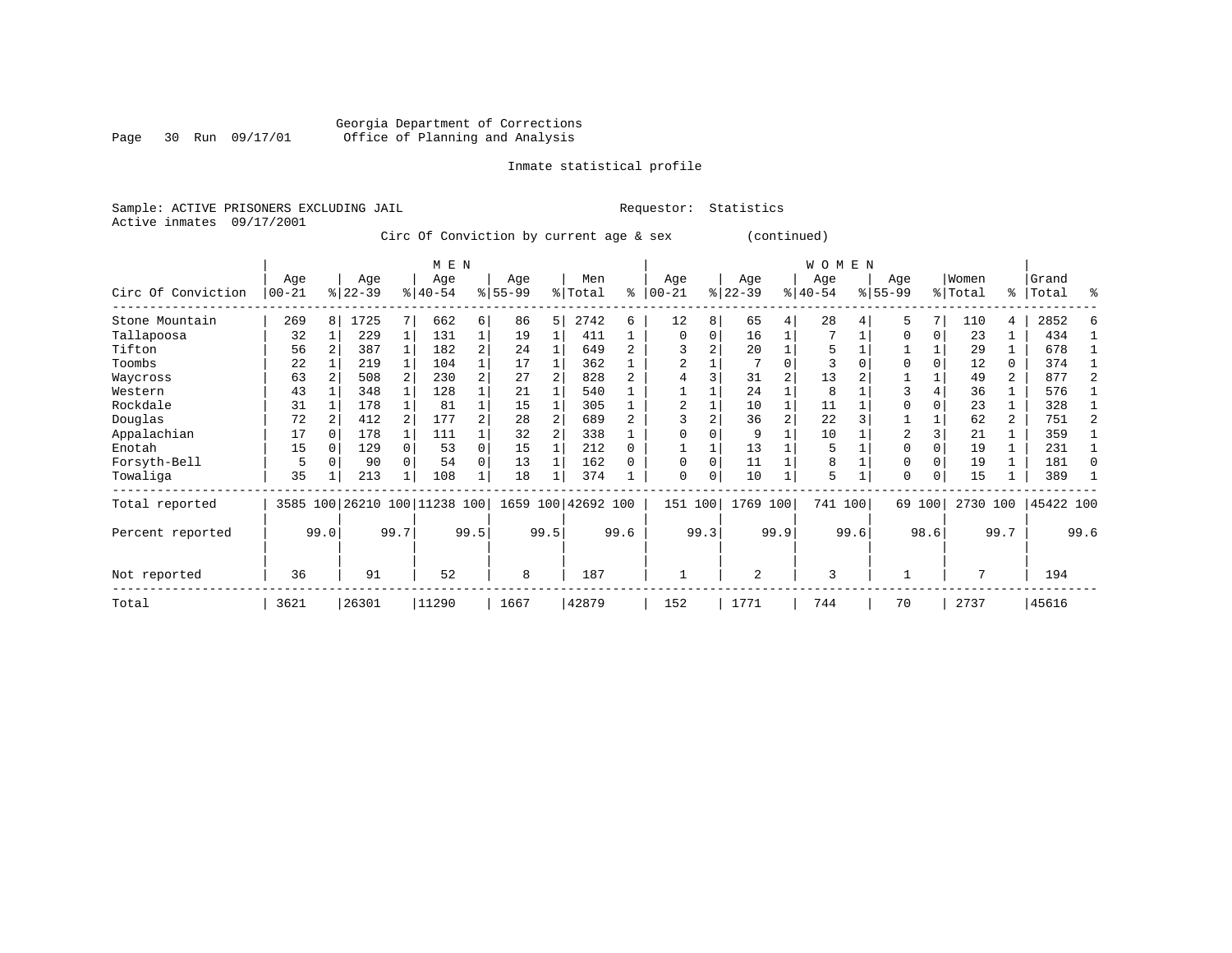Georgia Department of Corrections
Office of Planning and Analysis

Inmate statistical profile

Sample: ACTIVE PRISONERS EXCLUDING JAIL    Requestor: Statistics
Active inmates 09/17/2001

Circ Of Conviction by current age & sex (continued)

| Circ Of Conviction | MEN Age 00-21 | % | Age 22-39 | % | Age 40-54 | % | Age 55-99 | % | Men Total | % | WOMEN Age 00-21 | % | Age 22-39 | % | Age 40-54 | % | Age 55-99 | % | Women Total | % | Grand Total | % |
|---|---|---|---|---|---|---|---|---|---|---|---|---|---|---|---|---|---|---|---|---|---|---|
| Stone Mountain | 269 | 8 | 1725 | 7 | 662 | 6 | 86 | 5 | 2742 | 6 | 12 | 8 | 65 | 4 | 28 | 4 | 5 | 7 | 110 | 4 | 2852 | 6 |
| Tallapoosa | 32 | 1 | 229 | 1 | 131 | 1 | 19 | 1 | 411 | 1 | 0 | 0 | 16 | 1 | 7 | 1 | 0 | 0 | 23 | 1 | 434 | 1 |
| Tifton | 56 | 2 | 387 | 1 | 182 | 2 | 24 | 1 | 649 | 2 | 3 | 2 | 20 | 1 | 5 | 1 | 1 | 1 | 29 | 1 | 678 | 1 |
| Toombs | 22 | 1 | 219 | 1 | 104 | 1 | 17 | 1 | 362 | 1 | 2 | 1 | 7 | 0 | 3 | 0 | 0 | 0 | 12 | 0 | 374 | 1 |
| Waycross | 63 | 2 | 508 | 2 | 230 | 2 | 27 | 2 | 828 | 2 | 4 | 3 | 31 | 2 | 13 | 2 | 1 | 1 | 49 | 2 | 877 | 2 |
| Western | 43 | 1 | 348 | 1 | 128 | 1 | 21 | 1 | 540 | 1 | 1 | 1 | 24 | 1 | 8 | 1 | 3 | 4 | 36 | 1 | 576 | 1 |
| Rockdale | 31 | 1 | 178 | 1 | 81 | 1 | 15 | 1 | 305 | 1 | 2 | 1 | 10 | 1 | 11 | 1 | 0 | 0 | 23 | 1 | 328 | 1 |
| Douglas | 72 | 2 | 412 | 2 | 177 | 2 | 28 | 2 | 689 | 2 | 3 | 2 | 36 | 2 | 22 | 3 | 1 | 1 | 62 | 2 | 751 | 2 |
| Appalachian | 17 | 0 | 178 | 1 | 111 | 1 | 32 | 2 | 338 | 1 | 0 | 0 | 9 | 1 | 10 | 1 | 2 | 3 | 21 | 1 | 359 | 1 |
| Enotah | 15 | 0 | 129 | 0 | 53 | 0 | 15 | 1 | 212 | 0 | 1 | 1 | 13 | 1 | 5 | 1 | 0 | 0 | 19 | 1 | 231 | 1 |
| Forsyth-Bell | 5 | 0 | 90 | 0 | 54 | 0 | 13 | 1 | 162 | 0 | 0 | 0 | 11 | 1 | 8 | 1 | 0 | 0 | 19 | 1 | 181 | 0 |
| Towaliga | 35 | 1 | 213 | 1 | 108 | 1 | 18 | 1 | 374 | 1 | 0 | 0 | 10 | 1 | 5 | 1 | 0 | 0 | 15 | 1 | 389 | 1 |
| Total reported | 3585 | 100 | 26210 | 100 | 11238 | 100 | 1659 | 100 | 42692 | 100 | 151 | 100 | 1769 | 100 | 741 | 100 | 69 | 100 | 2730 | 100 | 45422 | 100 |
| Percent reported | | 99.0 | | 99.7 | | 99.5 | | 99.5 | | 99.6 | | 99.3 | | 99.9 | | 99.6 | | 98.6 | | 99.7 | | 99.6 |
| Not reported | 36 | | 91 | | 52 | | 8 | | 187 | | 1 | | 2 | | 3 | | 1 | | 7 | | 194 | |
| Total | 3621 | | 26301 | | 11290 | | 1667 | | 42879 | | 152 | | 1771 | | 744 | | 70 | | 2737 | | 45616 | |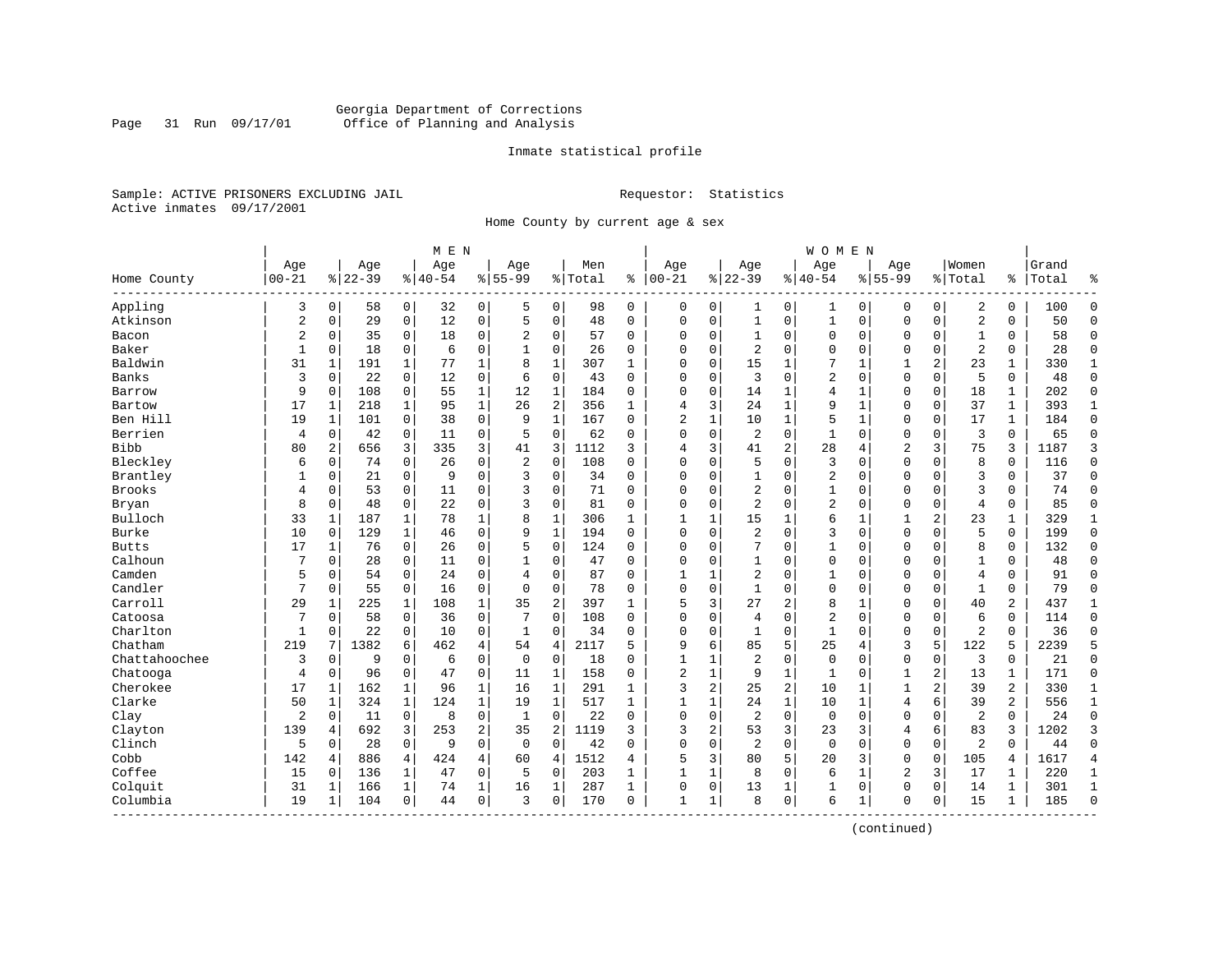Georgia Department of Corrections
Office of Planning and Analysis

Inmate statistical profile

Sample: ACTIVE PRISONERS EXCLUDING JAIL    Requestor: Statistics
Active inmates 09/17/2001

Home County by current age & sex

| Home County | MEN Age 00-21 | % | Age 22-39 | % | Age 40-54 | % | Age 55-99 | % | Men Total | % | WOMEN Age 00-21 | % | Age 22-39 | % | Age 40-54 | % | Age 55-99 | % | Women Total | % | Grand Total | % |
|---|---|---|---|---|---|---|---|---|---|---|---|---|---|---|---|---|---|---|---|---|---|---|
| Appling | 3 | 0 | 58 | 0 | 32 | 0 | 5 | 0 | 98 | 0 | 0 | 0 | 1 | 0 | 1 | 0 | 0 | 0 | 2 | 0 | 100 | 0 |
| Atkinson | 2 | 0 | 29 | 0 | 12 | 0 | 5 | 0 | 48 | 0 | 0 | 0 | 1 | 0 | 1 | 0 | 0 | 0 | 2 | 0 | 50 | 0 |
| Bacon | 2 | 0 | 35 | 0 | 18 | 0 | 2 | 0 | 57 | 0 | 0 | 0 | 1 | 0 | 0 | 0 | 0 | 0 | 1 | 0 | 58 | 0 |
| Baker | 1 | 0 | 18 | 0 | 6 | 0 | 1 | 0 | 26 | 0 | 0 | 0 | 2 | 0 | 0 | 0 | 0 | 0 | 2 | 0 | 28 | 0 |
| Baldwin | 31 | 1 | 191 | 1 | 77 | 1 | 8 | 1 | 307 | 1 | 0 | 0 | 15 | 1 | 7 | 1 | 1 | 2 | 23 | 1 | 330 | 1 |
| Banks | 3 | 0 | 22 | 0 | 12 | 0 | 6 | 0 | 43 | 0 | 0 | 0 | 3 | 0 | 2 | 0 | 0 | 0 | 5 | 0 | 48 | 0 |
| Barrow | 9 | 0 | 108 | 0 | 55 | 1 | 12 | 1 | 184 | 0 | 0 | 0 | 14 | 1 | 4 | 1 | 0 | 0 | 18 | 1 | 202 | 0 |
| Bartow | 17 | 1 | 218 | 1 | 95 | 1 | 26 | 2 | 356 | 1 | 4 | 3 | 24 | 1 | 9 | 1 | 0 | 0 | 37 | 1 | 393 | 1 |
| Ben Hill | 19 | 1 | 101 | 0 | 38 | 0 | 9 | 1 | 167 | 0 | 2 | 1 | 10 | 1 | 5 | 1 | 0 | 0 | 17 | 1 | 184 | 0 |
| Berrien | 4 | 0 | 42 | 0 | 11 | 0 | 5 | 0 | 62 | 0 | 0 | 0 | 2 | 0 | 1 | 0 | 0 | 0 | 3 | 0 | 65 | 0 |
| Bibb | 80 | 2 | 656 | 3 | 335 | 3 | 41 | 3 | 1112 | 3 | 4 | 3 | 41 | 2 | 28 | 4 | 2 | 3 | 75 | 3 | 1187 | 3 |
| Bleckley | 6 | 0 | 74 | 0 | 26 | 0 | 2 | 0 | 108 | 0 | 0 | 0 | 5 | 0 | 3 | 0 | 0 | 0 | 8 | 0 | 116 | 0 |
| Brantley | 1 | 0 | 21 | 0 | 9 | 0 | 3 | 0 | 34 | 0 | 0 | 0 | 1 | 0 | 2 | 0 | 0 | 0 | 3 | 0 | 37 | 0 |
| Brooks | 4 | 0 | 53 | 0 | 11 | 0 | 3 | 0 | 71 | 0 | 0 | 0 | 2 | 0 | 1 | 0 | 0 | 0 | 3 | 0 | 74 | 0 |
| Bryan | 8 | 0 | 48 | 0 | 22 | 0 | 3 | 0 | 81 | 0 | 0 | 0 | 2 | 0 | 2 | 0 | 0 | 0 | 4 | 0 | 85 | 0 |
| Bulloch | 33 | 1 | 187 | 1 | 78 | 1 | 8 | 1 | 306 | 1 | 1 | 1 | 15 | 1 | 6 | 1 | 1 | 2 | 23 | 1 | 329 | 1 |
| Burke | 10 | 0 | 129 | 1 | 46 | 0 | 9 | 1 | 194 | 0 | 0 | 0 | 2 | 0 | 3 | 0 | 0 | 0 | 5 | 0 | 199 | 0 |
| Butts | 17 | 1 | 76 | 0 | 26 | 0 | 5 | 0 | 124 | 0 | 0 | 0 | 7 | 0 | 1 | 0 | 0 | 0 | 8 | 0 | 132 | 0 |
| Calhoun | 7 | 0 | 28 | 0 | 11 | 0 | 1 | 0 | 47 | 0 | 0 | 0 | 1 | 0 | 0 | 0 | 0 | 0 | 1 | 0 | 48 | 0 |
| Camden | 5 | 0 | 54 | 0 | 24 | 0 | 4 | 0 | 87 | 0 | 1 | 1 | 2 | 0 | 1 | 0 | 0 | 0 | 4 | 0 | 91 | 0 |
| Candler | 7 | 0 | 55 | 0 | 16 | 0 | 0 | 0 | 78 | 0 | 0 | 0 | 1 | 0 | 0 | 0 | 0 | 0 | 1 | 0 | 79 | 0 |
| Carroll | 29 | 1 | 225 | 1 | 108 | 1 | 35 | 2 | 397 | 1 | 5 | 3 | 27 | 2 | 8 | 1 | 0 | 0 | 40 | 2 | 437 | 1 |
| Catoosa | 7 | 0 | 58 | 0 | 36 | 0 | 7 | 0 | 108 | 0 | 0 | 0 | 4 | 0 | 2 | 0 | 0 | 0 | 6 | 0 | 114 | 0 |
| Charlton | 1 | 0 | 22 | 0 | 10 | 0 | 1 | 0 | 34 | 0 | 0 | 0 | 1 | 0 | 1 | 0 | 0 | 0 | 2 | 0 | 36 | 0 |
| Chatham | 219 | 7 | 1382 | 6 | 462 | 4 | 54 | 4 | 2117 | 5 | 9 | 6 | 85 | 5 | 25 | 4 | 3 | 5 | 122 | 5 | 2239 | 5 |
| Chattahoochee | 3 | 0 | 9 | 0 | 6 | 0 | 0 | 0 | 18 | 0 | 1 | 1 | 2 | 0 | 0 | 0 | 0 | 0 | 3 | 0 | 21 | 0 |
| Chatooga | 4 | 0 | 96 | 0 | 47 | 0 | 11 | 1 | 158 | 0 | 2 | 1 | 9 | 1 | 1 | 0 | 1 | 2 | 13 | 1 | 171 | 0 |
| Cherokee | 17 | 1 | 162 | 1 | 96 | 1 | 16 | 1 | 291 | 1 | 3 | 2 | 25 | 2 | 10 | 1 | 1 | 2 | 39 | 2 | 330 | 1 |
| Clarke | 50 | 1 | 324 | 1 | 124 | 1 | 19 | 1 | 517 | 1 | 1 | 1 | 24 | 1 | 10 | 1 | 4 | 6 | 39 | 2 | 556 | 1 |
| Clay | 2 | 0 | 11 | 0 | 8 | 0 | 1 | 0 | 22 | 0 | 0 | 0 | 2 | 0 | 0 | 0 | 0 | 0 | 2 | 0 | 24 | 0 |
| Clayton | 139 | 4 | 692 | 3 | 253 | 2 | 35 | 2 | 1119 | 3 | 3 | 2 | 53 | 3 | 23 | 3 | 4 | 6 | 83 | 3 | 1202 | 3 |
| Clinch | 5 | 0 | 28 | 0 | 9 | 0 | 0 | 0 | 42 | 0 | 0 | 0 | 2 | 0 | 0 | 0 | 0 | 0 | 2 | 0 | 44 | 0 |
| Cobb | 142 | 4 | 886 | 4 | 424 | 4 | 60 | 4 | 1512 | 4 | 5 | 3 | 80 | 5 | 20 | 3 | 0 | 0 | 105 | 4 | 1617 | 4 |
| Coffee | 15 | 0 | 136 | 1 | 47 | 0 | 5 | 0 | 203 | 1 | 1 | 1 | 8 | 0 | 6 | 1 | 2 | 3 | 17 | 1 | 220 | 1 |
| Colquit | 31 | 1 | 166 | 1 | 74 | 1 | 16 | 1 | 287 | 1 | 0 | 0 | 13 | 1 | 1 | 0 | 0 | 0 | 14 | 1 | 301 | 1 |
| Columbia | 19 | 1 | 104 | 0 | 44 | 0 | 3 | 0 | 170 | 0 | 1 | 1 | 8 | 0 | 6 | 1 | 0 | 0 | 15 | 1 | 185 | 0 |

(continued)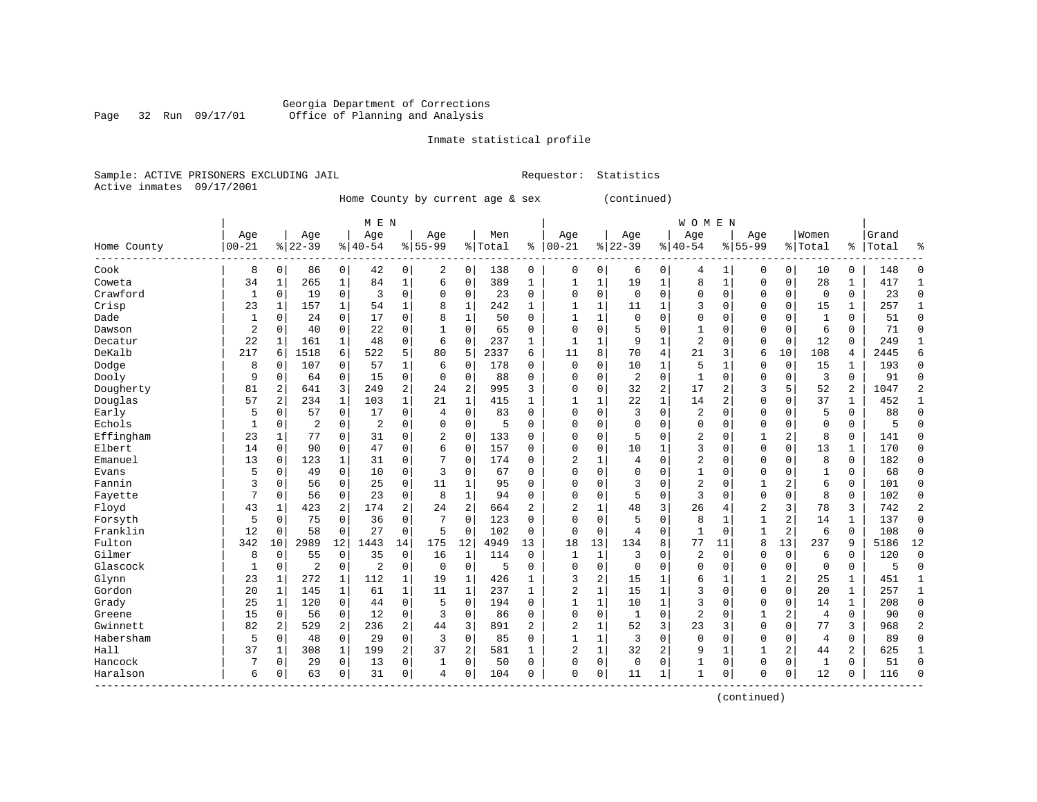Georgia Department of Corrections
Office of Planning and Analysis

Inmate statistical profile

Sample: ACTIVE PRISONERS EXCLUDING JAIL Requestor: Statistics
Active inmates 09/17/2001

Home County by current age & sex (continued)

| Home County | MEN Age 00-21 | % | Age 22-39 | % | Age 40-54 | % | Age 55-99 | % | Men Total | % | WOMEN Age 00-21 | % | Age 22-39 | % | Age 40-54 | % | Age 55-99 | % | Women Total | % | Grand Total | % |
|---|---|---|---|---|---|---|---|---|---|---|---|---|---|---|---|---|---|---|---|---|---|---|
| Cook | 8 | 0 | 86 | 0 | 42 | 0 | 2 | 0 | 138 | 0 | 0 | 0 | 6 | 0 | 4 | 1 | 0 | 0 | 10 | 0 | 148 | 0 |
| Coweta | 34 | 1 | 265 | 1 | 84 | 1 | 6 | 0 | 389 | 1 | 1 | 1 | 19 | 1 | 8 | 1 | 0 | 0 | 28 | 1 | 417 | 1 |
| Crawford | 1 | 0 | 19 | 0 | 3 | 0 | 0 | 0 | 23 | 0 | 0 | 0 | 0 | 0 | 0 | 0 | 0 | 0 | 0 | 0 | 23 | 0 |
| Crisp | 23 | 1 | 157 | 1 | 54 | 1 | 8 | 1 | 242 | 1 | 1 | 1 | 11 | 1 | 3 | 0 | 0 | 0 | 15 | 1 | 257 | 1 |
| Dade | 1 | 0 | 24 | 0 | 17 | 0 | 8 | 1 | 50 | 0 | 1 | 1 | 0 | 0 | 0 | 0 | 0 | 0 | 1 | 0 | 51 | 0 |
| Dawson | 2 | 0 | 40 | 0 | 22 | 0 | 1 | 0 | 65 | 0 | 0 | 0 | 5 | 0 | 1 | 0 | 0 | 0 | 6 | 0 | 71 | 0 |
| Decatur | 22 | 1 | 161 | 1 | 48 | 0 | 6 | 0 | 237 | 1 | 1 | 1 | 9 | 1 | 2 | 0 | 0 | 0 | 12 | 0 | 249 | 1 |
| DeKalb | 217 | 6 | 1518 | 6 | 522 | 5 | 80 | 5 | 2337 | 6 | 11 | 8 | 70 | 4 | 21 | 3 | 6 | 10 | 108 | 4 | 2445 | 6 |
| Dodge | 8 | 0 | 107 | 0 | 57 | 1 | 6 | 0 | 178 | 0 | 0 | 0 | 10 | 1 | 5 | 1 | 0 | 0 | 15 | 1 | 193 | 0 |
| Dooly | 9 | 0 | 64 | 0 | 15 | 0 | 0 | 0 | 88 | 0 | 0 | 0 | 2 | 0 | 1 | 0 | 0 | 0 | 3 | 0 | 91 | 0 |
| Dougherty | 81 | 2 | 641 | 3 | 249 | 2 | 24 | 2 | 995 | 3 | 0 | 0 | 32 | 2 | 17 | 2 | 3 | 5 | 52 | 2 | 1047 | 2 |
| Douglas | 57 | 2 | 234 | 1 | 103 | 1 | 21 | 1 | 415 | 1 | 1 | 1 | 22 | 1 | 14 | 2 | 0 | 0 | 37 | 1 | 452 | 1 |
| Early | 5 | 0 | 57 | 0 | 17 | 0 | 4 | 0 | 83 | 0 | 0 | 0 | 3 | 0 | 2 | 0 | 0 | 0 | 5 | 0 | 88 | 0 |
| Echols | 1 | 0 | 2 | 0 | 2 | 0 | 0 | 0 | 5 | 0 | 0 | 0 | 0 | 0 | 0 | 0 | 0 | 0 | 0 | 0 | 5 | 0 |
| Effingham | 23 | 1 | 77 | 0 | 31 | 0 | 2 | 0 | 133 | 0 | 0 | 0 | 5 | 0 | 2 | 0 | 1 | 2 | 8 | 0 | 141 | 0 |
| Elbert | 14 | 0 | 90 | 0 | 47 | 0 | 6 | 0 | 157 | 0 | 0 | 0 | 10 | 1 | 3 | 0 | 0 | 0 | 13 | 1 | 170 | 0 |
| Emanuel | 13 | 0 | 123 | 1 | 31 | 0 | 7 | 0 | 174 | 0 | 2 | 1 | 4 | 0 | 2 | 0 | 0 | 0 | 8 | 0 | 182 | 0 |
| Evans | 5 | 0 | 49 | 0 | 10 | 0 | 3 | 0 | 67 | 0 | 0 | 0 | 0 | 0 | 1 | 0 | 0 | 0 | 1 | 0 | 68 | 0 |
| Fannin | 3 | 0 | 56 | 0 | 25 | 0 | 11 | 1 | 95 | 0 | 0 | 0 | 3 | 0 | 2 | 0 | 1 | 2 | 6 | 0 | 101 | 0 |
| Fayette | 7 | 0 | 56 | 0 | 23 | 0 | 8 | 1 | 94 | 0 | 0 | 0 | 5 | 0 | 3 | 0 | 0 | 0 | 8 | 0 | 102 | 0 |
| Floyd | 43 | 1 | 423 | 2 | 174 | 2 | 24 | 2 | 664 | 2 | 2 | 1 | 48 | 3 | 26 | 4 | 2 | 3 | 78 | 3 | 742 | 2 |
| Forsyth | 5 | 0 | 75 | 0 | 36 | 0 | 7 | 0 | 123 | 0 | 0 | 0 | 5 | 0 | 8 | 1 | 1 | 2 | 14 | 1 | 137 | 0 |
| Franklin | 12 | 0 | 58 | 0 | 27 | 0 | 5 | 0 | 102 | 0 | 0 | 0 | 4 | 0 | 1 | 0 | 1 | 2 | 6 | 0 | 108 | 0 |
| Fulton | 342 | 10 | 2989 | 12 | 1443 | 14 | 175 | 12 | 4949 | 13 | 18 | 13 | 134 | 8 | 77 | 11 | 8 | 13 | 237 | 9 | 5186 | 12 |
| Gilmer | 8 | 0 | 55 | 0 | 35 | 0 | 16 | 1 | 114 | 0 | 1 | 1 | 3 | 0 | 2 | 0 | 0 | 0 | 6 | 0 | 120 | 0 |
| Glascock | 1 | 0 | 2 | 0 | 2 | 0 | 0 | 0 | 5 | 0 | 0 | 0 | 0 | 0 | 0 | 0 | 0 | 0 | 0 | 0 | 5 | 0 |
| Glynn | 23 | 1 | 272 | 1 | 112 | 1 | 19 | 1 | 426 | 1 | 3 | 2 | 15 | 1 | 6 | 1 | 1 | 2 | 25 | 1 | 451 | 1 |
| Gordon | 20 | 1 | 145 | 1 | 61 | 1 | 11 | 1 | 237 | 1 | 2 | 1 | 15 | 1 | 3 | 0 | 0 | 0 | 20 | 1 | 257 | 1 |
| Grady | 25 | 1 | 120 | 0 | 44 | 0 | 5 | 0 | 194 | 0 | 1 | 1 | 10 | 1 | 3 | 0 | 0 | 0 | 14 | 1 | 208 | 0 |
| Greene | 15 | 0 | 56 | 0 | 12 | 0 | 3 | 0 | 86 | 0 | 0 | 0 | 1 | 0 | 2 | 0 | 1 | 2 | 4 | 0 | 90 | 0 |
| Gwinnett | 82 | 2 | 529 | 2 | 236 | 2 | 44 | 3 | 891 | 2 | 2 | 1 | 52 | 3 | 23 | 3 | 0 | 0 | 77 | 3 | 968 | 2 |
| Habersham | 5 | 0 | 48 | 0 | 29 | 0 | 3 | 0 | 85 | 0 | 1 | 1 | 3 | 0 | 0 | 0 | 0 | 0 | 4 | 0 | 89 | 0 |
| Hall | 37 | 1 | 308 | 1 | 199 | 2 | 37 | 2 | 581 | 1 | 2 | 1 | 32 | 2 | 9 | 1 | 1 | 2 | 44 | 2 | 625 | 1 |
| Hancock | 7 | 0 | 29 | 0 | 13 | 0 | 1 | 0 | 50 | 0 | 0 | 0 | 0 | 0 | 1 | 0 | 0 | 0 | 1 | 0 | 51 | 0 |
| Haralson | 6 | 0 | 63 | 0 | 31 | 0 | 4 | 0 | 104 | 0 | 0 | 0 | 11 | 1 | 1 | 0 | 0 | 0 | 12 | 0 | 116 | 0 |

(continued)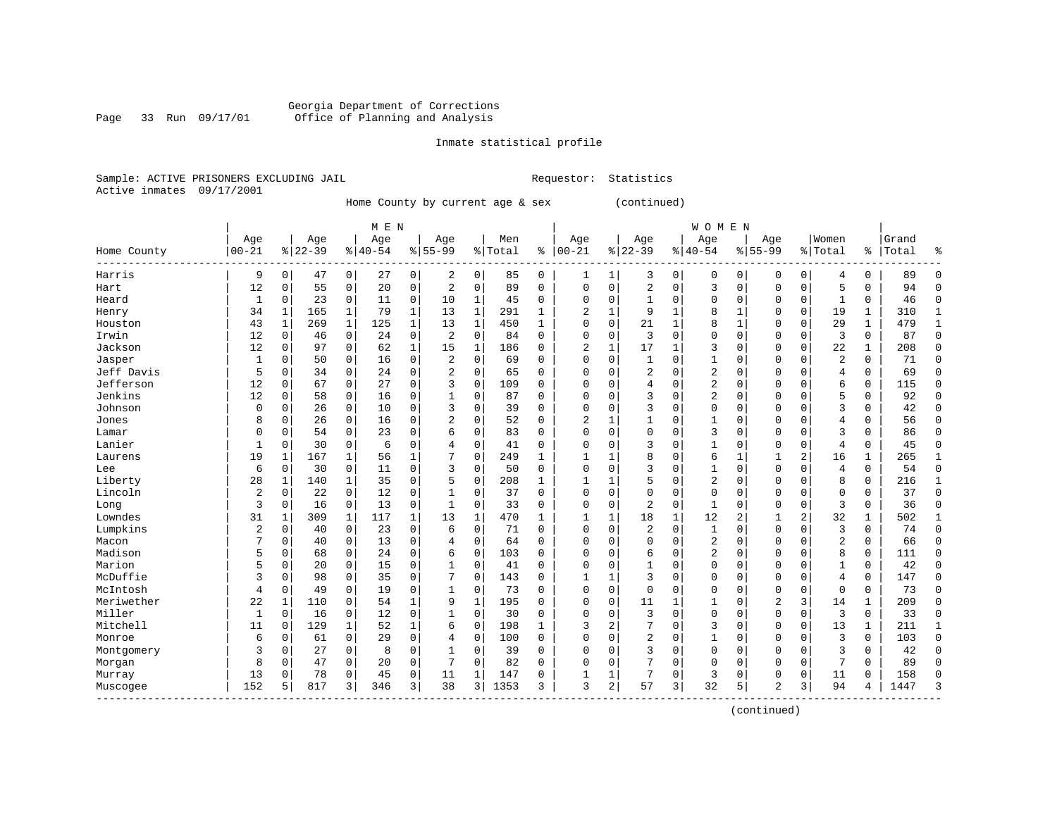Georgia Department of Corrections
Office of Planning and Analysis

Inmate statistical profile

Sample: ACTIVE PRISONERS EXCLUDING JAIL                    Requestor: Statistics
Active inmates 09/17/2001

Home County by current age & sex (continued)

| Home County | MEN Age 00-21 | % | Age 22-39 | % | Age 40-54 | % | Age 55-99 | % | Men Total | % | WOMEN Age 00-21 | % | Age 22-39 | % | Age 40-54 | % | Age 55-99 | % | Women Total | % | Grand Total | % |
|---|---|---|---|---|---|---|---|---|---|---|---|---|---|---|---|---|---|---|---|---|---|---|
| Harris | 9 | 0 | 47 | 0 | 27 | 0 | 2 | 0 | 85 | 0 | 1 | 1 | 3 | 0 | 0 | 0 | 0 | 0 | 4 | 0 | 89 | 0 |
| Hart | 12 | 0 | 55 | 0 | 20 | 0 | 2 | 0 | 89 | 0 | 0 | 0 | 2 | 0 | 3 | 0 | 0 | 0 | 5 | 0 | 94 | 0 |
| Heard | 1 | 0 | 23 | 0 | 11 | 0 | 10 | 1 | 45 | 0 | 0 | 0 | 1 | 0 | 0 | 0 | 0 | 0 | 1 | 0 | 46 | 0 |
| Henry | 34 | 1 | 165 | 1 | 79 | 1 | 13 | 1 | 291 | 1 | 2 | 1 | 9 | 1 | 8 | 1 | 0 | 0 | 19 | 1 | 310 | 1 |
| Houston | 43 | 1 | 269 | 1 | 125 | 1 | 13 | 1 | 450 | 1 | 0 | 0 | 21 | 1 | 8 | 1 | 0 | 0 | 29 | 1 | 479 | 1 |
| Irwin | 12 | 0 | 46 | 0 | 24 | 0 | 2 | 0 | 84 | 0 | 0 | 0 | 3 | 0 | 0 | 0 | 0 | 0 | 3 | 0 | 87 | 0 |
| Jackson | 12 | 0 | 97 | 0 | 62 | 1 | 15 | 1 | 186 | 0 | 2 | 1 | 17 | 1 | 3 | 0 | 0 | 0 | 22 | 1 | 208 | 0 |
| Jasper | 1 | 0 | 50 | 0 | 16 | 0 | 2 | 0 | 69 | 0 | 0 | 0 | 1 | 0 | 1 | 0 | 0 | 0 | 2 | 0 | 71 | 0 |
| Jeff Davis | 5 | 0 | 34 | 0 | 24 | 0 | 2 | 0 | 65 | 0 | 0 | 0 | 2 | 0 | 2 | 0 | 0 | 0 | 4 | 0 | 69 | 0 |
| Jefferson | 12 | 0 | 67 | 0 | 27 | 0 | 3 | 0 | 109 | 0 | 0 | 0 | 4 | 0 | 2 | 0 | 0 | 0 | 6 | 0 | 115 | 0 |
| Jenkins | 12 | 0 | 58 | 0 | 16 | 0 | 1 | 0 | 87 | 0 | 0 | 0 | 3 | 0 | 2 | 0 | 0 | 0 | 5 | 0 | 92 | 0 |
| Johnson | 0 | 0 | 26 | 0 | 10 | 0 | 3 | 0 | 39 | 0 | 0 | 0 | 3 | 0 | 0 | 0 | 0 | 0 | 3 | 0 | 42 | 0 |
| Jones | 8 | 0 | 26 | 0 | 16 | 0 | 2 | 0 | 52 | 0 | 2 | 1 | 1 | 0 | 1 | 0 | 0 | 0 | 4 | 0 | 56 | 0 |
| Lamar | 0 | 0 | 54 | 0 | 23 | 0 | 6 | 0 | 83 | 0 | 0 | 0 | 0 | 0 | 3 | 0 | 0 | 0 | 3 | 0 | 86 | 0 |
| Lanier | 1 | 0 | 30 | 0 | 6 | 0 | 4 | 0 | 41 | 0 | 0 | 0 | 3 | 0 | 1 | 0 | 0 | 0 | 4 | 0 | 45 | 0 |
| Laurens | 19 | 1 | 167 | 1 | 56 | 1 | 7 | 0 | 249 | 1 | 1 | 1 | 8 | 0 | 6 | 1 | 1 | 2 | 16 | 1 | 265 | 1 |
| Lee | 6 | 0 | 30 | 0 | 11 | 0 | 3 | 0 | 50 | 0 | 0 | 0 | 3 | 0 | 1 | 0 | 0 | 0 | 4 | 0 | 54 | 0 |
| Liberty | 28 | 1 | 140 | 1 | 35 | 0 | 5 | 0 | 208 | 1 | 1 | 1 | 5 | 0 | 2 | 0 | 0 | 0 | 8 | 0 | 216 | 1 |
| Lincoln | 2 | 0 | 22 | 0 | 12 | 0 | 1 | 0 | 37 | 0 | 0 | 0 | 0 | 0 | 0 | 0 | 0 | 0 | 0 | 0 | 37 | 0 |
| Long | 3 | 0 | 16 | 0 | 13 | 0 | 1 | 0 | 33 | 0 | 0 | 0 | 2 | 0 | 1 | 0 | 0 | 0 | 3 | 0 | 36 | 0 |
| Lowndes | 31 | 1 | 309 | 1 | 117 | 1 | 13 | 1 | 470 | 1 | 1 | 1 | 18 | 1 | 12 | 2 | 1 | 2 | 32 | 1 | 502 | 1 |
| Lumpkins | 2 | 0 | 40 | 0 | 23 | 0 | 6 | 0 | 71 | 0 | 0 | 0 | 2 | 0 | 1 | 0 | 0 | 0 | 3 | 0 | 74 | 0 |
| Macon | 7 | 0 | 40 | 0 | 13 | 0 | 4 | 0 | 64 | 0 | 0 | 0 | 0 | 0 | 2 | 0 | 0 | 0 | 2 | 0 | 66 | 0 |
| Madison | 5 | 0 | 68 | 0 | 24 | 0 | 6 | 0 | 103 | 0 | 0 | 0 | 6 | 0 | 2 | 0 | 0 | 0 | 8 | 0 | 111 | 0 |
| Marion | 5 | 0 | 20 | 0 | 15 | 0 | 1 | 0 | 41 | 0 | 0 | 0 | 1 | 0 | 0 | 0 | 0 | 0 | 1 | 0 | 42 | 0 |
| McDuffie | 3 | 0 | 98 | 0 | 35 | 0 | 7 | 0 | 143 | 0 | 1 | 1 | 3 | 0 | 0 | 0 | 0 | 0 | 4 | 0 | 147 | 0 |
| McIntosh | 4 | 0 | 49 | 0 | 19 | 0 | 1 | 0 | 73 | 0 | 0 | 0 | 0 | 0 | 0 | 0 | 0 | 0 | 0 | 0 | 73 | 0 |
| Meriwether | 22 | 1 | 110 | 0 | 54 | 1 | 9 | 1 | 195 | 0 | 0 | 0 | 11 | 1 | 1 | 0 | 2 | 3 | 14 | 1 | 209 | 0 |
| Miller | 1 | 0 | 16 | 0 | 12 | 0 | 1 | 0 | 30 | 0 | 0 | 0 | 3 | 0 | 0 | 0 | 0 | 0 | 3 | 0 | 33 | 0 |
| Mitchell | 11 | 0 | 129 | 1 | 52 | 1 | 6 | 0 | 198 | 1 | 3 | 2 | 7 | 0 | 3 | 0 | 0 | 0 | 13 | 1 | 211 | 1 |
| Monroe | 6 | 0 | 61 | 0 | 29 | 0 | 4 | 0 | 100 | 0 | 0 | 0 | 2 | 0 | 1 | 0 | 0 | 0 | 3 | 0 | 103 | 0 |
| Montgomery | 3 | 0 | 27 | 0 | 8 | 0 | 1 | 0 | 39 | 0 | 0 | 0 | 3 | 0 | 0 | 0 | 0 | 0 | 3 | 0 | 42 | 0 |
| Morgan | 8 | 0 | 47 | 0 | 20 | 0 | 7 | 0 | 82 | 0 | 0 | 0 | 7 | 0 | 0 | 0 | 0 | 0 | 7 | 0 | 89 | 0 |
| Murray | 13 | 0 | 78 | 0 | 45 | 0 | 11 | 1 | 147 | 0 | 1 | 1 | 7 | 0 | 3 | 0 | 0 | 0 | 11 | 0 | 158 | 0 |
| Muscogee | 152 | 5 | 817 | 3 | 346 | 3 | 38 | 3 | 1353 | 3 | 3 | 2 | 57 | 3 | 32 | 5 | 2 | 3 | 94 | 4 | 1447 | 3 |

(continued)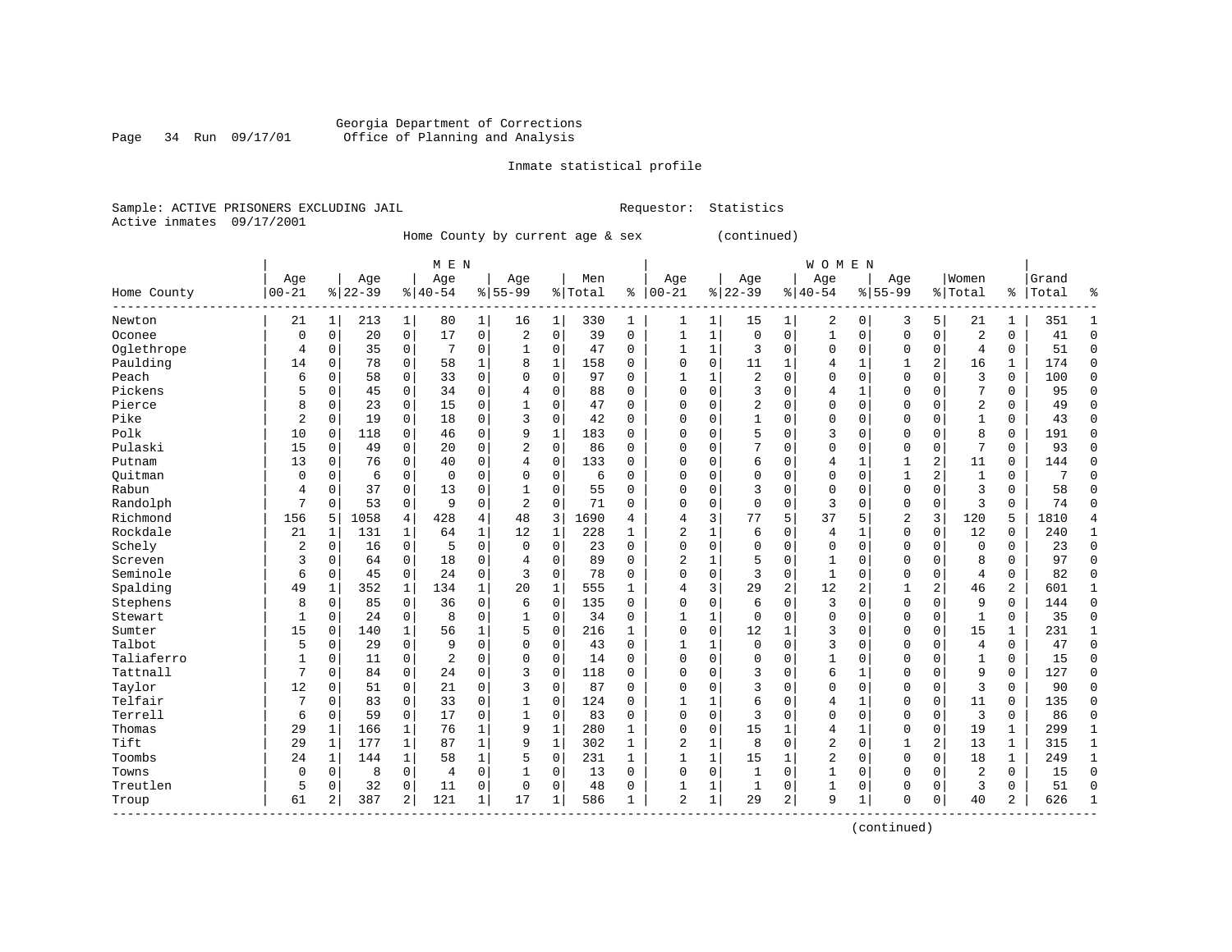Georgia Department of Corrections
Office of Planning and Analysis

Inmate statistical profile

Sample: ACTIVE PRISONERS EXCLUDING JAIL    Requestor: Statistics
Active inmates 09/17/2001

Home County by current age & sex (continued)

| Home County | MEN Age 00-21 | % | Age 22-39 | % | Age 40-54 | % | Age 55-99 | % | Men Total | % | WOMEN Age 00-21 | % | Age 22-39 | % | Age 40-54 | % | Age 55-99 | % | Women Total | % | Grand Total | % |
|---|---|---|---|---|---|---|---|---|---|---|---|---|---|---|---|---|---|---|---|---|---|---|
| Newton | 21 | 1 | 213 | 1 | 80 | 1 | 16 | 1 | 330 | 1 | 1 | 1 | 15 | 1 | 2 | 0 | 3 | 5 | 21 | 1 | 351 | 1 |
| Oconee | 0 | 0 | 20 | 0 | 17 | 0 | 2 | 0 | 39 | 0 | 1 | 1 | 0 | 0 | 1 | 0 | 0 | 0 | 2 | 0 | 41 | 0 |
| Oglethrope | 4 | 0 | 35 | 0 | 7 | 0 | 1 | 0 | 47 | 0 | 1 | 1 | 3 | 0 | 0 | 0 | 0 | 0 | 4 | 0 | 51 | 0 |
| Paulding | 14 | 0 | 78 | 0 | 58 | 1 | 8 | 1 | 158 | 0 | 0 | 0 | 11 | 1 | 4 | 1 | 1 | 2 | 16 | 1 | 174 | 0 |
| Peach | 6 | 0 | 58 | 0 | 33 | 0 | 0 | 0 | 97 | 0 | 1 | 1 | 2 | 0 | 0 | 0 | 0 | 0 | 3 | 0 | 100 | 0 |
| Pickens | 5 | 0 | 45 | 0 | 34 | 0 | 4 | 0 | 88 | 0 | 0 | 0 | 3 | 0 | 4 | 1 | 0 | 0 | 7 | 0 | 95 | 0 |
| Pierce | 8 | 0 | 23 | 0 | 15 | 0 | 1 | 0 | 47 | 0 | 0 | 0 | 2 | 0 | 0 | 0 | 0 | 0 | 2 | 0 | 49 | 0 |
| Pike | 2 | 0 | 19 | 0 | 18 | 0 | 3 | 0 | 42 | 0 | 0 | 0 | 1 | 0 | 0 | 0 | 0 | 0 | 1 | 0 | 43 | 0 |
| Polk | 10 | 0 | 118 | 0 | 46 | 0 | 9 | 1 | 183 | 0 | 0 | 0 | 5 | 0 | 3 | 0 | 0 | 0 | 8 | 0 | 191 | 0 |
| Pulaski | 15 | 0 | 49 | 0 | 20 | 0 | 2 | 0 | 86 | 0 | 0 | 0 | 7 | 0 | 0 | 0 | 0 | 0 | 7 | 0 | 93 | 0 |
| Putnam | 13 | 0 | 76 | 0 | 40 | 0 | 4 | 0 | 133 | 0 | 0 | 0 | 6 | 0 | 4 | 1 | 1 | 2 | 11 | 0 | 144 | 0 |
| Quitman | 0 | 0 | 6 | 0 | 0 | 0 | 0 | 0 | 6 | 0 | 0 | 0 | 0 | 0 | 0 | 0 | 1 | 2 | 1 | 0 | 7 | 0 |
| Rabun | 4 | 0 | 37 | 0 | 13 | 0 | 1 | 0 | 55 | 0 | 0 | 0 | 3 | 0 | 0 | 0 | 0 | 0 | 3 | 0 | 58 | 0 |
| Randolph | 7 | 0 | 53 | 0 | 9 | 0 | 2 | 0 | 71 | 0 | 0 | 0 | 0 | 0 | 3 | 0 | 0 | 0 | 3 | 0 | 74 | 0 |
| Richmond | 156 | 5 | 1058 | 4 | 428 | 4 | 48 | 3 | 1690 | 4 | 4 | 3 | 77 | 5 | 37 | 5 | 2 | 3 | 120 | 5 | 1810 | 4 |
| Rockdale | 21 | 1 | 131 | 1 | 64 | 1 | 12 | 1 | 228 | 1 | 2 | 1 | 6 | 0 | 4 | 1 | 0 | 0 | 12 | 0 | 240 | 1 |
| Schely | 2 | 0 | 16 | 0 | 5 | 0 | 0 | 0 | 23 | 0 | 0 | 0 | 0 | 0 | 0 | 0 | 0 | 0 | 0 | 0 | 23 | 0 |
| Screven | 3 | 0 | 64 | 0 | 18 | 0 | 4 | 0 | 89 | 0 | 2 | 1 | 5 | 0 | 1 | 0 | 0 | 0 | 8 | 0 | 97 | 0 |
| Seminole | 6 | 0 | 45 | 0 | 24 | 0 | 3 | 0 | 78 | 0 | 0 | 0 | 3 | 0 | 1 | 0 | 0 | 0 | 4 | 0 | 82 | 0 |
| Spalding | 49 | 1 | 352 | 1 | 134 | 1 | 20 | 1 | 555 | 1 | 4 | 3 | 29 | 2 | 12 | 2 | 1 | 2 | 46 | 2 | 601 | 1 |
| Stephens | 8 | 0 | 85 | 0 | 36 | 0 | 6 | 0 | 135 | 0 | 0 | 0 | 6 | 0 | 3 | 0 | 0 | 0 | 9 | 0 | 144 | 0 |
| Stewart | 1 | 0 | 24 | 0 | 8 | 0 | 1 | 0 | 34 | 0 | 1 | 1 | 0 | 0 | 0 | 0 | 0 | 0 | 1 | 0 | 35 | 0 |
| Sumter | 15 | 0 | 140 | 1 | 56 | 1 | 5 | 0 | 216 | 1 | 0 | 0 | 12 | 1 | 3 | 0 | 0 | 0 | 15 | 1 | 231 | 1 |
| Talbot | 5 | 0 | 29 | 0 | 9 | 0 | 0 | 0 | 43 | 0 | 1 | 1 | 0 | 0 | 3 | 0 | 0 | 0 | 4 | 0 | 47 | 0 |
| Taliaferro | 1 | 0 | 11 | 0 | 2 | 0 | 0 | 0 | 14 | 0 | 0 | 0 | 0 | 0 | 1 | 0 | 0 | 0 | 1 | 0 | 15 | 0 |
| Tattnall | 7 | 0 | 84 | 0 | 24 | 0 | 3 | 0 | 118 | 0 | 0 | 0 | 3 | 0 | 6 | 1 | 0 | 0 | 9 | 0 | 127 | 0 |
| Taylor | 12 | 0 | 51 | 0 | 21 | 0 | 3 | 0 | 87 | 0 | 0 | 0 | 3 | 0 | 0 | 0 | 0 | 0 | 3 | 0 | 90 | 0 |
| Telfair | 7 | 0 | 83 | 0 | 33 | 0 | 1 | 0 | 124 | 0 | 1 | 1 | 6 | 0 | 4 | 1 | 0 | 0 | 11 | 0 | 135 | 0 |
| Terrell | 6 | 0 | 59 | 0 | 17 | 0 | 1 | 0 | 83 | 0 | 0 | 0 | 3 | 0 | 0 | 0 | 0 | 0 | 3 | 0 | 86 | 0 |
| Thomas | 29 | 1 | 166 | 1 | 76 | 1 | 9 | 1 | 280 | 1 | 0 | 0 | 15 | 1 | 4 | 1 | 0 | 0 | 19 | 1 | 299 | 1 |
| Tift | 29 | 1 | 177 | 1 | 87 | 1 | 9 | 1 | 302 | 1 | 2 | 1 | 8 | 0 | 2 | 0 | 1 | 2 | 13 | 1 | 315 | 1 |
| Toombs | 24 | 1 | 144 | 1 | 58 | 1 | 5 | 0 | 231 | 1 | 1 | 1 | 15 | 1 | 2 | 0 | 0 | 0 | 18 | 1 | 249 | 1 |
| Towns | 0 | 0 | 8 | 0 | 4 | 0 | 1 | 0 | 13 | 0 | 0 | 0 | 1 | 0 | 1 | 0 | 0 | 0 | 2 | 0 | 15 | 0 |
| Treutlen | 5 | 0 | 32 | 0 | 11 | 0 | 0 | 0 | 48 | 0 | 1 | 1 | 1 | 0 | 1 | 0 | 0 | 0 | 3 | 0 | 51 | 0 |
| Troup | 61 | 2 | 387 | 2 | 121 | 1 | 17 | 1 | 586 | 1 | 2 | 1 | 29 | 2 | 9 | 1 | 0 | 0 | 40 | 2 | 626 | 1 |

(continued)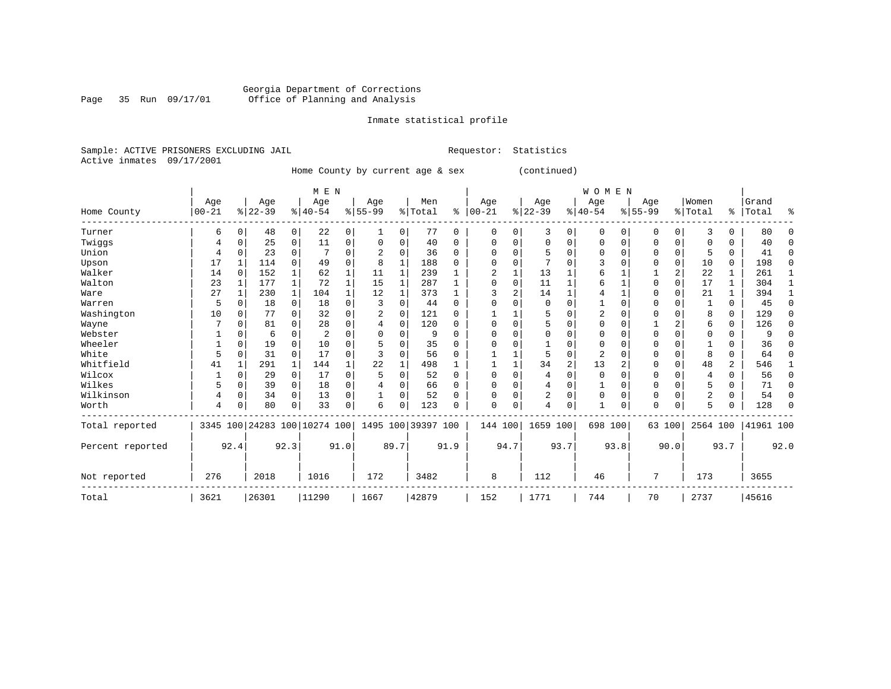Georgia Department of Corrections
Office of Planning and Analysis

Inmate statistical profile

Sample: ACTIVE PRISONERS EXCLUDING JAIL        Requestor: Statistics
Active inmates 09/17/2001

Home County by current age & sex (continued)

| Home County | MEN Age 00-21 | % | Age 22-39 | % | Age 40-54 | % | Age 55-99 | % | Men Total | % | WOMEN Age 00-21 | % | Age 22-39 | % | Age 40-54 | % | Age 55-99 | % | Women Total | % | Grand Total | % |
|---|---|---|---|---|---|---|---|---|---|---|---|---|---|---|---|---|---|---|---|---|---|---|
| Turner | 6 | 0 | 48 | 0 | 22 | 0 | 1 | 0 | 77 | 0 | 0 | 0 | 3 | 0 | 0 | 0 | 0 | 0 | 3 | 0 | 80 | 0 |
| Twiggs | 4 | 0 | 25 | 0 | 11 | 0 | 0 | 0 | 40 | 0 | 0 | 0 | 0 | 0 | 0 | 0 | 0 | 0 | 0 | 0 | 40 | 0 |
| Union | 4 | 0 | 23 | 0 | 7 | 0 | 2 | 0 | 36 | 0 | 0 | 0 | 5 | 0 | 0 | 0 | 0 | 0 | 5 | 0 | 41 | 0 |
| Upson | 17 | 1 | 114 | 0 | 49 | 0 | 8 | 1 | 188 | 0 | 0 | 0 | 7 | 0 | 3 | 0 | 0 | 0 | 10 | 0 | 198 | 0 |
| Walker | 14 | 0 | 152 | 1 | 62 | 1 | 11 | 1 | 239 | 1 | 2 | 1 | 13 | 1 | 6 | 1 | 1 | 2 | 22 | 1 | 261 | 1 |
| Walton | 23 | 1 | 177 | 1 | 72 | 1 | 15 | 1 | 287 | 1 | 0 | 0 | 11 | 1 | 6 | 1 | 0 | 0 | 17 | 1 | 304 | 1 |
| Ware | 27 | 1 | 230 | 1 | 104 | 1 | 12 | 1 | 373 | 1 | 3 | 2 | 14 | 1 | 4 | 1 | 0 | 0 | 21 | 1 | 394 | 1 |
| Warren | 5 | 0 | 18 | 0 | 18 | 0 | 3 | 0 | 44 | 0 | 0 | 0 | 0 | 0 | 1 | 0 | 0 | 0 | 1 | 0 | 45 | 0 |
| Washington | 10 | 0 | 77 | 0 | 32 | 0 | 2 | 0 | 121 | 0 | 1 | 1 | 5 | 0 | 2 | 0 | 0 | 0 | 8 | 0 | 129 | 0 |
| Wayne | 7 | 0 | 81 | 0 | 28 | 0 | 4 | 0 | 120 | 0 | 0 | 0 | 5 | 0 | 0 | 0 | 1 | 2 | 6 | 0 | 126 | 0 |
| Webster | 1 | 0 | 6 | 0 | 2 | 0 | 0 | 0 | 9 | 0 | 0 | 0 | 0 | 0 | 0 | 0 | 0 | 0 | 0 | 0 | 9 | 0 |
| Wheeler | 1 | 0 | 19 | 0 | 10 | 0 | 5 | 0 | 35 | 0 | 0 | 0 | 1 | 0 | 0 | 0 | 0 | 0 | 1 | 0 | 36 | 0 |
| White | 5 | 0 | 31 | 0 | 17 | 0 | 3 | 0 | 56 | 0 | 1 | 1 | 5 | 0 | 2 | 0 | 0 | 0 | 8 | 0 | 64 | 0 |
| Whitfield | 41 | 1 | 291 | 1 | 144 | 1 | 22 | 1 | 498 | 1 | 1 | 1 | 34 | 2 | 13 | 2 | 0 | 0 | 48 | 2 | 546 | 1 |
| Wilcox | 1 | 0 | 29 | 0 | 17 | 0 | 5 | 0 | 52 | 0 | 0 | 0 | 4 | 0 | 0 | 0 | 0 | 0 | 4 | 0 | 56 | 0 |
| Wilkes | 5 | 0 | 39 | 0 | 18 | 0 | 4 | 0 | 66 | 0 | 0 | 0 | 4 | 0 | 1 | 0 | 0 | 0 | 5 | 0 | 71 | 0 |
| Wilkinson | 4 | 0 | 34 | 0 | 13 | 0 | 1 | 0 | 52 | 0 | 0 | 0 | 2 | 0 | 0 | 0 | 0 | 0 | 2 | 0 | 54 | 0 |
| Worth | 4 | 0 | 80 | 0 | 33 | 0 | 6 | 0 | 123 | 0 | 0 | 0 | 4 | 0 | 1 | 0 | 0 | 0 | 5 | 0 | 128 | 0 |
| Total reported | 3345 | 100 | 24283 | 100 | 10274 | 100 | 1495 | 100 | 39397 | 100 | 144 | 100 | 1659 | 100 | 698 | 100 | 63 | 100 | 2564 | 100 | 41961 | 100 |
| Percent reported | | 92.4 | | 92.3 | | 91.0 | | 89.7 | | 91.9 | | 94.7 | | 93.7 | | 93.8 | | 90.0 | | 93.7 | | 92.0 |
| Not reported | 276 | | 2018 | | 1016 | | 172 | | 3482 | | 8 | | 112 | | 46 | | 7 | | 173 | | 3655 | |
| Total | 3621 | | 26301 | | 11290 | | 1667 | | 42879 | | 152 | | 1771 | | 744 | | 70 | | 2737 | | 45616 | |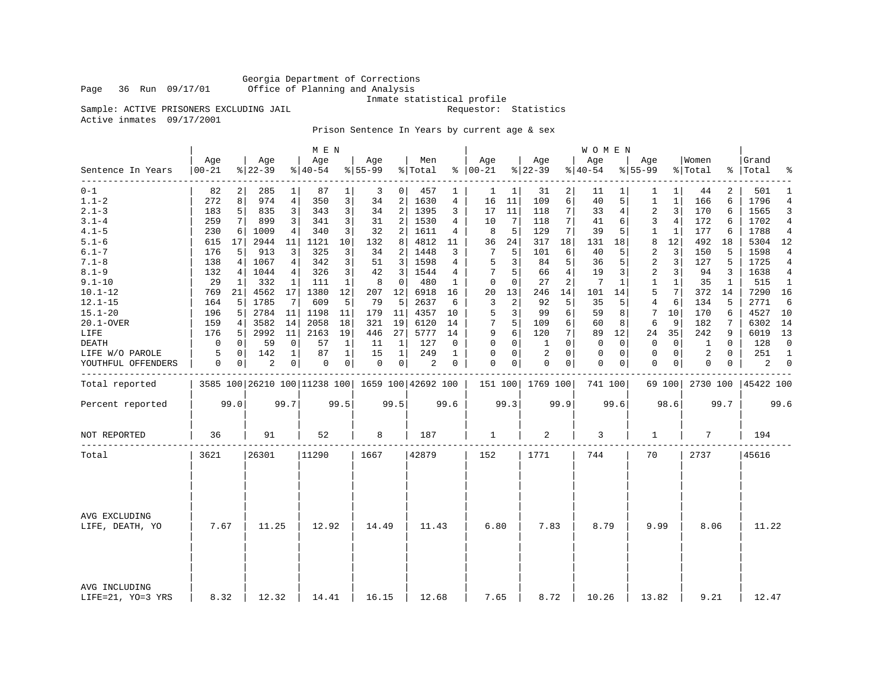Georgia Department of Corrections
Office of Planning and Analysis
Inmate statistical profile

Sample: ACTIVE PRISONERS EXCLUDING JAIL    Requestor: Statistics
Active inmates 09/17/2001

Prison Sentence In Years by current age & sex

| | MEN | | | | | | | | | | WOMEN | | | | | | | | | | | |
|---|---|---|---|---|---|---|---|---|---|---|---|---|---|---|---|---|---|---|---|---|---|---|
| Sentence In Years | Age 00-21 | % | Age 22-39 | % | Age 40-54 | % | Age 55-99 | % | Men Total | % | Age 00-21 | % | Age 22-39 | % | Age 40-54 | % | Age 55-99 | % | Women Total | % | Grand Total | % |
| 0-1 | 82 | 2 | 285 | 1 | 87 | 1 | 3 | 0 | 457 | 1 | 1 | 1 | 31 | 2 | 11 | 1 | 1 | 1 | 44 | 2 | 501 | 1 |
| 1.1-2 | 272 | 8 | 974 | 4 | 350 | 3 | 34 | 2 | 1630 | 4 | 16 | 11 | 109 | 6 | 40 | 5 | 1 | 1 | 166 | 6 | 1796 | 4 |
| 2.1-3 | 183 | 5 | 835 | 3 | 343 | 3 | 34 | 2 | 1395 | 3 | 17 | 11 | 118 | 7 | 33 | 4 | 2 | 3 | 170 | 6 | 1565 | 3 |
| 3.1-4 | 259 | 7 | 899 | 3 | 341 | 3 | 31 | 2 | 1530 | 4 | 10 | 7 | 118 | 7 | 41 | 6 | 3 | 4 | 172 | 6 | 1702 | 4 |
| 4.1-5 | 230 | 6 | 1009 | 4 | 340 | 3 | 32 | 2 | 1611 | 4 | 8 | 5 | 129 | 7 | 39 | 5 | 1 | 1 | 177 | 6 | 1788 | 4 |
| 5.1-6 | 615 | 17 | 2944 | 11 | 1121 | 10 | 132 | 8 | 4812 | 11 | 36 | 24 | 317 | 18 | 131 | 18 | 8 | 12 | 492 | 18 | 5304 | 12 |
| 6.1-7 | 176 | 5 | 913 | 3 | 325 | 3 | 34 | 2 | 1448 | 3 | 7 | 5 | 101 | 6 | 40 | 5 | 2 | 3 | 150 | 5 | 1598 | 4 |
| 7.1-8 | 138 | 4 | 1067 | 4 | 342 | 3 | 51 | 3 | 1598 | 4 | 5 | 3 | 84 | 5 | 36 | 5 | 2 | 3 | 127 | 5 | 1725 | 4 |
| 8.1-9 | 132 | 4 | 1044 | 4 | 326 | 3 | 42 | 3 | 1544 | 4 | 7 | 5 | 66 | 4 | 19 | 3 | 2 | 3 | 94 | 3 | 1638 | 4 |
| 9.1-10 | 29 | 1 | 332 | 1 | 111 | 1 | 8 | 0 | 480 | 1 | 0 | 0 | 27 | 2 | 7 | 1 | 1 | 1 | 35 | 1 | 515 | 1 |
| 10.1-12 | 769 | 21 | 4562 | 17 | 1380 | 12 | 207 | 12 | 6918 | 16 | 20 | 13 | 246 | 14 | 101 | 14 | 5 | 7 | 372 | 14 | 7290 | 16 |
| 12.1-15 | 164 | 5 | 1785 | 7 | 609 | 5 | 79 | 5 | 2637 | 6 | 3 | 2 | 92 | 5 | 35 | 5 | 4 | 6 | 134 | 5 | 2771 | 6 |
| 15.1-20 | 196 | 5 | 2784 | 11 | 1198 | 11 | 179 | 11 | 4357 | 10 | 5 | 3 | 99 | 6 | 59 | 8 | 7 | 10 | 170 | 6 | 4527 | 10 |
| 20.1-OVER | 159 | 4 | 3582 | 14 | 2058 | 18 | 321 | 19 | 6120 | 14 | 7 | 5 | 109 | 6 | 60 | 8 | 6 | 9 | 182 | 7 | 6302 | 14 |
| LIFE | 176 | 5 | 2992 | 11 | 2163 | 19 | 446 | 27 | 5777 | 14 | 9 | 6 | 120 | 7 | 89 | 12 | 24 | 35 | 242 | 9 | 6019 | 13 |
| DEATH | 0 | 0 | 59 | 0 | 57 | 1 | 11 | 1 | 127 | 0 | 0 | 0 | 1 | 0 | 0 | 0 | 0 | 0 | 1 | 0 | 128 | 0 |
| LIFE W/O PAROLE | 5 | 0 | 142 | 1 | 87 | 1 | 15 | 1 | 249 | 1 | 0 | 0 | 2 | 0 | 0 | 0 | 0 | 0 | 2 | 0 | 251 | 1 |
| YOUTHFUL OFFENDERS | 0 | 0 | 2 | 0 | 0 | 0 | 0 | 0 | 2 | 0 | 0 | 0 | 0 | 0 | 0 | 0 | 0 | 0 | 0 | 0 | 2 | 0 |
| Total reported | 3585 | 100 | 26210 | 100 | 11238 | 100 | 1659 | 100 | 42692 | 100 | 151 | 100 | 1769 | 100 | 741 | 100 | 69 | 100 | 2730 | 100 | 45422 | 100 |
| Percent reported | 99.0 | | 99.7 | | 99.5 | | 99.5 | | 99.6 | | 99.3 | | 99.9 | | 99.6 | | 98.6 | | 99.7 | | 99.6 | |
| NOT REPORTED | 36 | | 91 | | 52 | | 8 | | 187 | | 1 | | 2 | | 3 | | 1 | | 7 | | 194 | |
| Total | 3621 | | 26301 | | 11290 | | 1667 | | 42879 | | 152 | | 1771 | | 744 | | 70 | | 2737 | | 45616 | |
| AVG EXCLUDING LIFE, DEATH, YO | 7.67 | | 11.25 | | 12.92 | | 14.49 | | 11.43 | | 6.80 | | 7.83 | | 8.79 | | 9.99 | | 8.06 | | 11.22 | |
| AVG INCLUDING LIFE=21, YO=3 YRS | 8.32 | | 12.32 | | 14.41 | | 16.15 | | 12.68 | | 7.65 | | 8.72 | | 10.26 | | 13.82 | | 9.21 | | 12.47 | |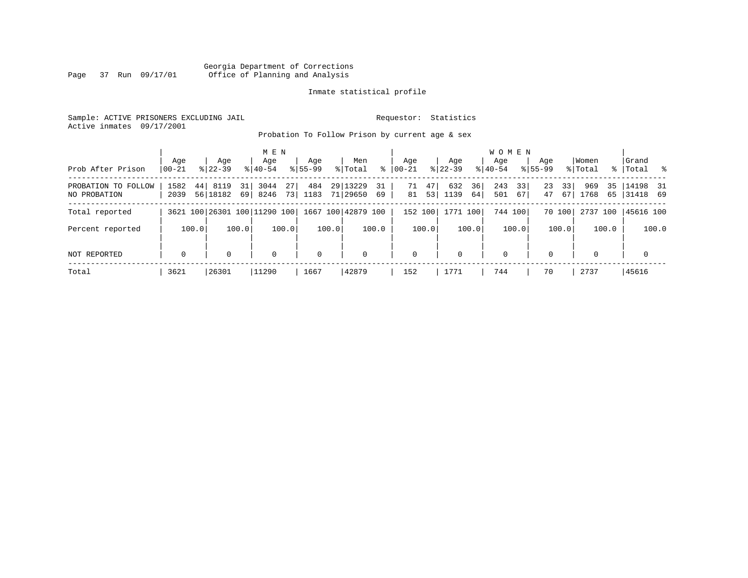Georgia Department of Corrections
Office of Planning and Analysis

Inmate statistical profile

Sample: ACTIVE PRISONERS EXCLUDING JAIL

Requestor: Statistics

Active inmates 09/17/2001

Probation To Follow Prison by current age & sex

| Prob After Prison | MEN Age 00-21 | % | Age 22-39 | % | Age 40-54 | % | Age 55-99 | % | Men Total | % | WOMEN Age 00-21 | % | Age 22-39 | % | Age 40-54 | % | Age 55-99 | % | Women Total | % | Grand Total | % |
|---|---|---|---|---|---|---|---|---|---|---|---|---|---|---|---|---|---|---|---|---|---|---|
| PROBATION TO FOLLOW | 1582 | 44 | 8119 | 31 | 3044 | 27 | 484 | 29 | 13229 | 31 | 71 | 47 | 632 | 36 | 243 | 33 | 23 | 33 | 969 | 35 | 14198 | 31 |
| NO PROBATION | 2039 | 56 | 18182 | 69 | 8246 | 73 | 1183 | 71 | 29650 | 69 | 81 | 53 | 1139 | 64 | 501 | 67 | 47 | 67 | 1768 | 65 | 31418 | 69 |
| Total reported | 3621 | 100 | 26301 | 100 | 11290 | 100 | 1667 | 100 | 42879 | 100 | 152 | 100 | 1771 | 100 | 744 | 100 | 70 | 100 | 2737 | 100 | 45616 | 100 |
| Percent reported | | 100.0 | | 100.0 | | 100.0 | | 100.0 | | 100.0 | | 100.0 | | 100.0 | | 100.0 | | 100.0 | | 100.0 | | 100.0 |
| NOT REPORTED | 0 | | 0 | | 0 | | 0 | | 0 | | 0 | | 0 | | 0 | | 0 | | 0 | | 0 | |
| Total | 3621 | | 26301 | | 11290 | | 1667 | | 42879 | | 152 | | 1771 | | 744 | | 70 | | 2737 | | 45616 | |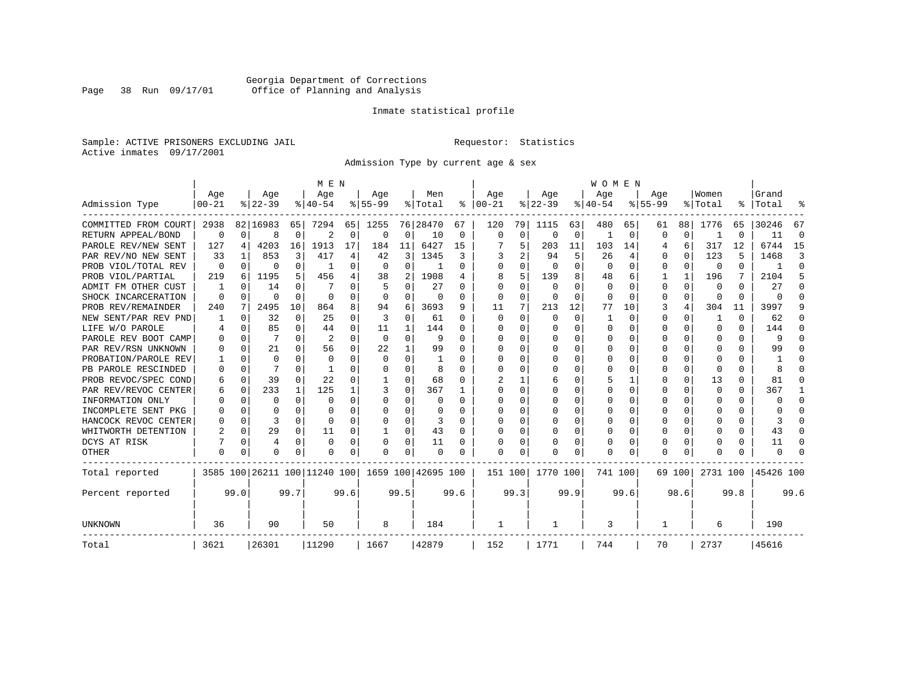Georgia Department of Corrections
Office of Planning and Analysis

Inmate statistical profile

Sample: ACTIVE PRISONERS EXCLUDING JAIL
Active inmates 09/17/2001

Requestor: Statistics

Admission Type by current age & sex

| Admission Type | MEN Age 00-21 | % | Age 22-39 | % | Age 40-54 | % | Age 55-99 | % | Men Total | % | WOMEN Age 00-21 | % | Age 22-39 | % | Age 40-54 | % | Age 55-99 | % | Women Total | % | Grand Total | % |
|---|---|---|---|---|---|---|---|---|---|---|---|---|---|---|---|---|---|---|---|---|---|---|
| COMMITTED FROM COURT | 2938 | 82 | 16983 | 65 | 7294 | 65 | 1255 | 76 | 28470 | 67 | 120 | 79 | 1115 | 63 | 480 | 65 | 61 | 88 | 1776 | 65 | 30246 | 67 |
| RETURN APPEAL/BOND | 0 | 0 | 8 | 0 | 2 | 0 | 0 | 0 | 10 | 0 | 0 | 0 | 0 | 0 | 1 | 0 | 0 | 0 | 1 | 0 | 11 | 0 |
| PAROLE REV/NEW SENT | 127 | 4 | 4203 | 16 | 1913 | 17 | 184 | 11 | 6427 | 15 | 7 | 5 | 203 | 11 | 103 | 14 | 4 | 6 | 317 | 12 | 6744 | 15 |
| PAR REV/NO NEW SENT | 33 | 1 | 853 | 3 | 417 | 4 | 42 | 3 | 1345 | 3 | 3 | 2 | 94 | 5 | 26 | 4 | 0 | 0 | 123 | 5 | 1468 | 3 |
| PROB VIOL/TOTAL REV | 0 | 0 | 0 | 0 | 1 | 0 | 0 | 0 | 1 | 0 | 0 | 0 | 0 | 0 | 0 | 0 | 0 | 0 | 0 | 0 | 1 | 0 |
| PROB VIOL/PARTIAL | 219 | 6 | 1195 | 5 | 456 | 4 | 38 | 2 | 1908 | 4 | 8 | 5 | 139 | 8 | 48 | 6 | 1 | 1 | 196 | 7 | 2104 | 5 |
| ADMIT FM OTHER CUST | 1 | 0 | 14 | 0 | 7 | 0 | 5 | 0 | 27 | 0 | 0 | 0 | 0 | 0 | 0 | 0 | 0 | 0 | 0 | 0 | 27 | 0 |
| SHOCK INCARCERATION | 0 | 0 | 0 | 0 | 0 | 0 | 0 | 0 | 0 | 0 | 0 | 0 | 0 | 0 | 0 | 0 | 0 | 0 | 0 | 0 | 0 | 0 |
| PROB REV/REMAINDER | 240 | 7 | 2495 | 10 | 864 | 8 | 94 | 6 | 3693 | 9 | 11 | 7 | 213 | 12 | 77 | 10 | 3 | 4 | 304 | 11 | 3997 | 9 |
| NEW SENT/PAR REV PND | 1 | 0 | 32 | 0 | 25 | 0 | 3 | 0 | 61 | 0 | 0 | 0 | 0 | 0 | 1 | 0 | 0 | 0 | 1 | 0 | 62 | 0 |
| LIFE W/O PAROLE | 4 | 0 | 85 | 0 | 44 | 0 | 11 | 1 | 144 | 0 | 0 | 0 | 0 | 0 | 0 | 0 | 0 | 0 | 0 | 0 | 144 | 0 |
| PAROLE REV BOOT CAMP | 0 | 0 | 7 | 0 | 2 | 0 | 0 | 0 | 9 | 0 | 0 | 0 | 0 | 0 | 0 | 0 | 0 | 0 | 0 | 0 | 9 | 0 |
| PAR REV/RSN UNKNOWN | 0 | 0 | 21 | 0 | 56 | 0 | 22 | 1 | 99 | 0 | 0 | 0 | 0 | 0 | 0 | 0 | 0 | 0 | 0 | 0 | 99 | 0 |
| PROBATION/PAROLE REV | 1 | 0 | 0 | 0 | 0 | 0 | 0 | 0 | 1 | 0 | 0 | 0 | 0 | 0 | 0 | 0 | 0 | 0 | 0 | 0 | 1 | 0 |
| PB PAROLE RESCINDED | 0 | 0 | 7 | 0 | 1 | 0 | 0 | 0 | 8 | 0 | 0 | 0 | 0 | 0 | 0 | 0 | 0 | 0 | 0 | 0 | 8 | 0 |
| PROB REVOC/SPEC COND | 6 | 0 | 39 | 0 | 22 | 0 | 1 | 0 | 68 | 0 | 2 | 1 | 6 | 0 | 5 | 1 | 0 | 0 | 13 | 0 | 81 | 0 |
| PAR REV/REVOC CENTER | 6 | 0 | 233 | 1 | 125 | 1 | 3 | 0 | 367 | 1 | 0 | 0 | 0 | 0 | 0 | 0 | 0 | 0 | 0 | 0 | 367 | 1 |
| INFORMATION ONLY | 0 | 0 | 0 | 0 | 0 | 0 | 0 | 0 | 0 | 0 | 0 | 0 | 0 | 0 | 0 | 0 | 0 | 0 | 0 | 0 | 0 | 0 |
| INCOMPLETE SENT PKG | 0 | 0 | 0 | 0 | 0 | 0 | 0 | 0 | 0 | 0 | 0 | 0 | 0 | 0 | 0 | 0 | 0 | 0 | 0 | 0 | 0 | 0 |
| HANCOCK REVOC CENTER | 0 | 0 | 3 | 0 | 0 | 0 | 0 | 0 | 3 | 0 | 0 | 0 | 0 | 0 | 0 | 0 | 0 | 0 | 0 | 0 | 3 | 0 |
| WHITWORTH DETENTION | 2 | 0 | 29 | 0 | 11 | 0 | 1 | 0 | 43 | 0 | 0 | 0 | 0 | 0 | 0 | 0 | 0 | 0 | 0 | 0 | 43 | 0 |
| DCYS AT RISK | 7 | 0 | 4 | 0 | 0 | 0 | 0 | 0 | 11 | 0 | 0 | 0 | 0 | 0 | 0 | 0 | 0 | 0 | 0 | 0 | 11 | 0 |
| OTHER | 0 | 0 | 0 | 0 | 0 | 0 | 0 | 0 | 0 | 0 | 0 | 0 | 0 | 0 | 0 | 0 | 0 | 0 | 0 | 0 | 0 | 0 |
| Total reported | 3585 | 100 | 26211 | 100 | 11240 | 100 | 1659 | 100 | 42695 | 100 | 151 | 100 | 1770 | 100 | 741 | 100 | 69 | 100 | 2731 | 100 | 45426 | 100 |
| Percent reported | | 99.0 | | 99.7 | | 99.6 | | 99.5 | | 99.6 | | 99.3 | | 99.9 | | 99.6 | | 98.6 | | 99.8 | | 99.6 |
| UNKNOWN | 36 | | 90 | | 50 | | 8 | | 184 | | 1 | | 1 | | 3 | | 1 | | 6 | | 190 | |
| Total | 3621 | | 26301 | | 11290 | | 1667 | | 42879 | | 152 | | 1771 | | 744 | | 70 | | 2737 | | 45616 | |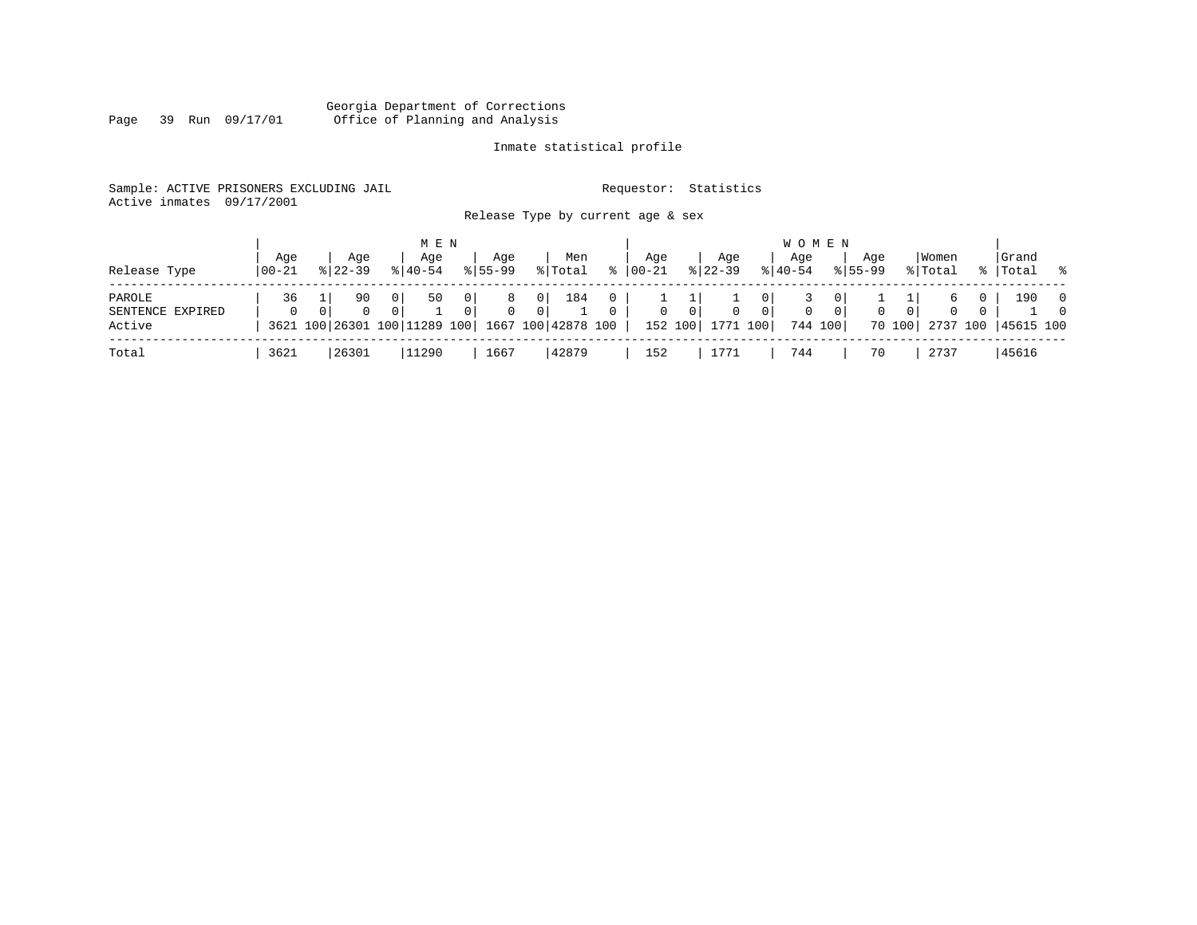Georgia Department of Corrections
Office of Planning and Analysis

Inmate statistical profile

Sample: ACTIVE PRISONERS EXCLUDING JAIL          Requestor: Statistics
Active inmates 09/17/2001

Release Type by current age & sex

| Release Type | MEN Age 00-21 | % | Age 22-39 | % | Age 40-54 | % | Age 55-99 | % | Men Total | % | WOMEN Age 00-21 | % | Age 22-39 | % | Age 40-54 | % | Age 55-99 | % | Women Total | % | Grand Total | % |
|---|---|---|---|---|---|---|---|---|---|---|---|---|---|---|---|---|---|---|---|---|---|---|
| PAROLE | 36 | 1 | 90 | 0 | 50 | 0 | 8 | 0 | 184 | 0 | 1 | 1 | 1 | 0 | 3 | 0 | 1 | 1 | 6 | 0 | 190 | 0 |
| SENTENCE EXPIRED | 0 | 0 | 0 | 0 | 1 | 0 | 0 | 0 | 1 | 0 | 0 | 0 | 0 | 0 | 0 | 0 | 0 | 0 | 0 | 0 | 1 | 0 |
| Active | 3621 | 100 | 26301 | 100 | 11289 | 100 | 1667 | 100 | 42878 | 100 | 152 | 100 | 1771 | 100 | 744 | 100 | 70 | 100 | 2737 | 100 | 45615 | 100 |
| Total | 3621 | | 26301 | | 11290 | | 1667 | | 42879 | | 152 | | 1771 | | 744 | | 70 | | 2737 | | 45616 | |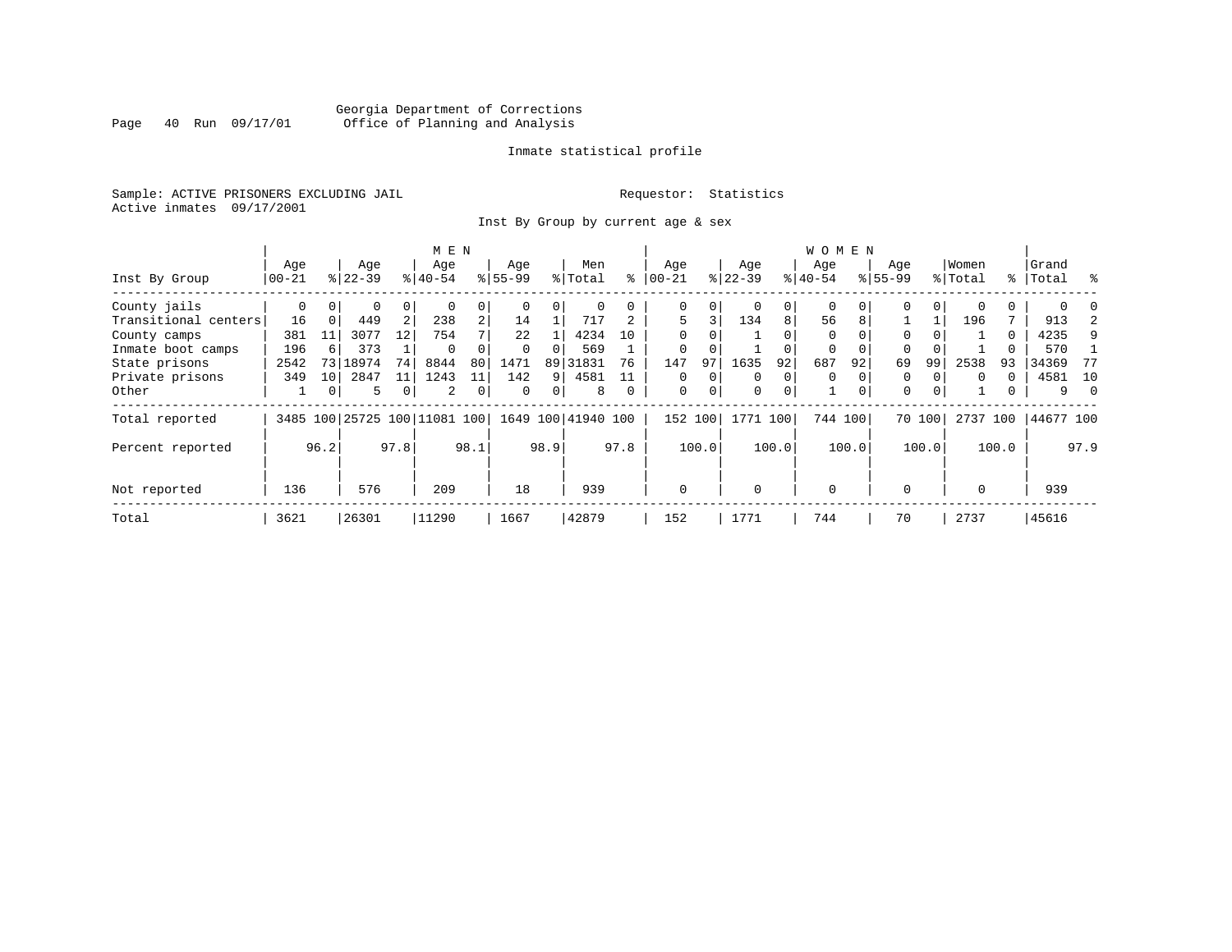Georgia Department of Corrections
Office of Planning and Analysis

Inmate statistical profile

Sample: ACTIVE PRISONERS EXCLUDING JAIL

Requestor: Statistics

Active inmates 09/17/2001

Inst By Group by current age & sex

| Inst By Group | MEN Age 00-21 | % | Age 22-39 | % | Age 40-54 | % | Age 55-99 | % | Men Total | % | WOMEN Age 00-21 | % | Age 22-39 | % | Age 40-54 | % | Age 55-99 | % | Women Total | % | Grand Total | % |
|---|---|---|---|---|---|---|---|---|---|---|---|---|---|---|---|---|---|---|---|---|---|---|
| County jails | 0 | 0 | 0 | 0 | 0 | 0 | 0 | 0 | 0 | 0 | 0 | 0 | 0 | 0 | 0 | 0 | 0 | 0 | 0 | 0 | 0 | 0 |
| Transitional centers | 16 | 0 | 449 | 2 | 238 | 2 | 14 | 1 | 717 | 2 | 5 | 3 | 134 | 8 | 56 | 8 | 1 | 1 | 196 | 7 | 913 | 2 |
| County camps | 381 | 11 | 3077 | 12 | 754 | 7 | 22 | 1 | 4234 | 10 | 0 | 0 | 1 | 0 | 0 | 0 | 0 | 0 | 1 | 0 | 4235 | 9 |
| Inmate boot camps | 196 | 6 | 373 | 1 | 0 | 0 | 0 | 0 | 569 | 1 | 0 | 0 | 1 | 0 | 0 | 0 | 0 | 0 | 1 | 0 | 570 | 1 |
| State prisons | 2542 | 73 | 18974 | 74 | 8844 | 80 | 1471 | 89 | 31831 | 76 | 147 | 97 | 1635 | 92 | 687 | 92 | 69 | 99 | 2538 | 93 | 34369 | 77 |
| Private prisons | 349 | 10 | 2847 | 11 | 1243 | 11 | 142 | 9 | 4581 | 11 | 0 | 0 | 0 | 0 | 0 | 0 | 0 | 0 | 0 | 0 | 4581 | 10 |
| Other | 1 | 0 | 5 | 0 | 2 | 0 | 0 | 0 | 8 | 0 | 0 | 0 | 0 | 0 | 1 | 0 | 0 | 0 | 1 | 0 | 9 | 0 |
| Total reported | 3485 | 100 | 25725 | 100 | 11081 | 100 | 1649 | 100 | 41940 | 100 | 152 | 100 | 1771 | 100 | 744 | 100 | 70 | 100 | 2737 | 100 | 44677 | 100 |
| Percent reported | | 96.2 | | 97.8 | | 98.1 | | 98.9 | | 97.8 | | 100.0 | | 100.0 | | 100.0 | | 100.0 | | 100.0 | | 97.9 |
| Not reported | 136 | | 576 | | 209 | | 18 | | 939 | | 0 | | 0 | | 0 | | 0 | | 0 | | 939 | |
| Total | 3621 | | 26301 | | 11290 | | 1667 | | 42879 | | 152 | | 1771 | | 744 | | 70 | | 2737 | | 45616 | |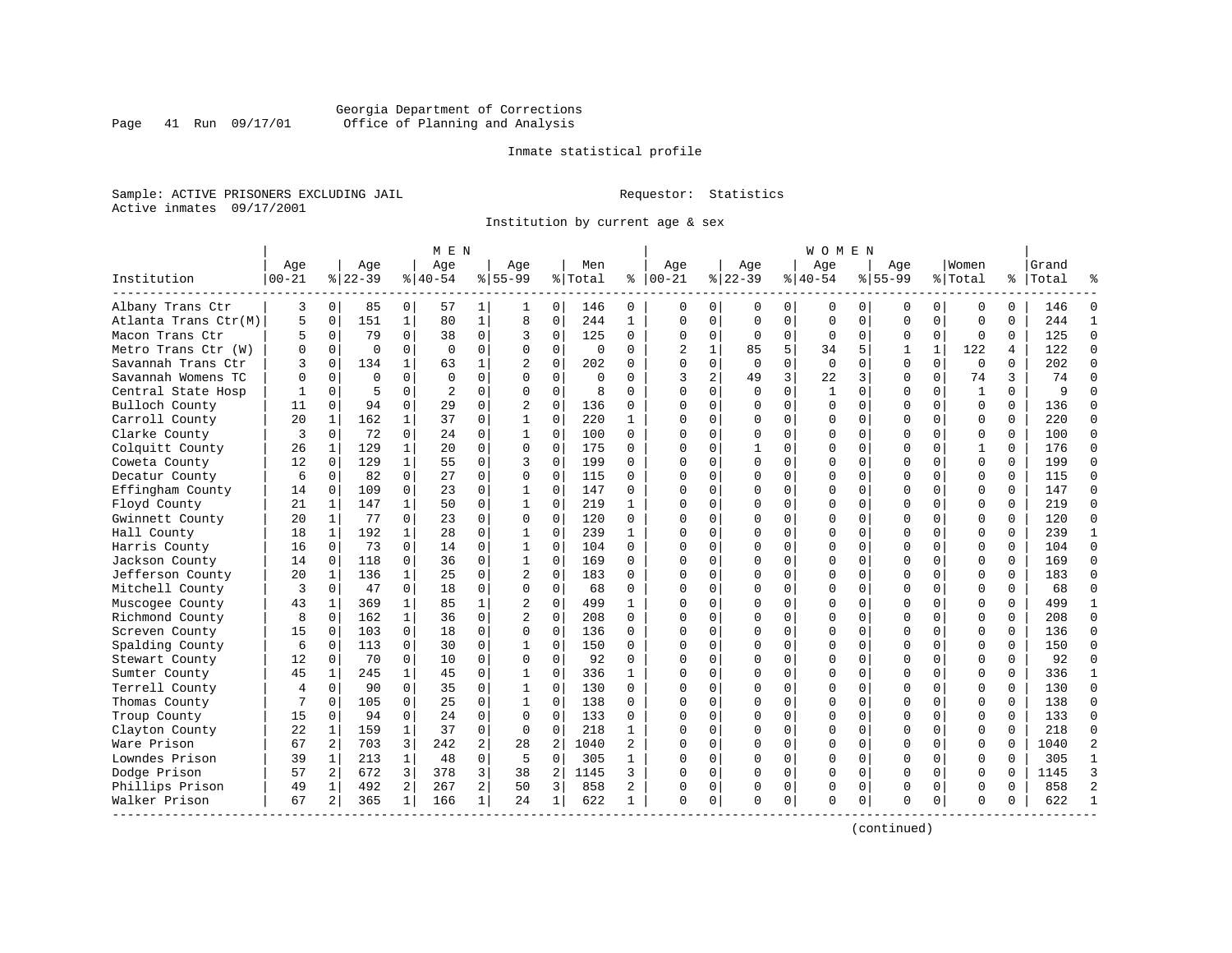Georgia Department of Corrections
Office of Planning and Analysis

Inmate statistical profile

Sample: ACTIVE PRISONERS EXCLUDING JAIL          Requestor: Statistics
Active inmates 09/17/2001

Institution by current age & sex

| Institution | MEN Age 00-21 | % | Age 22-39 | % | Age 40-54 | % | Age 55-99 | % | Men Total | % | WOMEN Age 00-21 | % | Age 22-39 | % | Age 40-54 | % | Age 55-99 | % | Women Total | % | Grand Total | % |
|---|---|---|---|---|---|---|---|---|---|---|---|---|---|---|---|---|---|---|---|---|---|---|
| Albany Trans Ctr | 3 | 0 | 85 | 0 | 57 | 1 | 1 | 0 | 146 | 0 | 0 | 0 | 0 | 0 | 0 | 0 | 0 | 0 | 0 | 0 | 146 | 0 |
| Atlanta Trans Ctr(M) | 5 | 0 | 151 | 1 | 80 | 1 | 8 | 0 | 244 | 1 | 0 | 0 | 0 | 0 | 0 | 0 | 0 | 0 | 0 | 0 | 244 | 1 |
| Macon Trans Ctr | 5 | 0 | 79 | 0 | 38 | 0 | 3 | 0 | 125 | 0 | 0 | 0 | 0 | 0 | 0 | 0 | 0 | 0 | 0 | 0 | 125 | 0 |
| Metro Trans Ctr (W) | 0 | 0 | 0 | 0 | 0 | 0 | 0 | 0 | 0 | 0 | 2 | 1 | 85 | 5 | 34 | 5 | 1 | 1 | 122 | 4 | 122 | 0 |
| Savannah Trans Ctr | 3 | 0 | 134 | 1 | 63 | 1 | 2 | 0 | 202 | 0 | 0 | 0 | 0 | 0 | 0 | 0 | 0 | 0 | 0 | 0 | 202 | 0 |
| Savannah Womens TC | 0 | 0 | 0 | 0 | 0 | 0 | 0 | 0 | 0 | 0 | 3 | 2 | 49 | 3 | 22 | 3 | 0 | 0 | 74 | 3 | 74 | 0 |
| Central State Hosp | 1 | 0 | 5 | 0 | 2 | 0 | 0 | 0 | 8 | 0 | 0 | 0 | 0 | 0 | 1 | 0 | 0 | 0 | 1 | 0 | 9 | 0 |
| Bulloch County | 11 | 0 | 94 | 0 | 29 | 0 | 2 | 0 | 136 | 0 | 0 | 0 | 0 | 0 | 0 | 0 | 0 | 0 | 0 | 0 | 136 | 0 |
| Carroll County | 20 | 1 | 162 | 1 | 37 | 0 | 1 | 0 | 220 | 1 | 0 | 0 | 0 | 0 | 0 | 0 | 0 | 0 | 0 | 0 | 220 | 0 |
| Clarke County | 3 | 0 | 72 | 0 | 24 | 0 | 1 | 0 | 100 | 0 | 0 | 0 | 0 | 0 | 0 | 0 | 0 | 0 | 0 | 0 | 100 | 0 |
| Colquitt County | 26 | 1 | 129 | 1 | 20 | 0 | 0 | 0 | 175 | 0 | 0 | 0 | 1 | 0 | 0 | 0 | 0 | 0 | 1 | 0 | 176 | 0 |
| Coweta County | 12 | 0 | 129 | 1 | 55 | 0 | 3 | 0 | 199 | 0 | 0 | 0 | 0 | 0 | 0 | 0 | 0 | 0 | 0 | 0 | 199 | 0 |
| Decatur County | 6 | 0 | 82 | 0 | 27 | 0 | 0 | 0 | 115 | 0 | 0 | 0 | 0 | 0 | 0 | 0 | 0 | 0 | 0 | 0 | 115 | 0 |
| Effingham County | 14 | 0 | 109 | 0 | 23 | 0 | 1 | 0 | 147 | 0 | 0 | 0 | 0 | 0 | 0 | 0 | 0 | 0 | 0 | 0 | 147 | 0 |
| Floyd County | 21 | 1 | 147 | 1 | 50 | 0 | 1 | 0 | 219 | 1 | 0 | 0 | 0 | 0 | 0 | 0 | 0 | 0 | 0 | 0 | 219 | 0 |
| Gwinnett County | 20 | 1 | 77 | 0 | 23 | 0 | 0 | 0 | 120 | 0 | 0 | 0 | 0 | 0 | 0 | 0 | 0 | 0 | 0 | 0 | 120 | 0 |
| Hall County | 18 | 1 | 192 | 1 | 28 | 0 | 1 | 0 | 239 | 1 | 0 | 0 | 0 | 0 | 0 | 0 | 0 | 0 | 0 | 0 | 239 | 1 |
| Harris County | 16 | 0 | 73 | 0 | 14 | 0 | 1 | 0 | 104 | 0 | 0 | 0 | 0 | 0 | 0 | 0 | 0 | 0 | 0 | 0 | 104 | 0 |
| Jackson County | 14 | 0 | 118 | 0 | 36 | 0 | 1 | 0 | 169 | 0 | 0 | 0 | 0 | 0 | 0 | 0 | 0 | 0 | 0 | 0 | 169 | 0 |
| Jefferson County | 20 | 1 | 136 | 1 | 25 | 0 | 2 | 0 | 183 | 0 | 0 | 0 | 0 | 0 | 0 | 0 | 0 | 0 | 0 | 0 | 183 | 0 |
| Mitchell County | 3 | 0 | 47 | 0 | 18 | 0 | 0 | 0 | 68 | 0 | 0 | 0 | 0 | 0 | 0 | 0 | 0 | 0 | 0 | 0 | 68 | 0 |
| Muscogee County | 43 | 1 | 369 | 1 | 85 | 1 | 2 | 0 | 499 | 1 | 0 | 0 | 0 | 0 | 0 | 0 | 0 | 0 | 0 | 0 | 499 | 1 |
| Richmond County | 8 | 0 | 162 | 1 | 36 | 0 | 2 | 0 | 208 | 0 | 0 | 0 | 0 | 0 | 0 | 0 | 0 | 0 | 0 | 0 | 208 | 0 |
| Screven County | 15 | 0 | 103 | 0 | 18 | 0 | 0 | 0 | 136 | 0 | 0 | 0 | 0 | 0 | 0 | 0 | 0 | 0 | 0 | 0 | 136 | 0 |
| Spalding County | 6 | 0 | 113 | 0 | 30 | 0 | 1 | 0 | 150 | 0 | 0 | 0 | 0 | 0 | 0 | 0 | 0 | 0 | 0 | 0 | 150 | 0 |
| Stewart County | 12 | 0 | 70 | 0 | 10 | 0 | 0 | 0 | 92 | 0 | 0 | 0 | 0 | 0 | 0 | 0 | 0 | 0 | 0 | 0 | 92 | 0 |
| Sumter County | 45 | 1 | 245 | 1 | 45 | 0 | 1 | 0 | 336 | 1 | 0 | 0 | 0 | 0 | 0 | 0 | 0 | 0 | 0 | 0 | 336 | 1 |
| Terrell County | 4 | 0 | 90 | 0 | 35 | 0 | 1 | 0 | 130 | 0 | 0 | 0 | 0 | 0 | 0 | 0 | 0 | 0 | 0 | 0 | 130 | 0 |
| Thomas County | 7 | 0 | 105 | 0 | 25 | 0 | 1 | 0 | 138 | 0 | 0 | 0 | 0 | 0 | 0 | 0 | 0 | 0 | 0 | 0 | 138 | 0 |
| Troup County | 15 | 0 | 94 | 0 | 24 | 0 | 0 | 0 | 133 | 0 | 0 | 0 | 0 | 0 | 0 | 0 | 0 | 0 | 0 | 0 | 133 | 0 |
| Clayton County | 22 | 1 | 159 | 1 | 37 | 0 | 0 | 0 | 218 | 1 | 0 | 0 | 0 | 0 | 0 | 0 | 0 | 0 | 0 | 0 | 218 | 0 |
| Ware Prison | 67 | 2 | 703 | 3 | 242 | 2 | 28 | 2 | 1040 | 2 | 0 | 0 | 0 | 0 | 0 | 0 | 0 | 0 | 0 | 0 | 1040 | 2 |
| Lowndes Prison | 39 | 1 | 213 | 1 | 48 | 0 | 5 | 0 | 305 | 1 | 0 | 0 | 0 | 0 | 0 | 0 | 0 | 0 | 0 | 0 | 305 | 1 |
| Dodge Prison | 57 | 2 | 672 | 3 | 378 | 3 | 38 | 2 | 1145 | 3 | 0 | 0 | 0 | 0 | 0 | 0 | 0 | 0 | 0 | 0 | 1145 | 3 |
| Phillips Prison | 49 | 1 | 492 | 2 | 267 | 2 | 50 | 3 | 858 | 2 | 0 | 0 | 0 | 0 | 0 | 0 | 0 | 0 | 0 | 0 | 858 | 2 |
| Walker Prison | 67 | 2 | 365 | 1 | 166 | 1 | 24 | 1 | 622 | 1 | 0 | 0 | 0 | 0 | 0 | 0 | 0 | 0 | 0 | 0 | 622 | 1 |

(continued)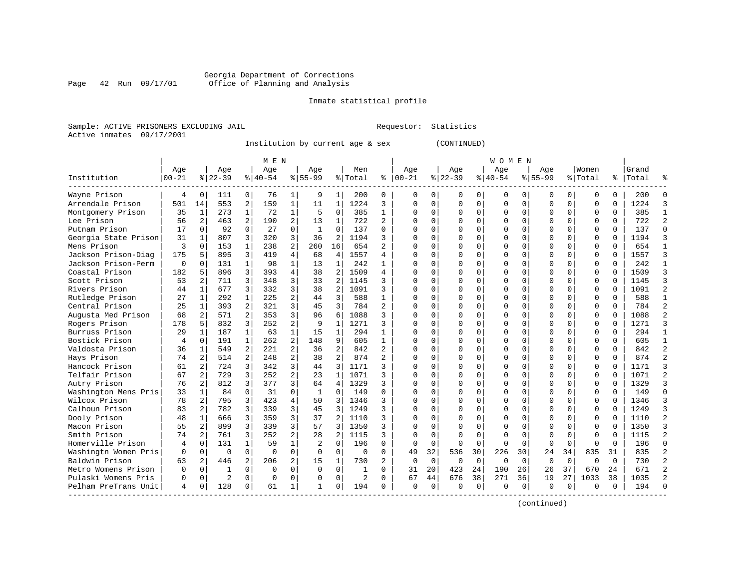Georgia Department of Corrections
Office of Planning and Analysis

Inmate statistical profile

Sample: ACTIVE PRISONERS EXCLUDING JAIL    Requestor: Statistics
Active inmates 09/17/2001

Institution by current age & sex (CONTINUED)

| Institution | MEN Age 00-21 | % | Age 22-39 | % | Age 40-54 | % | Age 55-99 | % | Men Total | % | WOMEN Age 00-21 | % | Age 22-39 | % | Age 40-54 | % | Age 55-99 | % | Women Total | % | Grand Total | % |
|---|---|---|---|---|---|---|---|---|---|---|---|---|---|---|---|---|---|---|---|---|---|---|
| Wayne Prison | 4 | 0 | 111 | 0 | 76 | 1 | 9 | 1 | 200 | 0 | 0 | 0 | 0 | 0 | 0 | 0 | 0 | 0 | 0 | 0 | 200 | 0 |
| Arrendale Prison | 501 | 14 | 553 | 2 | 159 | 1 | 11 | 1 | 1224 | 3 | 0 | 0 | 0 | 0 | 0 | 0 | 0 | 0 | 0 | 0 | 1224 | 3 |
| Montgomery Prison | 35 | 1 | 273 | 1 | 72 | 1 | 5 | 0 | 385 | 1 | 0 | 0 | 0 | 0 | 0 | 0 | 0 | 0 | 0 | 0 | 385 | 1 |
| Lee Prison | 56 | 2 | 463 | 2 | 190 | 2 | 13 | 1 | 722 | 2 | 0 | 0 | 0 | 0 | 0 | 0 | 0 | 0 | 0 | 0 | 722 | 2 |
| Putnam Prison | 17 | 0 | 92 | 0 | 27 | 0 | 1 | 0 | 137 | 0 | 0 | 0 | 0 | 0 | 0 | 0 | 0 | 0 | 0 | 0 | 137 | 0 |
| Georgia State Prison | 31 | 1 | 807 | 3 | 320 | 3 | 36 | 2 | 1194 | 3 | 0 | 0 | 0 | 0 | 0 | 0 | 0 | 0 | 0 | 0 | 1194 | 3 |
| Mens Prison | 3 | 0 | 153 | 1 | 238 | 2 | 260 | 16 | 654 | 2 | 0 | 0 | 0 | 0 | 0 | 0 | 0 | 0 | 0 | 0 | 654 | 1 |
| Jackson Prison-Diag | 175 | 5 | 895 | 3 | 419 | 4 | 68 | 4 | 1557 | 4 | 0 | 0 | 0 | 0 | 0 | 0 | 0 | 0 | 0 | 0 | 1557 | 3 |
| Jackson Prison-Perm | 0 | 0 | 131 | 1 | 98 | 1 | 13 | 1 | 242 | 1 | 0 | 0 | 0 | 0 | 0 | 0 | 0 | 0 | 0 | 0 | 242 | 1 |
| Coastal Prison | 182 | 5 | 896 | 3 | 393 | 4 | 38 | 2 | 1509 | 4 | 0 | 0 | 0 | 0 | 0 | 0 | 0 | 0 | 0 | 0 | 1509 | 3 |
| Scott Prison | 53 | 2 | 711 | 3 | 348 | 3 | 33 | 2 | 1145 | 3 | 0 | 0 | 0 | 0 | 0 | 0 | 0 | 0 | 0 | 0 | 1145 | 3 |
| Rivers Prison | 44 | 1 | 677 | 3 | 332 | 3 | 38 | 2 | 1091 | 3 | 0 | 0 | 0 | 0 | 0 | 0 | 0 | 0 | 0 | 0 | 1091 | 2 |
| Rutledge Prison | 27 | 1 | 292 | 1 | 225 | 2 | 44 | 3 | 588 | 1 | 0 | 0 | 0 | 0 | 0 | 0 | 0 | 0 | 0 | 0 | 588 | 1 |
| Central Prison | 25 | 1 | 393 | 2 | 321 | 3 | 45 | 3 | 784 | 2 | 0 | 0 | 0 | 0 | 0 | 0 | 0 | 0 | 0 | 0 | 784 | 2 |
| Augusta Med Prison | 68 | 2 | 571 | 2 | 353 | 3 | 96 | 6 | 1088 | 3 | 0 | 0 | 0 | 0 | 0 | 0 | 0 | 0 | 0 | 0 | 1088 | 2 |
| Rogers Prison | 178 | 5 | 832 | 3 | 252 | 2 | 9 | 1 | 1271 | 3 | 0 | 0 | 0 | 0 | 0 | 0 | 0 | 0 | 0 | 0 | 1271 | 3 |
| Burruss Prison | 29 | 1 | 187 | 1 | 63 | 1 | 15 | 1 | 294 | 1 | 0 | 0 | 0 | 0 | 0 | 0 | 0 | 0 | 0 | 0 | 294 | 1 |
| Bostick Prison | 4 | 0 | 191 | 1 | 262 | 2 | 148 | 9 | 605 | 1 | 0 | 0 | 0 | 0 | 0 | 0 | 0 | 0 | 0 | 0 | 605 | 1 |
| Valdosta Prison | 36 | 1 | 549 | 2 | 221 | 2 | 36 | 2 | 842 | 2 | 0 | 0 | 0 | 0 | 0 | 0 | 0 | 0 | 0 | 0 | 842 | 2 |
| Hays Prison | 74 | 2 | 514 | 2 | 248 | 2 | 38 | 2 | 874 | 2 | 0 | 0 | 0 | 0 | 0 | 0 | 0 | 0 | 0 | 0 | 874 | 2 |
| Hancock Prison | 61 | 2 | 724 | 3 | 342 | 3 | 44 | 3 | 1171 | 3 | 0 | 0 | 0 | 0 | 0 | 0 | 0 | 0 | 0 | 0 | 1171 | 3 |
| Telfair Prison | 67 | 2 | 729 | 3 | 252 | 2 | 23 | 1 | 1071 | 3 | 0 | 0 | 0 | 0 | 0 | 0 | 0 | 0 | 0 | 0 | 1071 | 2 |
| Autry Prison | 76 | 2 | 812 | 3 | 377 | 3 | 64 | 4 | 1329 | 3 | 0 | 0 | 0 | 0 | 0 | 0 | 0 | 0 | 0 | 0 | 1329 | 3 |
| Washington Mens Pris | 33 | 1 | 84 | 0 | 31 | 0 | 1 | 0 | 149 | 0 | 0 | 0 | 0 | 0 | 0 | 0 | 0 | 0 | 0 | 0 | 149 | 0 |
| Wilcox Prison | 78 | 2 | 795 | 3 | 423 | 4 | 50 | 3 | 1346 | 3 | 0 | 0 | 0 | 0 | 0 | 0 | 0 | 0 | 0 | 0 | 1346 | 3 |
| Calhoun Prison | 83 | 2 | 782 | 3 | 339 | 3 | 45 | 3 | 1249 | 3 | 0 | 0 | 0 | 0 | 0 | 0 | 0 | 0 | 0 | 0 | 1249 | 3 |
| Dooly Prison | 48 | 1 | 666 | 3 | 359 | 3 | 37 | 2 | 1110 | 3 | 0 | 0 | 0 | 0 | 0 | 0 | 0 | 0 | 0 | 0 | 1110 | 2 |
| Macon Prison | 55 | 2 | 899 | 3 | 339 | 3 | 57 | 3 | 1350 | 3 | 0 | 0 | 0 | 0 | 0 | 0 | 0 | 0 | 0 | 0 | 1350 | 3 |
| Smith Prison | 74 | 2 | 761 | 3 | 252 | 2 | 28 | 2 | 1115 | 3 | 0 | 0 | 0 | 0 | 0 | 0 | 0 | 0 | 0 | 0 | 1115 | 2 |
| Homerville Prison | 4 | 0 | 131 | 1 | 59 | 1 | 2 | 0 | 196 | 0 | 0 | 0 | 0 | 0 | 0 | 0 | 0 | 0 | 0 | 0 | 196 | 0 |
| Washingtn Women Pris | 0 | 0 | 0 | 0 | 0 | 0 | 0 | 0 | 0 | 0 | 49 | 32 | 536 | 30 | 226 | 30 | 24 | 34 | 835 | 31 | 835 | 2 |
| Baldwin Prison | 63 | 2 | 446 | 2 | 206 | 2 | 15 | 1 | 730 | 2 | 0 | 0 | 0 | 0 | 0 | 0 | 0 | 0 | 0 | 0 | 730 | 2 |
| Metro Womens Prison | 0 | 0 | 1 | 0 | 0 | 0 | 0 | 0 | 1 | 0 | 31 | 20 | 423 | 24 | 190 | 26 | 26 | 37 | 670 | 24 | 671 | 2 |
| Pulaski Womens Pris | 0 | 0 | 2 | 0 | 0 | 0 | 0 | 0 | 2 | 0 | 67 | 44 | 676 | 38 | 271 | 36 | 19 | 27 | 1033 | 38 | 1035 | 2 |
| Pelham PreTrans Unit | 4 | 0 | 128 | 0 | 61 | 1 | 1 | 0 | 194 | 0 | 0 | 0 | 0 | 0 | 0 | 0 | 0 | 0 | 0 | 0 | 194 | 0 |

(continued)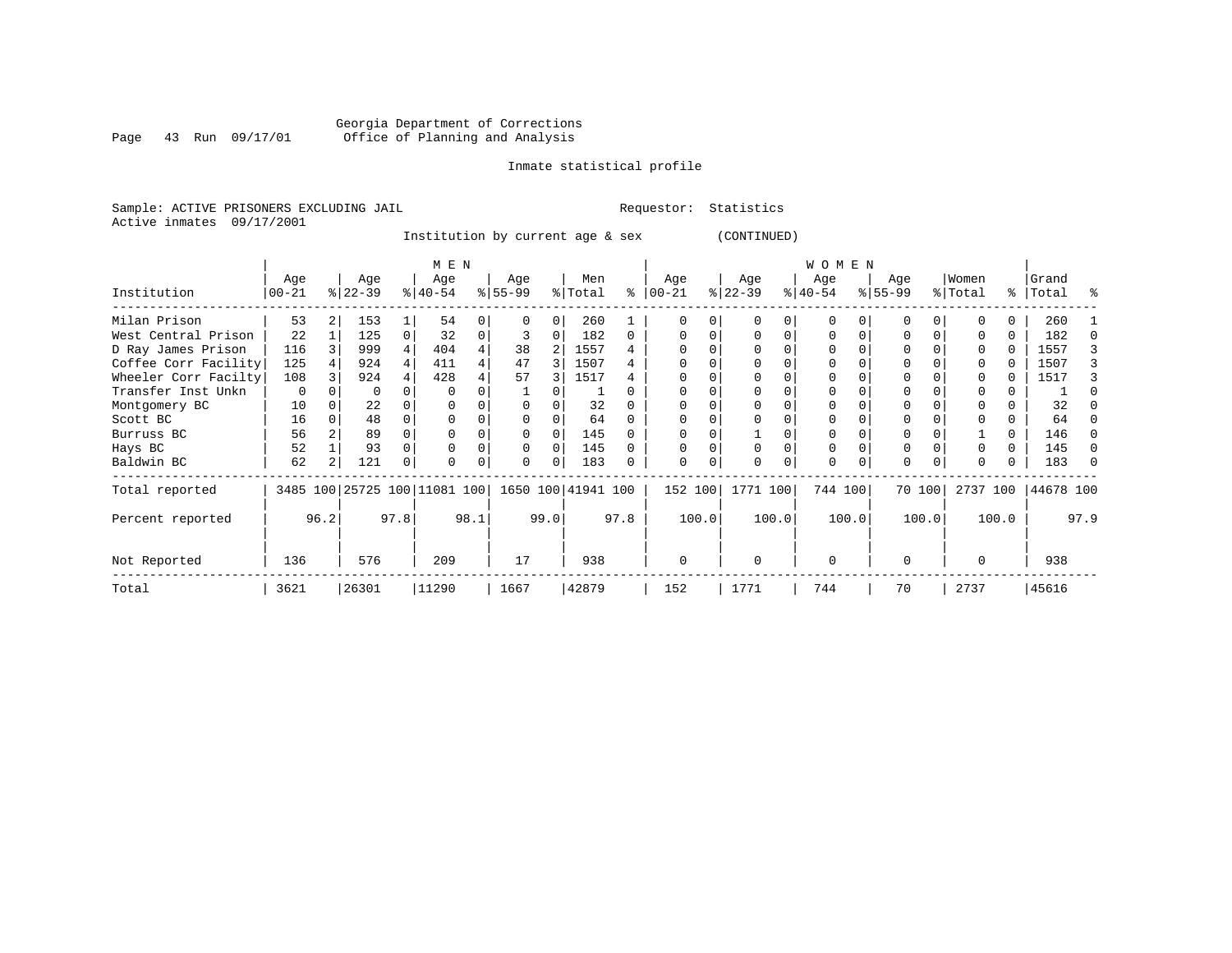Georgia Department of Corrections
Office of Planning and Analysis

Inmate statistical profile

Sample: ACTIVE PRISONERS EXCLUDING JAIL

Requestor: Statistics

Active inmates 09/17/2001

Institution by current age & sex (CONTINUED)

| Institution | MEN Age 00-21 | % | Age 22-39 | % | Age 40-54 | % | Age 55-99 | % | Men Total | % | WOMEN Age 00-21 | % | Age 22-39 | % | Age 40-54 | % | Age 55-99 | % | Women Total | % | Grand Total | % |
|---|---|---|---|---|---|---|---|---|---|---|---|---|---|---|---|---|---|---|---|---|---|---|
| Milan Prison | 53 | 2 | 153 | 1 | 54 | 0 | 0 | 0 | 260 | 1 | 0 | 0 | 0 | 0 | 0 | 0 | 0 | 0 | 0 | 0 | 260 | 1 |
| West Central Prison | 22 | 1 | 125 | 0 | 32 | 0 | 3 | 0 | 182 | 0 | 0 | 0 | 0 | 0 | 0 | 0 | 0 | 0 | 0 | 0 | 182 | 0 |
| D Ray James Prison | 116 | 3 | 999 | 4 | 404 | 4 | 38 | 2 | 1557 | 4 | 0 | 0 | 0 | 0 | 0 | 0 | 0 | 0 | 0 | 0 | 1557 | 3 |
| Coffee Corr Facility | 125 | 4 | 924 | 4 | 411 | 4 | 47 | 3 | 1507 | 4 | 0 | 0 | 0 | 0 | 0 | 0 | 0 | 0 | 0 | 0 | 1507 | 3 |
| Wheeler Corr Facilty | 108 | 3 | 924 | 4 | 428 | 4 | 57 | 3 | 1517 | 4 | 0 | 0 | 0 | 0 | 0 | 0 | 0 | 0 | 0 | 0 | 1517 | 3 |
| Transfer Inst Unkn | 0 | 0 | 0 | 0 | 0 | 0 | 1 | 0 | 1 | 0 | 0 | 0 | 0 | 0 | 0 | 0 | 0 | 0 | 0 | 0 | 1 | 0 |
| Montgomery BC | 10 | 0 | 22 | 0 | 0 | 0 | 0 | 0 | 32 | 0 | 0 | 0 | 0 | 0 | 0 | 0 | 0 | 0 | 0 | 0 | 32 | 0 |
| Scott BC | 16 | 0 | 48 | 0 | 0 | 0 | 0 | 0 | 64 | 0 | 0 | 0 | 0 | 0 | 0 | 0 | 0 | 0 | 0 | 0 | 64 | 0 |
| Burruss BC | 56 | 2 | 89 | 0 | 0 | 0 | 0 | 0 | 145 | 0 | 0 | 0 | 1 | 0 | 0 | 0 | 0 | 0 | 1 | 0 | 146 | 0 |
| Hays BC | 52 | 1 | 93 | 0 | 0 | 0 | 0 | 0 | 145 | 0 | 0 | 0 | 0 | 0 | 0 | 0 | 0 | 0 | 0 | 0 | 145 | 0 |
| Baldwin BC | 62 | 2 | 121 | 0 | 0 | 0 | 0 | 0 | 183 | 0 | 0 | 0 | 0 | 0 | 0 | 0 | 0 | 0 | 0 | 0 | 183 | 0 |
| Total reported | 3485 | 100 | 25725 | 100 | 11081 | 100 | 1650 | 100 | 41941 | 100 | 152 | 100 | 1771 | 100 | 744 | 100 | 70 | 100 | 2737 | 100 | 44678 | 100 |
| Percent reported | | 96.2 | | 97.8 | | 98.1 | | 99.0 | | 97.8 | | 100.0 | | 100.0 | | 100.0 | | 100.0 | | 100.0 | | 97.9 |
| Not Reported | 136 | | 576 | | 209 | | 17 | | 938 | | 0 | | 0 | | 0 | | 0 | | 0 | | 938 | |
| Total | 3621 | | 26301 | | 11290 | | 1667 | | 42879 | | 152 | | 1771 | | 744 | | 70 | | 2737 | | 45616 | |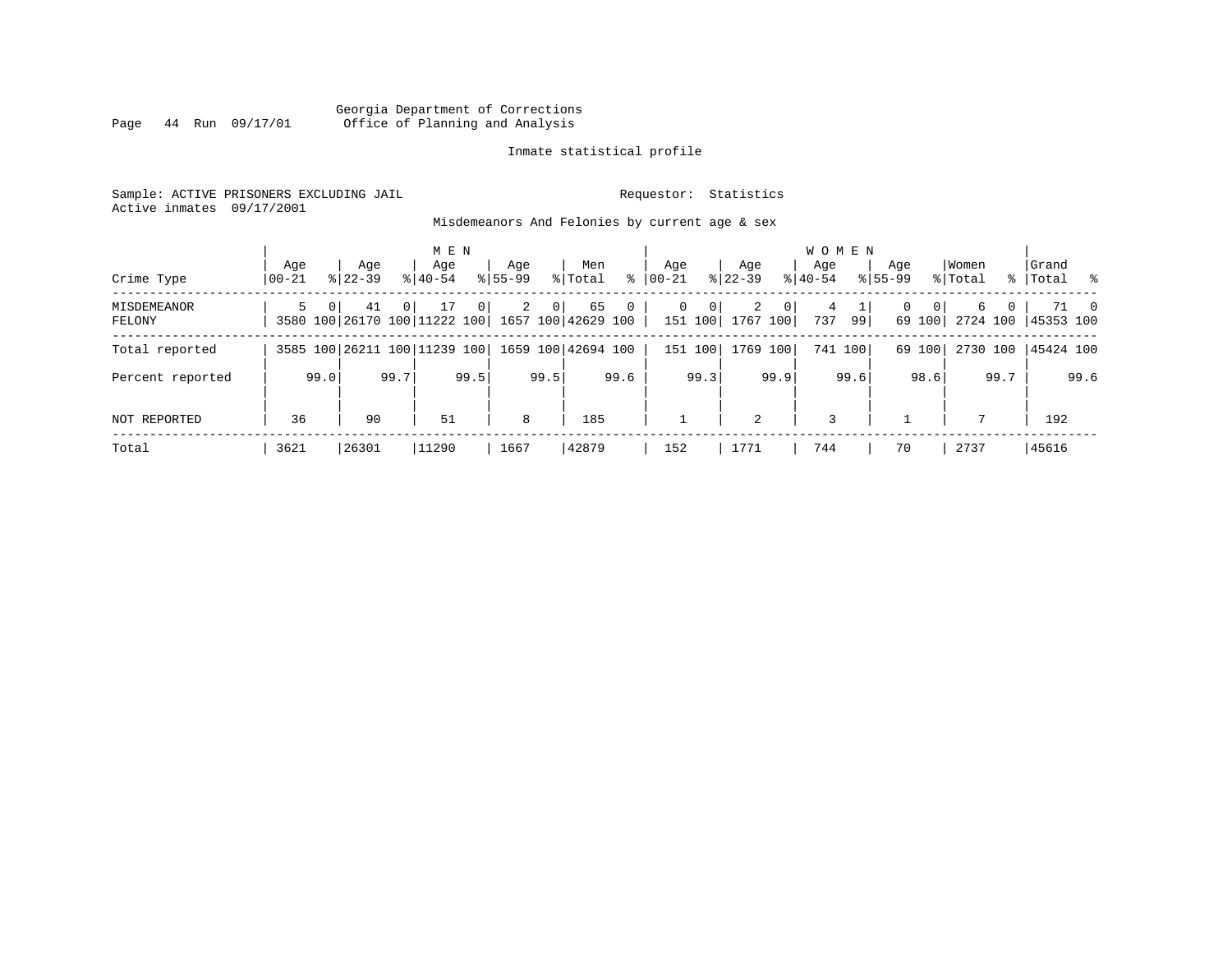Georgia Department of Corrections
Office of Planning and Analysis

Inmate statistical profile

Sample: ACTIVE PRISONERS EXCLUDING JAIL    Requestor: Statistics
Active inmates 09/17/2001

Misdemeanors And Felonies by current age & sex

| Crime Type | MEN Age 00-21 | % | Age 22-39 | % | Age 40-54 | % | Age 55-99 | % | Men Total | % | WOMEN Age 00-21 | % | Age 22-39 | % | Age 40-54 | % | Age 55-99 | % | Women Total | % | Grand Total | % |
|---|---|---|---|---|---|---|---|---|---|---|---|---|---|---|---|---|---|---|---|---|---|---|
| MISDEMEANOR | 5 | 0 | 41 | 0 | 17 | 0 | 2 | 0 | 65 | 0 | 0 | 0 | 2 | 0 | 4 | 1 | 0 | 0 | 6 | 0 | 71 | 0 |
| FELONY | 3580 | 100 | 26170 | 100 | 11222 | 100 | 1657 | 100 | 42629 | 100 | 151 | 100 | 1767 | 100 | 737 | 99 | 69 | 100 | 2724 | 100 | 45353 | 100 |
| Total reported | 3585 | 100 | 26211 | 100 | 11239 | 100 | 1659 | 100 | 42694 | 100 | 151 | 100 | 1769 | 100 | 741 | 100 | 69 | 100 | 2730 | 100 | 45424 | 100 |
| Percent reported | | 99.0 | | 99.7 | | 99.5 | | 99.5 | | 99.6 | | 99.3 | | 99.9 | | 99.6 | | 98.6 | | 99.7 | | 99.6 |
| NOT REPORTED | 36 | | 90 | | 51 | | 8 | | 185 | | 1 | | 2 | | 3 | | 1 | | 7 | | 192 | |
| Total | 3621 | | 26301 | | 11290 | | 1667 | | 42879 | | 152 | | 1771 | | 744 | | 70 | | 2737 | | 45616 | |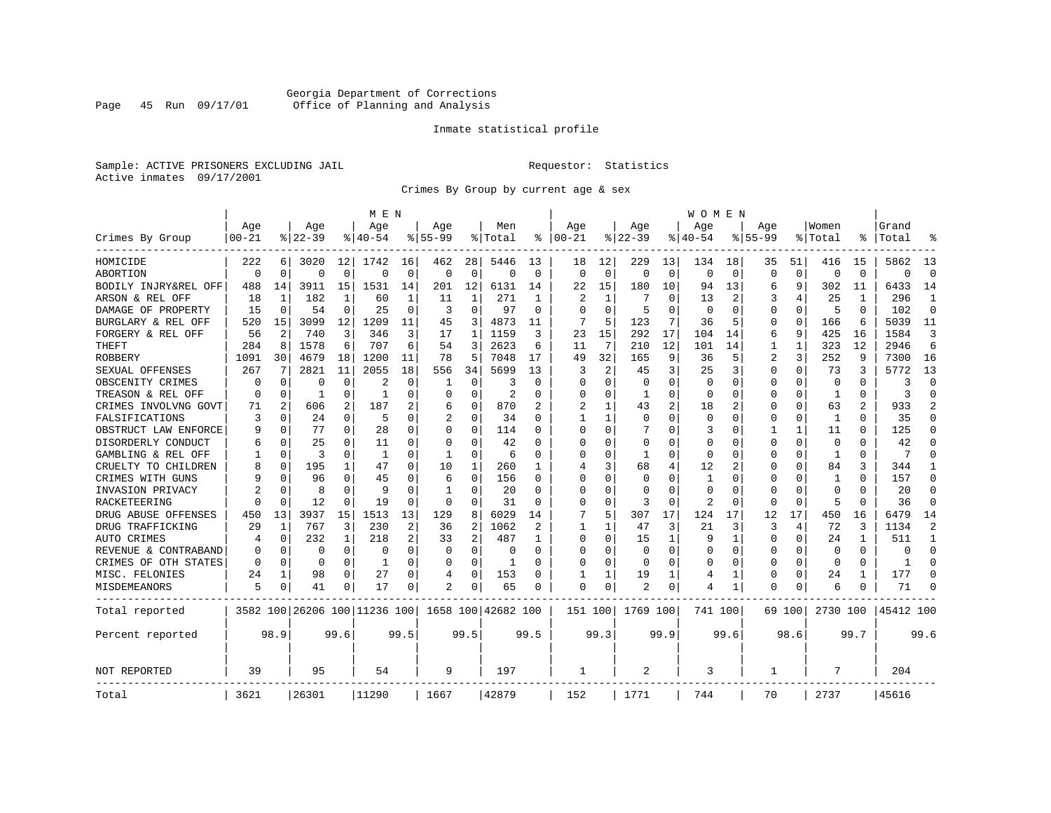Georgia Department of Corrections
Office of Planning and Analysis

Inmate statistical profile

Sample: ACTIVE PRISONERS EXCLUDING JAIL

Requestor: Statistics

Active inmates 09/17/2001

Crimes By Group by current age & sex

| Crimes By Group | MEN Age 00-21 | % | Age 22-39 | % | Age 40-54 | % | Age 55-99 | % | Men Total | % | WOMEN Age 00-21 | % | Age 22-39 | % | Age 40-54 | % | Age 55-99 | % | Women Total | % | Grand Total | % |
|---|---|---|---|---|---|---|---|---|---|---|---|---|---|---|---|---|---|---|---|---|---|---|
| HOMICIDE | 222 | 6 | 3020 | 12 | 1742 | 16 | 462 | 28 | 5446 | 13 | 18 | 12 | 229 | 13 | 134 | 18 | 35 | 51 | 416 | 15 | 5862 | 13 |
| ABORTION | 0 | 0 | 0 | 0 | 0 | 0 | 0 | 0 | 0 | 0 | 0 | 0 | 0 | 0 | 0 | 0 | 0 | 0 | 0 | 0 | 0 | 0 |
| BODILY INJRY&REL OFF | 488 | 14 | 3911 | 15 | 1531 | 14 | 201 | 12 | 6131 | 14 | 22 | 15 | 180 | 10 | 94 | 13 | 6 | 9 | 302 | 11 | 6433 | 14 |
| ARSON & REL OFF | 18 | 1 | 182 | 1 | 60 | 1 | 11 | 1 | 271 | 1 | 2 | 1 | 7 | 0 | 13 | 2 | 3 | 4 | 25 | 1 | 296 | 1 |
| DAMAGE OF PROPERTY | 15 | 0 | 54 | 0 | 25 | 0 | 3 | 0 | 97 | 0 | 0 | 0 | 5 | 0 | 0 | 0 | 0 | 0 | 5 | 0 | 102 | 0 |
| BURGLARY & REL OFF | 520 | 15 | 3099 | 12 | 1209 | 11 | 45 | 3 | 4873 | 11 | 7 | 5 | 123 | 7 | 36 | 5 | 0 | 0 | 166 | 6 | 5039 | 11 |
| FORGERY & REL OFF | 56 | 2 | 740 | 3 | 346 | 3 | 17 | 1 | 1159 | 3 | 23 | 15 | 292 | 17 | 104 | 14 | 6 | 9 | 425 | 16 | 1584 | 3 |
| THEFT | 284 | 8 | 1578 | 6 | 707 | 6 | 54 | 3 | 2623 | 6 | 11 | 7 | 210 | 12 | 101 | 14 | 1 | 1 | 323 | 12 | 2946 | 6 |
| ROBBERY | 1091 | 30 | 4679 | 18 | 1200 | 11 | 78 | 5 | 7048 | 17 | 49 | 32 | 165 | 9 | 36 | 5 | 2 | 3 | 252 | 9 | 7300 | 16 |
| SEXUAL OFFENSES | 267 | 7 | 2821 | 11 | 2055 | 18 | 556 | 34 | 5699 | 13 | 3 | 2 | 45 | 3 | 25 | 3 | 0 | 0 | 73 | 3 | 5772 | 13 |
| OBSCENITY CRIMES | 0 | 0 | 0 | 0 | 2 | 0 | 1 | 0 | 3 | 0 | 0 | 0 | 0 | 0 | 0 | 0 | 0 | 0 | 0 | 0 | 3 | 0 |
| TREASON & REL OFF | 0 | 0 | 1 | 0 | 1 | 0 | 0 | 0 | 2 | 0 | 0 | 0 | 1 | 0 | 0 | 0 | 0 | 0 | 1 | 0 | 3 | 0 |
| CRIMES INVOLVNG GOVT | 71 | 2 | 606 | 2 | 187 | 2 | 6 | 0 | 870 | 2 | 2 | 1 | 43 | 2 | 18 | 2 | 0 | 0 | 63 | 2 | 933 | 2 |
| FALSIFICATIONS | 3 | 0 | 24 | 0 | 5 | 0 | 2 | 0 | 34 | 0 | 1 | 1 | 0 | 0 | 0 | 0 | 0 | 0 | 1 | 0 | 35 | 0 |
| OBSTRUCT LAW ENFORCE | 9 | 0 | 77 | 0 | 28 | 0 | 0 | 0 | 114 | 0 | 0 | 0 | 7 | 0 | 3 | 0 | 1 | 1 | 11 | 0 | 125 | 0 |
| DISORDERLY CONDUCT | 6 | 0 | 25 | 0 | 11 | 0 | 0 | 0 | 42 | 0 | 0 | 0 | 0 | 0 | 0 | 0 | 0 | 0 | 0 | 0 | 42 | 0 |
| GAMBLING & REL OFF | 1 | 0 | 3 | 0 | 1 | 0 | 1 | 0 | 6 | 0 | 0 | 0 | 1 | 0 | 0 | 0 | 0 | 0 | 1 | 0 | 7 | 0 |
| CRUELTY TO CHILDREN | 8 | 0 | 195 | 1 | 47 | 0 | 10 | 1 | 260 | 1 | 4 | 3 | 68 | 4 | 12 | 2 | 0 | 0 | 84 | 3 | 344 | 1 |
| CRIMES WITH GUNS | 9 | 0 | 96 | 0 | 45 | 0 | 6 | 0 | 156 | 0 | 0 | 0 | 0 | 0 | 1 | 0 | 0 | 0 | 1 | 0 | 157 | 0 |
| INVASION PRIVACY | 2 | 0 | 8 | 0 | 9 | 0 | 1 | 0 | 20 | 0 | 0 | 0 | 0 | 0 | 0 | 0 | 0 | 0 | 0 | 0 | 20 | 0 |
| RACKETEERING | 0 | 0 | 12 | 0 | 19 | 0 | 0 | 0 | 31 | 0 | 0 | 0 | 3 | 0 | 2 | 0 | 0 | 0 | 5 | 0 | 36 | 0 |
| DRUG ABUSE OFFENSES | 450 | 13 | 3937 | 15 | 1513 | 13 | 129 | 8 | 6029 | 14 | 7 | 5 | 307 | 17 | 124 | 17 | 12 | 17 | 450 | 16 | 6479 | 14 |
| DRUG TRAFFICKING | 29 | 1 | 767 | 3 | 230 | 2 | 36 | 2 | 1062 | 2 | 1 | 1 | 47 | 3 | 21 | 3 | 3 | 4 | 72 | 3 | 1134 | 2 |
| AUTO CRIMES | 4 | 0 | 232 | 1 | 218 | 2 | 33 | 2 | 487 | 1 | 0 | 0 | 15 | 1 | 9 | 1 | 0 | 0 | 24 | 1 | 511 | 1 |
| REVENUE & CONTRABAND | 0 | 0 | 0 | 0 | 0 | 0 | 0 | 0 | 0 | 0 | 0 | 0 | 0 | 0 | 0 | 0 | 0 | 0 | 0 | 0 | 0 | 0 |
| CRIMES OF OTH STATES | 0 | 0 | 0 | 0 | 1 | 0 | 0 | 0 | 1 | 0 | 0 | 0 | 0 | 0 | 0 | 0 | 0 | 0 | 0 | 0 | 1 | 0 |
| MISC. FELONIES | 24 | 1 | 98 | 0 | 27 | 0 | 4 | 0 | 153 | 0 | 1 | 1 | 19 | 1 | 4 | 1 | 0 | 0 | 24 | 1 | 177 | 0 |
| MISDEMEANORS | 5 | 0 | 41 | 0 | 17 | 0 | 2 | 0 | 65 | 0 | 0 | 0 | 2 | 0 | 4 | 1 | 0 | 0 | 6 | 0 | 71 | 0 |
| Total reported | 3582 | 100 | 26206 | 100 | 11236 | 100 | 1658 | 100 | 42682 | 100 | 151 | 100 | 1769 | 100 | 741 | 100 | 69 | 100 | 2730 | 100 | 45412 | 100 |
| Percent reported | | 98.9 | | 99.6 | | 99.5 | | 99.5 | | 99.5 | | 99.3 | | 99.9 | | 99.6 | | 98.6 | | 99.7 | | 99.6 |
| NOT REPORTED | 39 | | 95 | | 54 | | 9 | | 197 | | 1 | | 2 | | 3 | | 1 | | 7 | | 204 | |
| Total | 3621 | | 26301 | | 11290 | | 1667 | | 42879 | | 152 | | 1771 | | 744 | | 70 | | 2737 | | 45616 | |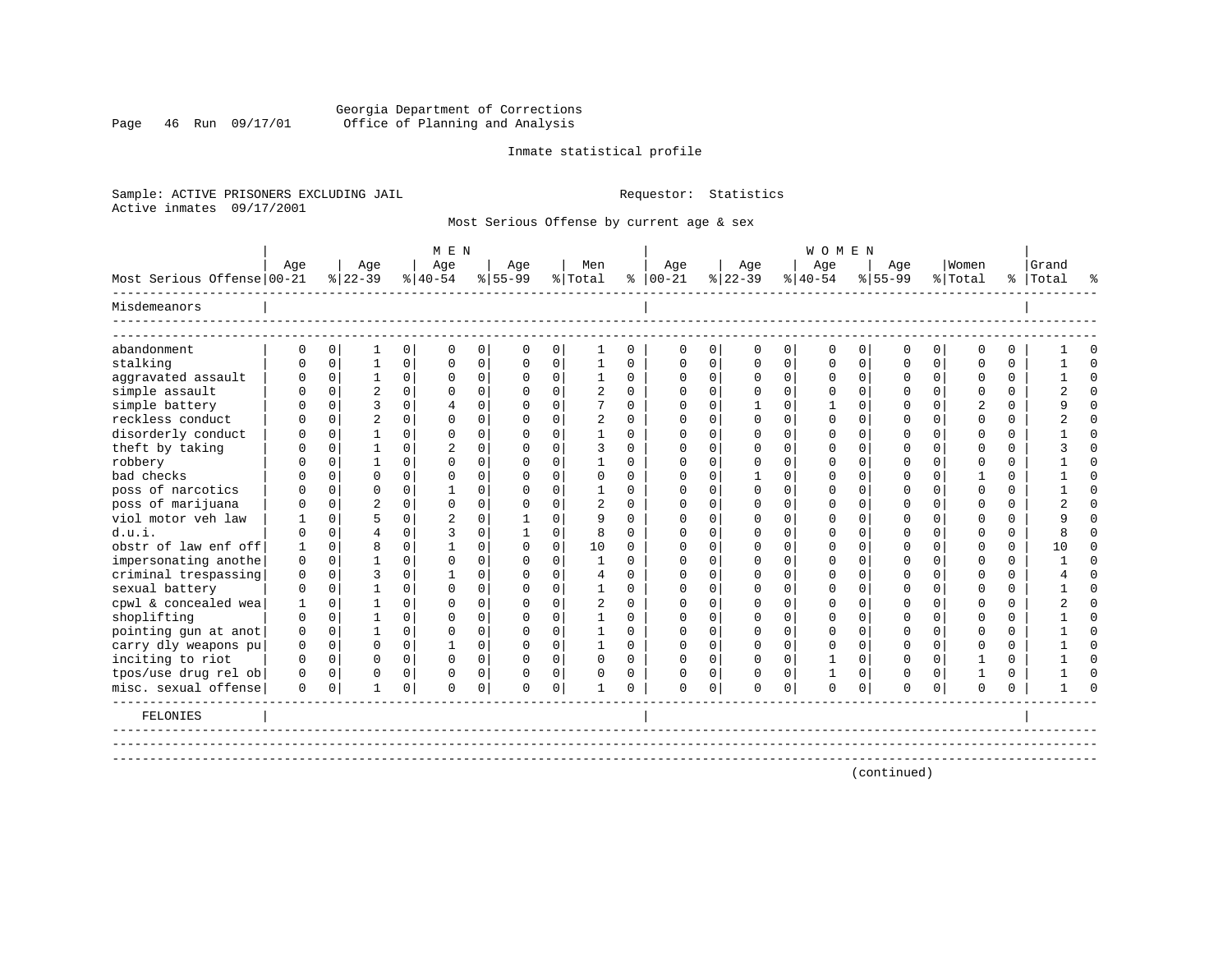Georgia Department of Corrections
Office of Planning and Analysis

Inmate statistical profile

Sample: ACTIVE PRISONERS EXCLUDING JAIL          Requestor: Statistics
Active inmates 09/17/2001

Most Serious Offense by current age & sex

| Most Serious Offense | MEN Age 00-21 | % | Age 22-39 | % | Age 40-54 | % | Age 55-99 | % | Men Total | % | WOMEN Age 00-21 | % | Age 22-39 | % | Age 40-54 | % | Age 55-99 | % | Women Total | % | Grand Total | % |
|---|---|---|---|---|---|---|---|---|---|---|---|---|---|---|---|---|---|---|---|---|---|---|
| Misdemeanors | | | | | | | | | | | | | | | | | | | | | | |
| abandonment | 0 | 0 | 1 | 0 | 0 | 0 | 0 | 0 | 1 | 0 | 0 | 0 | 0 | 0 | 0 | 0 | 0 | 0 | 0 | 0 | 1 | 0 |
| stalking | 0 | 0 | 1 | 0 | 0 | 0 | 0 | 0 | 1 | 0 | 0 | 0 | 0 | 0 | 0 | 0 | 0 | 0 | 0 | 0 | 1 | 0 |
| aggravated assault | 0 | 0 | 1 | 0 | 0 | 0 | 0 | 0 | 1 | 0 | 0 | 0 | 0 | 0 | 0 | 0 | 0 | 0 | 0 | 0 | 1 | 0 |
| simple assault | 0 | 0 | 2 | 0 | 0 | 0 | 0 | 0 | 2 | 0 | 0 | 0 | 0 | 0 | 0 | 0 | 0 | 0 | 0 | 0 | 2 | 0 |
| simple battery | 0 | 0 | 3 | 0 | 4 | 0 | 0 | 0 | 7 | 0 | 0 | 0 | 1 | 0 | 1 | 0 | 0 | 0 | 2 | 0 | 9 | 0 |
| reckless conduct | 0 | 0 | 2 | 0 | 0 | 0 | 0 | 0 | 2 | 0 | 0 | 0 | 0 | 0 | 0 | 0 | 0 | 0 | 0 | 0 | 2 | 0 |
| disorderly conduct | 0 | 0 | 1 | 0 | 0 | 0 | 0 | 0 | 1 | 0 | 0 | 0 | 0 | 0 | 0 | 0 | 0 | 0 | 0 | 0 | 1 | 0 |
| theft by taking | 0 | 0 | 1 | 0 | 2 | 0 | 0 | 0 | 3 | 0 | 0 | 0 | 0 | 0 | 0 | 0 | 0 | 0 | 0 | 0 | 3 | 0 |
| robbery | 0 | 0 | 1 | 0 | 0 | 0 | 0 | 0 | 1 | 0 | 0 | 0 | 0 | 0 | 0 | 0 | 0 | 0 | 0 | 0 | 1 | 0 |
| bad checks | 0 | 0 | 0 | 0 | 0 | 0 | 0 | 0 | 0 | 0 | 0 | 0 | 1 | 0 | 0 | 0 | 0 | 0 | 1 | 0 | 1 | 0 |
| poss of narcotics | 0 | 0 | 0 | 0 | 1 | 0 | 0 | 0 | 1 | 0 | 0 | 0 | 0 | 0 | 0 | 0 | 0 | 0 | 0 | 0 | 1 | 0 |
| poss of marijuana | 0 | 0 | 2 | 0 | 0 | 0 | 0 | 0 | 2 | 0 | 0 | 0 | 0 | 0 | 0 | 0 | 0 | 0 | 0 | 0 | 2 | 0 |
| viol motor veh law | 1 | 0 | 5 | 0 | 2 | 0 | 1 | 0 | 9 | 0 | 0 | 0 | 0 | 0 | 0 | 0 | 0 | 0 | 0 | 0 | 9 | 0 |
| d.u.i. | 0 | 0 | 4 | 0 | 3 | 0 | 1 | 0 | 8 | 0 | 0 | 0 | 0 | 0 | 0 | 0 | 0 | 0 | 0 | 0 | 8 | 0 |
| obstr of law enf off | 1 | 0 | 8 | 0 | 1 | 0 | 0 | 0 | 10 | 0 | 0 | 0 | 0 | 0 | 0 | 0 | 0 | 0 | 0 | 0 | 10 | 0 |
| impersonating anothe | 0 | 0 | 1 | 0 | 0 | 0 | 0 | 0 | 1 | 0 | 0 | 0 | 0 | 0 | 0 | 0 | 0 | 0 | 0 | 0 | 1 | 0 |
| criminal trespassing | 0 | 0 | 3 | 0 | 1 | 0 | 0 | 0 | 4 | 0 | 0 | 0 | 0 | 0 | 0 | 0 | 0 | 0 | 0 | 0 | 4 | 0 |
| sexual battery | 0 | 0 | 1 | 0 | 0 | 0 | 0 | 0 | 1 | 0 | 0 | 0 | 0 | 0 | 0 | 0 | 0 | 0 | 0 | 0 | 1 | 0 |
| cpwl & concealed wea | 1 | 0 | 1 | 0 | 0 | 0 | 0 | 0 | 2 | 0 | 0 | 0 | 0 | 0 | 0 | 0 | 0 | 0 | 0 | 0 | 2 | 0 |
| shoplifting | 0 | 0 | 1 | 0 | 0 | 0 | 0 | 0 | 1 | 0 | 0 | 0 | 0 | 0 | 0 | 0 | 0 | 0 | 0 | 0 | 1 | 0 |
| pointing gun at anot | 0 | 0 | 1 | 0 | 0 | 0 | 0 | 0 | 1 | 0 | 0 | 0 | 0 | 0 | 0 | 0 | 0 | 0 | 0 | 0 | 1 | 0 |
| carry dly weapons pu | 0 | 0 | 0 | 0 | 1 | 0 | 0 | 0 | 1 | 0 | 0 | 0 | 0 | 0 | 0 | 0 | 0 | 0 | 0 | 0 | 1 | 0 |
| inciting to riot | 0 | 0 | 0 | 0 | 0 | 0 | 0 | 0 | 0 | 0 | 0 | 0 | 0 | 0 | 1 | 0 | 0 | 0 | 1 | 0 | 1 | 0 |
| tpos/use drug rel ob | 0 | 0 | 0 | 0 | 0 | 0 | 0 | 0 | 0 | 0 | 0 | 0 | 0 | 0 | 1 | 0 | 0 | 0 | 1 | 0 | 1 | 0 |
| misc. sexual offense | 0 | 0 | 1 | 0 | 0 | 0 | 0 | 0 | 1 | 0 | 0 | 0 | 0 | 0 | 0 | 0 | 0 | 0 | 0 | 0 | 1 | 0 |
| FELONIES | | | | | | | | | | | | | | | | | | | | | | |

(continued)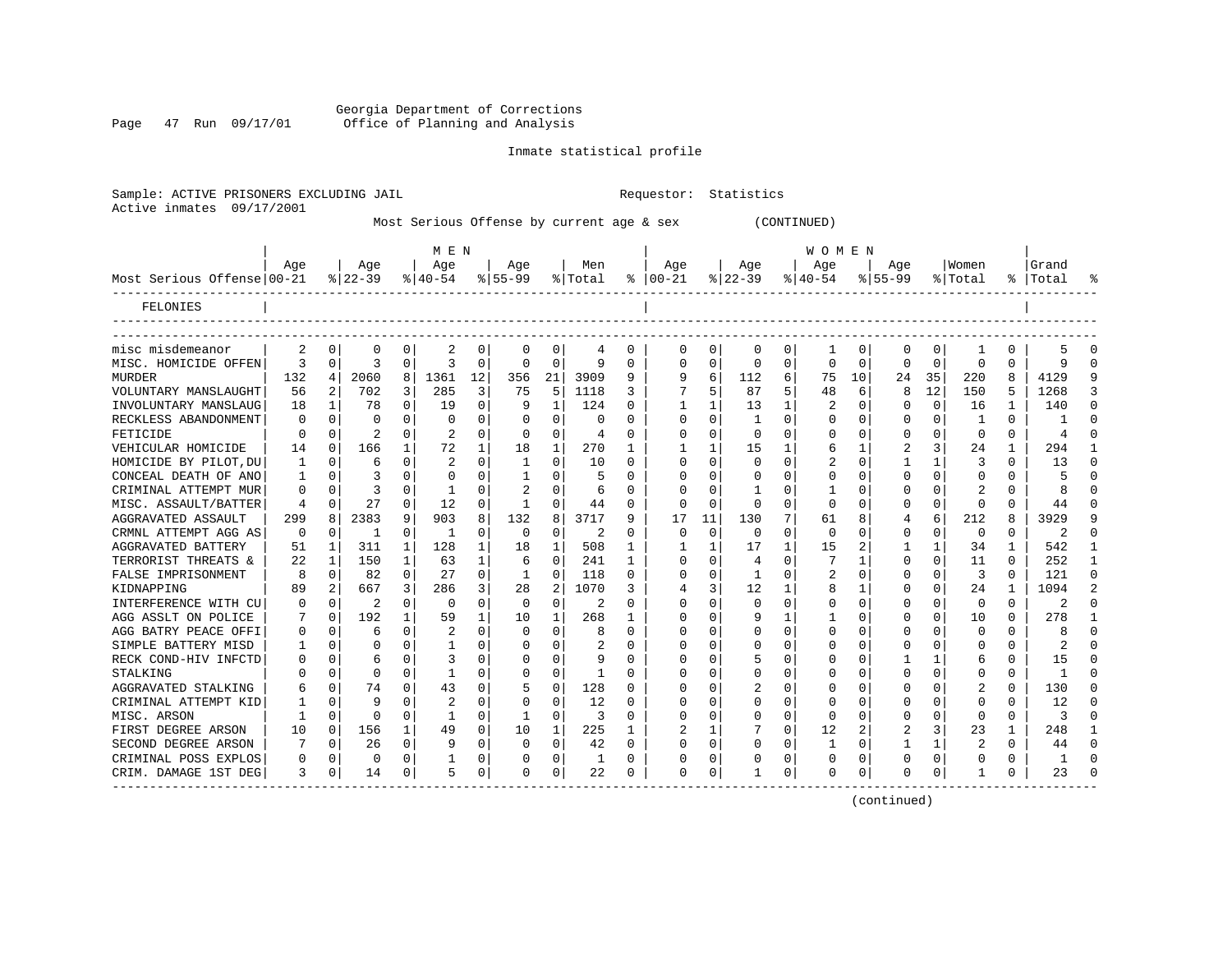Georgia Department of Corrections
Office of Planning and Analysis

Inmate statistical profile

Sample: ACTIVE PRISONERS EXCLUDING JAIL                                   Requestor: Statistics
Active inmates 09/17/2001

Most Serious Offense by current age & sex (CONTINUED)

| Most Serious Offense | MEN Age 00-21 | % | Age 22-39 | % | Age 40-54 | % | Age 55-99 | % | Men Total | % | WOMEN Age 00-21 | % | Age 22-39 | % | Age 40-54 | % | Age 55-99 | % | Women Total | % | Grand Total | % |
|---|---|---|---|---|---|---|---|---|---|---|---|---|---|---|---|---|---|---|---|---|---|---|
| FELONIES | | | | | | | | | | | | | | | | | | | | | | |
| misc misdemeanor | 2 | 0 | 0 | 0 | 2 | 0 | 0 | 0 | 4 | 0 | 0 | 0 | 0 | 0 | 1 | 0 | 0 | 0 | 1 | 0 | 5 | 0 |
| MISC. HOMICIDE OFFEN | 3 | 0 | 3 | 0 | 3 | 0 | 0 | 0 | 9 | 0 | 0 | 0 | 0 | 0 | 0 | 0 | 0 | 0 | 0 | 0 | 9 | 0 |
| MURDER | 132 | 4 | 2060 | 8 | 1361 | 12 | 356 | 21 | 3909 | 9 | 9 | 6 | 112 | 6 | 75 | 10 | 24 | 35 | 220 | 8 | 4129 | 9 |
| VOLUNTARY MANSLAUGHT | 56 | 2 | 702 | 3 | 285 | 3 | 75 | 5 | 1118 | 3 | 7 | 5 | 87 | 5 | 48 | 6 | 8 | 12 | 150 | 5 | 1268 | 3 |
| INVOLUNTARY MANSLAUG | 18 | 1 | 78 | 0 | 19 | 0 | 9 | 1 | 124 | 0 | 1 | 1 | 13 | 1 | 2 | 0 | 0 | 0 | 16 | 1 | 140 | 0 |
| RECKLESS ABANDONMENT | 0 | 0 | 0 | 0 | 0 | 0 | 0 | 0 | 0 | 0 | 0 | 0 | 1 | 0 | 0 | 0 | 0 | 0 | 1 | 0 | 1 | 0 |
| FETICIDE | 0 | 0 | 2 | 0 | 2 | 0 | 0 | 0 | 4 | 0 | 0 | 0 | 0 | 0 | 0 | 0 | 0 | 0 | 0 | 0 | 4 | 0 |
| VEHICULAR HOMICIDE | 14 | 0 | 166 | 1 | 72 | 1 | 18 | 1 | 270 | 1 | 1 | 1 | 15 | 1 | 6 | 1 | 2 | 3 | 24 | 1 | 294 | 1 |
| HOMICIDE BY PILOT,DU | 1 | 0 | 6 | 0 | 2 | 0 | 1 | 0 | 10 | 0 | 0 | 0 | 0 | 0 | 2 | 0 | 1 | 1 | 3 | 0 | 13 | 0 |
| CONCEAL DEATH OF ANO | 1 | 0 | 3 | 0 | 0 | 0 | 1 | 0 | 5 | 0 | 0 | 0 | 0 | 0 | 0 | 0 | 0 | 0 | 0 | 0 | 5 | 0 |
| CRIMINAL ATTEMPT MUR | 0 | 0 | 3 | 0 | 1 | 0 | 2 | 0 | 6 | 0 | 0 | 0 | 1 | 0 | 1 | 0 | 0 | 0 | 2 | 0 | 8 | 0 |
| MISC. ASSAULT/BATTER | 4 | 0 | 27 | 0 | 12 | 0 | 1 | 0 | 44 | 0 | 0 | 0 | 0 | 0 | 0 | 0 | 0 | 0 | 0 | 0 | 44 | 0 |
| AGGRAVATED ASSAULT | 299 | 8 | 2383 | 9 | 903 | 8 | 132 | 8 | 3717 | 9 | 17 | 11 | 130 | 7 | 61 | 8 | 4 | 6 | 212 | 8 | 3929 | 9 |
| CRMNL ATTEMPT AGG AS | 0 | 0 | 1 | 0 | 1 | 0 | 0 | 0 | 2 | 0 | 0 | 0 | 0 | 0 | 0 | 0 | 0 | 0 | 0 | 0 | 2 | 0 |
| AGGRAVATED BATTERY | 51 | 1 | 311 | 1 | 128 | 1 | 18 | 1 | 508 | 1 | 1 | 1 | 17 | 1 | 15 | 2 | 1 | 1 | 34 | 1 | 542 | 1 |
| TERRORIST THREATS & | 22 | 1 | 150 | 1 | 63 | 1 | 6 | 0 | 241 | 1 | 0 | 0 | 4 | 0 | 7 | 1 | 0 | 0 | 11 | 0 | 252 | 1 |
| FALSE IMPRISONMENT | 8 | 0 | 82 | 0 | 27 | 0 | 1 | 0 | 118 | 0 | 0 | 0 | 1 | 0 | 2 | 0 | 0 | 0 | 3 | 0 | 121 | 0 |
| KIDNAPPING | 89 | 2 | 667 | 3 | 286 | 3 | 28 | 2 | 1070 | 3 | 4 | 3 | 12 | 1 | 8 | 1 | 0 | 0 | 24 | 1 | 1094 | 2 |
| INTERFERENCE WITH CU | 0 | 0 | 2 | 0 | 0 | 0 | 0 | 0 | 2 | 0 | 0 | 0 | 0 | 0 | 0 | 0 | 0 | 0 | 0 | 0 | 2 | 0 |
| AGG ASSLT ON POLICE | 7 | 0 | 192 | 1 | 59 | 1 | 10 | 1 | 268 | 1 | 0 | 0 | 9 | 1 | 1 | 0 | 0 | 0 | 10 | 0 | 278 | 1 |
| AGG BATRY PEACE OFFI | 0 | 0 | 6 | 0 | 2 | 0 | 0 | 0 | 8 | 0 | 0 | 0 | 0 | 0 | 0 | 0 | 0 | 0 | 0 | 0 | 8 | 0 |
| SIMPLE BATTERY MISD | 1 | 0 | 0 | 0 | 1 | 0 | 0 | 0 | 2 | 0 | 0 | 0 | 0 | 0 | 0 | 0 | 0 | 0 | 0 | 0 | 2 | 0 |
| RECK COND-HIV INFCTD | 0 | 0 | 6 | 0 | 3 | 0 | 0 | 0 | 9 | 0 | 0 | 0 | 5 | 0 | 0 | 0 | 1 | 1 | 6 | 0 | 15 | 0 |
| STALKING | 0 | 0 | 0 | 0 | 1 | 0 | 0 | 0 | 1 | 0 | 0 | 0 | 0 | 0 | 0 | 0 | 0 | 0 | 0 | 0 | 1 | 0 |
| AGGRAVATED STALKING | 6 | 0 | 74 | 0 | 43 | 0 | 5 | 0 | 128 | 0 | 0 | 0 | 2 | 0 | 0 | 0 | 0 | 0 | 2 | 0 | 130 | 0 |
| CRIMINAL ATTEMPT KID | 1 | 0 | 9 | 0 | 2 | 0 | 0 | 0 | 12 | 0 | 0 | 0 | 0 | 0 | 0 | 0 | 0 | 0 | 0 | 0 | 12 | 0 |
| MISC. ARSON | 1 | 0 | 0 | 0 | 1 | 0 | 1 | 0 | 3 | 0 | 0 | 0 | 0 | 0 | 0 | 0 | 0 | 0 | 0 | 0 | 3 | 0 |
| FIRST DEGREE ARSON | 10 | 0 | 156 | 1 | 49 | 0 | 10 | 1 | 225 | 1 | 2 | 1 | 7 | 0 | 12 | 2 | 2 | 3 | 23 | 1 | 248 | 1 |
| SECOND DEGREE ARSON | 7 | 0 | 26 | 0 | 9 | 0 | 0 | 0 | 42 | 0 | 0 | 0 | 0 | 0 | 1 | 0 | 1 | 1 | 2 | 0 | 44 | 0 |
| CRIMINAL POSS EXPLOS | 0 | 0 | 0 | 0 | 1 | 0 | 0 | 0 | 1 | 0 | 0 | 0 | 0 | 0 | 0 | 0 | 0 | 0 | 0 | 0 | 1 | 0 |
| CRIM. DAMAGE 1ST DEG | 3 | 0 | 14 | 0 | 5 | 0 | 0 | 0 | 22 | 0 | 0 | 0 | 1 | 0 | 0 | 0 | 0 | 0 | 1 | 0 | 23 | 0 |

(continued)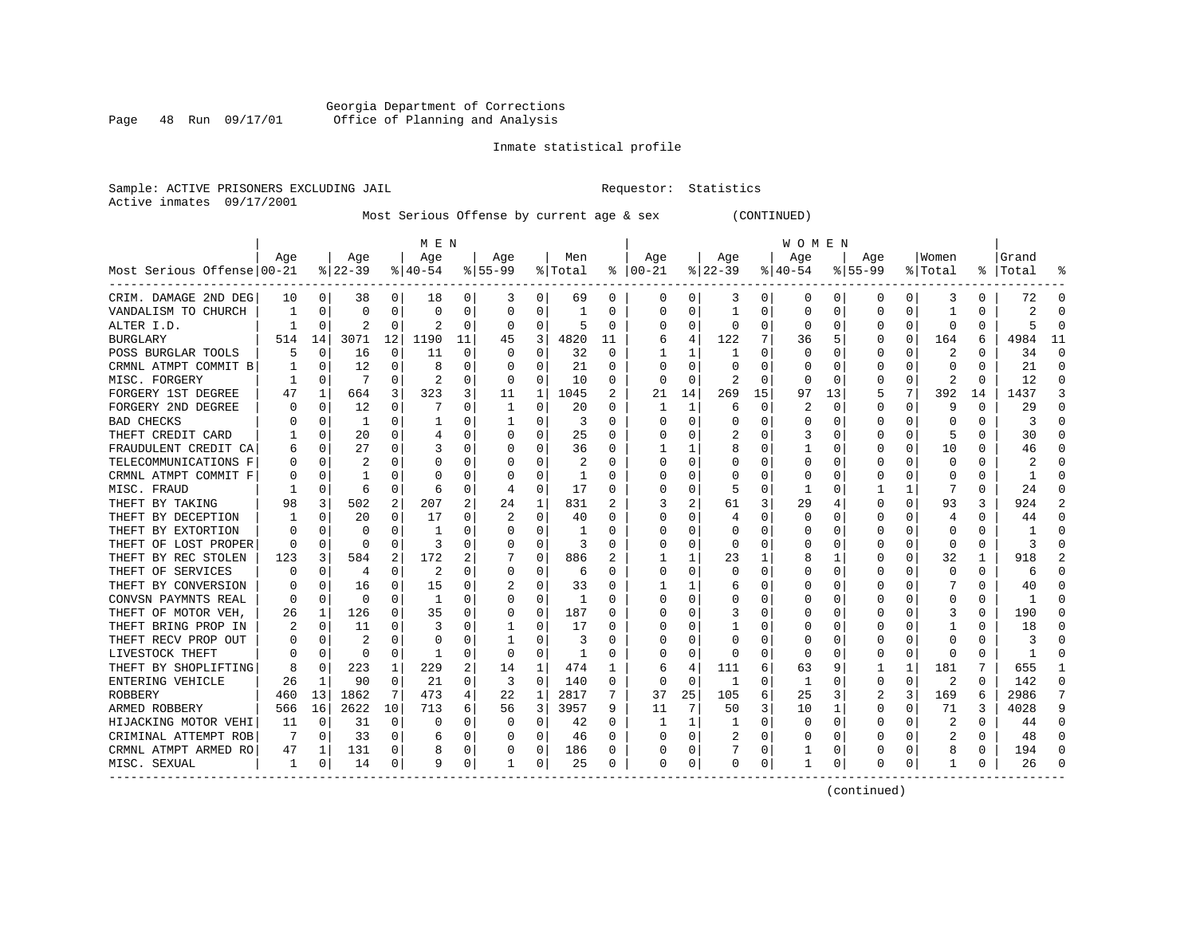Georgia Department of Corrections
Office of Planning and Analysis

Inmate statistical profile

Sample: ACTIVE PRISONERS EXCLUDING JAIL

Requestor: Statistics

Active inmates 09/17/2001

Most Serious Offense by current age & sex (CONTINUED)

| Most Serious Offense | MEN Age 00-21 | % | Age 22-39 | % | Age 40-54 | % | Age 55-99 | % | Men Total | % | WOMEN Age 00-21 | % | Age 22-39 | % | Age 40-54 | % | Age 55-99 | % | Women Total | % | Grand Total | % |
|---|---|---|---|---|---|---|---|---|---|---|---|---|---|---|---|---|---|---|---|---|---|---|
| CRIM. DAMAGE 2ND DEG | 10 | 0 | 38 | 0 | 18 | 0 | 3 | 0 | 69 | 0 | 0 | 0 | 3 | 0 | 0 | 0 | 0 | 0 | 3 | 0 | 72 | 0 |
| VANDALISM TO CHURCH | 1 | 0 | 0 | 0 | 0 | 0 | 0 | 0 | 1 | 0 | 0 | 0 | 1 | 0 | 0 | 0 | 0 | 0 | 1 | 0 | 2 | 0 |
| ALTER I.D. | 1 | 0 | 2 | 0 | 2 | 0 | 0 | 0 | 5 | 0 | 0 | 0 | 0 | 0 | 0 | 0 | 0 | 0 | 0 | 0 | 5 | 0 |
| BURGLARY | 514 | 14 | 3071 | 12 | 1190 | 11 | 45 | 3 | 4820 | 11 | 6 | 4 | 122 | 7 | 36 | 5 | 0 | 0 | 164 | 6 | 4984 | 11 |
| POSS BURGLAR TOOLS | 5 | 0 | 16 | 0 | 11 | 0 | 0 | 0 | 32 | 0 | 1 | 1 | 1 | 0 | 0 | 0 | 0 | 0 | 2 | 0 | 34 | 0 |
| CRMNL ATMPT COMMIT B | 1 | 0 | 12 | 0 | 8 | 0 | 0 | 0 | 21 | 0 | 0 | 0 | 0 | 0 | 0 | 0 | 0 | 0 | 0 | 0 | 21 | 0 |
| MISC. FORGERY | 1 | 0 | 7 | 0 | 2 | 0 | 0 | 0 | 10 | 0 | 0 | 0 | 2 | 0 | 0 | 0 | 0 | 0 | 2 | 0 | 12 | 0 |
| FORGERY 1ST DEGREE | 47 | 1 | 664 | 3 | 323 | 3 | 11 | 1 | 1045 | 2 | 21 | 14 | 269 | 15 | 97 | 13 | 5 | 7 | 392 | 14 | 1437 | 3 |
| FORGERY 2ND DEGREE | 0 | 0 | 12 | 0 | 7 | 0 | 1 | 0 | 20 | 0 | 1 | 1 | 6 | 0 | 2 | 0 | 0 | 0 | 9 | 0 | 29 | 0 |
| BAD CHECKS | 0 | 0 | 1 | 0 | 1 | 0 | 1 | 0 | 3 | 0 | 0 | 0 | 0 | 0 | 0 | 0 | 0 | 0 | 0 | 0 | 3 | 0 |
| THEFT CREDIT CARD | 1 | 0 | 20 | 0 | 4 | 0 | 0 | 0 | 25 | 0 | 0 | 0 | 2 | 0 | 3 | 0 | 0 | 0 | 5 | 0 | 30 | 0 |
| FRAUDULENT CREDIT CA | 6 | 0 | 27 | 0 | 3 | 0 | 0 | 0 | 36 | 0 | 1 | 1 | 8 | 0 | 1 | 0 | 0 | 0 | 10 | 0 | 46 | 0 |
| TELECOMMUNICATIONS F | 0 | 0 | 2 | 0 | 0 | 0 | 0 | 0 | 2 | 0 | 0 | 0 | 0 | 0 | 0 | 0 | 0 | 0 | 0 | 0 | 2 | 0 |
| CRMNL ATMPT COMMIT F | 0 | 0 | 1 | 0 | 0 | 0 | 0 | 0 | 1 | 0 | 0 | 0 | 0 | 0 | 0 | 0 | 0 | 0 | 0 | 0 | 1 | 0 |
| MISC. FRAUD | 1 | 0 | 6 | 0 | 6 | 0 | 4 | 0 | 17 | 0 | 0 | 0 | 5 | 0 | 1 | 0 | 1 | 1 | 7 | 0 | 24 | 0 |
| THEFT BY TAKING | 98 | 3 | 502 | 2 | 207 | 2 | 24 | 1 | 831 | 2 | 3 | 2 | 61 | 3 | 29 | 4 | 0 | 0 | 93 | 3 | 924 | 2 |
| THEFT BY DECEPTION | 1 | 0 | 20 | 0 | 17 | 0 | 2 | 0 | 40 | 0 | 0 | 0 | 4 | 0 | 0 | 0 | 0 | 0 | 4 | 0 | 44 | 0 |
| THEFT BY EXTORTION | 0 | 0 | 0 | 0 | 1 | 0 | 0 | 0 | 1 | 0 | 0 | 0 | 0 | 0 | 0 | 0 | 0 | 0 | 0 | 0 | 1 | 0 |
| THEFT OF LOST PROPER | 0 | 0 | 0 | 0 | 3 | 0 | 0 | 0 | 3 | 0 | 0 | 0 | 0 | 0 | 0 | 0 | 0 | 0 | 0 | 0 | 3 | 0 |
| THEFT BY REC STOLEN | 123 | 3 | 584 | 2 | 172 | 2 | 7 | 0 | 886 | 2 | 1 | 1 | 23 | 1 | 8 | 1 | 0 | 0 | 32 | 1 | 918 | 2 |
| THEFT OF SERVICES | 0 | 0 | 4 | 0 | 2 | 0 | 0 | 0 | 6 | 0 | 0 | 0 | 0 | 0 | 0 | 0 | 0 | 0 | 0 | 0 | 6 | 0 |
| THEFT BY CONVERSION | 0 | 0 | 16 | 0 | 15 | 0 | 2 | 0 | 33 | 0 | 1 | 1 | 6 | 0 | 0 | 0 | 0 | 0 | 7 | 0 | 40 | 0 |
| CONVSN PAYMNTS REAL | 0 | 0 | 0 | 0 | 1 | 0 | 0 | 0 | 1 | 0 | 0 | 0 | 0 | 0 | 0 | 0 | 0 | 0 | 0 | 0 | 1 | 0 |
| THEFT OF MOTOR VEH, | 26 | 1 | 126 | 0 | 35 | 0 | 0 | 0 | 187 | 0 | 0 | 0 | 3 | 0 | 0 | 0 | 0 | 0 | 3 | 0 | 190 | 0 |
| THEFT BRING PROP IN | 2 | 0 | 11 | 0 | 3 | 0 | 1 | 0 | 17 | 0 | 0 | 0 | 1 | 0 | 0 | 0 | 0 | 0 | 1 | 0 | 18 | 0 |
| THEFT RECV PROP OUT | 0 | 0 | 2 | 0 | 0 | 0 | 1 | 0 | 3 | 0 | 0 | 0 | 0 | 0 | 0 | 0 | 0 | 0 | 0 | 0 | 3 | 0 |
| LIVESTOCK THEFT | 0 | 0 | 0 | 0 | 1 | 0 | 0 | 0 | 1 | 0 | 0 | 0 | 0 | 0 | 0 | 0 | 0 | 0 | 0 | 0 | 1 | 0 |
| THEFT BY SHOPLIFTING | 8 | 0 | 223 | 1 | 229 | 2 | 14 | 1 | 474 | 1 | 6 | 4 | 111 | 6 | 63 | 9 | 1 | 1 | 181 | 7 | 655 | 1 |
| ENTERING VEHICLE | 26 | 1 | 90 | 0 | 21 | 0 | 3 | 0 | 140 | 0 | 0 | 0 | 1 | 0 | 1 | 0 | 0 | 0 | 2 | 0 | 142 | 0 |
| ROBBERY | 460 | 13 | 1862 | 7 | 473 | 4 | 22 | 1 | 2817 | 7 | 37 | 25 | 105 | 6 | 25 | 3 | 2 | 3 | 169 | 6 | 2986 | 7 |
| ARMED ROBBERY | 566 | 16 | 2622 | 10 | 713 | 6 | 56 | 3 | 3957 | 9 | 11 | 7 | 50 | 3 | 10 | 1 | 0 | 0 | 71 | 3 | 4028 | 9 |
| HIJACKING MOTOR VEHI | 11 | 0 | 31 | 0 | 0 | 0 | 0 | 0 | 42 | 0 | 1 | 1 | 1 | 0 | 0 | 0 | 0 | 0 | 2 | 0 | 44 | 0 |
| CRIMINAL ATTEMPT ROB | 7 | 0 | 33 | 0 | 6 | 0 | 0 | 0 | 46 | 0 | 0 | 0 | 2 | 0 | 0 | 0 | 0 | 0 | 2 | 0 | 48 | 0 |
| CRMNL ATMPT ARMED RO | 47 | 1 | 131 | 0 | 8 | 0 | 0 | 0 | 186 | 0 | 0 | 0 | 7 | 0 | 1 | 0 | 0 | 0 | 8 | 0 | 194 | 0 |
| MISC. SEXUAL | 1 | 0 | 14 | 0 | 9 | 0 | 1 | 0 | 25 | 0 | 0 | 0 | 0 | 0 | 1 | 0 | 0 | 0 | 1 | 0 | 26 | 0 |

(continued)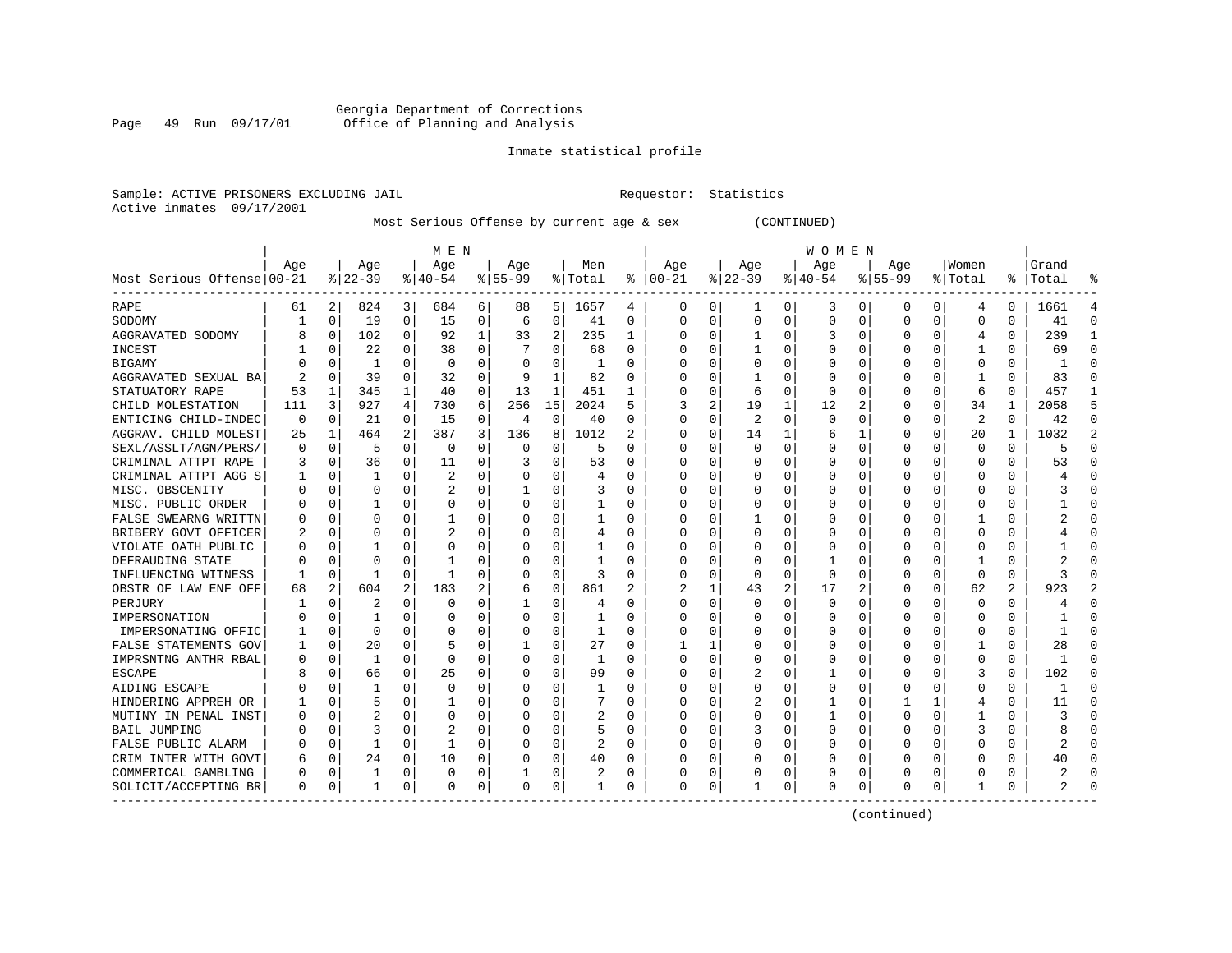Georgia Department of Corrections
Office of Planning and Analysis

Inmate statistical profile

Sample: ACTIVE PRISONERS EXCLUDING JAIL  Requestor: Statistics
Active inmates 09/17/2001

Most Serious Offense by current age & sex (CONTINUED)

| Most Serious Offense | MEN Age 00-21 | % | Age 22-39 | % | Age 40-54 | % | Age 55-99 | % | Men Total | % | WOMEN Age 00-21 | % | Age 22-39 | % | Age 40-54 | % | Age 55-99 | % | Women Total | % | Grand Total | % |
|---|---|---|---|---|---|---|---|---|---|---|---|---|---|---|---|---|---|---|---|---|---|---|
| RAPE | 61 | 2 | 824 | 3 | 684 | 6 | 88 | 5 | 1657 | 4 | 0 | 0 | 1 | 0 | 3 | 0 | 0 | 0 | 4 | 0 | 1661 | 4 |
| SODOMY | 1 | 0 | 19 | 0 | 15 | 0 | 6 | 0 | 41 | 0 | 0 | 0 | 0 | 0 | 0 | 0 | 0 | 0 | 0 | 0 | 41 | 0 |
| AGGRAVATED SODOMY | 8 | 0 | 102 | 0 | 92 | 1 | 33 | 2 | 235 | 1 | 0 | 0 | 1 | 0 | 3 | 0 | 0 | 0 | 4 | 0 | 239 | 1 |
| INCEST | 1 | 0 | 22 | 0 | 38 | 0 | 7 | 0 | 68 | 0 | 0 | 0 | 1 | 0 | 0 | 0 | 0 | 0 | 1 | 0 | 69 | 0 |
| BIGAMY | 0 | 0 | 1 | 0 | 0 | 0 | 0 | 0 | 1 | 0 | 0 | 0 | 0 | 0 | 0 | 0 | 0 | 0 | 0 | 0 | 1 | 0 |
| AGGRAVATED SEXUAL BA | 2 | 0 | 39 | 0 | 32 | 0 | 9 | 1 | 82 | 0 | 0 | 0 | 1 | 0 | 0 | 0 | 0 | 0 | 1 | 0 | 83 | 0 |
| STATUTORY RAPE | 53 | 1 | 345 | 1 | 40 | 0 | 13 | 1 | 451 | 1 | 0 | 0 | 6 | 0 | 0 | 0 | 0 | 0 | 6 | 0 | 457 | 1 |
| CHILD MOLESTATION | 111 | 3 | 927 | 4 | 730 | 6 | 256 | 15 | 2024 | 5 | 3 | 2 | 19 | 1 | 12 | 2 | 0 | 0 | 34 | 1 | 2058 | 5 |
| ENTICING CHILD-INDEC | 0 | 0 | 21 | 0 | 15 | 0 | 4 | 0 | 40 | 0 | 0 | 0 | 2 | 0 | 0 | 0 | 0 | 0 | 2 | 0 | 42 | 0 |
| AGGRAV. CHILD MOLEST | 25 | 1 | 464 | 2 | 387 | 3 | 136 | 8 | 1012 | 2 | 0 | 0 | 14 | 1 | 6 | 1 | 0 | 0 | 20 | 1 | 1032 | 2 |
| SEXL/ASSLT/AGN/PERS/ | 0 | 0 | 5 | 0 | 0 | 0 | 0 | 0 | 5 | 0 | 0 | 0 | 0 | 0 | 0 | 0 | 0 | 0 | 0 | 0 | 5 | 0 |
| CRIMINAL ATTPT RAPE | 3 | 0 | 36 | 0 | 11 | 0 | 3 | 0 | 53 | 0 | 0 | 0 | 0 | 0 | 0 | 0 | 0 | 0 | 0 | 0 | 53 | 0 |
| CRIMINAL ATTPT AGG S | 1 | 0 | 1 | 0 | 2 | 0 | 0 | 0 | 4 | 0 | 0 | 0 | 0 | 0 | 0 | 0 | 0 | 0 | 0 | 0 | 4 | 0 |
| MISC. OBSCENITY | 0 | 0 | 0 | 0 | 2 | 0 | 1 | 0 | 3 | 0 | 0 | 0 | 0 | 0 | 0 | 0 | 0 | 0 | 0 | 0 | 3 | 0 |
| MISC. PUBLIC ORDER | 0 | 0 | 1 | 0 | 0 | 0 | 0 | 0 | 1 | 0 | 0 | 0 | 0 | 0 | 0 | 0 | 0 | 0 | 0 | 0 | 1 | 0 |
| FALSE SWEARNG WRITTN | 0 | 0 | 0 | 0 | 1 | 0 | 0 | 0 | 1 | 0 | 0 | 0 | 1 | 0 | 0 | 0 | 0 | 0 | 1 | 0 | 2 | 0 |
| BRIBERY GOVT OFFICER | 2 | 0 | 0 | 0 | 2 | 0 | 0 | 0 | 4 | 0 | 0 | 0 | 0 | 0 | 0 | 0 | 0 | 0 | 0 | 0 | 4 | 0 |
| VIOLATE OATH PUBLIC | 0 | 0 | 1 | 0 | 0 | 0 | 0 | 0 | 1 | 0 | 0 | 0 | 0 | 0 | 0 | 0 | 0 | 0 | 0 | 0 | 1 | 0 |
| DEFRAUDING STATE | 0 | 0 | 0 | 0 | 1 | 0 | 0 | 0 | 1 | 0 | 0 | 0 | 0 | 0 | 1 | 0 | 0 | 0 | 1 | 0 | 2 | 0 |
| INFLUENCING WITNESS | 1 | 0 | 1 | 0 | 1 | 0 | 0 | 0 | 3 | 0 | 0 | 0 | 0 | 0 | 0 | 0 | 0 | 0 | 0 | 0 | 3 | 0 |
| OBSTR OF LAW ENF OFF | 68 | 2 | 604 | 2 | 183 | 2 | 6 | 0 | 861 | 2 | 2 | 1 | 43 | 2 | 17 | 2 | 0 | 0 | 62 | 2 | 923 | 2 |
| PERJURY | 1 | 0 | 2 | 0 | 0 | 0 | 1 | 0 | 4 | 0 | 0 | 0 | 0 | 0 | 0 | 0 | 0 | 0 | 0 | 0 | 4 | 0 |
| IMPERSONATION | 0 | 0 | 1 | 0 | 0 | 0 | 0 | 0 | 1 | 0 | 0 | 0 | 0 | 0 | 0 | 0 | 0 | 0 | 0 | 0 | 1 | 0 |
| IMPERSONATING OFFIC | 1 | 0 | 0 | 0 | 0 | 0 | 0 | 0 | 1 | 0 | 0 | 0 | 0 | 0 | 0 | 0 | 0 | 0 | 0 | 0 | 1 | 0 |
| FALSE STATEMENTS GOV | 1 | 0 | 20 | 0 | 5 | 0 | 1 | 0 | 27 | 0 | 1 | 1 | 0 | 0 | 0 | 0 | 0 | 0 | 1 | 0 | 28 | 0 |
| IMPRSNTNG ANTHR RBAL | 0 | 0 | 1 | 0 | 0 | 0 | 0 | 0 | 1 | 0 | 0 | 0 | 0 | 0 | 0 | 0 | 0 | 0 | 0 | 0 | 1 | 0 |
| ESCAPE | 8 | 0 | 66 | 0 | 25 | 0 | 0 | 0 | 99 | 0 | 0 | 0 | 2 | 0 | 1 | 0 | 0 | 0 | 3 | 0 | 102 | 0 |
| AIDING ESCAPE | 0 | 0 | 1 | 0 | 0 | 0 | 0 | 0 | 1 | 0 | 0 | 0 | 0 | 0 | 0 | 0 | 0 | 0 | 0 | 0 | 1 | 0 |
| HINDERING APPREH OR | 1 | 0 | 5 | 0 | 1 | 0 | 0 | 0 | 7 | 0 | 0 | 0 | 2 | 0 | 1 | 0 | 1 | 1 | 4 | 0 | 11 | 0 |
| MUTINY IN PENAL INST | 0 | 0 | 2 | 0 | 0 | 0 | 0 | 0 | 2 | 0 | 0 | 0 | 0 | 0 | 1 | 0 | 0 | 0 | 1 | 0 | 3 | 0 |
| BAIL JUMPING | 0 | 0 | 3 | 0 | 2 | 0 | 0 | 0 | 5 | 0 | 0 | 0 | 3 | 0 | 0 | 0 | 0 | 0 | 3 | 0 | 8 | 0 |
| FALSE PUBLIC ALARM | 0 | 0 | 1 | 0 | 1 | 0 | 0 | 0 | 2 | 0 | 0 | 0 | 0 | 0 | 0 | 0 | 0 | 0 | 0 | 0 | 2 | 0 |
| CRIM INTER WITH GOVT | 6 | 0 | 24 | 0 | 10 | 0 | 0 | 0 | 40 | 0 | 0 | 0 | 0 | 0 | 0 | 0 | 0 | 0 | 0 | 0 | 40 | 0 |
| COMMERICAL GAMBLING | 0 | 0 | 1 | 0 | 0 | 0 | 1 | 0 | 2 | 0 | 0 | 0 | 0 | 0 | 0 | 0 | 0 | 0 | 0 | 0 | 2 | 0 |
| SOLICIT/ACCEPTING BR | 0 | 0 | 1 | 0 | 0 | 0 | 0 | 0 | 1 | 0 | 0 | 0 | 1 | 0 | 0 | 0 | 0 | 0 | 1 | 0 | 2 | 0 |

(continued)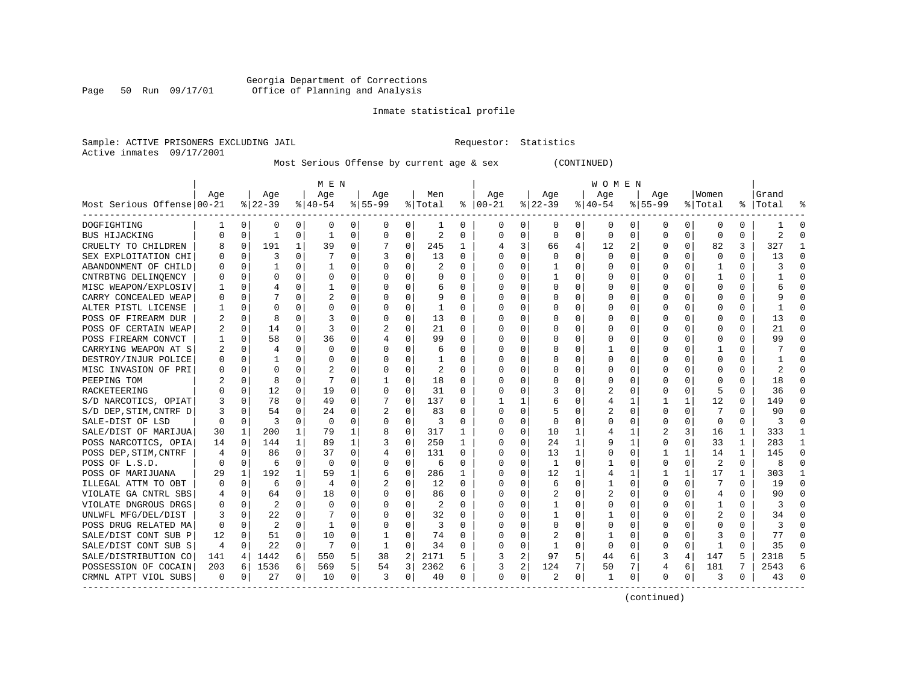Georgia Department of Corrections
Office of Planning and Analysis

Inmate statistical profile

Sample: ACTIVE PRISONERS EXCLUDING JAIL  Requestor: Statistics
Active inmates 09/17/2001

Most Serious Offense by current age & sex (CONTINUED)

| Most Serious Offense | MEN Age 00-21 | % | Age 22-39 | % | Age 40-54 | % | Age 55-99 | % | Men Total | % | WOMEN Age 00-21 | % | Age 22-39 | % | Age 40-54 | % | Age 55-99 | % | Women Total | % | Grand Total | % |
|---|---|---|---|---|---|---|---|---|---|---|---|---|---|---|---|---|---|---|---|---|---|---|
| DOGFIGHTING | 1 | 0 | 0 | 0 | 0 | 0 | 0 | 0 | 1 | 0 | 0 | 0 | 0 | 0 | 0 | 0 | 0 | 0 | 0 | 0 | 1 | 0 |
| BUS HIJACKING | 0 | 0 | 1 | 0 | 1 | 0 | 0 | 0 | 2 | 0 | 0 | 0 | 0 | 0 | 0 | 0 | 0 | 0 | 0 | 0 | 2 | 0 |
| CRUELTY TO CHILDREN | 8 | 0 | 191 | 1 | 39 | 0 | 7 | 0 | 245 | 1 | 4 | 3 | 66 | 4 | 12 | 2 | 0 | 0 | 82 | 3 | 327 | 1 |
| SEX EXPLOITATION CHI | 0 | 0 | 3 | 0 | 7 | 0 | 3 | 0 | 13 | 0 | 0 | 0 | 0 | 0 | 0 | 0 | 0 | 0 | 0 | 0 | 13 | 0 |
| ABANDONMENT OF CHILD | 0 | 0 | 1 | 0 | 1 | 0 | 0 | 0 | 2 | 0 | 0 | 0 | 1 | 0 | 0 | 0 | 0 | 0 | 1 | 0 | 3 | 0 |
| CNTRBTNG DELINQENCY | 0 | 0 | 0 | 0 | 0 | 0 | 0 | 0 | 0 | 0 | 0 | 0 | 1 | 0 | 0 | 0 | 0 | 0 | 1 | 0 | 1 | 0 |
| MISC WEAPON/EXPLOSIV | 1 | 0 | 4 | 0 | 1 | 0 | 0 | 0 | 6 | 0 | 0 | 0 | 0 | 0 | 0 | 0 | 0 | 0 | 0 | 0 | 6 | 0 |
| CARRY CONCEALED WEAP | 0 | 0 | 7 | 0 | 2 | 0 | 0 | 0 | 9 | 0 | 0 | 0 | 0 | 0 | 0 | 0 | 0 | 0 | 0 | 0 | 9 | 0 |
| ALTER PISTL LICENSE | 1 | 0 | 0 | 0 | 0 | 0 | 0 | 0 | 1 | 0 | 0 | 0 | 0 | 0 | 0 | 0 | 0 | 0 | 0 | 0 | 1 | 0 |
| POSS OF FIREARM DUR | 2 | 0 | 8 | 0 | 3 | 0 | 0 | 0 | 13 | 0 | 0 | 0 | 0 | 0 | 0 | 0 | 0 | 0 | 0 | 0 | 13 | 0 |
| POSS OF CERTAIN WEAP | 2 | 0 | 14 | 0 | 3 | 0 | 2 | 0 | 21 | 0 | 0 | 0 | 0 | 0 | 0 | 0 | 0 | 0 | 0 | 0 | 21 | 0 |
| POSS FIREARM CONVCT | 1 | 0 | 58 | 0 | 36 | 0 | 4 | 0 | 99 | 0 | 0 | 0 | 0 | 0 | 0 | 0 | 0 | 0 | 0 | 0 | 99 | 0 |
| CARRYING WEAPON AT S | 2 | 0 | 4 | 0 | 0 | 0 | 0 | 0 | 6 | 0 | 0 | 0 | 0 | 0 | 1 | 0 | 0 | 0 | 1 | 0 | 7 | 0 |
| DESTROY/INJUR POLICE | 0 | 0 | 1 | 0 | 0 | 0 | 0 | 0 | 1 | 0 | 0 | 0 | 0 | 0 | 0 | 0 | 0 | 0 | 0 | 0 | 1 | 0 |
| MISC INVASION OF PRI | 0 | 0 | 0 | 0 | 2 | 0 | 0 | 0 | 2 | 0 | 0 | 0 | 0 | 0 | 0 | 0 | 0 | 0 | 0 | 0 | 2 | 0 |
| PEEPING TOM | 2 | 0 | 8 | 0 | 7 | 0 | 1 | 0 | 18 | 0 | 0 | 0 | 0 | 0 | 0 | 0 | 0 | 0 | 0 | 0 | 18 | 0 |
| RACKETEERING | 0 | 0 | 12 | 0 | 19 | 0 | 0 | 0 | 31 | 0 | 0 | 0 | 3 | 0 | 2 | 0 | 0 | 0 | 5 | 0 | 36 | 0 |
| S/D NARCOTICS, OPIAT | 3 | 0 | 78 | 0 | 49 | 0 | 7 | 0 | 137 | 0 | 1 | 1 | 6 | 0 | 4 | 1 | 1 | 1 | 12 | 0 | 149 | 0 |
| S/D DEP,STIM,CNTRF D | 3 | 0 | 54 | 0 | 24 | 0 | 2 | 0 | 83 | 0 | 0 | 0 | 5 | 0 | 2 | 0 | 0 | 0 | 7 | 0 | 90 | 0 |
| SALE-DIST OF LSD | 0 | 0 | 3 | 0 | 0 | 0 | 0 | 0 | 3 | 0 | 0 | 0 | 0 | 0 | 0 | 0 | 0 | 0 | 0 | 0 | 3 | 0 |
| SALE/DIST OF MARIJUA | 30 | 1 | 200 | 1 | 79 | 1 | 8 | 0 | 317 | 1 | 0 | 0 | 10 | 1 | 4 | 1 | 2 | 3 | 16 | 1 | 333 | 1 |
| POSS NARCOTICS, OPIA | 14 | 0 | 144 | 1 | 89 | 1 | 3 | 0 | 250 | 1 | 0 | 0 | 24 | 1 | 9 | 1 | 0 | 0 | 33 | 1 | 283 | 1 |
| POSS DEP,STIM,CNTRF | 4 | 0 | 86 | 0 | 37 | 0 | 4 | 0 | 131 | 0 | 0 | 0 | 13 | 1 | 0 | 0 | 1 | 1 | 14 | 1 | 145 | 0 |
| POSS OF L.S.D. | 0 | 0 | 6 | 0 | 0 | 0 | 0 | 0 | 6 | 0 | 0 | 0 | 1 | 0 | 1 | 0 | 0 | 0 | 2 | 0 | 8 | 0 |
| POSS OF MARIJUANA | 29 | 1 | 192 | 1 | 59 | 1 | 6 | 0 | 286 | 1 | 0 | 0 | 12 | 1 | 4 | 1 | 1 | 1 | 17 | 1 | 303 | 1 |
| ILLEGAL ATTM TO OBT | 0 | 0 | 6 | 0 | 4 | 0 | 2 | 0 | 12 | 0 | 0 | 0 | 6 | 0 | 1 | 0 | 0 | 0 | 7 | 0 | 19 | 0 |
| VIOLATE GA CNTRL SBS | 4 | 0 | 64 | 0 | 18 | 0 | 0 | 0 | 86 | 0 | 0 | 0 | 2 | 0 | 2 | 0 | 0 | 0 | 4 | 0 | 90 | 0 |
| VIOLATE DNGROUS DRGS | 0 | 0 | 2 | 0 | 0 | 0 | 0 | 0 | 2 | 0 | 0 | 0 | 1 | 0 | 0 | 0 | 0 | 0 | 1 | 0 | 3 | 0 |
| UNLWFL MFG/DEL/DIST | 3 | 0 | 22 | 0 | 7 | 0 | 0 | 0 | 32 | 0 | 0 | 0 | 1 | 0 | 1 | 0 | 0 | 0 | 2 | 0 | 34 | 0 |
| POSS DRUG RELATED MA | 0 | 0 | 2 | 0 | 1 | 0 | 0 | 0 | 3 | 0 | 0 | 0 | 0 | 0 | 0 | 0 | 0 | 0 | 0 | 0 | 3 | 0 |
| SALE/DIST CONT SUB P | 12 | 0 | 51 | 0 | 10 | 0 | 1 | 0 | 74 | 0 | 0 | 0 | 2 | 0 | 1 | 0 | 0 | 0 | 3 | 0 | 77 | 0 |
| SALE/DIST CONT SUB S | 4 | 0 | 22 | 0 | 7 | 0 | 1 | 0 | 34 | 0 | 0 | 0 | 1 | 0 | 0 | 0 | 0 | 0 | 1 | 0 | 35 | 0 |
| SALE/DISTRIBUTION CO | 141 | 4 | 1442 | 6 | 550 | 5 | 38 | 2 | 2171 | 5 | 3 | 2 | 97 | 5 | 44 | 6 | 3 | 4 | 147 | 5 | 2318 | 5 |
| POSSESSION OF COCAIN | 203 | 6 | 1536 | 6 | 569 | 5 | 54 | 3 | 2362 | 6 | 3 | 2 | 124 | 7 | 50 | 7 | 4 | 6 | 181 | 7 | 2543 | 6 |
| CRMNL ATPT VIOL SUBS | 0 | 0 | 27 | 0 | 10 | 0 | 3 | 0 | 40 | 0 | 0 | 0 | 2 | 0 | 1 | 0 | 0 | 0 | 3 | 0 | 43 | 0 |

(continued)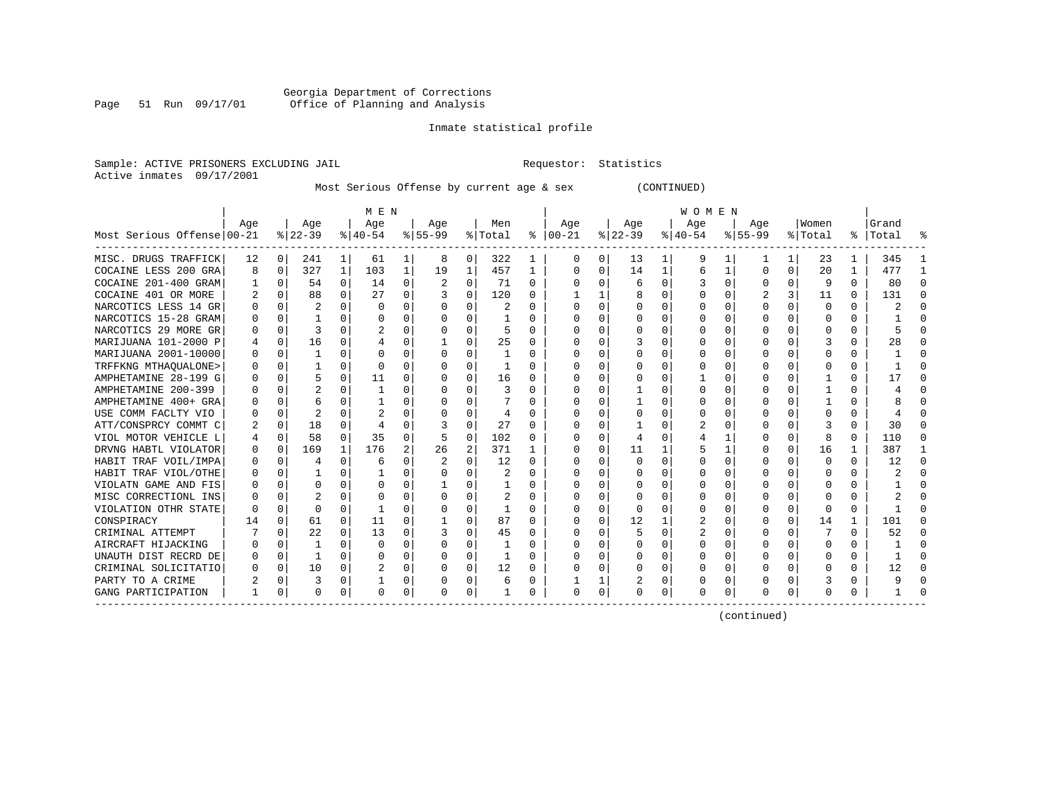Georgia Department of Corrections
Office of Planning and Analysis

Inmate statistical profile

Sample: ACTIVE PRISONERS EXCLUDING JAIL                                    Requestor: Statistics
Active inmates 09/17/2001

Most Serious Offense by current age & sex (CONTINUED)

| Most Serious Offense | MEN Age 00-21 | % | Age 22-39 | % | Age 40-54 | % | Age 55-99 | % | Men Total | % | WOMEN Age 00-21 | % | Age 22-39 | % | Age 40-54 | % | Age 55-99 | % | Women Total | % | Grand Total | % |
|---|---|---|---|---|---|---|---|---|---|---|---|---|---|---|---|---|---|---|---|---|---|---|
| MISC. DRUGS TRAFFICK | 12 | 0 | 241 | 1 | 61 | 1 | 8 | 0 | 322 | 1 | 0 | 0 | 13 | 1 | 9 | 1 | 1 | 1 | 23 | 1 | 345 | 1 |
| COCAINE LESS 200 GRA | 8 | 0 | 327 | 1 | 103 | 1 | 19 | 1 | 457 | 1 | 0 | 0 | 14 | 1 | 6 | 1 | 0 | 0 | 20 | 1 | 477 | 1 |
| COCAINE 201-400 GRAM | 1 | 0 | 54 | 0 | 14 | 0 | 2 | 0 | 71 | 0 | 0 | 0 | 6 | 0 | 3 | 0 | 0 | 0 | 9 | 0 | 80 | 0 |
| COCAINE 401 OR MORE | 2 | 0 | 88 | 0 | 27 | 0 | 3 | 0 | 120 | 0 | 1 | 1 | 8 | 0 | 0 | 0 | 2 | 3 | 11 | 0 | 131 | 0 |
| NARCOTICS LESS 14 GR | 0 | 0 | 2 | 0 | 0 | 0 | 0 | 0 | 2 | 0 | 0 | 0 | 0 | 0 | 0 | 0 | 0 | 0 | 0 | 0 | 2 | 0 |
| NARCOTICS 15-28 GRAM | 0 | 0 | 1 | 0 | 0 | 0 | 0 | 0 | 1 | 0 | 0 | 0 | 0 | 0 | 0 | 0 | 0 | 0 | 0 | 0 | 1 | 0 |
| NARCOTICS 29 MORE GR | 0 | 0 | 3 | 0 | 2 | 0 | 0 | 0 | 5 | 0 | 0 | 0 | 0 | 0 | 0 | 0 | 0 | 0 | 0 | 0 | 5 | 0 |
| MARIJUANA 101-2000 P | 4 | 0 | 16 | 0 | 4 | 0 | 1 | 0 | 25 | 0 | 0 | 0 | 3 | 0 | 0 | 0 | 0 | 0 | 3 | 0 | 28 | 0 |
| MARIJUANA 2001-10000 | 0 | 0 | 1 | 0 | 0 | 0 | 0 | 0 | 1 | 0 | 0 | 0 | 0 | 0 | 0 | 0 | 0 | 0 | 0 | 0 | 1 | 0 |
| TRFFKNG MTHAQUALONE> | 0 | 0 | 1 | 0 | 0 | 0 | 0 | 0 | 1 | 0 | 0 | 0 | 0 | 0 | 0 | 0 | 0 | 0 | 0 | 0 | 1 | 0 |
| AMPHETAMINE 28-199 G | 0 | 0 | 5 | 0 | 11 | 0 | 0 | 0 | 16 | 0 | 0 | 0 | 0 | 0 | 1 | 0 | 0 | 0 | 1 | 0 | 17 | 0 |
| AMPHETAMINE 200-399 | 0 | 0 | 2 | 0 | 1 | 0 | 0 | 0 | 3 | 0 | 0 | 0 | 1 | 0 | 0 | 0 | 0 | 0 | 1 | 0 | 4 | 0 |
| AMPHETAMINE 400+ GRA | 0 | 0 | 6 | 0 | 1 | 0 | 0 | 0 | 7 | 0 | 0 | 0 | 1 | 0 | 0 | 0 | 0 | 0 | 1 | 0 | 8 | 0 |
| USE COMM FACLTY VIO | 0 | 0 | 2 | 0 | 2 | 0 | 0 | 0 | 4 | 0 | 0 | 0 | 0 | 0 | 0 | 0 | 0 | 0 | 0 | 0 | 4 | 0 |
| ATT/CONSPRCY COMMT C | 2 | 0 | 18 | 0 | 4 | 0 | 3 | 0 | 27 | 0 | 0 | 0 | 1 | 0 | 2 | 0 | 0 | 0 | 3 | 0 | 30 | 0 |
| VIOL MOTOR VEHICLE L | 4 | 0 | 58 | 0 | 35 | 0 | 5 | 0 | 102 | 0 | 0 | 0 | 4 | 0 | 4 | 1 | 0 | 0 | 8 | 0 | 110 | 0 |
| DRVNG HABTL VIOLATOR | 0 | 0 | 169 | 1 | 176 | 2 | 26 | 2 | 371 | 1 | 0 | 0 | 11 | 1 | 5 | 1 | 0 | 0 | 16 | 1 | 387 | 1 |
| HABIT TRAF VOIL/IMPA | 0 | 0 | 4 | 0 | 6 | 0 | 2 | 0 | 12 | 0 | 0 | 0 | 0 | 0 | 0 | 0 | 0 | 0 | 0 | 0 | 12 | 0 |
| HABIT TRAF VIOL/OTHE | 0 | 0 | 1 | 0 | 1 | 0 | 0 | 0 | 2 | 0 | 0 | 0 | 0 | 0 | 0 | 0 | 0 | 0 | 0 | 0 | 2 | 0 |
| VIOLATN GAME AND FIS | 0 | 0 | 0 | 0 | 0 | 0 | 1 | 0 | 1 | 0 | 0 | 0 | 0 | 0 | 0 | 0 | 0 | 0 | 0 | 0 | 1 | 0 |
| MISC CORRECTIONL INS | 0 | 0 | 2 | 0 | 0 | 0 | 0 | 0 | 2 | 0 | 0 | 0 | 0 | 0 | 0 | 0 | 0 | 0 | 0 | 0 | 2 | 0 |
| VIOLATION OTHR STATE | 0 | 0 | 0 | 0 | 1 | 0 | 0 | 0 | 1 | 0 | 0 | 0 | 0 | 0 | 0 | 0 | 0 | 0 | 0 | 0 | 1 | 0 |
| CONSPIRACY | 14 | 0 | 61 | 0 | 11 | 0 | 1 | 0 | 87 | 0 | 0 | 0 | 12 | 1 | 2 | 0 | 0 | 0 | 14 | 1 | 101 | 0 |
| CRIMINAL ATTEMPT | 7 | 0 | 22 | 0 | 13 | 0 | 3 | 0 | 45 | 0 | 0 | 0 | 5 | 0 | 2 | 0 | 0 | 0 | 7 | 0 | 52 | 0 |
| AIRCRAFT HIJACKING | 0 | 0 | 1 | 0 | 0 | 0 | 0 | 0 | 1 | 0 | 0 | 0 | 0 | 0 | 0 | 0 | 0 | 0 | 0 | 0 | 1 | 0 |
| UNAUTH DIST RECRD DE | 0 | 0 | 1 | 0 | 0 | 0 | 0 | 0 | 1 | 0 | 0 | 0 | 0 | 0 | 0 | 0 | 0 | 0 | 0 | 0 | 1 | 0 |
| CRIMINAL SOLICITATIO | 0 | 0 | 10 | 0 | 2 | 0 | 0 | 0 | 12 | 0 | 0 | 0 | 0 | 0 | 0 | 0 | 0 | 0 | 0 | 0 | 12 | 0 |
| PARTY TO A CRIME | 2 | 0 | 3 | 0 | 1 | 0 | 0 | 0 | 6 | 0 | 1 | 1 | 2 | 0 | 0 | 0 | 0 | 0 | 3 | 0 | 9 | 0 |
| GANG PARTICIPATION | 1 | 0 | 0 | 0 | 0 | 0 | 0 | 0 | 1 | 0 | 0 | 0 | 0 | 0 | 0 | 0 | 0 | 0 | 0 | 0 | 1 | 0 |

(continued)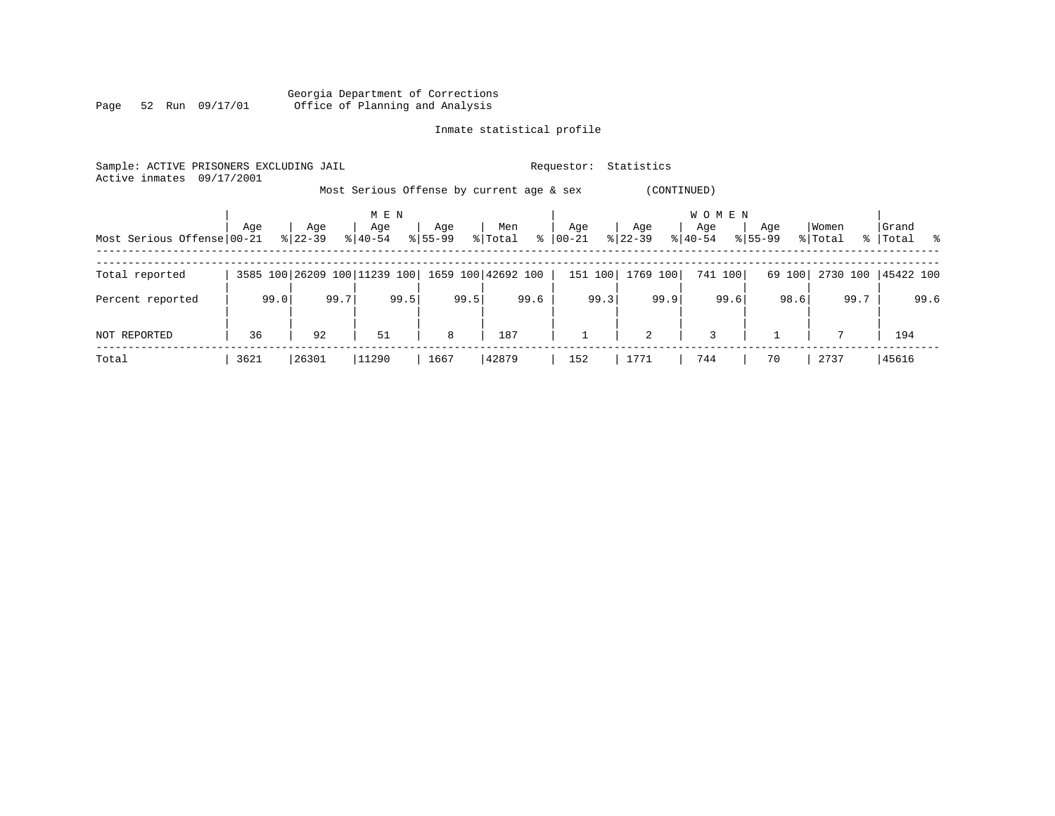Georgia Department of Corrections
Office of Planning and Analysis

Inmate statistical profile

Sample: ACTIVE PRISONERS EXCLUDING JAIL          Requestor: Statistics
Active inmates 09/17/2001

Most Serious Offense by current age & sex (CONTINUED)

| Most Serious Offense | MEN Age 00-21 | % | Age 22-39 | % | Age 40-54 | % | Age 55-99 | % | Men Total | % | WOMEN Age 00-21 | % | Age 22-39 | % | Age 40-54 | % | Age 55-99 | % | Women Total | % | Grand Total | % |
|---|---|---|---|---|---|---|---|---|---|---|---|---|---|---|---|---|---|---|---|---|---|---|
| Total reported | 3585 | 100 | 26209 | 100 | 11239 | 100 | 1659 | 100 | 42692 | 100 | 151 | 100 | 1769 | 100 | 741 | 100 | 69 | 100 | 2730 | 100 | 45422 | 100 |
| Percent reported | | 99.0 | | 99.7 | | 99.5 | | 99.5 | | 99.6 | | 99.3 | | 99.9 | | 99.6 | | 98.6 | | 99.7 | | 99.6 |
| NOT REPORTED | 36 | | 92 | | 51 | | 8 | | 187 | | 1 | | 2 | | 3 | | 1 | | 7 | | 194 | |
| Total | 3621 | | 26301 | | 11290 | | 1667 | | 42879 | | 152 | | 1771 | | 744 | | 70 | | 2737 | | 45616 | |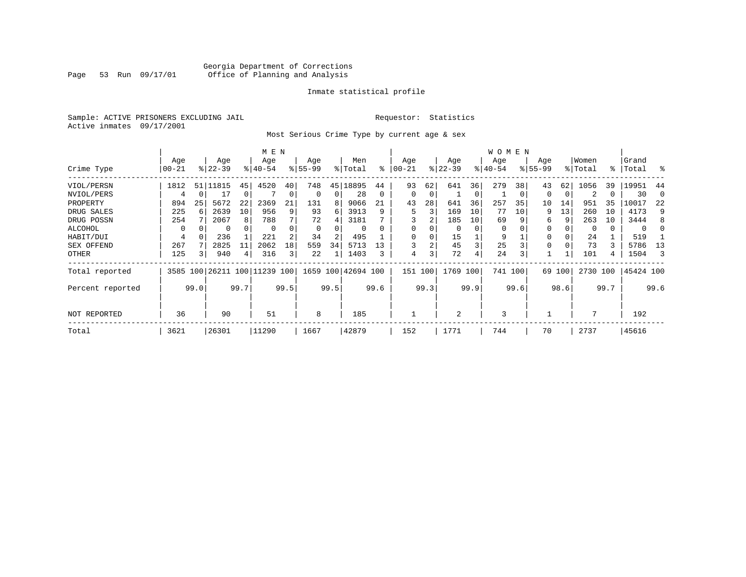Georgia Department of Corrections
Office of Planning and Analysis

Inmate statistical profile

Sample: ACTIVE PRISONERS EXCLUDING JAIL    Requestor: Statistics
Active inmates 09/17/2001

Most Serious Crime Type by current age & sex

| | MEN | | | | | | | | | | WOMEN | | | | | | | | | | Grand | |
|---|---|---|---|---|---|---|---|---|---|---|---|---|---|---|---|---|---|---|---|---|---|---|
| Crime Type | Age 00-21 | % | Age 22-39 | % | Age 40-54 | % | Age 55-99 | % | Men Total | % | Age 00-21 | % | Age 22-39 | % | Age 40-54 | % | Age 55-99 | % | Women Total | % | Total | % |
| VIOL/PERSN | 1812 | 51 | 11815 | 45 | 4520 | 40 | 748 | 45 | 18895 | 44 | 93 | 62 | 641 | 36 | 279 | 38 | 43 | 62 | 1056 | 39 | 19951 | 44 |
| NVIOL/PERS | 4 | 0 | 17 | 0 | 7 | 0 | 0 | 0 | 28 | 0 | 0 | 0 | 1 | 0 | 1 | 0 | 0 | 0 | 2 | 0 | 30 | 0 |
| PROPERTY | 894 | 25 | 5672 | 22 | 2369 | 21 | 131 | 8 | 9066 | 21 | 43 | 28 | 641 | 36 | 257 | 35 | 10 | 14 | 951 | 35 | 10017 | 22 |
| DRUG SALES | 225 | 6 | 2639 | 10 | 956 | 9 | 93 | 6 | 3913 | 9 | 5 | 3 | 169 | 10 | 77 | 10 | 9 | 13 | 260 | 10 | 4173 | 9 |
| DRUG POSSN | 254 | 7 | 2067 | 8 | 788 | 7 | 72 | 4 | 3181 | 7 | 3 | 2 | 185 | 10 | 69 | 9 | 6 | 9 | 263 | 10 | 3444 | 8 |
| ALCOHOL | 0 | 0 | 0 | 0 | 0 | 0 | 0 | 0 | 0 | 0 | 0 | 0 | 0 | 0 | 0 | 0 | 0 | 0 | 0 | 0 | 0 | 0 |
| HABIT/DUI | 4 | 0 | 236 | 1 | 221 | 2 | 34 | 2 | 495 | 1 | 0 | 0 | 15 | 1 | 9 | 1 | 0 | 0 | 24 | 1 | 519 | 1 |
| SEX OFFEND | 267 | 7 | 2825 | 11 | 2062 | 18 | 559 | 34 | 5713 | 13 | 3 | 2 | 45 | 3 | 25 | 3 | 0 | 0 | 73 | 3 | 5786 | 13 |
| OTHER | 125 | 3 | 940 | 4 | 316 | 3 | 22 | 1 | 1403 | 3 | 4 | 3 | 72 | 4 | 24 | 3 | 1 | 1 | 101 | 4 | 1504 | 3 |
| Total reported | 3585 | 100 | 26211 | 100 | 11239 | 100 | 1659 | 100 | 42694 | 100 | 151 | 100 | 1769 | 100 | 741 | 100 | 69 | 100 | 2730 | 100 | 45424 | 100 |
| Percent reported | | 99.0 | | 99.7 | | 99.5 | | 99.5 | | 99.6 | | 99.3 | | 99.9 | | 99.6 | | 98.6 | | 99.7 | | 99.6 |
| NOT REPORTED | 36 | | 90 | | 51 | | 8 | | 185 | | 1 | | 2 | | 3 | | 1 | | 7 | | 192 | |
| Total | 3621 | | 26301 | | 11290 | | 1667 | | 42879 | | 152 | | 1771 | | 744 | | 70 | | 2737 | | 45616 | |